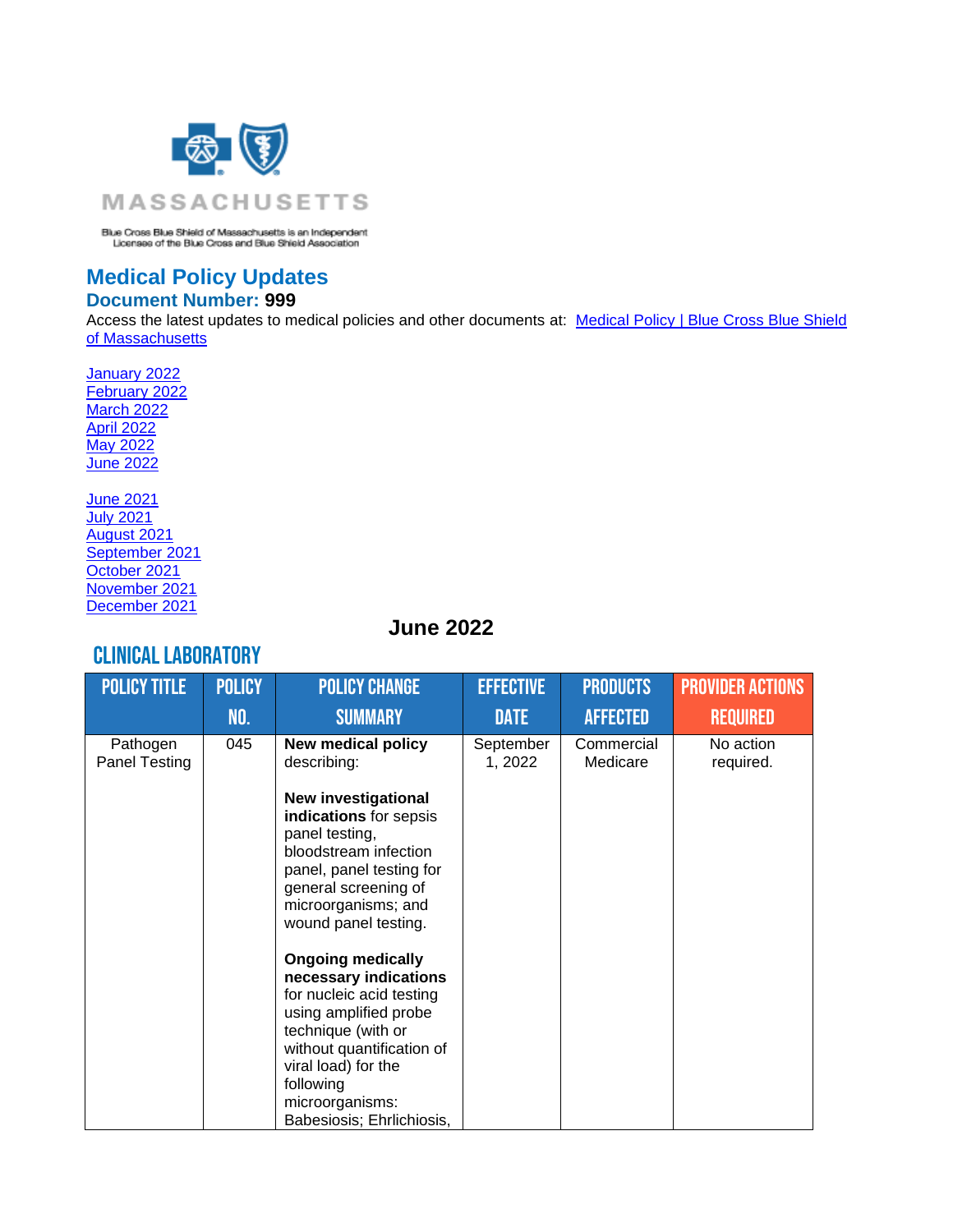MASSACHUSETTS

Blue Cross Blue Shield of Massachusetts is an Independent Licensee of the Blue Cross and Blue Shield Association

# Medical Policy Updates

## Document Number: 999

Access the latest updates to medical policies and other documents at: [Medical Policy | Blue Cross Blue Shield of Massachusetts]()

[January 2022]()
[February 2022]()
[March 2022]()
[April 2022]()
[May 2022]()
[June 2022]()

[June 2021]()
[July 2021]()
[August 2021]()
[September 2021]()
[October 2021]()
[November 2021]()
[December 2021]()

## June 2022

### CLINICAL LABORATORY

| POLICY TITLE | POLICY NO. | POLICY CHANGE SUMMARY | EFFECTIVE DATE | PRODUCTS AFFECTED | PROVIDER ACTIONS REQUIRED |
|---|---|---|---|---|---|
| Pathogen Panel Testing | 045 | **New medical policy** describing:<br><br>**New investigational indications** for sepsis panel testing, bloodstream infection panel, panel testing for general screening of microorganisms; and wound panel testing.<br><br>**Ongoing medically necessary indications** for nucleic acid testing using amplified probe technique (with or without quantification of viral load) for the following microorganisms: Babesiosis; Ehrlichiosis, | September 1, 2022 | Commercial Medicare | No action required. |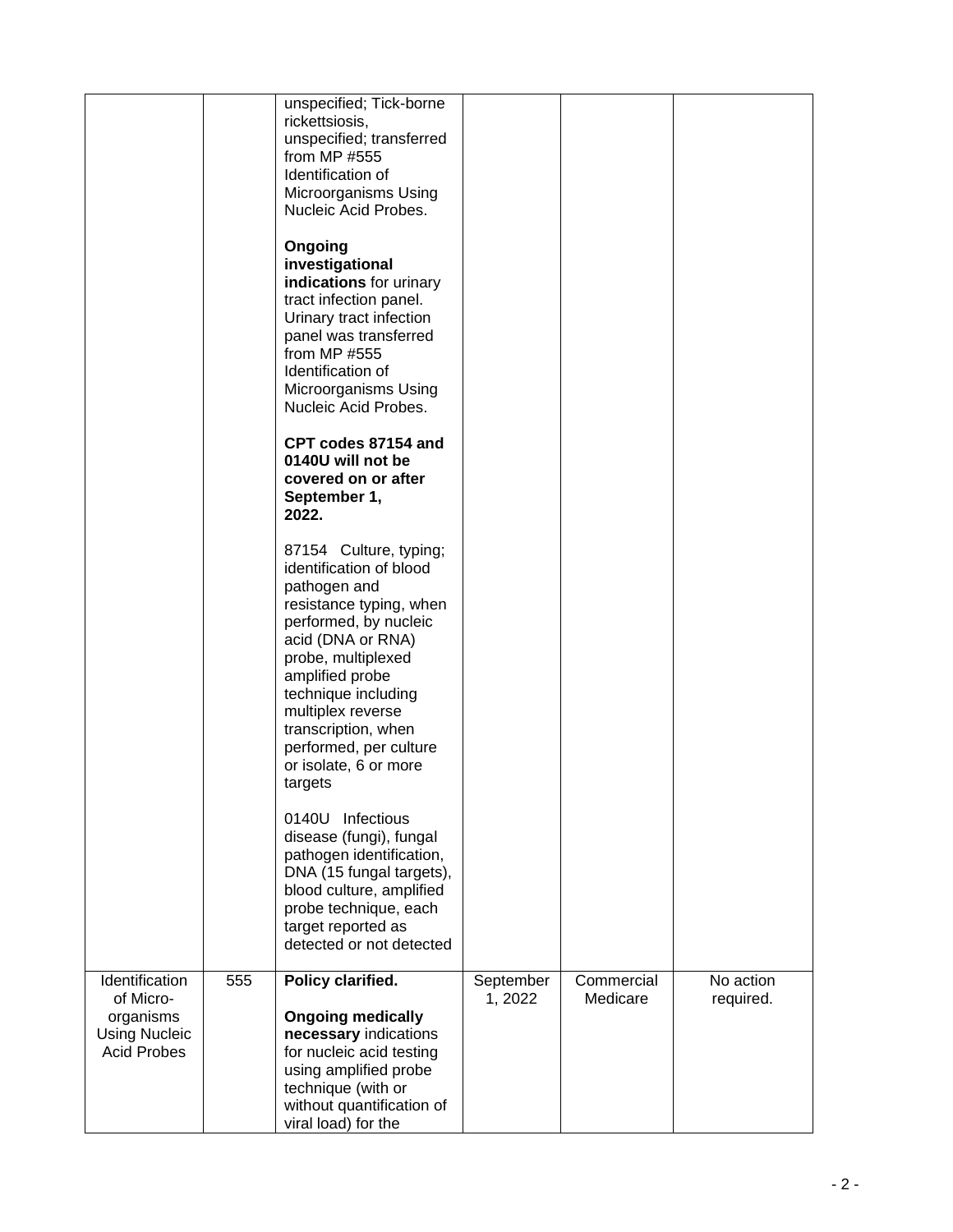| | | | | | |
|---|---|---|---|---|---|
| | | unspecified; Tick-borne rickettsiosis, unspecified; transferred from MP #555 Identification of Microorganisms Using Nucleic Acid Probes.<br><br>**Ongoing investigational indications** for urinary tract infection panel. Urinary tract infection panel was transferred from MP #555 Identification of Microorganisms Using Nucleic Acid Probes.<br><br>**CPT codes 87154 and 0140U will not be covered on or after September 1, 2022.**<br><br>87154 Culture, typing; identification of blood pathogen and resistance typing, when performed, by nucleic acid (DNA or RNA) probe, multiplexed amplified probe technique including multiplex reverse transcription, when performed, per culture or isolate, 6 or more targets<br><br>0140U Infectious disease (fungi), fungal pathogen identification, DNA (15 fungal targets), blood culture, amplified probe technique, each target reported as detected or not detected | | | |
| Identification of Micro-organisms Using Nucleic Acid Probes | 555 | **Policy clarified.**<br><br>**Ongoing medically necessary** indications for nucleic acid testing using amplified probe technique (with or without quantification of viral load) for the | September 1, 2022 | Commercial Medicare | No action required. |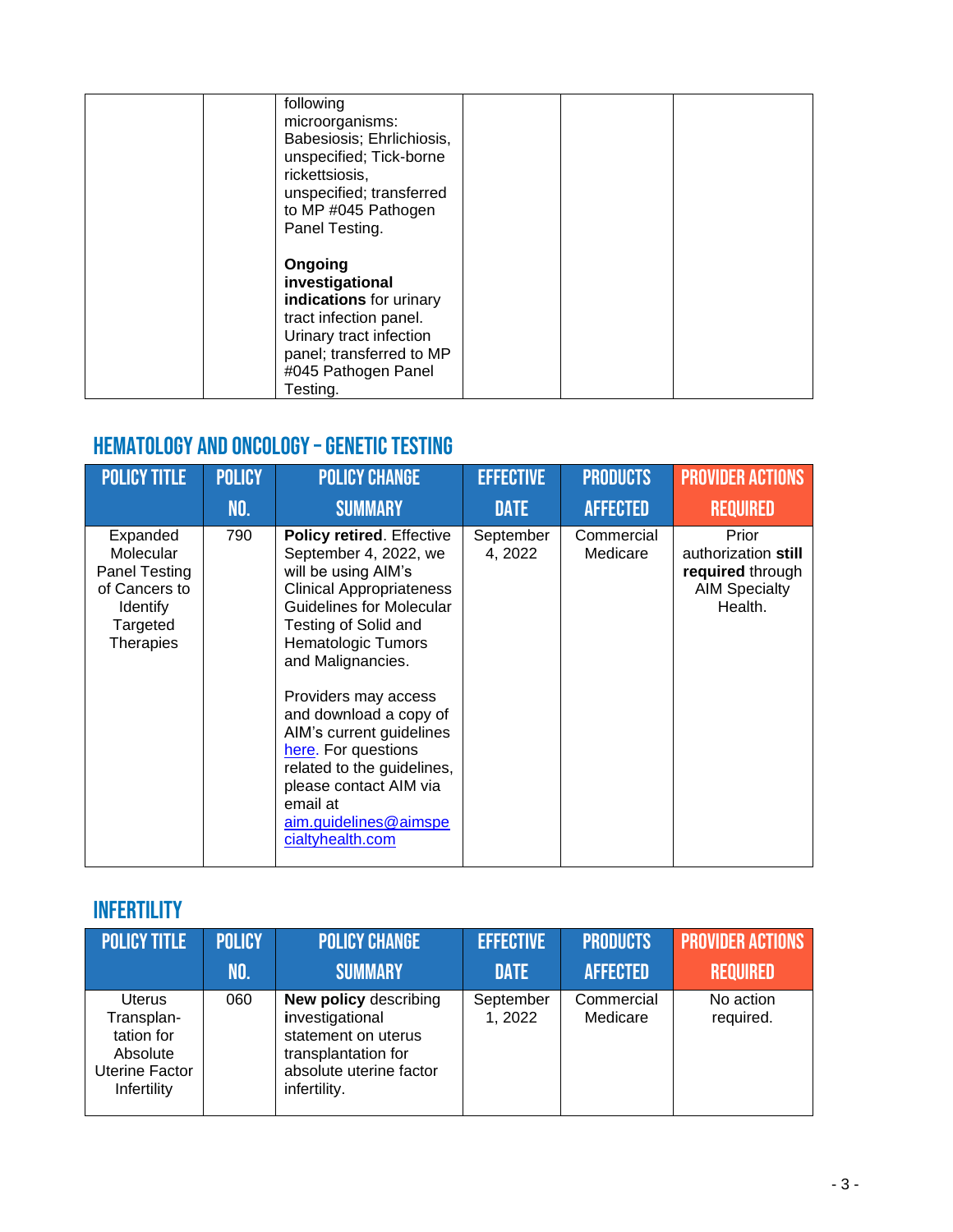| | | following microorganisms: Babesiosis; Ehrlichiosis, unspecified; Tick-borne rickettsiosis, unspecified; transferred to MP #045 Pathogen Panel Testing.<br><br>**Ongoing investigational indications** for urinary tract infection panel. Urinary tract infection panel; transferred to MP #045 Pathogen Panel Testing. | | | |
|---|---|---|---|---|---|

## HEMATOLOGY AND ONCOLOGY – GENETIC TESTING

| POLICY TITLE | POLICY NO. | POLICY CHANGE SUMMARY | EFFECTIVE DATE | PRODUCTS AFFECTED | PROVIDER ACTIONS REQUIRED |
|---|---|---|---|---|---|
| Expanded Molecular Panel Testing of Cancers to Identify Targeted Therapies | 790 | **Policy retired**. Effective September 4, 2022, we will be using AIM's Clinical Appropriateness Guidelines for Molecular Testing of Solid and Hematologic Tumors and Malignancies.<br><br>Providers may access and download a copy of AIM's current guidelines here. For questions related to the guidelines, please contact AIM via email at aim.guidelines@aimspecialtyhealth.com | September 4, 2022 | Commercial Medicare | Prior authorization **still required** through AIM Specialty Health. |

## INFERTILITY

| POLICY TITLE | POLICY NO. | POLICY CHANGE SUMMARY | EFFECTIVE DATE | PRODUCTS AFFECTED | PROVIDER ACTIONS REQUIRED |
|---|---|---|---|---|---|
| Uterus Transplantation for Absolute Uterine Factor Infertility | 060 | **New policy** describing investigational statement on uterus transplantation for absolute uterine factor infertility. | September 1, 2022 | Commercial Medicare | No action required. |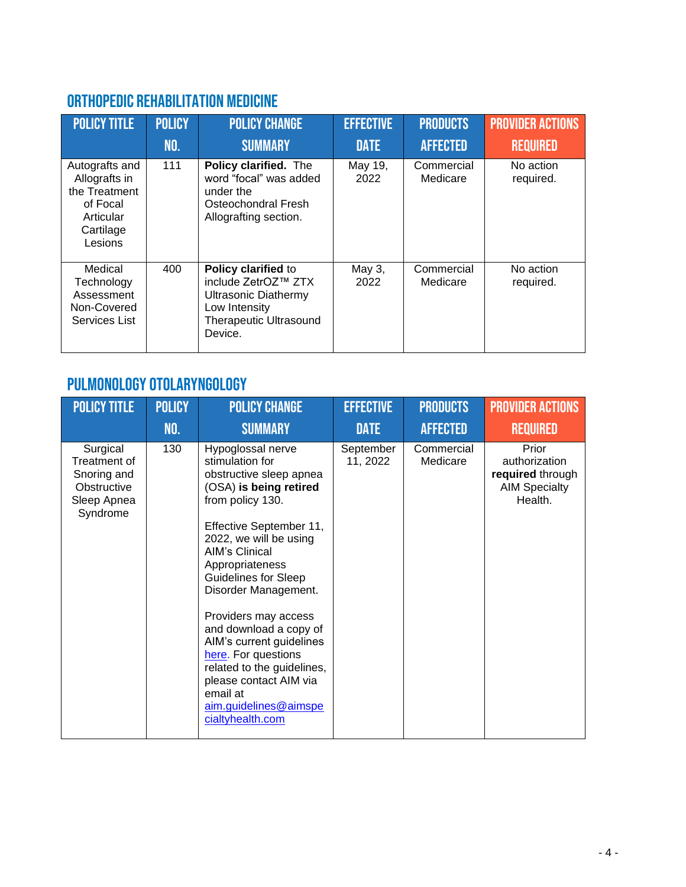## ORTHOPEDIC REHABILITATION MEDICINE

| POLICY TITLE | POLICY NO. | POLICY CHANGE SUMMARY | EFFECTIVE DATE | PRODUCTS AFFECTED | PROVIDER ACTIONS REQUIRED |
|---|---|---|---|---|---|
| Autografts and Allografts in the Treatment of Focal Articular Cartilage Lesions | 111 | **Policy clarified.** The word "focal" was added under the Osteochondral Fresh Allografting section. | May 19, 2022 | Commercial Medicare | No action required. |
| Medical Technology Assessment Non-Covered Services List | 400 | **Policy clarified** to include ZetrOZ™ ZTX Ultrasonic Diathermy Low Intensity Therapeutic Ultrasound Device. | May 3, 2022 | Commercial Medicare | No action required. |

## PULMONOLOGY OTOLARYNGOLOGY

| POLICY TITLE | POLICY NO. | POLICY CHANGE SUMMARY | EFFECTIVE DATE | PRODUCTS AFFECTED | PROVIDER ACTIONS REQUIRED |
|---|---|---|---|---|---|
| Surgical Treatment of Snoring and Obstructive Sleep Apnea Syndrome | 130 | Hypoglossal nerve stimulation for obstructive sleep apnea (OSA) **is being retired** from policy 130.<br><br>Effective September 11, 2022, we will be using AIM's Clinical Appropriateness Guidelines for Sleep Disorder Management.<br><br>Providers may access and download a copy of AIM's current guidelines here. For questions related to the guidelines, please contact AIM via email at aim.guidelines@aimspecialtyhealth.com | September 11, 2022 | Commercial Medicare | Prior authorization **required** through AIM Specialty Health. |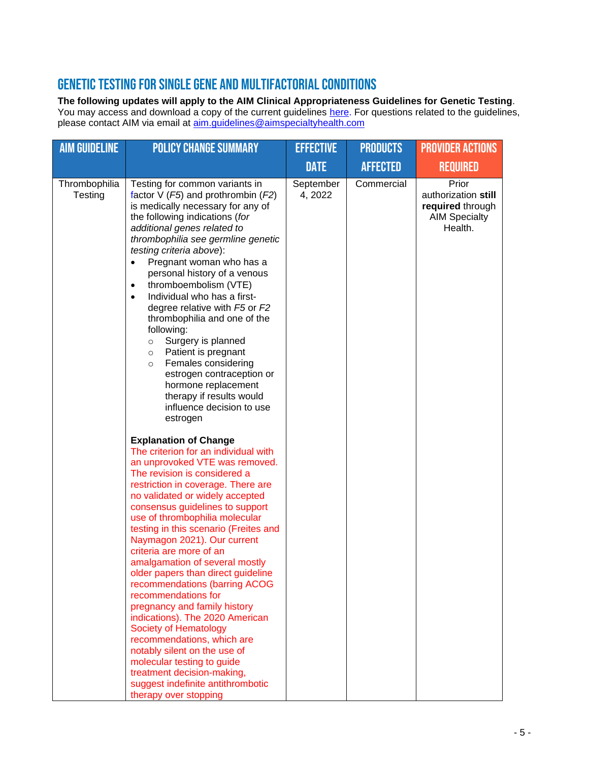## GENETIC TESTING FOR SINGLE GENE AND MULTIFACTORIAL CONDITIONS

**The following updates will apply to the AIM Clinical Appropriateness Guidelines for Genetic Testing**. You may access and download a copy of the current guidelines here. For questions related to the guidelines, please contact AIM via email at aim.guidelines@aimspecialtyhealth.com

| AIM GUIDELINE | POLICY CHANGE SUMMARY | EFFECTIVE DATE | PRODUCTS AFFECTED | PROVIDER ACTIONS REQUIRED |
|---|---|---|---|---|
| Thrombophilia Testing | Testing for common variants in factor V (*F5*) and prothrombin (*F2*) is medically necessary for any of the following indications (*for additional genes related to thrombophilia see germline genetic testing criteria above*):<br>• Pregnant woman who has a personal history of a venous<br>• thromboembolism (VTE)<br>• Individual who has a first-degree relative with *F5* or *F2* thrombophilia and one of the following:<br>  ○ Surgery is planned<br>  ○ Patient is pregnant<br>  ○ Females considering estrogen contraception or hormone replacement therapy if results would influence decision to use estrogen<br><br>**Explanation of Change**<br>The criterion for an individual with an unprovoked VTE was removed. The revision is considered a restriction in coverage. There are no validated or widely accepted consensus guidelines to support use of thrombophilia molecular testing in this scenario (Freites and Naymagon 2021). Our current criteria are more of an amalgamation of several mostly older papers than direct guideline recommendations (barring ACOG recommendations for pregnancy and family history indications). The 2020 American Society of Hematology recommendations, which are notably silent on the use of molecular testing to guide treatment decision-making, suggest indefinite antithrombotic therapy over stopping | September 4, 2022 | Commercial | Prior authorization **still required** through AIM Specialty Health. |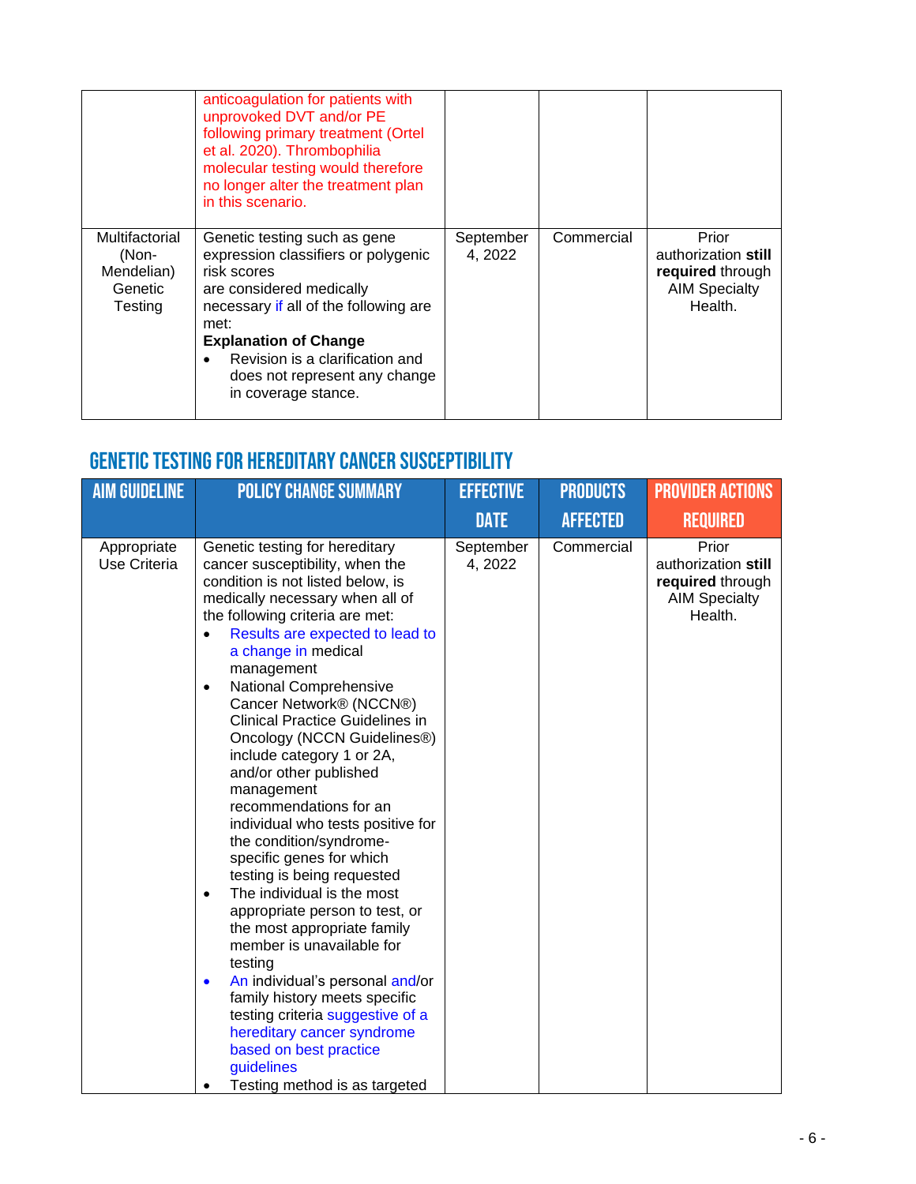| | anticoagulation for patients with unprovoked DVT and/or PE following primary treatment (Ortel et al. 2020). Thrombophilia molecular testing would therefore no longer alter the treatment plan in this scenario. | | | |
|---|---|---|---|---|
| Multifactorial (Non-Mendelian) Genetic Testing | Genetic testing such as gene expression classifiers or polygenic risk scores are considered medically necessary if all of the following are met: **Explanation of Change** <ul><li>Revision is a clarification and does not represent any change in coverage stance.</li></ul> | September 4, 2022 | Commercial | Prior authorization **still required** through AIM Specialty Health. |

## GENETIC TESTING FOR HEREDITARY CANCER SUSCEPTIBILITY

| AIM GUIDELINE | POLICY CHANGE SUMMARY | EFFECTIVE DATE | PRODUCTS AFFECTED | PROVIDER ACTIONS REQUIRED |
|---|---|---|---|---|
| Appropriate Use Criteria | Genetic testing for hereditary cancer susceptibility, when the condition is not listed below, is medically necessary when all of the following criteria are met: <ul><li>Results are expected to lead to a change in medical management</li><li>National Comprehensive Cancer Network® (NCCN®) Clinical Practice Guidelines in Oncology (NCCN Guidelines®) include category 1 or 2A, and/or other published management recommendations for an individual who tests positive for the condition/syndrome-specific genes for which testing is being requested</li><li>The individual is the most appropriate person to test, or the most appropriate family member is unavailable for testing</li><li>An individual's personal and/or family history meets specific testing criteria suggestive of a hereditary cancer syndrome based on best practice guidelines</li><li>Testing method is as targeted</li></ul> | September 4, 2022 | Commercial | Prior authorization **still required** through AIM Specialty Health. |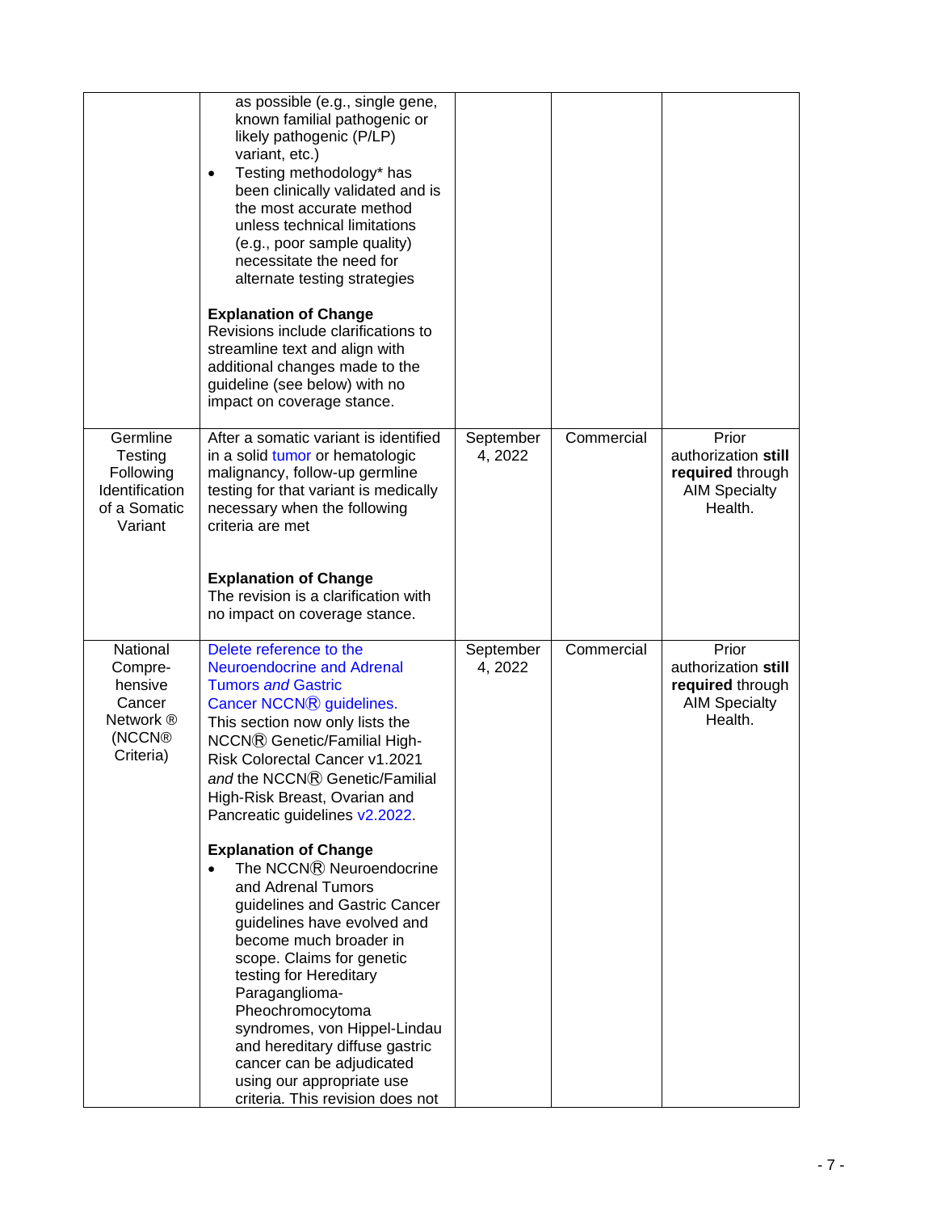| | | | | |
|---|---|---|---|---|
| | • as possible (e.g., single gene, known familial pathogenic or likely pathogenic (P/LP) variant, etc.)<br>• Testing methodology* has been clinically validated and is the most accurate method unless technical limitations (e.g., poor sample quality) necessitate the need for alternate testing strategies<br><br>**Explanation of Change**<br>Revisions include clarifications to streamline text and align with additional changes made to the guideline (see below) with no impact on coverage stance. | | | |
| Germline Testing Following Identification of a Somatic Variant | After a somatic variant is identified in a solid tumor or hematologic malignancy, follow-up germline testing for that variant is medically necessary when the following criteria are met<br><br>**Explanation of Change**<br>The revision is a clarification with no impact on coverage stance. | September 4, 2022 | Commercial | Prior authorization **still required** through AIM Specialty Health. |
| National Compre-hensive Cancer Network ® (NCCN® Criteria) | Delete reference to the Neuroendocrine and Adrenal Tumors *and* Gastric Cancer NCCN® guidelines.<br>This section now only lists the NCCN® Genetic/Familial High-Risk Colorectal Cancer v1.2021 *and* the NCCN® Genetic/Familial High-Risk Breast, Ovarian and Pancreatic guidelines v2.2022.<br><br>**Explanation of Change**<br>• The NCCN® Neuroendocrine and Adrenal Tumors guidelines and Gastric Cancer guidelines have evolved and become much broader in scope. Claims for genetic testing for Hereditary Paraganglioma-Pheochromocytoma syndromes, von Hippel-Lindau and hereditary diffuse gastric cancer can be adjudicated using our appropriate use criteria. This revision does not | September 4, 2022 | Commercial | Prior authorization **still required** through AIM Specialty Health. |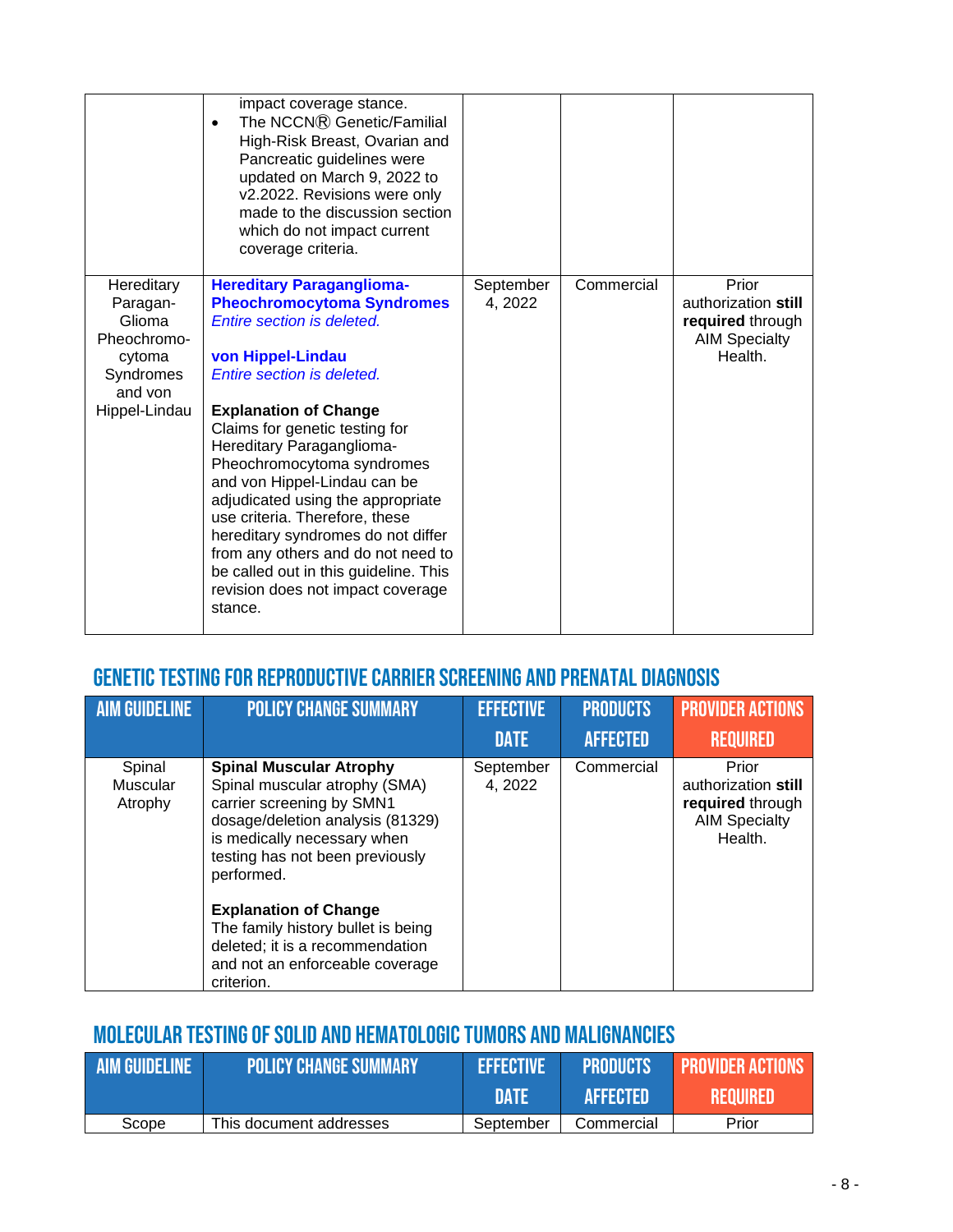| | | | | |
|---|---|---|---|---|
| | impact coverage stance.<br>• The NCCN® Genetic/Familial High-Risk Breast, Ovarian and Pancreatic guidelines were updated on March 9, 2022 to v2.2022. Revisions were only made to the discussion section which do not impact current coverage criteria. | | | |
| Hereditary Paragan-Glioma Pheochromo-cytoma Syndromes and von Hippel-Lindau | **Hereditary Paraganglioma-Pheochromocytoma Syndromes**<br>*Entire section is deleted.*<br><br>**von Hippel-Lindau**<br>*Entire section is deleted.*<br><br>**Explanation of Change**<br>Claims for genetic testing for Hereditary Paraganglioma-Pheochromocytoma syndromes and von Hippel-Lindau can be adjudicated using the appropriate use criteria. Therefore, these hereditary syndromes do not differ from any others and do not need to be called out in this guideline. This revision does not impact coverage stance. | September 4, 2022 | Commercial | Prior authorization **still required** through AIM Specialty Health. |

## GENETIC TESTING FOR REPRODUCTIVE CARRIER SCREENING AND PRENATAL DIAGNOSIS

| AIM GUIDELINE | POLICY CHANGE SUMMARY | EFFECTIVE DATE | PRODUCTS AFFECTED | PROVIDER ACTIONS REQUIRED |
|---|---|---|---|---|
| Spinal Muscular Atrophy | **Spinal Muscular Atrophy**<br>Spinal muscular atrophy (SMA) carrier screening by SMN1 dosage/deletion analysis (81329) is medically necessary when testing has not been previously performed.<br><br>**Explanation of Change**<br>The family history bullet is being deleted; it is a recommendation and not an enforceable coverage criterion. | September 4, 2022 | Commercial | Prior authorization **still required** through AIM Specialty Health. |

## MOLECULAR TESTING OF SOLID AND HEMATOLOGIC TUMORS AND MALIGNANCIES

| AIM GUIDELINE | POLICY CHANGE SUMMARY | EFFECTIVE DATE | PRODUCTS AFFECTED | PROVIDER ACTIONS REQUIRED |
|---|---|---|---|---|
| Scope | This document addresses | September | Commercial | Prior |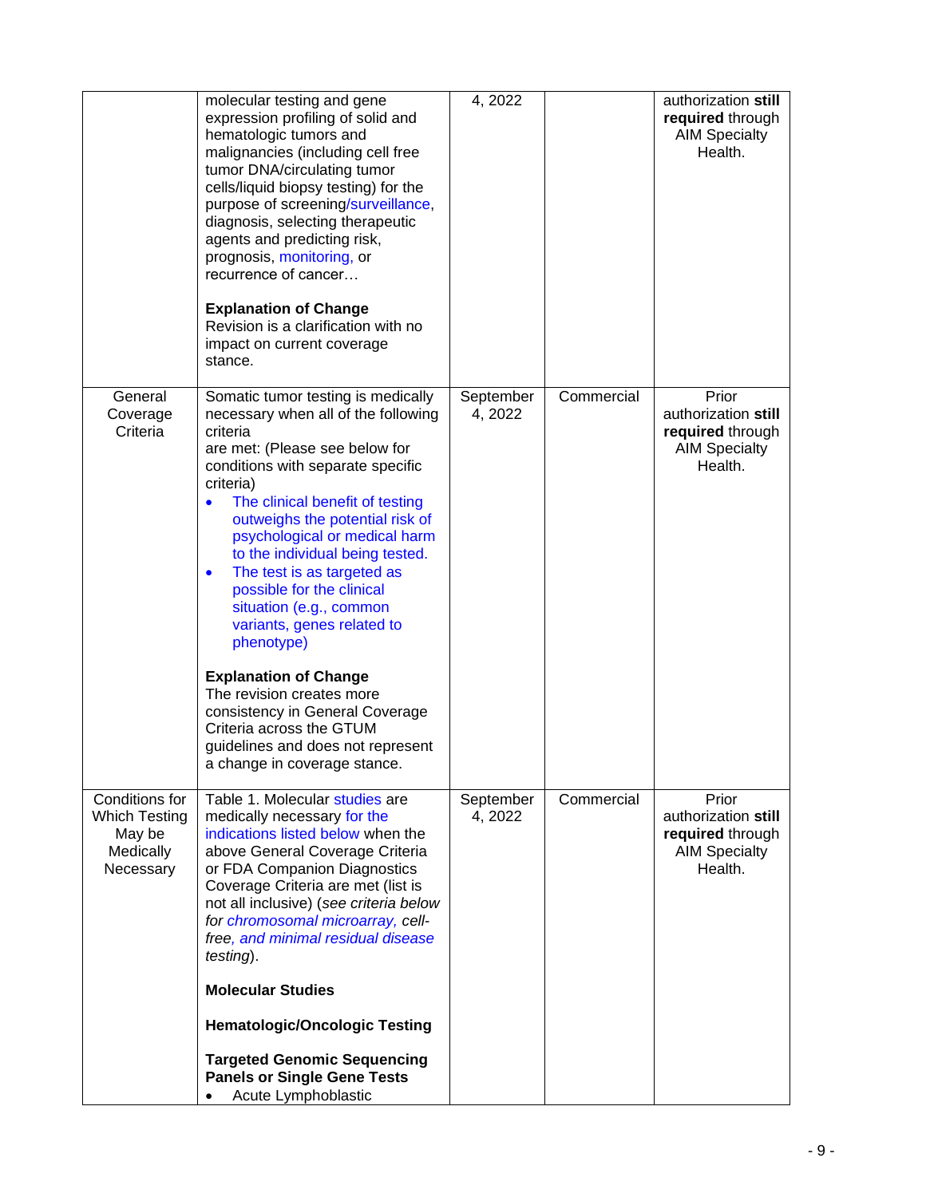| | | | | |
|---|---|---|---|---|
| | molecular testing and gene expression profiling of solid and hematologic tumors and malignancies (including cell free tumor DNA/circulating tumor cells/liquid biopsy testing) for the purpose of screening/surveillance, diagnosis, selecting therapeutic agents and predicting risk, prognosis, monitoring, or recurrence of cancer…<br><br>**Explanation of Change**<br>Revision is a clarification with no impact on current coverage stance. | 4, 2022 | | authorization **still required** through AIM Specialty Health. |
| General Coverage Criteria | Somatic tumor testing is medically necessary when all of the following criteria are met: (Please see below for conditions with separate specific criteria)<br>• The clinical benefit of testing outweighs the potential risk of psychological or medical harm to the individual being tested.<br>• The test is as targeted as possible for the clinical situation (e.g., common variants, genes related to phenotype)<br><br>**Explanation of Change**<br>The revision creates more consistency in General Coverage Criteria across the GTUM guidelines and does not represent a change in coverage stance. | September 4, 2022 | Commercial | Prior authorization **still required** through AIM Specialty Health. |
| Conditions for Which Testing May be Medically Necessary | Table 1. Molecular studies are medically necessary for the indications listed below when the above General Coverage Criteria or FDA Companion Diagnostics Coverage Criteria are met (list is not all inclusive) (*see criteria below for chromosomal microarray, cell-free, and minimal residual disease testing*).<br><br>**Molecular Studies**<br><br>**Hematologic/Oncologic Testing**<br><br>**Targeted Genomic Sequencing Panels or Single Gene Tests**<br>• Acute Lymphoblastic | September 4, 2022 | Commercial | Prior authorization **still required** through AIM Specialty Health. |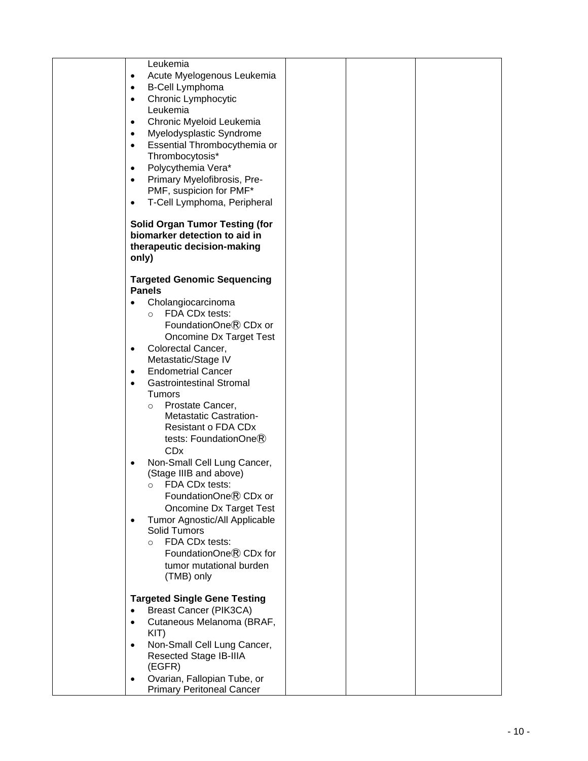| | Leukemia<br>• Acute Myelogenous Leukemia<br>• B-Cell Lymphoma<br>• Chronic Lymphocytic Leukemia<br>• Chronic Myeloid Leukemia<br>• Myelodysplastic Syndrome<br>• Essential Thrombocythemia or Thrombocytosis*<br>• Polycythemia Vera*<br>• Primary Myelofibrosis, Pre-PMF, suspicion for PMF*<br>• T-Cell Lymphoma, Peripheral<br><br>**Solid Organ Tumor Testing (for biomarker detection to aid in therapeutic decision-making only)**<br><br>**Targeted Genomic Sequencing Panels**<br>• Cholangiocarcinoma<br>  ○ FDA CDx tests: FoundationOne® CDx or Oncomine Dx Target Test<br>• Colorectal Cancer, Metastatic/Stage IV<br>• Endometrial Cancer<br>• Gastrointestinal Stromal Tumors<br>  ○ Prostate Cancer, Metastatic Castration-Resistant o FDA CDx tests: FoundationOne® CDx<br>• Non-Small Cell Lung Cancer, (Stage IIIB and above)<br>  ○ FDA CDx tests: FoundationOne® CDx or Oncomine Dx Target Test<br>• Tumor Agnostic/All Applicable Solid Tumors<br>  ○ FDA CDx tests: FoundationOne® CDx for tumor mutational burden (TMB) only<br><br>**Targeted Single Gene Testing**<br>• Breast Cancer (PIK3CA)<br>• Cutaneous Melanoma (BRAF, KIT)<br>• Non-Small Cell Lung Cancer, Resected Stage IB-IIIA (EGFR)<br>• Ovarian, Fallopian Tube, or Primary Peritoneal Cancer | | | |
|---|---|---|---|---|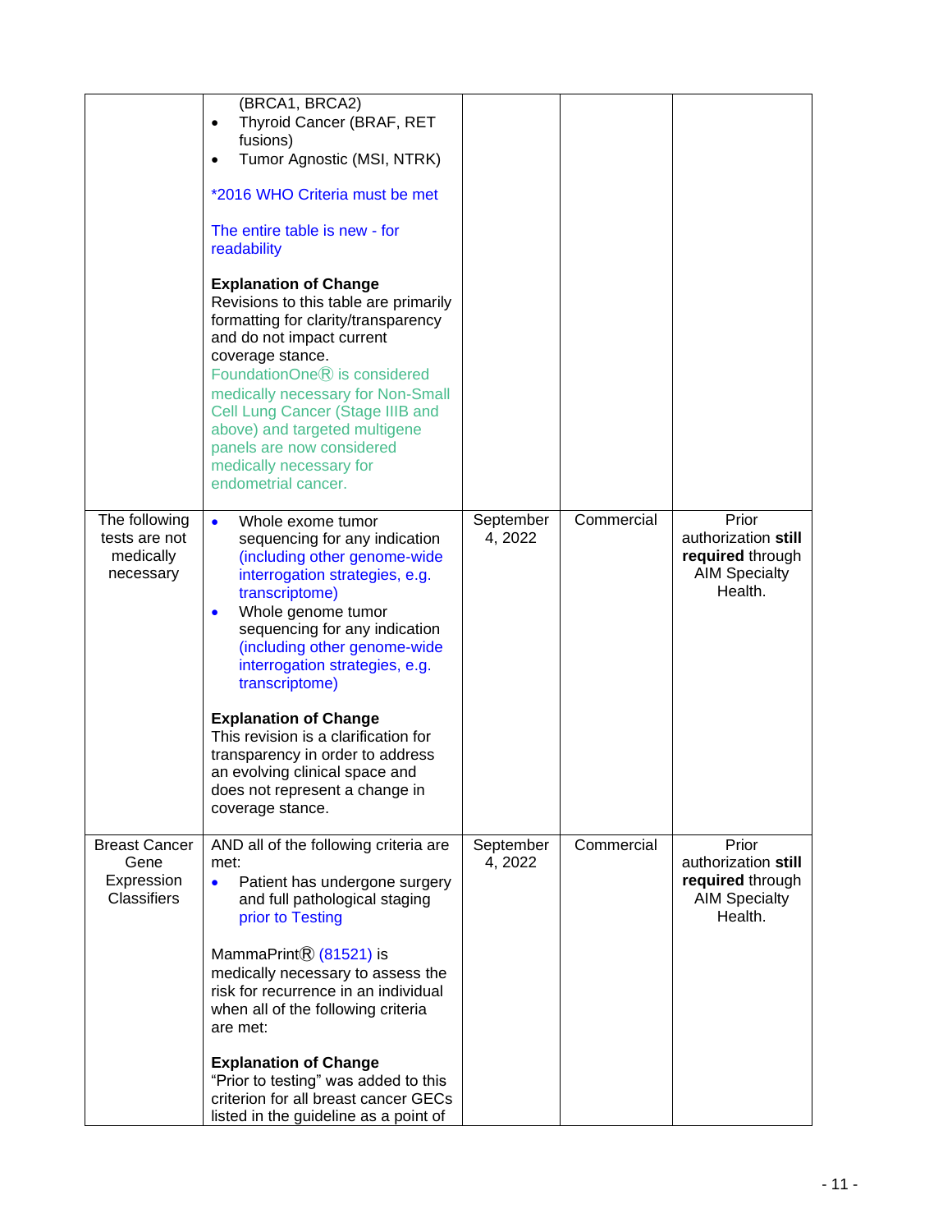| | | | | |
|---|---|---|---|---|
| | (BRCA1, BRCA2)<br>• Thyroid Cancer (BRAF, RET fusions)<br>• Tumor Agnostic (MSI, NTRK)<br><br>*2016 WHO Criteria must be met<br><br>The entire table is new - for readability<br><br>**Explanation of Change**<br>Revisions to this table are primarily formatting for clarity/transparency and do not impact current coverage stance.<br>FoundationOne® is considered medically necessary for Non-Small Cell Lung Cancer (Stage IIIB and above) and targeted multigene panels are now considered medically necessary for endometrial cancer. | | | |
| The following tests are not medically necessary | • Whole exome tumor sequencing for any indication (including other genome-wide interrogation strategies, e.g. transcriptome)<br>• Whole genome tumor sequencing for any indication (including other genome-wide interrogation strategies, e.g. transcriptome)<br><br>**Explanation of Change**<br>This revision is a clarification for transparency in order to address an evolving clinical space and does not represent a change in coverage stance. | September 4, 2022 | Commercial | Prior authorization **still required** through AIM Specialty Health. |
| Breast Cancer Gene Expression Classifiers | AND all of the following criteria are met:<br>• Patient has undergone surgery and full pathological staging prior to Testing<br><br>MammaPrint® (81521) is medically necessary to assess the risk for recurrence in an individual when all of the following criteria are met:<br><br>**Explanation of Change**<br>"Prior to testing" was added to this criterion for all breast cancer GECs listed in the guideline as a point of | September 4, 2022 | Commercial | Prior authorization **still required** through AIM Specialty Health. |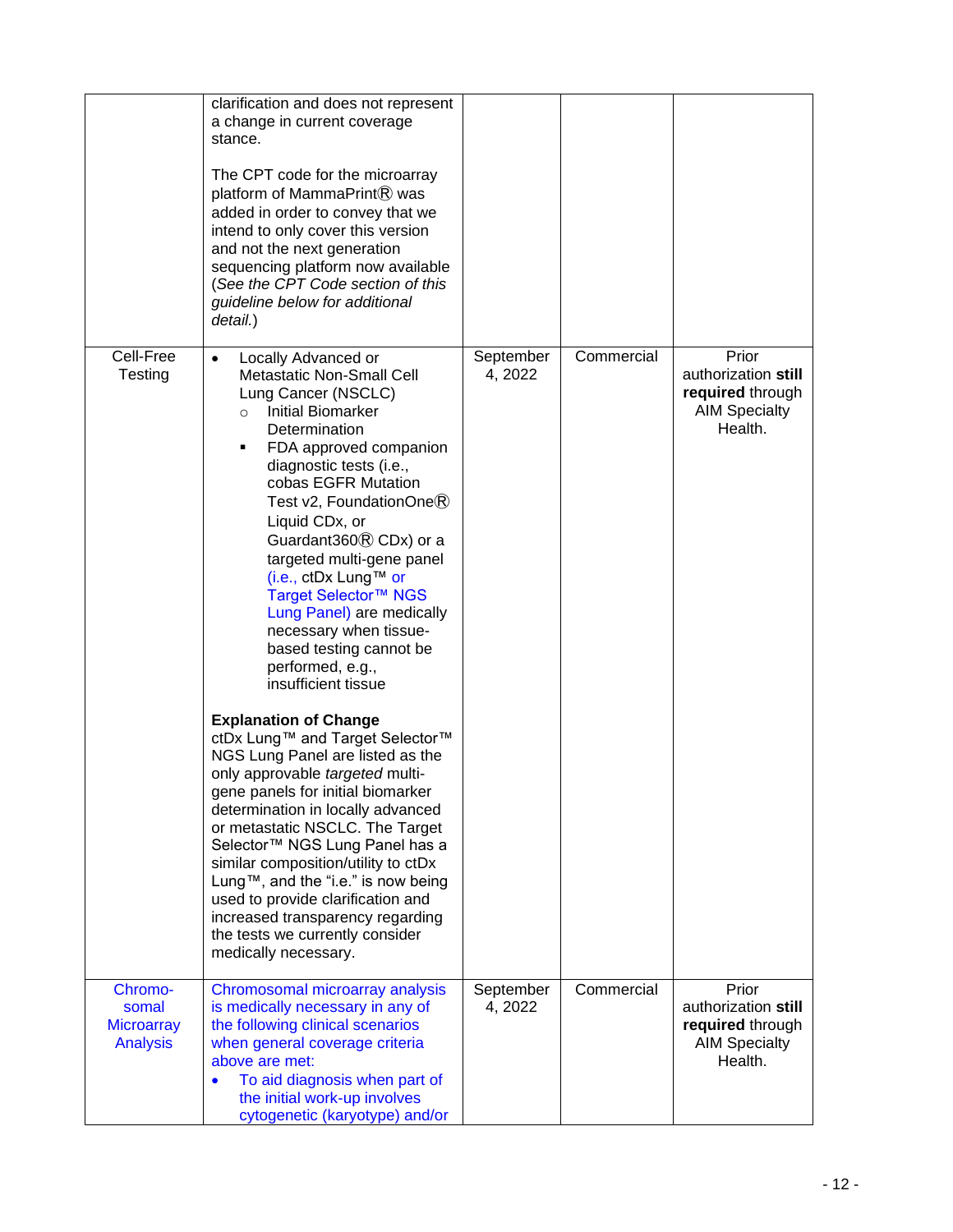| | | | | |
|---|---|---|---|---|
| | clarification and does not represent a change in current coverage stance.<br><br>The CPT code for the microarray platform of MammaPrint® was added in order to convey that we intend to only cover this version and not the next generation sequencing platform now available (*See the CPT Code section of this guideline below for additional detail.*) | | | |
| Cell-Free Testing | • Locally Advanced or Metastatic Non-Small Cell Lung Cancer (NSCLC)<br>&nbsp;&nbsp;○ Initial Biomarker Determination<br>&nbsp;&nbsp;&nbsp;&nbsp;▪ FDA approved companion diagnostic tests (i.e., cobas EGFR Mutation Test v2, FoundationOne® Liquid CDx, or Guardant360® CDx) or a targeted multi-gene panel (i.e., ctDx Lung™ or Target Selector™ NGS Lung Panel) are medically necessary when tissue-based testing cannot be performed, e.g., insufficient tissue<br><br>**Explanation of Change**<br>ctDx Lung™ and Target Selector™ NGS Lung Panel are listed as the only approvable *targeted* multi-gene panels for initial biomarker determination in locally advanced or metastatic NSCLC. The Target Selector™ NGS Lung Panel has a similar composition/utility to ctDx Lung™, and the "i.e." is now being used to provide clarification and increased transparency regarding the tests we currently consider medically necessary. | September 4, 2022 | Commercial | Prior authorization **still required** through AIM Specialty Health. |
| Chromosomal Microarray Analysis | Chromosomal microarray analysis is medically necessary in any of the following clinical scenarios when general coverage criteria above are met:<br>• To aid diagnosis when part of the initial work-up involves cytogenetic (karyotype) and/or | September 4, 2022 | Commercial | Prior authorization **still required** through AIM Specialty Health. |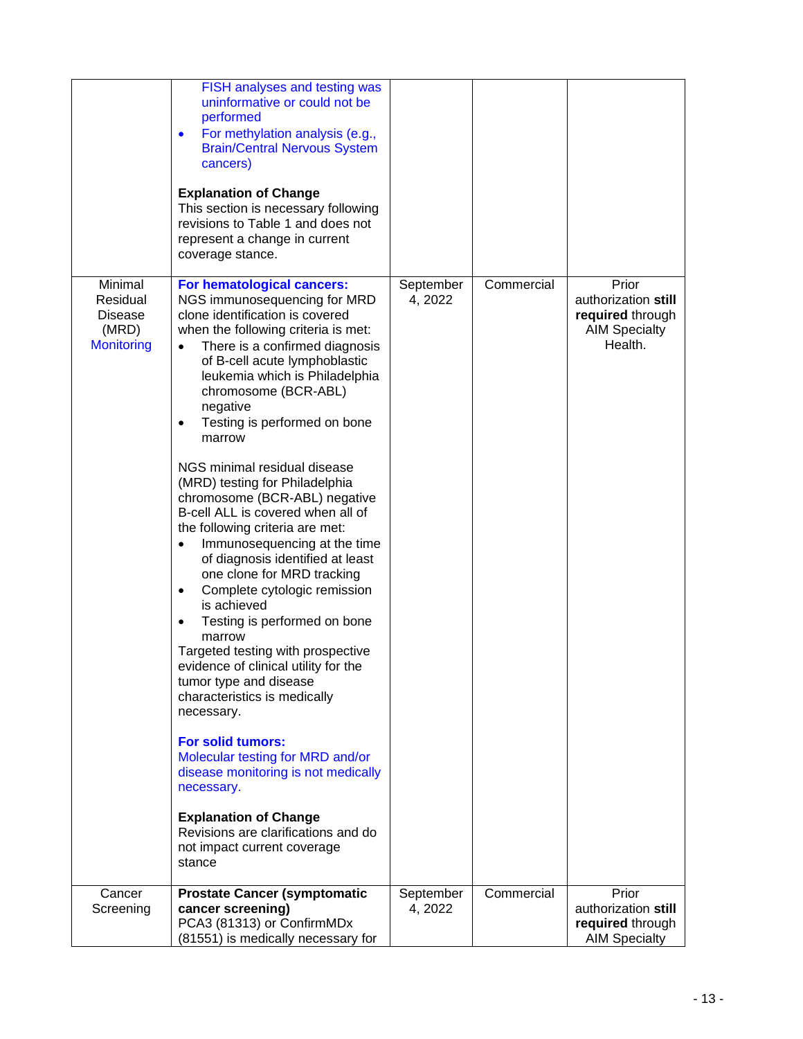| | | | | |
|---|---|---|---|---|
| | FISH analyses and testing was uninformative or could not be performed<br>• For methylation analysis (e.g., Brain/Central Nervous System cancers)<br><br>**Explanation of Change**<br>This section is necessary following revisions to Table 1 and does not represent a change in current coverage stance. | | | |
| Minimal Residual Disease (MRD) Monitoring | **For hematological cancers:**<br>NGS immunosequencing for MRD clone identification is covered when the following criteria is met:<br>• There is a confirmed diagnosis of B-cell acute lymphoblastic leukemia which is Philadelphia chromosome (BCR-ABL) negative<br>• Testing is performed on bone marrow<br><br>NGS minimal residual disease (MRD) testing for Philadelphia chromosome (BCR-ABL) negative B-cell ALL is covered when all of the following criteria are met:<br>• Immunosequencing at the time of diagnosis identified at least one clone for MRD tracking<br>• Complete cytologic remission is achieved<br>• Testing is performed on bone marrow<br>Targeted testing with prospective evidence of clinical utility for the tumor type and disease characteristics is medically necessary.<br><br>**For solid tumors:**<br>Molecular testing for MRD and/or disease monitoring is not medically necessary.<br><br>**Explanation of Change**<br>Revisions are clarifications and do not impact current coverage stance | September 4, 2022 | Commercial | Prior authorization **still required** through AIM Specialty Health. |
| Cancer Screening | **Prostate Cancer (symptomatic cancer screening)**<br>PCA3 (81313) or ConfirmMDx (81551) is medically necessary for | September 4, 2022 | Commercial | Prior authorization **still required** through AIM Specialty |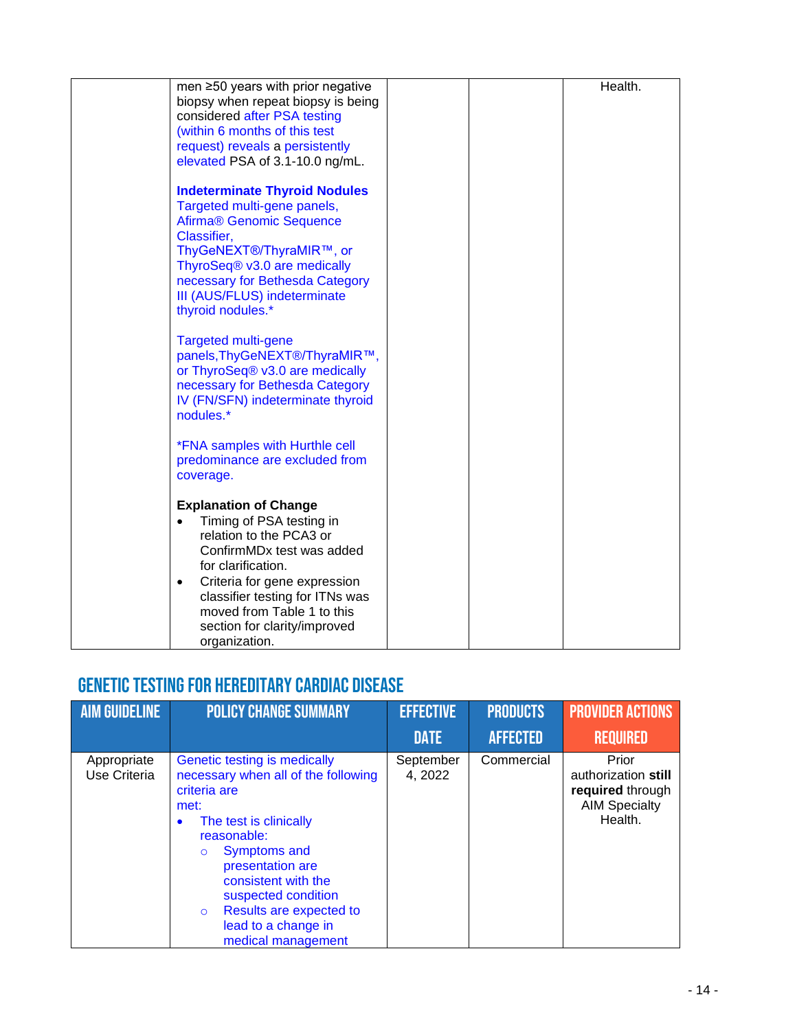| | | | | |
|---|---|---|---|---|
| | men ≥50 years with prior negative biopsy when repeat biopsy is being considered after PSA testing (within 6 months of this test request) reveals a persistently elevated PSA of 3.1-10.0 ng/mL.<br><br>**Indeterminate Thyroid Nodules**<br>Targeted multi-gene panels, Afirma® Genomic Sequence Classifier, ThyGeNEXT®/ThyraMIR™, or ThyroSeq® v3.0 are medically necessary for Bethesda Category III (AUS/FLUS) indeterminate thyroid nodules.*<br><br>Targeted multi-gene panels,ThyGeNEXT®/ThyraMIR™, or ThyroSeq® v3.0 are medically necessary for Bethesda Category IV (FN/SFN) indeterminate thyroid nodules.*<br><br>*FNA samples with Hurthle cell predominance are excluded from coverage.<br><br>**Explanation of Change**<br>• Timing of PSA testing in relation to the PCA3 or ConfirmMDx test was added for clarification.<br>• Criteria for gene expression classifier testing for ITNs was moved from Table 1 to this section for clarity/improved organization. | | | Health. |

## GENETIC TESTING FOR HEREDITARY CARDIAC DISEASE

| AIM GUIDELINE | POLICY CHANGE SUMMARY | EFFECTIVE DATE | PRODUCTS AFFECTED | PROVIDER ACTIONS REQUIRED |
|---|---|---|---|---|
| Appropriate Use Criteria | Genetic testing is medically necessary when all of the following criteria are met:<br>• The test is clinically reasonable:<br>○ Symptoms and presentation are consistent with the suspected condition<br>○ Results are expected to lead to a change in medical management | September 4, 2022 | Commercial | Prior authorization **still required** through AIM Specialty Health. |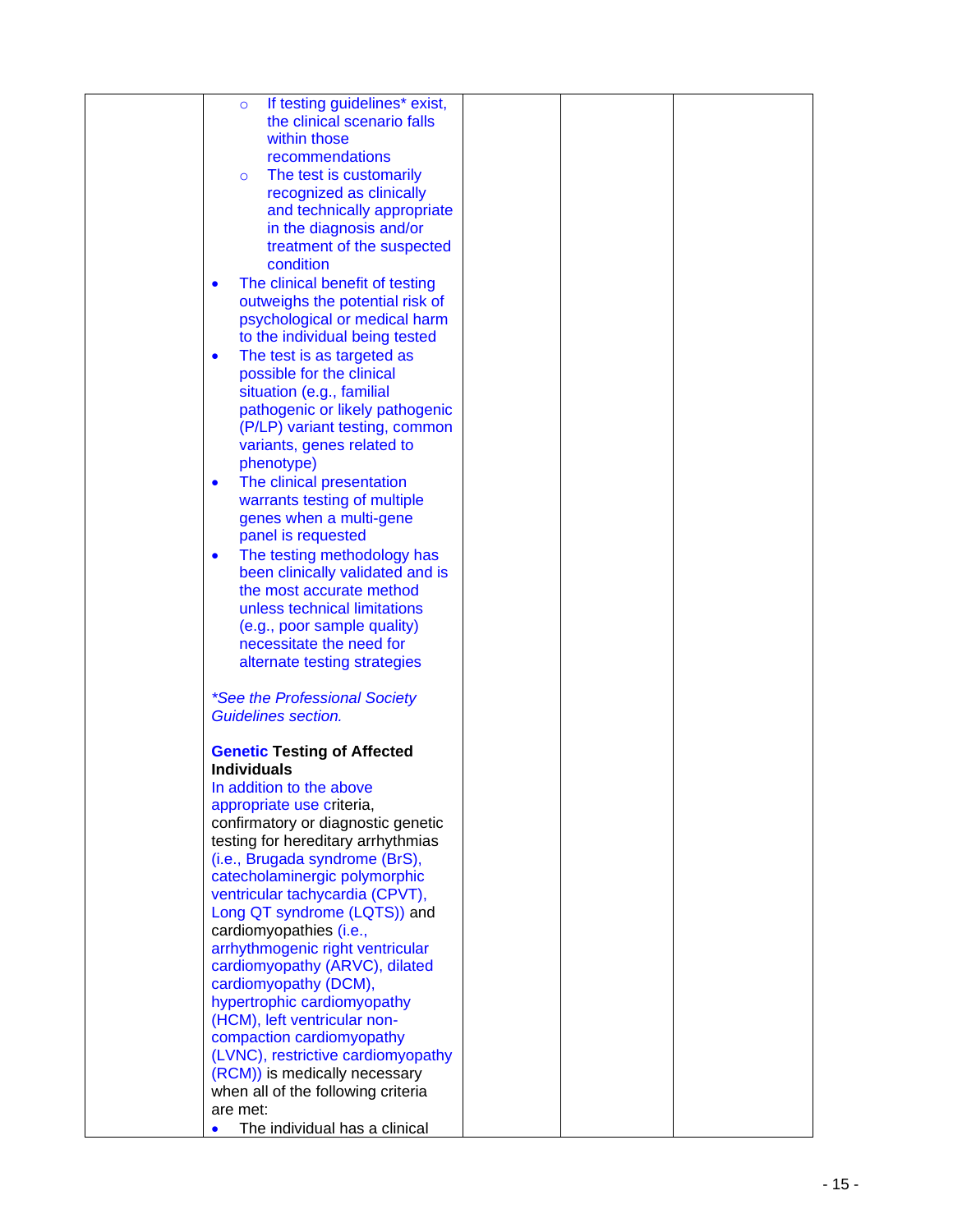| | | | | |
|---|---|---|---|---|
| | ○ If testing guidelines* exist, the clinical scenario falls within those recommendations<br>○ The test is customarily recognized as clinically and technically appropriate in the diagnosis and/or treatment of the suspected condition<br>• The clinical benefit of testing outweighs the potential risk of psychological or medical harm to the individual being tested<br>• The test is as targeted as possible for the clinical situation (e.g., familial pathogenic or likely pathogenic (P/LP) variant testing, common variants, genes related to phenotype)<br>• The clinical presentation warrants testing of multiple genes when a multi-gene panel is requested<br>• The testing methodology has been clinically validated and is the most accurate method unless technical limitations (e.g., poor sample quality) necessitate the need for alternate testing strategies<br><br>*\*See the Professional Society Guidelines section.*<br><br>**Genetic Testing of Affected Individuals**<br>In addition to the above appropriate use criteria, confirmatory or diagnostic genetic testing for hereditary arrhythmias (i.e., Brugada syndrome (BrS), catecholaminergic polymorphic ventricular tachycardia (CPVT), Long QT syndrome (LQTS)) and cardiomyopathies (i.e., arrhythmogenic right ventricular cardiomyopathy (ARVC), dilated cardiomyopathy (DCM), hypertrophic cardiomyopathy (HCM), left ventricular non-compaction cardiomyopathy (LVNC), restrictive cardiomyopathy (RCM)) is medically necessary when all of the following criteria are met:<br>• The individual has a clinical | | | |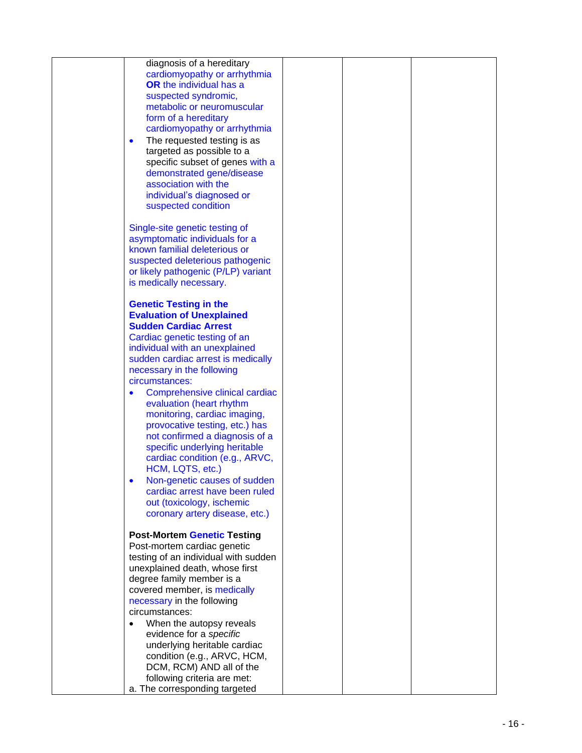| | | | | |
|---|---|---|---|---|
| | diagnosis of a hereditary cardiomyopathy or arrhythmia **OR** the individual has a suspected syndromic, metabolic or neuromuscular form of a hereditary cardiomyopathy or arrhythmia<br>• The requested testing is as targeted as possible to a specific subset of genes with a demonstrated gene/disease association with the individual's diagnosed or suspected condition<br><br>Single-site genetic testing of asymptomatic individuals for a known familial deleterious or suspected deleterious pathogenic or likely pathogenic (P/LP) variant is medically necessary.<br><br>**Genetic Testing in the Evaluation of Unexplained Sudden Cardiac Arrest**<br>Cardiac genetic testing of an individual with an unexplained sudden cardiac arrest is medically necessary in the following circumstances:<br>• Comprehensive clinical cardiac evaluation (heart rhythm monitoring, cardiac imaging, provocative testing, etc.) has not confirmed a diagnosis of a specific underlying heritable cardiac condition (e.g., ARVC, HCM, LQTS, etc.)<br>• Non-genetic causes of sudden cardiac arrest have been ruled out (toxicology, ischemic coronary artery disease, etc.)<br><br>**Post-Mortem Genetic Testing**<br>Post-mortem cardiac genetic testing of an individual with sudden unexplained death, whose first degree family member is a covered member, is medically necessary in the following circumstances:<br>• When the autopsy reveals evidence for a *specific* underlying heritable cardiac condition (e.g., ARVC, HCM, DCM, RCM) AND all of the following criteria are met:<br>a. The corresponding targeted | | | |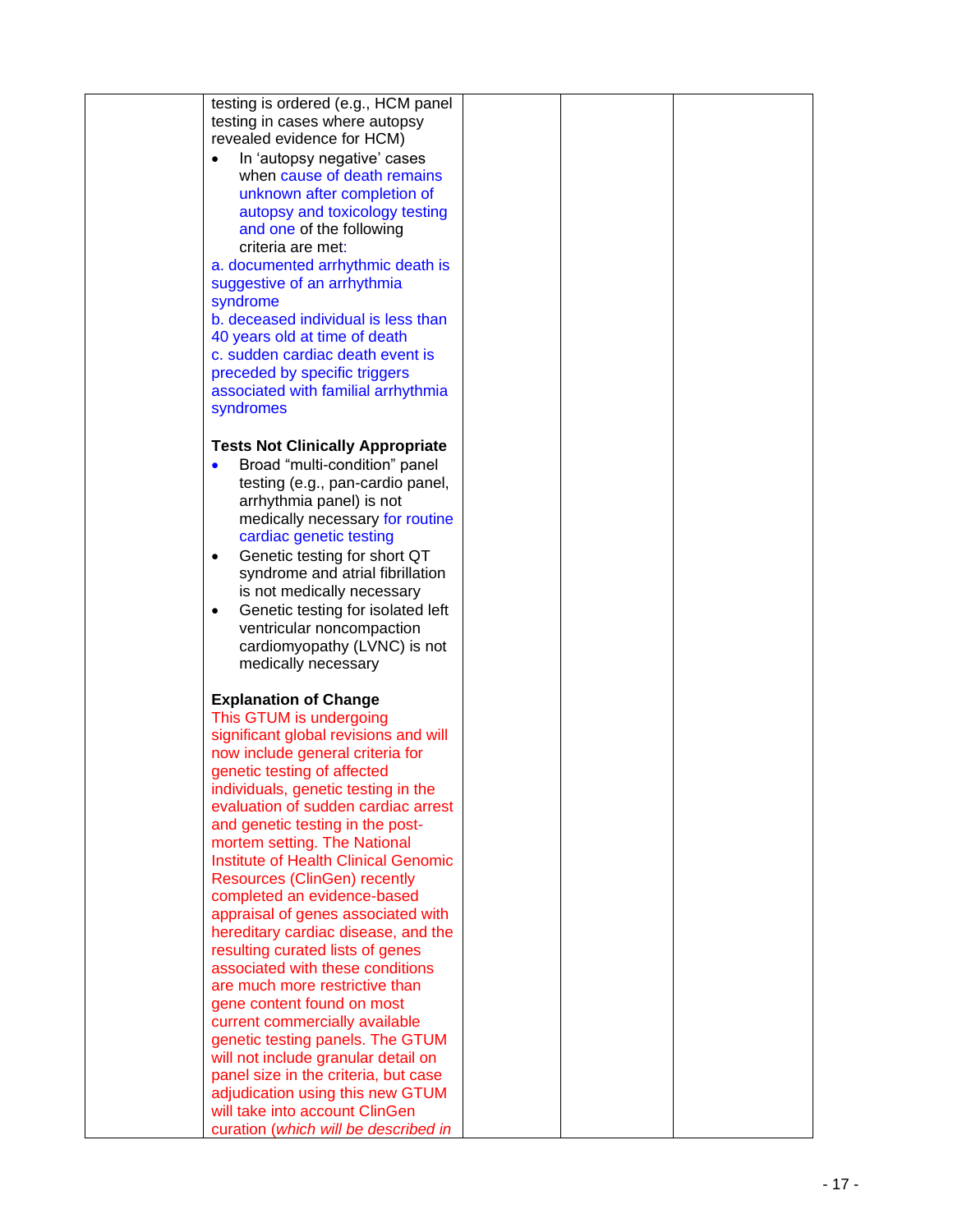| | | | | |
|---|---|---|---|---|
| | testing is ordered (e.g., HCM panel testing in cases where autopsy revealed evidence for HCM)<br>• In 'autopsy negative' cases when cause of death remains unknown after completion of autopsy and toxicology testing and one of the following criteria are met:<br>a. documented arrhythmic death is suggestive of an arrhythmia syndrome<br>b. deceased individual is less than 40 years old at time of death<br>c. sudden cardiac death event is preceded by specific triggers associated with familial arrhythmia syndromes<br><br>**Tests Not Clinically Appropriate**<br>• Broad "multi-condition" panel testing (e.g., pan-cardio panel, arrhythmia panel) is not medically necessary for routine cardiac genetic testing<br>• Genetic testing for short QT syndrome and atrial fibrillation is not medically necessary<br>• Genetic testing for isolated left ventricular noncompaction cardiomyopathy (LVNC) is not medically necessary<br><br>**Explanation of Change**<br>This GTUM is undergoing significant global revisions and will now include general criteria for genetic testing of affected individuals, genetic testing in the evaluation of sudden cardiac arrest and genetic testing in the post-mortem setting. The National Institute of Health Clinical Genomic Resources (ClinGen) recently completed an evidence-based appraisal of genes associated with hereditary cardiac disease, and the resulting curated lists of genes associated with these conditions are much more restrictive than gene content found on most current commercially available genetic testing panels. The GTUM will not include granular detail on panel size in the criteria, but case adjudication using this new GTUM will take into account ClinGen curation (*which will be described in* | | | |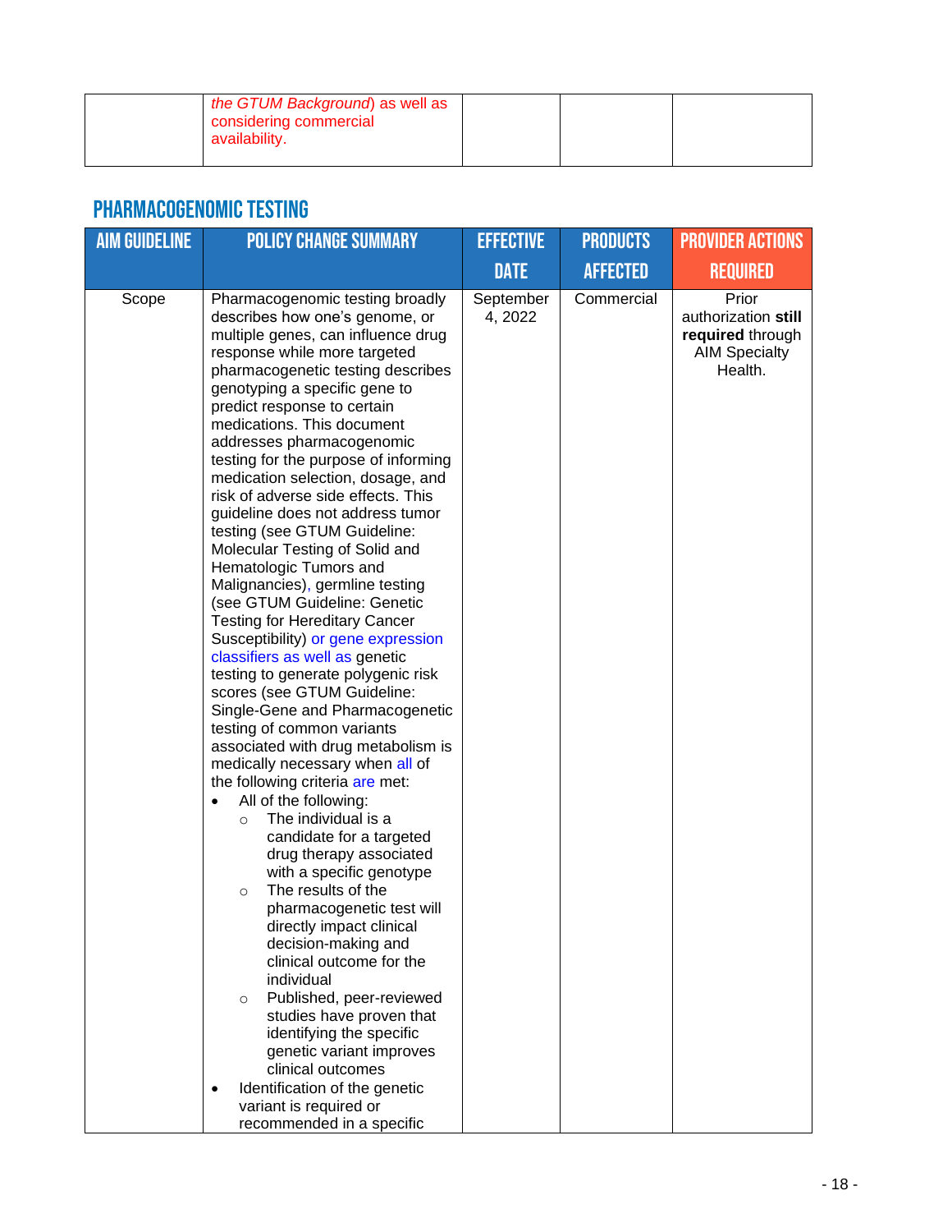| | *the GTUM Background*) as well as considering commercial availability. | | | |
|---|---|---|---|---|

## PHARMACOGENOMIC TESTING

| AIM GUIDELINE | POLICY CHANGE SUMMARY | EFFECTIVE DATE | PRODUCTS AFFECTED | PROVIDER ACTIONS REQUIRED |
|---|---|---|---|---|
| Scope | Pharmacogenomic testing broadly describes how one's genome, or multiple genes, can influence drug response while more targeted pharmacogenetic testing describes genotyping a specific gene to predict response to certain medications. This document addresses pharmacogenomic testing for the purpose of informing medication selection, dosage, and risk of adverse side effects. This guideline does not address tumor testing (see GTUM Guideline: Molecular Testing of Solid and Hematologic Tumors and Malignancies), germline testing (see GTUM Guideline: Genetic Testing for Hereditary Cancer Susceptibility) or gene expression classifiers as well as genetic testing to generate polygenic risk scores (see GTUM Guideline: Single-Gene and Pharmacogenetic testing of common variants associated with drug metabolism is medically necessary when all of the following criteria are met:<br>• All of the following:<br>&nbsp;&nbsp;○ The individual is a candidate for a targeted drug therapy associated with a specific genotype<br>&nbsp;&nbsp;○ The results of the pharmacogenetic test will directly impact clinical decision-making and clinical outcome for the individual<br>&nbsp;&nbsp;○ Published, peer-reviewed studies have proven that identifying the specific genetic variant improves clinical outcomes<br>• Identification of the genetic variant is required or recommended in a specific | September 4, 2022 | Commercial | Prior authorization **still required** through AIM Specialty Health. |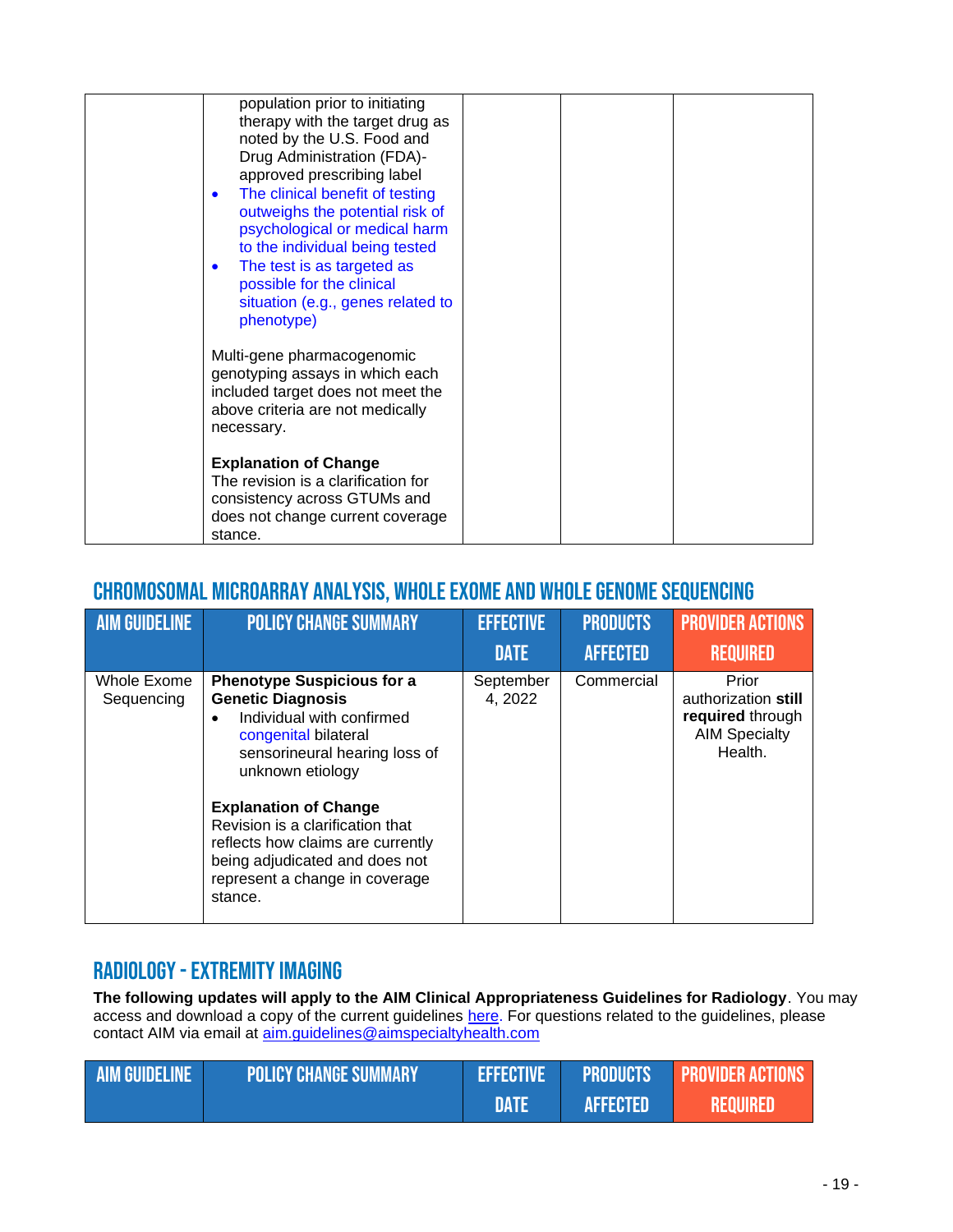| | population prior to initiating therapy with the target drug as noted by the U.S. Food and Drug Administration (FDA)-approved prescribing label<br>• The clinical benefit of testing outweighs the potential risk of psychological or medical harm to the individual being tested<br>• The test is as targeted as possible for the clinical situation (e.g., genes related to phenotype)<br><br>Multi-gene pharmacogenomic genotyping assays in which each included target does not meet the above criteria are not medically necessary.<br><br>**Explanation of Change**<br>The revision is a clarification for consistency across GTUMs and does not change current coverage stance. | | | |
|---|---|---|---|---|

## CHROMOSOMAL MICROARRAY ANALYSIS, WHOLE EXOME AND WHOLE GENOME SEQUENCING

| AIM GUIDELINE | POLICY CHANGE SUMMARY | EFFECTIVE DATE | PRODUCTS AFFECTED | PROVIDER ACTIONS REQUIRED |
|---|---|---|---|---|
| Whole Exome Sequencing | **Phenotype Suspicious for a Genetic Diagnosis**<br>• Individual with confirmed congenital bilateral sensorineural hearing loss of unknown etiology<br><br>**Explanation of Change**<br>Revision is a clarification that reflects how claims are currently being adjudicated and does not represent a change in coverage stance. | September 4, 2022 | Commercial | Prior authorization **still required** through AIM Specialty Health. |

## RADIOLOGY - EXTREMITY IMAGING

**The following updates will apply to the AIM Clinical Appropriateness Guidelines for Radiology**. You may access and download a copy of the current guidelines here. For questions related to the guidelines, please contact AIM via email at aim.guidelines@aimspecialtyhealth.com

| AIM GUIDELINE | POLICY CHANGE SUMMARY | EFFECTIVE DATE | PRODUCTS AFFECTED | PROVIDER ACTIONS REQUIRED |
|---|---|---|---|---|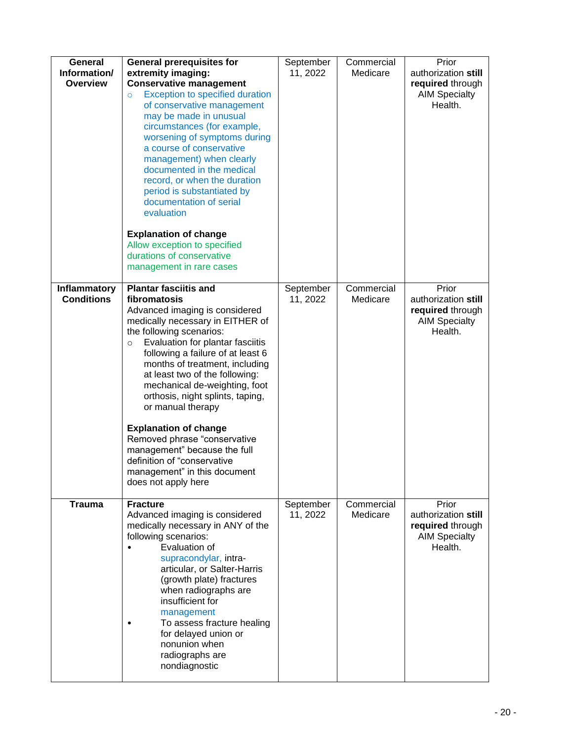| General Information/ Overview | **General prerequisites for extremity imaging: Conservative management**<br>○ Exception to specified duration of conservative management may be made in unusual circumstances (for example, worsening of symptoms during a course of conservative management) when clearly documented in the medical record, or when the duration period is substantiated by documentation of serial evaluation<br><br>**Explanation of change**<br>Allow exception to specified durations of conservative management in rare cases | September 11, 2022 | Commercial Medicare | Prior authorization **still required** through AIM Specialty Health. |
|---|---|---|---|---|
| **Inflammatory Conditions** | **Plantar fasciitis and fibromatosis**<br>Advanced imaging is considered medically necessary in EITHER of the following scenarios:<br>○ Evaluation for plantar fasciitis following a failure of at least 6 months of treatment, including at least two of the following: mechanical de-weighting, foot orthosis, night splints, taping, or manual therapy<br><br>**Explanation of change**<br>Removed phrase "conservative management" because the full definition of "conservative management" in this document does not apply here | September 11, 2022 | Commercial Medicare | Prior authorization **still required** through AIM Specialty Health. |
| **Trauma** | **Fracture**<br>Advanced imaging is considered medically necessary in ANY of the following scenarios:<br>• Evaluation of supracondylar, intra-articular, or Salter-Harris (growth plate) fractures when radiographs are insufficient for management<br>• To assess fracture healing for delayed union or nonunion when radiographs are nondiagnostic | September 11, 2022 | Commercial Medicare | Prior authorization **still required** through AIM Specialty Health. |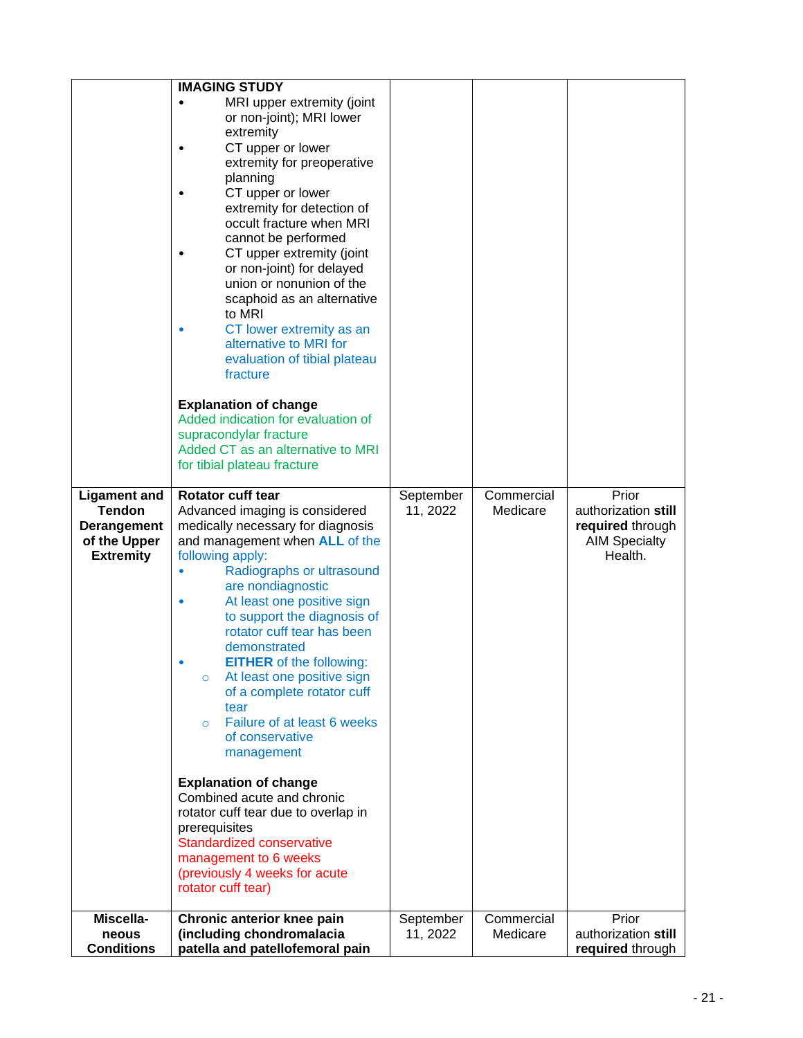| | | | | |
|---|---|---|---|---|
| | **IMAGING STUDY**<br>• MRI upper extremity (joint or non-joint); MRI lower extremity<br>• CT upper or lower extremity for preoperative planning<br>• CT upper or lower extremity for detection of occult fracture when MRI cannot be performed<br>• CT upper extremity (joint or non-joint) for delayed union or nonunion of the scaphoid as an alternative to MRI<br>• CT lower extremity as an alternative to MRI for evaluation of tibial plateau fracture<br><br>**Explanation of change**<br>Added indication for evaluation of supracondylar fracture<br>Added CT as an alternative to MRI for tibial plateau fracture | | | |
| **Ligament and Tendon Derangement of the Upper Extremity** | **Rotator cuff tear**<br>Advanced imaging is considered medically necessary for diagnosis and management when **ALL** of the following apply:<br>• Radiographs or ultrasound are nondiagnostic<br>• At least one positive sign to support the diagnosis of rotator cuff tear has been demonstrated<br>• **EITHER** of the following:<br>  ○ At least one positive sign of a complete rotator cuff tear<br>  ○ Failure of at least 6 weeks of conservative management<br><br>**Explanation of change**<br>Combined acute and chronic rotator cuff tear due to overlap in prerequisites<br>Standardized conservative management to 6 weeks (previously 4 weeks for acute rotator cuff tear) | September 11, 2022 | Commercial Medicare | Prior authorization **still required** through AIM Specialty Health. |
| **Miscella-neous Conditions** | **Chronic anterior knee pain (including chondromalacia patella and patellofemoral pain** | September 11, 2022 | Commercial Medicare | Prior authorization **still required** through |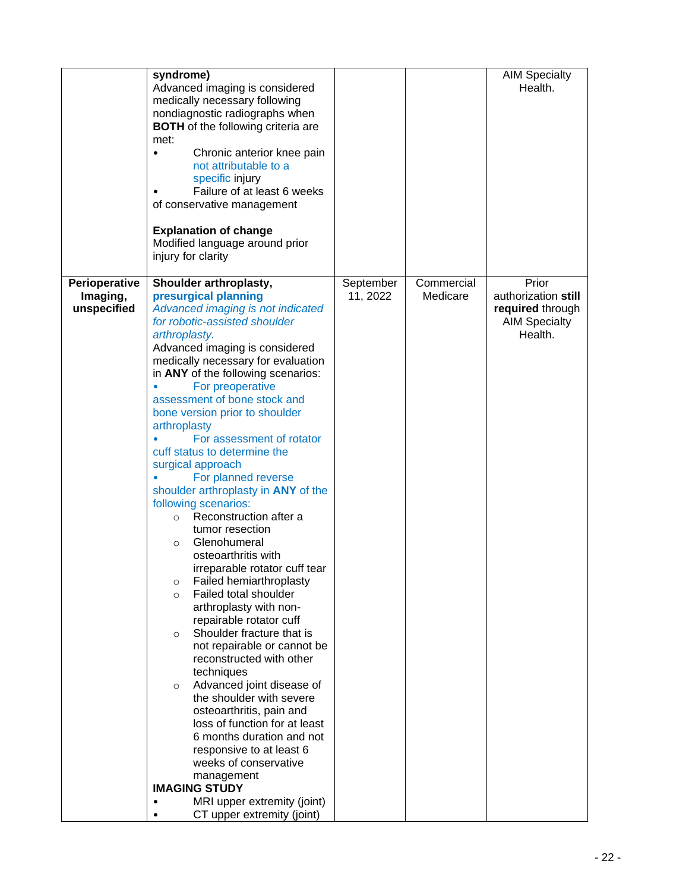| | | | | |
|---|---|---|---|---|
| | **syndrome)**<br>Advanced imaging is considered medically necessary following nondiagnostic radiographs when **BOTH** of the following criteria are met:<br>• Chronic anterior knee pain not attributable to a specific injury<br>• Failure of at least 6 weeks of conservative management<br><br>**Explanation of change**<br>Modified language around prior injury for clarity | | | AIM Specialty Health. |
| **Perioperative Imaging, unspecified** | **Shoulder arthroplasty, presurgical planning**<br>*Advanced imaging is not indicated for robotic-assisted shoulder arthroplasty.*<br>Advanced imaging is considered medically necessary for evaluation in **ANY** of the following scenarios:<br>• For preoperative assessment of bone stock and bone version prior to shoulder arthroplasty<br>• For assessment of rotator cuff status to determine the surgical approach<br>• For planned reverse shoulder arthroplasty in **ANY** of the following scenarios:<br>○ Reconstruction after a tumor resection<br>○ Glenohumeral osteoarthritis with irreparable rotator cuff tear<br>○ Failed hemiarthroplasty<br>○ Failed total shoulder arthroplasty with non-repairable rotator cuff<br>○ Shoulder fracture that is not repairable or cannot be reconstructed with other techniques<br>○ Advanced joint disease of the shoulder with severe osteoarthritis, pain and loss of function for at least 6 months duration and not responsive to at least 6 weeks of conservative management<br>**IMAGING STUDY**<br>• MRI upper extremity (joint)<br>• CT upper extremity (joint) | September 11, 2022 | Commercial Medicare | Prior authorization **still required** through AIM Specialty Health. |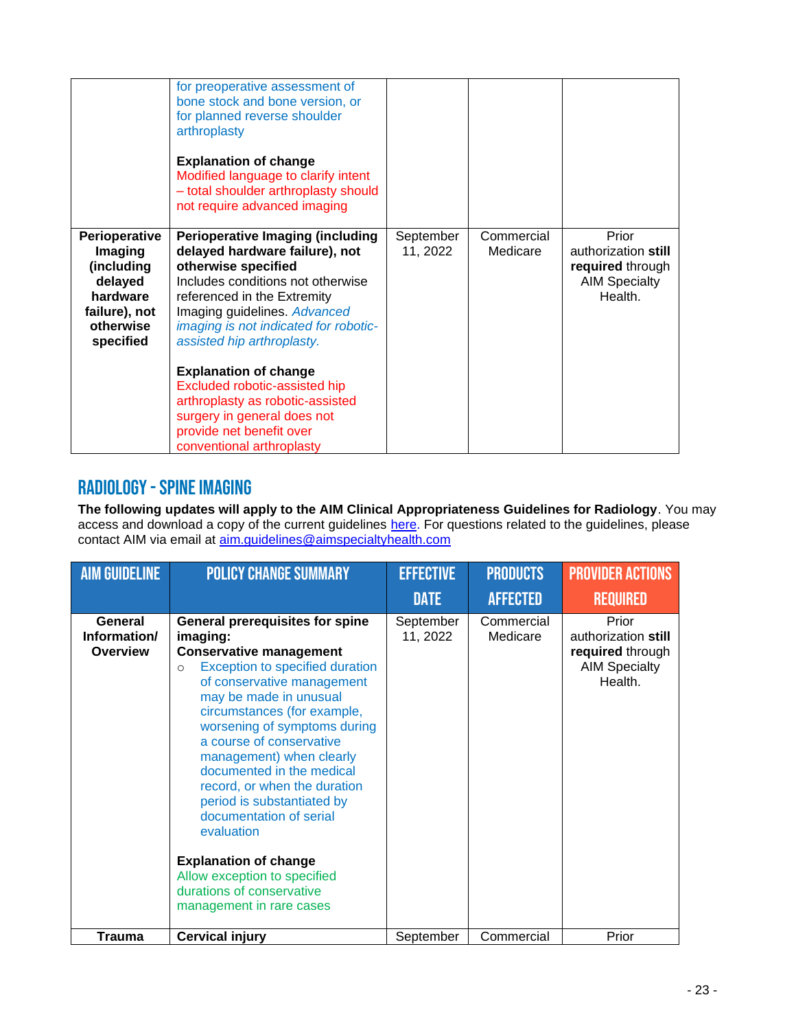| | | | | |
|---|---|---|---|---|
| | for preoperative assessment of bone stock and bone version, or for planned reverse shoulder arthroplasty<br><br>**Explanation of change**<br>Modified language to clarify intent – total shoulder arthroplasty should not require advanced imaging | | | |
| **Perioperative Imaging (including delayed hardware failure), not otherwise specified** | **Perioperative Imaging (including delayed hardware failure), not otherwise specified**<br>Includes conditions not otherwise referenced in the Extremity Imaging guidelines. *Advanced imaging is not indicated for robotic-assisted hip arthroplasty.*<br><br>**Explanation of change**<br>Excluded robotic-assisted hip arthroplasty as robotic-assisted surgery in general does not provide net benefit over conventional arthroplasty | September 11, 2022 | Commercial Medicare | Prior authorization **still required** through AIM Specialty Health. |

## RADIOLOGY - SPINE IMAGING

**The following updates will apply to the AIM Clinical Appropriateness Guidelines for Radiology**. You may access and download a copy of the current guidelines here. For questions related to the guidelines, please contact AIM via email at aim.guidelines@aimspecialtyhealth.com

| AIM GUIDELINE | POLICY CHANGE SUMMARY | EFFECTIVE DATE | PRODUCTS AFFECTED | PROVIDER ACTIONS REQUIRED |
|---|---|---|---|---|
| **General Information/ Overview** | **General prerequisites for spine imaging:**<br>**Conservative management**<br>○ Exception to specified duration of conservative management may be made in unusual circumstances (for example, worsening of symptoms during a course of conservative management) when clearly documented in the medical record, or when the duration period is substantiated by documentation of serial evaluation<br><br>**Explanation of change**<br>Allow exception to specified durations of conservative management in rare cases | September 11, 2022 | Commercial Medicare | Prior authorization **still required** through AIM Specialty Health. |
| **Trauma** | **Cervical injury** | September | Commercial | Prior |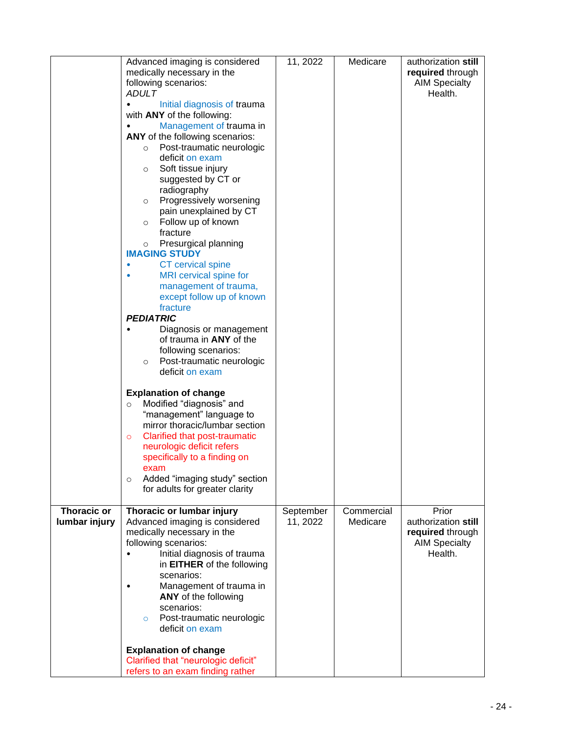| | | | | |
|---|---|---|---|---|
| | Advanced imaging is considered medically necessary in the following scenarios:<br>*ADULT*<br>• Initial diagnosis of trauma with **ANY** of the following:<br>• Management of trauma in **ANY** of the following scenarios:<br>  ○ Post-traumatic neurologic deficit on exam<br>  ○ Soft tissue injury suggested by CT or radiography<br>  ○ Progressively worsening pain unexplained by CT<br>  ○ Follow up of known fracture<br>  ○ Presurgical planning<br>**IMAGING STUDY**<br>• CT cervical spine<br>• MRI cervical spine for management of trauma, except follow up of known fracture<br>***PEDIATRIC***<br>• Diagnosis or management of trauma in **ANY** of the following scenarios:<br>  ○ Post-traumatic neurologic deficit on exam<br><br>**Explanation of change**<br>○ Modified "diagnosis" and "management" language to mirror thoracic/lumbar section<br>○ Clarified that post-traumatic neurologic deficit refers specifically to a finding on exam<br>○ Added "imaging study" section for adults for greater clarity | 11, 2022 | Medicare | authorization **still required** through AIM Specialty Health. |
| **Thoracic or lumbar injury** | **Thoracic or lumbar injury**<br>Advanced imaging is considered medically necessary in the following scenarios:<br>• Initial diagnosis of trauma in **EITHER** of the following scenarios:<br>• Management of trauma in **ANY** of the following scenarios:<br>  ○ Post-traumatic neurologic deficit on exam<br><br>**Explanation of change**<br>Clarified that "neurologic deficit" refers to an exam finding rather | September 11, 2022 | Commercial Medicare | Prior authorization **still required** through AIM Specialty Health. |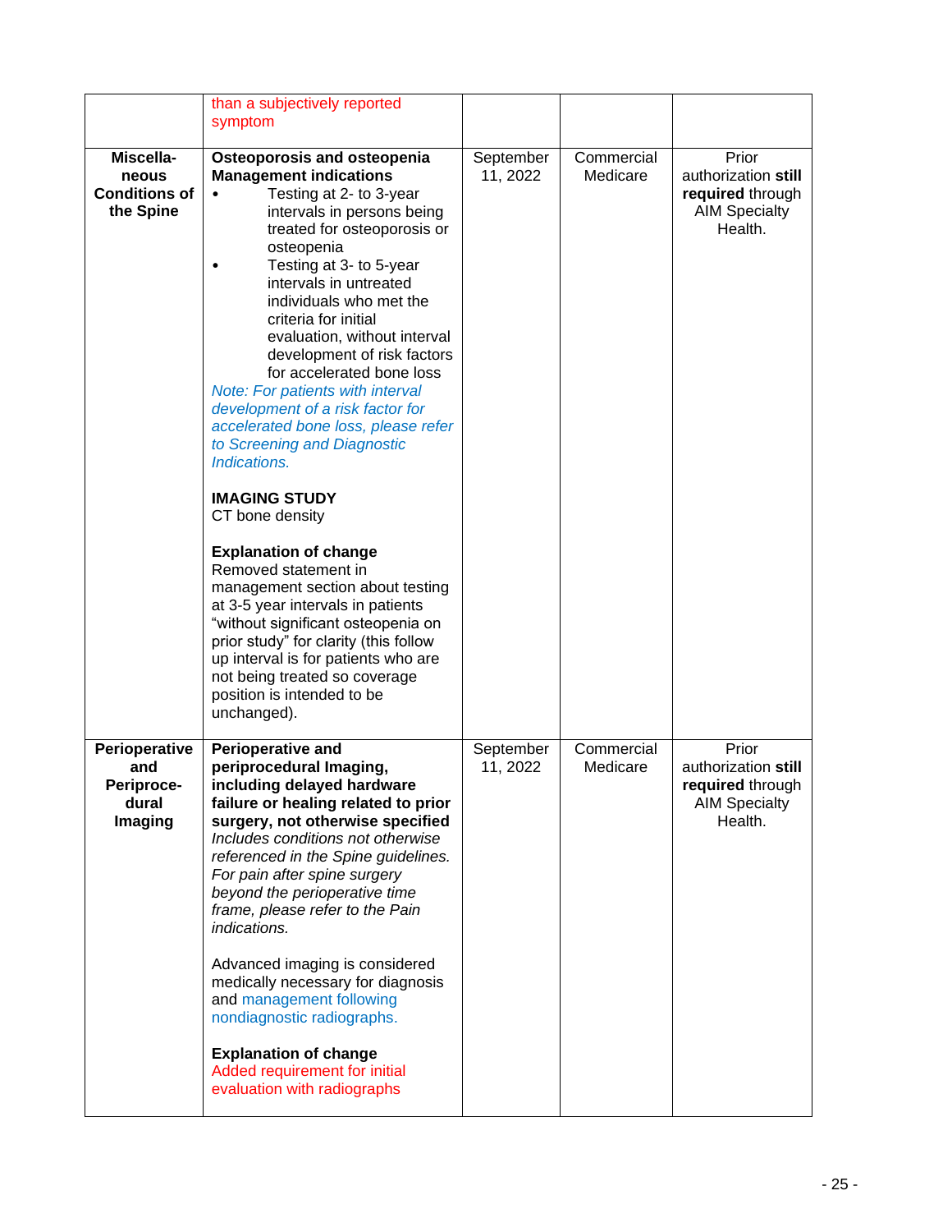| | | | | |
|---|---|---|---|---|
| | than a subjectively reported symptom | | | |
| **Miscellaneous Conditions of the Spine** | **Osteoporosis and osteopenia Management indications**<br>• Testing at 2- to 3-year intervals in persons being treated for osteoporosis or osteopenia<br>• Testing at 3- to 5-year intervals in untreated individuals who met the criteria for initial evaluation, without interval development of risk factors for accelerated bone loss<br>*Note: For patients with interval development of a risk factor for accelerated bone loss, please refer to Screening and Diagnostic Indications.*<br><br>**IMAGING STUDY**<br>CT bone density<br><br>**Explanation of change**<br>Removed statement in management section about testing at 3-5 year intervals in patients "without significant osteopenia on prior study" for clarity (this follow up interval is for patients who are not being treated so coverage position is intended to be unchanged). | September 11, 2022 | Commercial Medicare | Prior authorization **still required** through AIM Specialty Health. |
| **Perioperative and Periprocedural Imaging** | **Perioperative and periprocedural Imaging, including delayed hardware failure or healing related to prior surgery, not otherwise specified**<br>*Includes conditions not otherwise referenced in the Spine guidelines. For pain after spine surgery beyond the perioperative time frame, please refer to the Pain indications.*<br><br>Advanced imaging is considered medically necessary for diagnosis and management following nondiagnostic radiographs.<br><br>**Explanation of change**<br>Added requirement for initial evaluation with radiographs | September 11, 2022 | Commercial Medicare | Prior authorization **still required** through AIM Specialty Health. |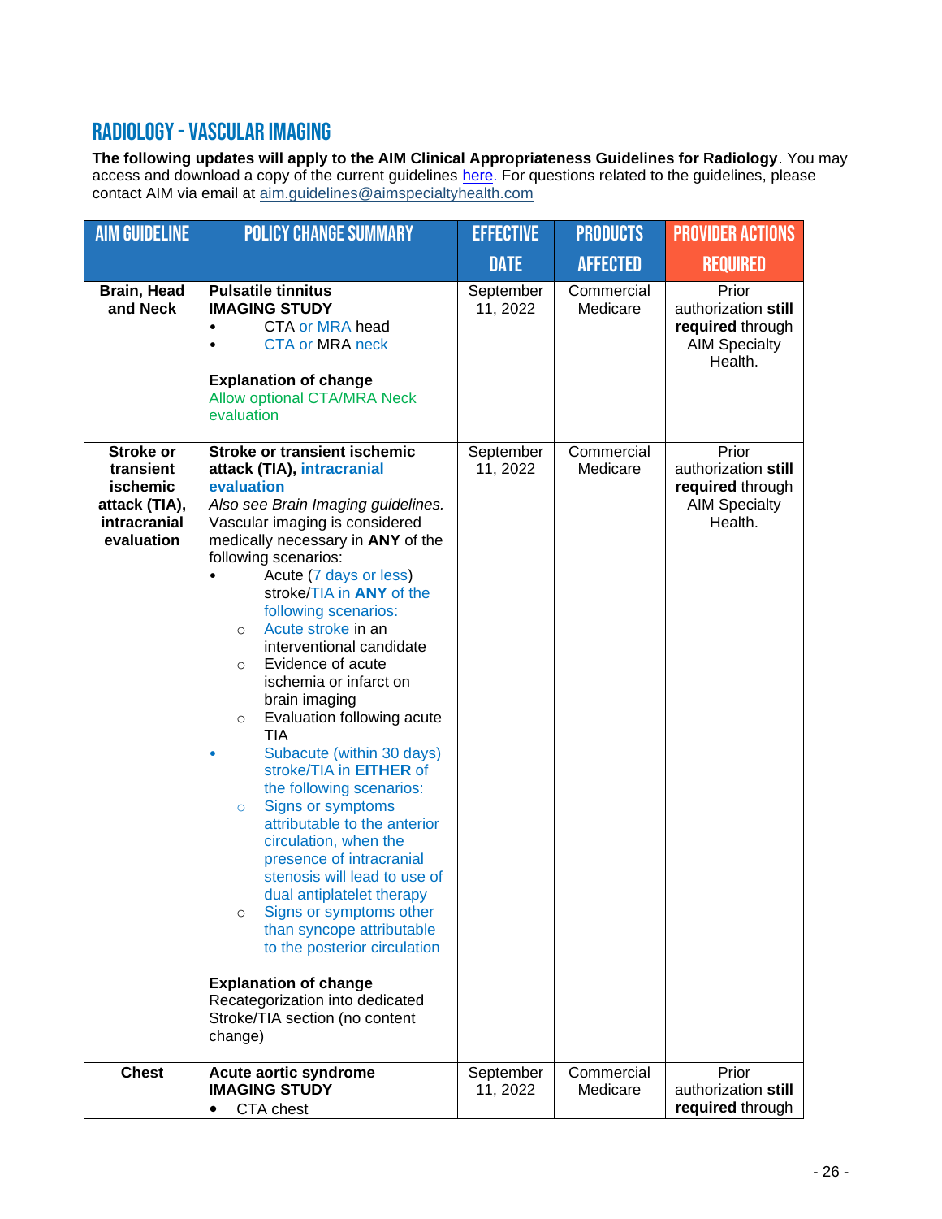## RADIOLOGY - VASCULAR IMAGING

**The following updates will apply to the AIM Clinical Appropriateness Guidelines for Radiology**. You may access and download a copy of the current guidelines here. For questions related to the guidelines, please contact AIM via email at aim.guidelines@aimspecialtyhealth.com

| AIM GUIDELINE | POLICY CHANGE SUMMARY | EFFECTIVE DATE | PRODUCTS AFFECTED | PROVIDER ACTIONS REQUIRED |
|---|---|---|---|---|
| **Brain, Head and Neck** | **Pulsatile tinnitus**<br>**IMAGING STUDY**<br>• CTA or MRA head<br>• CTA or MRA neck<br><br>**Explanation of change**<br>Allow optional CTA/MRA Neck evaluation | September 11, 2022 | Commercial Medicare | Prior authorization **still required** through AIM Specialty Health. |
| **Stroke or transient ischemic attack (TIA), intracranial evaluation** | **Stroke or transient ischemic attack (TIA), intracranial evaluation**<br>*Also see Brain Imaging guidelines.*<br>Vascular imaging is considered medically necessary in **ANY** of the following scenarios:<br>• Acute (7 days or less) stroke/TIA in **ANY** of the following scenarios:<br>  ○ Acute stroke in an interventional candidate<br>  ○ Evidence of acute ischemia or infarct on brain imaging<br>  ○ Evaluation following acute TIA<br>• Subacute (within 30 days) stroke/TIA in **EITHER** of the following scenarios:<br>  ○ Signs or symptoms attributable to the anterior circulation, when the presence of intracranial stenosis will lead to use of dual antiplatelet therapy<br>  ○ Signs or symptoms other than syncope attributable to the posterior circulation<br><br>**Explanation of change**<br>Recategorization into dedicated Stroke/TIA section (no content change) | September 11, 2022 | Commercial Medicare | Prior authorization **still required** through AIM Specialty Health. |
| **Chest** | **Acute aortic syndrome**<br>**IMAGING STUDY**<br>• CTA chest | September 11, 2022 | Commercial Medicare | Prior authorization **still required** through |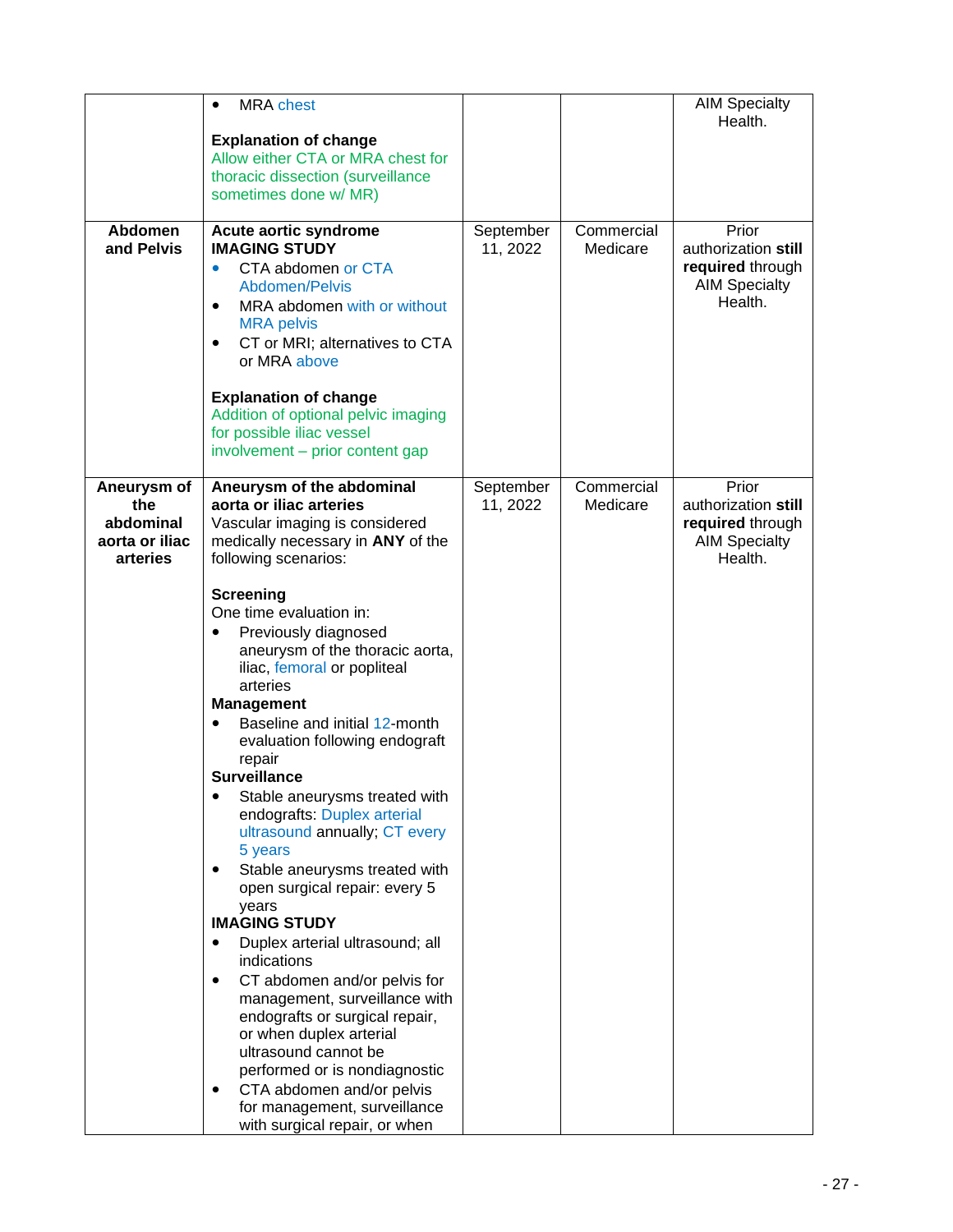| | | | | |
|---|---|---|---|---|
| | • MRA chest<br><br>**Explanation of change**<br>Allow either CTA or MRA chest for thoracic dissection (surveillance sometimes done w/ MR) | | | AIM Specialty Health. |
| **Abdomen and Pelvis** | **Acute aortic syndrome**<br>**IMAGING STUDY**<br>• CTA abdomen or CTA Abdomen/Pelvis<br>• MRA abdomen with or without MRA pelvis<br>• CT or MRI; alternatives to CTA or MRA above<br><br>**Explanation of change**<br>Addition of optional pelvic imaging for possible iliac vessel involvement – prior content gap | September 11, 2022 | Commercial Medicare | Prior authorization **still required** through AIM Specialty Health. |
| **Aneurysm of the abdominal aorta or iliac arteries** | **Aneurysm of the abdominal aorta or iliac arteries**<br>Vascular imaging is considered medically necessary in **ANY** of the following scenarios:<br><br>**Screening**<br>One time evaluation in:<br>• Previously diagnosed aneurysm of the thoracic aorta, iliac, femoral or popliteal arteries<br>**Management**<br>• Baseline and initial 12-month evaluation following endograft repair<br>**Surveillance**<br>• Stable aneurysms treated with endografts: Duplex arterial ultrasound annually; CT every 5 years<br>• Stable aneurysms treated with open surgical repair: every 5 years<br>**IMAGING STUDY**<br>• Duplex arterial ultrasound; all indications<br>• CT abdomen and/or pelvis for management, surveillance with endografts or surgical repair, or when duplex arterial ultrasound cannot be performed or is nondiagnostic<br>• CTA abdomen and/or pelvis for management, surveillance with surgical repair, or when | September 11, 2022 | Commercial Medicare | Prior authorization **still required** through AIM Specialty Health. |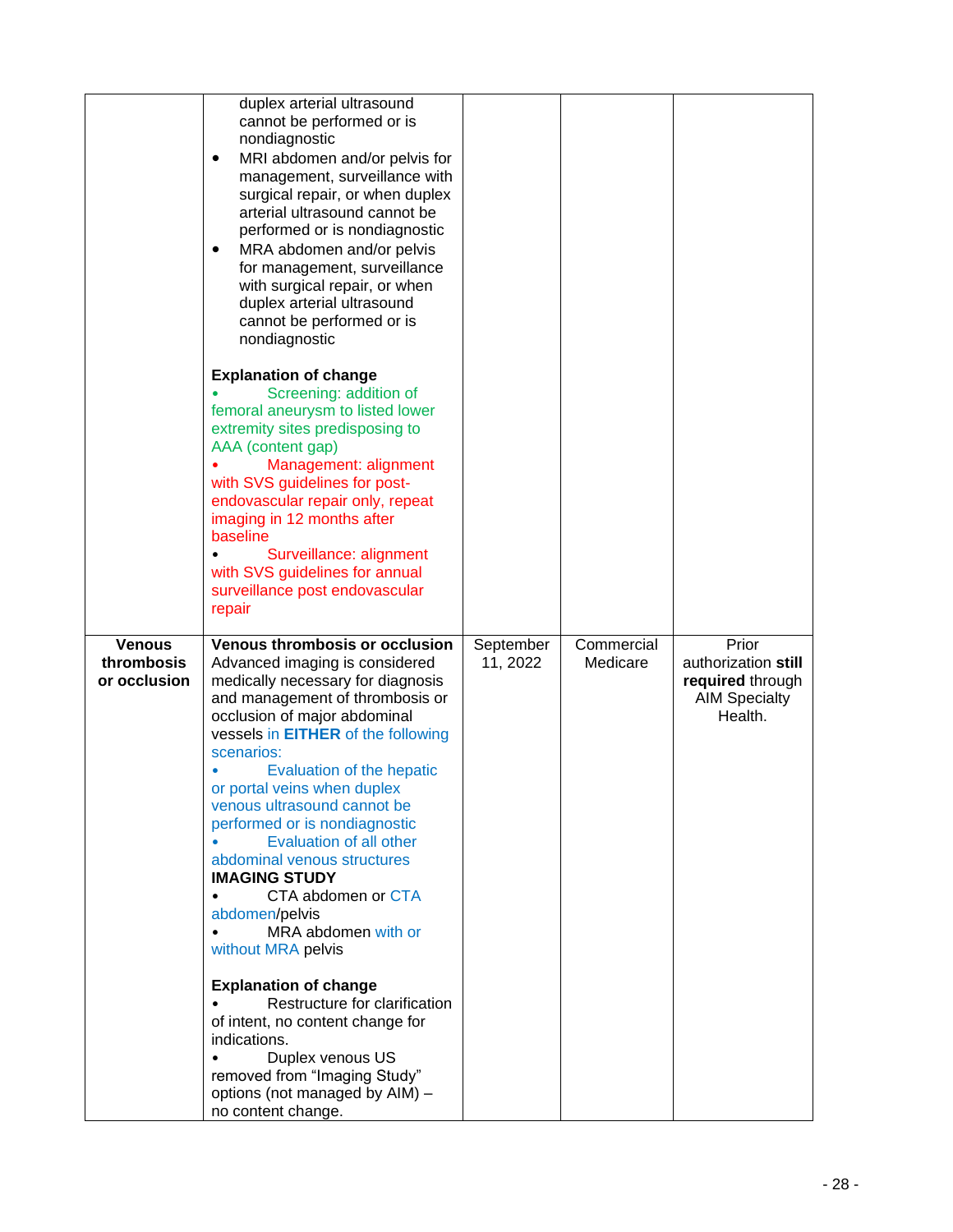| | | | | |
|---|---|---|---|---|
| | duplex arterial ultrasound cannot be performed or is nondiagnostic<br>• MRI abdomen and/or pelvis for management, surveillance with surgical repair, or when duplex arterial ultrasound cannot be performed or is nondiagnostic<br>• MRA abdomen and/or pelvis for management, surveillance with surgical repair, or when duplex arterial ultrasound cannot be performed or is nondiagnostic<br><br>**Explanation of change**<br>• Screening: addition of femoral aneurysm to listed lower extremity sites predisposing to AAA (content gap)<br>• Management: alignment with SVS guidelines for post-endovascular repair only, repeat imaging in 12 months after baseline<br>• Surveillance: alignment with SVS guidelines for annual surveillance post endovascular repair | | | |
| **Venous thrombosis or occlusion** | **Venous thrombosis or occlusion**<br>Advanced imaging is considered medically necessary for diagnosis and management of thrombosis or occlusion of major abdominal vessels in **EITHER** of the following scenarios:<br>• Evaluation of the hepatic or portal veins when duplex venous ultrasound cannot be performed or is nondiagnostic<br>• Evaluation of all other abdominal venous structures<br>**IMAGING STUDY**<br>• CTA abdomen or CTA abdomen/pelvis<br>• MRA abdomen with or without MRA pelvis<br><br>**Explanation of change**<br>• Restructure for clarification of intent, no content change for indications.<br>• Duplex venous US removed from "Imaging Study" options (not managed by AIM) – no content change. | September 11, 2022 | Commercial Medicare | Prior authorization **still required** through AIM Specialty Health. |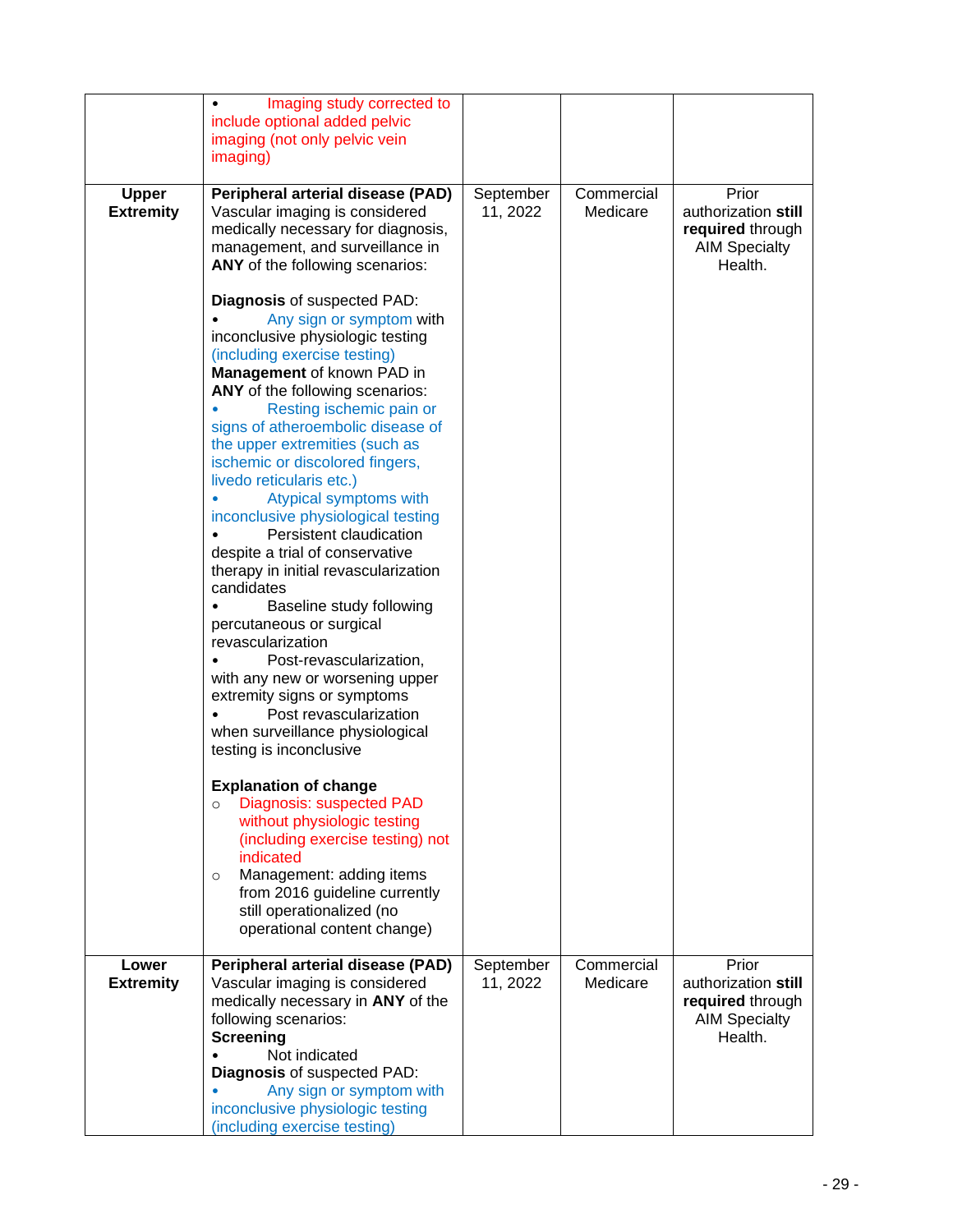| | | | | |
|---|---|---|---|---|
| | • Imaging study corrected to include optional added pelvic imaging (not only pelvic vein imaging) | | | |
| **Upper Extremity** | **Peripheral arterial disease (PAD)** Vascular imaging is considered medically necessary for diagnosis, management, and surveillance in **ANY** of the following scenarios:<br><br>**Diagnosis** of suspected PAD:<br>• Any sign or symptom with inconclusive physiologic testing (including exercise testing)<br>**Management** of known PAD in **ANY** of the following scenarios:<br>• Resting ischemic pain or signs of atheroembolic disease of the upper extremities (such as ischemic or discolored fingers, livedo reticularis etc.)<br>• Atypical symptoms with inconclusive physiological testing<br>• Persistent claudication despite a trial of conservative therapy in initial revascularization candidates<br>• Baseline study following percutaneous or surgical revascularization<br>• Post-revascularization, with any new or worsening upper extremity signs or symptoms<br>• Post revascularization when surveillance physiological testing is inconclusive<br><br>**Explanation of change**<br>○ Diagnosis: suspected PAD without physiologic testing (including exercise testing) not indicated<br>○ Management: adding items from 2016 guideline currently still operationalized (no operational content change) | September 11, 2022 | Commercial Medicare | Prior authorization **still required** through AIM Specialty Health. |
| **Lower Extremity** | **Peripheral arterial disease (PAD)** Vascular imaging is considered medically necessary in **ANY** of the following scenarios:<br>**Screening**<br>• Not indicated<br>**Diagnosis** of suspected PAD:<br>• Any sign or symptom with inconclusive physiologic testing (including exercise testing) | September 11, 2022 | Commercial Medicare | Prior authorization **still required** through AIM Specialty Health. |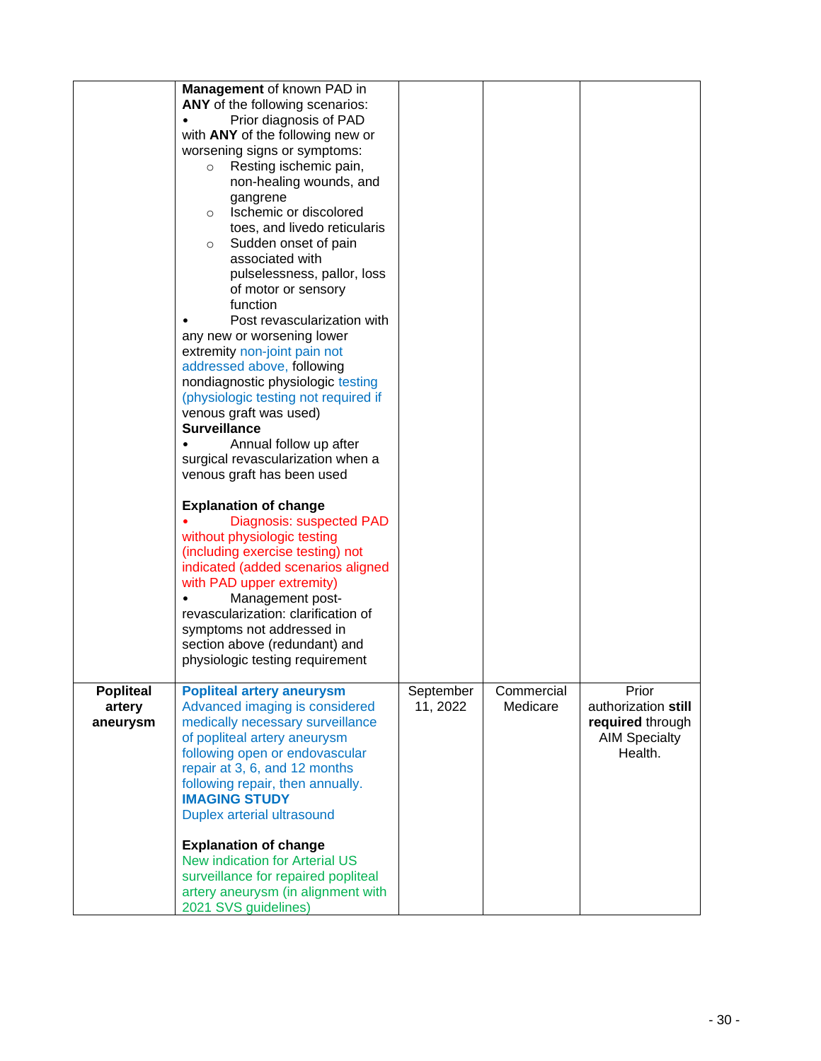| | | | | |
|---|---|---|---|---|
| | **Management** of known PAD in **ANY** of the following scenarios:<br>• Prior diagnosis of PAD with **ANY** of the following new or worsening signs or symptoms:<br>○ Resting ischemic pain, non-healing wounds, and gangrene<br>○ Ischemic or discolored toes, and livedo reticularis<br>○ Sudden onset of pain associated with pulselessness, pallor, loss of motor or sensory function<br>• Post revascularization with any new or worsening lower extremity non-joint pain not addressed above, following nondiagnostic physiologic testing (physiologic testing not required if venous graft was used)<br>**Surveillance**<br>• Annual follow up after surgical revascularization when a venous graft has been used<br><br>**Explanation of change**<br>• Diagnosis: suspected PAD without physiologic testing (including exercise testing) not indicated (added scenarios aligned with PAD upper extremity)<br>• Management post-revascularization: clarification of symptoms not addressed in section above (redundant) and physiologic testing requirement | | | |
| **Popliteal artery aneurysm** | **Popliteal artery aneurysm**<br>Advanced imaging is considered medically necessary surveillance of popliteal artery aneurysm following open or endovascular repair at 3, 6, and 12 months following repair, then annually.<br>**IMAGING STUDY**<br>Duplex arterial ultrasound<br><br>**Explanation of change**<br>New indication for Arterial US surveillance for repaired popliteal artery aneurysm (in alignment with 2021 SVS guidelines) | September 11, 2022 | Commercial Medicare | Prior authorization **still required** through AIM Specialty Health. |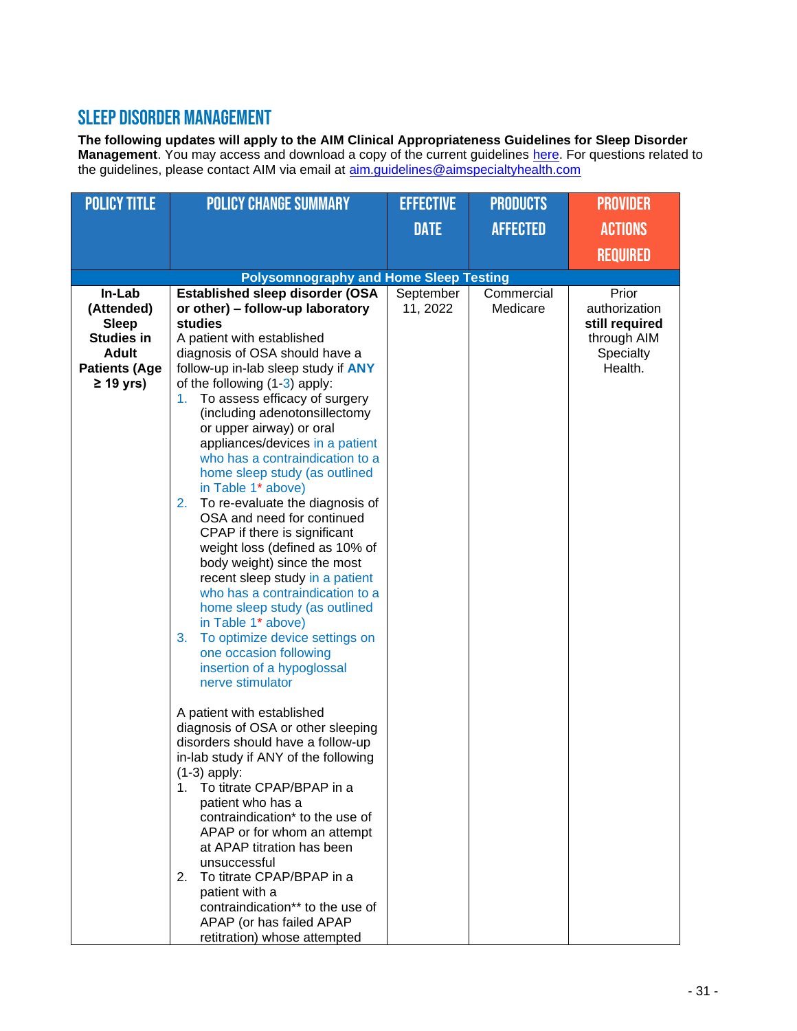## SLEEP DISORDER MANAGEMENT

**The following updates will apply to the AIM Clinical Appropriateness Guidelines for Sleep Disorder Management**. You may access and download a copy of the current guidelines here. For questions related to the guidelines, please contact AIM via email at aim.guidelines@aimspecialtyhealth.com

| POLICY TITLE | POLICY CHANGE SUMMARY | EFFECTIVE DATE | PRODUCTS AFFECTED | PROVIDER ACTIONS REQUIRED |
|---|---|---|---|---|
| **Polysomnography and Home Sleep Testing** | | | | |
| **In-Lab (Attended) Sleep Studies in Adult Patients (Age ≥ 19 yrs)** | **Established sleep disorder (OSA or other) – follow-up laboratory studies**<br>A patient with established diagnosis of OSA should have a follow-up in-lab sleep study if **ANY** of the following (1-3) apply:<br>1. To assess efficacy of surgery (including adenotonsillectomy or upper airway) or oral appliances/devices in a patient who has a contraindication to a home sleep study (as outlined in Table 1* above)<br>2. To re-evaluate the diagnosis of OSA and need for continued CPAP if there is significant weight loss (defined as 10% of body weight) since the most recent sleep study in a patient who has a contraindication to a home sleep study (as outlined in Table 1* above)<br>3. To optimize device settings on one occasion following insertion of a hypoglossal nerve stimulator<br><br>A patient with established diagnosis of OSA or other sleeping disorders should have a follow-up in-lab study if ANY of the following (1-3) apply:<br>1. To titrate CPAP/BPAP in a patient who has a contraindication* to the use of APAP or for whom an attempt at APAP titration has been unsuccessful<br>2. To titrate CPAP/BPAP in a patient with a contraindication** to the use of APAP (or has failed APAP retitration) whose attempted | September 11, 2022 | Commercial<br>Medicare | Prior authorization **still required** through AIM Specialty Health. |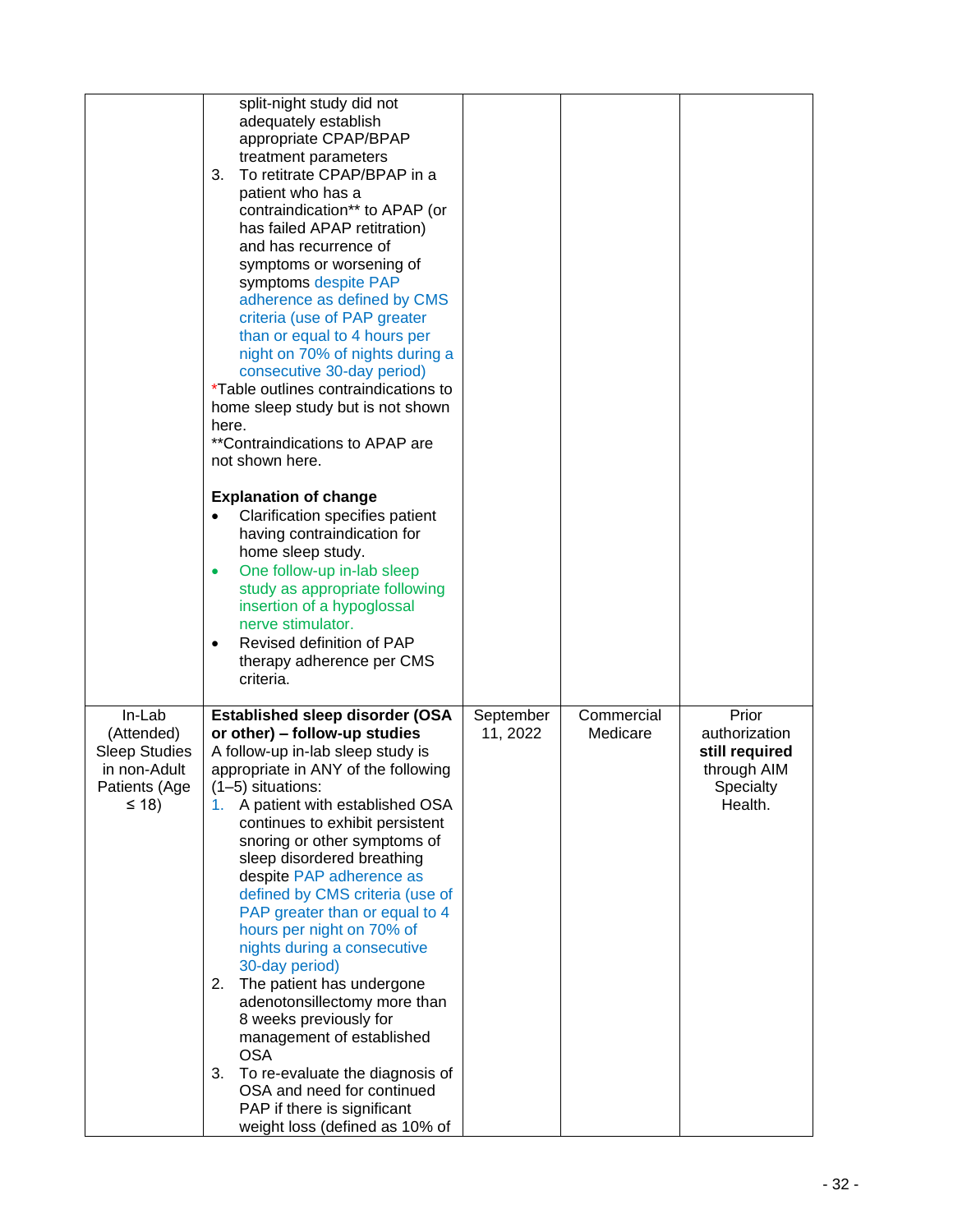| | | | | |
|---|---|---|---|---|
| | split-night study did not adequately establish appropriate CPAP/BPAP treatment parameters<br>3. To retitrate CPAP/BPAP in a patient who has a contraindication** to APAP (or has failed APAP retitration) and has recurrence of symptoms or worsening of symptoms despite PAP adherence as defined by CMS criteria (use of PAP greater than or equal to 4 hours per night on 70% of nights during a consecutive 30-day period)<br>*Table outlines contraindications to home sleep study but is not shown here.<br>**Contraindications to APAP are not shown here.<br><br>**Explanation of change**<br>• Clarification specifies patient having contraindication for home sleep study.<br>• One follow-up in-lab sleep study as appropriate following insertion of a hypoglossal nerve stimulator.<br>• Revised definition of PAP therapy adherence per CMS criteria. | | | |
| In-Lab (Attended) Sleep Studies in non-Adult Patients (Age ≤ 18) | **Established sleep disorder (OSA or other) – follow-up studies**<br>A follow-up in-lab sleep study is appropriate in ANY of the following (1–5) situations:<br>1. A patient with established OSA continues to exhibit persistent snoring or other symptoms of sleep disordered breathing despite PAP adherence as defined by CMS criteria (use of PAP greater than or equal to 4 hours per night on 70% of nights during a consecutive 30-day period)<br>2. The patient has undergone adenotonsillectomy more than 8 weeks previously for management of established OSA<br>3. To re-evaluate the diagnosis of OSA and need for continued PAP if there is significant weight loss (defined as 10% of | September 11, 2022 | Commercial Medicare | Prior authorization **still required** through AIM Specialty Health. |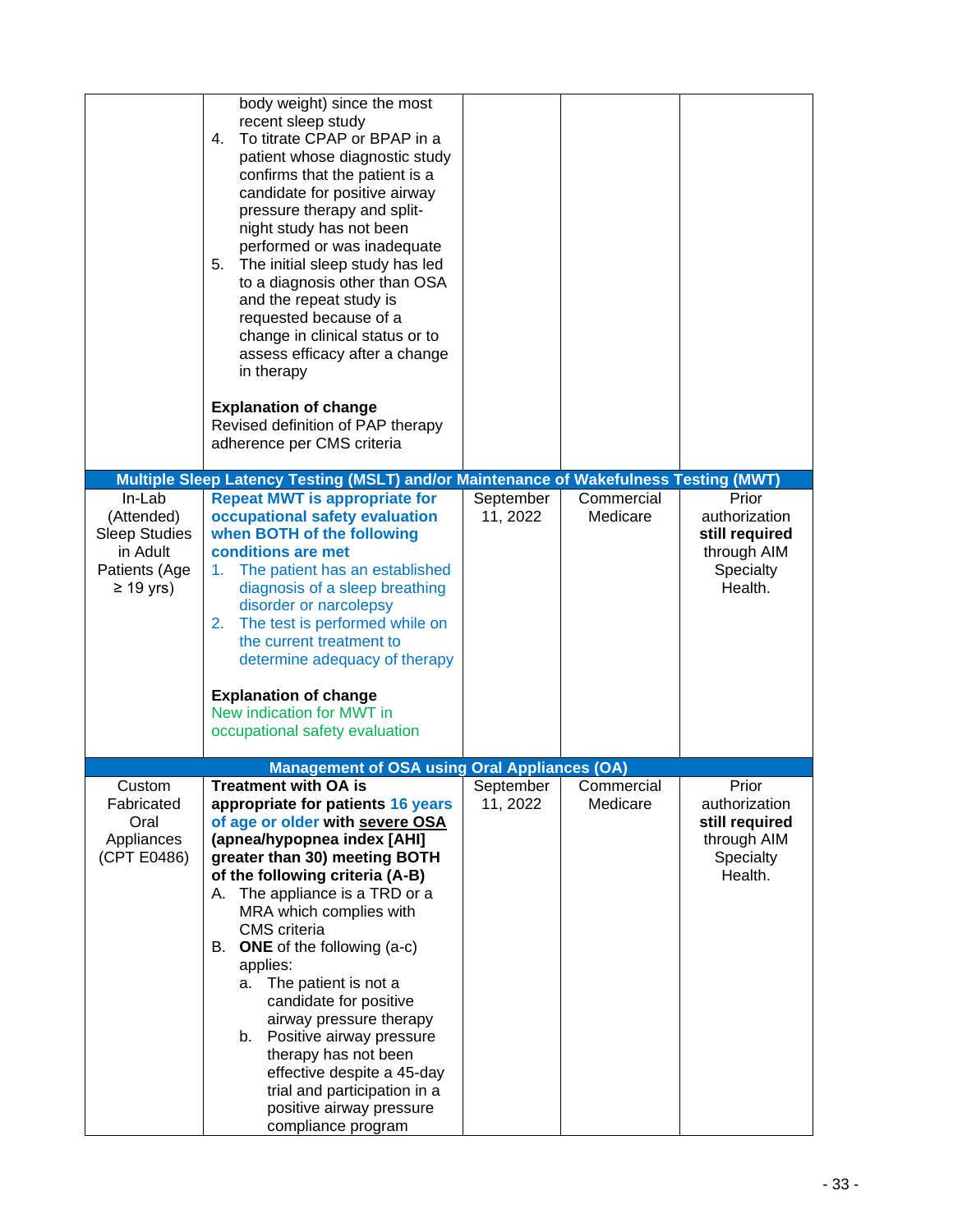| | | | | |
|---|---|---|---|---|
| | body weight) since the most recent sleep study<br>4. To titrate CPAP or BPAP in a patient whose diagnostic study confirms that the patient is a candidate for positive airway pressure therapy and split-night study has not been performed or was inadequate<br>5. The initial sleep study has led to a diagnosis other than OSA and the repeat study is requested because of a change in clinical status or to assess efficacy after a change in therapy<br><br>**Explanation of change**<br>Revised definition of PAP therapy adherence per CMS criteria | | | |
| **Multiple Sleep Latency Testing (MSLT) and/or Maintenance of Wakefulness Testing (MWT)** | | | | |
| In-Lab (Attended) Sleep Studies in Adult Patients (Age ≥ 19 yrs) | **Repeat MWT is appropriate for occupational safety evaluation when BOTH of the following conditions are met**<br>1. The patient has an established diagnosis of a sleep breathing disorder or narcolepsy<br>2. The test is performed while on the current treatment to determine adequacy of therapy<br><br>**Explanation of change**<br>New indication for MWT in occupational safety evaluation | September 11, 2022 | Commercial Medicare | Prior authorization **still required** through AIM Specialty Health. |
| **Management of OSA using Oral Appliances (OA)** | | | | |
| Custom Fabricated Oral Appliances (CPT E0486) | **Treatment with OA is appropriate for patients 16 years of age or older with <u>severe OSA</u> (apnea/hypopnea index [AHI] greater than 30) meeting BOTH of the following criteria (A-B)**<br>A. The appliance is a TRD or a MRA which complies with CMS criteria<br>B. **ONE** of the following (a-c) applies:<br>a. The patient is not a candidate for positive airway pressure therapy<br>b. Positive airway pressure therapy has not been effective despite a 45-day trial and participation in a positive airway pressure compliance program | September 11, 2022 | Commercial Medicare | Prior authorization **still required** through AIM Specialty Health. |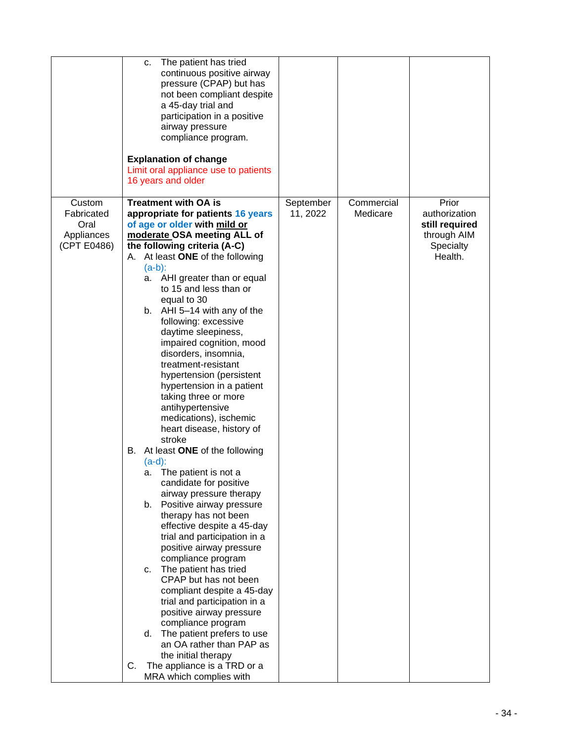| | | | | |
|---|---|---|---|---|
| | c. The patient has tried continuous positive airway pressure (CPAP) but has not been compliant despite a 45-day trial and participation in a positive airway pressure compliance program.<br><br>**Explanation of change**<br>Limit oral appliance use to patients 16 years and older | | | |
| Custom Fabricated Oral Appliances (CPT E0486) | **Treatment with OA is appropriate for patients 16 years of age or older with mild or moderate OSA meeting ALL of the following criteria (A-C)**<br>A. At least **ONE** of the following (a-b):<br>a. AHI greater than or equal to 15 and less than or equal to 30<br>b. AHI 5–14 with any of the following: excessive daytime sleepiness, impaired cognition, mood disorders, insomnia, treatment-resistant hypertension (persistent hypertension in a patient taking three or more antihypertensive medications), ischemic heart disease, history of stroke<br>B. At least **ONE** of the following (a-d):<br>a. The patient is not a candidate for positive airway pressure therapy<br>b. Positive airway pressure therapy has not been effective despite a 45-day trial and participation in a positive airway pressure compliance program<br>c. The patient has tried CPAP but has not been compliant despite a 45-day trial and participation in a positive airway pressure compliance program<br>d. The patient prefers to use an OA rather than PAP as the initial therapy<br>C. The appliance is a TRD or a MRA which complies with | September 11, 2022 | Commercial Medicare | Prior authorization **still required** through AIM Specialty Health. |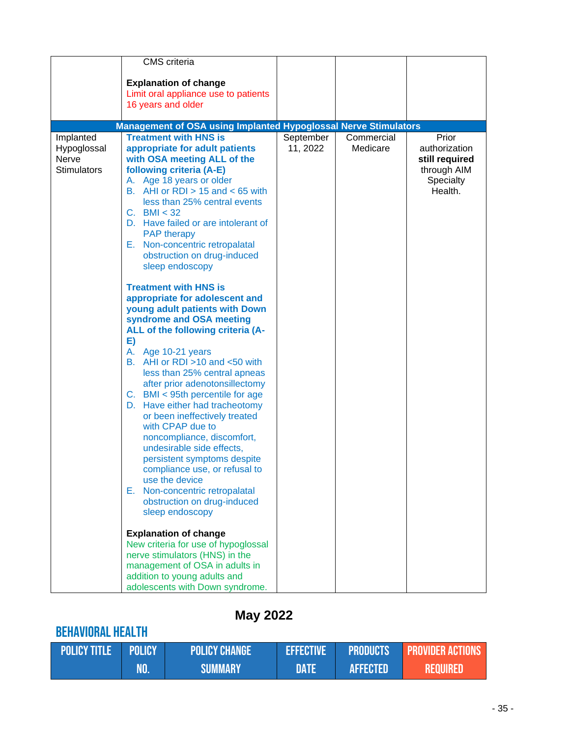| | | | | |
|---|---|---|---|---|
| | CMS criteria<br><br>**Explanation of change**<br>Limit oral appliance use to patients 16 years and older | | | |
| **Management of OSA using Implanted Hypoglossal Nerve Stimulators** | | | | |
| Implanted Hypoglossal Nerve Stimulators | **Treatment with HNS is appropriate for adult patients with OSA meeting ALL of the following criteria (A-E)**<br>A. Age 18 years or older<br>B. AHI or RDI > 15 and < 65 with less than 25% central events<br>C. BMI < 32<br>D. Have failed or are intolerant of PAP therapy<br>E. Non-concentric retropalatal obstruction on drug-induced sleep endoscopy<br><br>**Treatment with HNS is appropriate for adolescent and young adult patients with Down syndrome and OSA meeting ALL of the following criteria (A-E)**<br>A. Age 10-21 years<br>B. AHI or RDI >10 and <50 with less than 25% central apneas after prior adenotonsillectomy<br>C. BMI < 95th percentile for age<br>D. Have either had tracheotomy or been ineffectively treated with CPAP due to noncompliance, discomfort, undesirable side effects, persistent symptoms despite compliance use, or refusal to use the device<br>E. Non-concentric retropalatal obstruction on drug-induced sleep endoscopy<br><br>**Explanation of change**<br>New criteria for use of hypoglossal nerve stimulators (HNS) in the management of OSA in adults in addition to young adults and adolescents with Down syndrome. | September 11, 2022 | Commercial Medicare | Prior authorization **still required** through AIM Specialty Health. |

## May 2022

## BEHAVIORAL HEALTH

| POLICY TITLE | POLICY NO. | POLICY CHANGE SUMMARY | EFFECTIVE DATE | PRODUCTS AFFECTED | PROVIDER ACTIONS REQUIRED |
|---|---|---|---|---|---|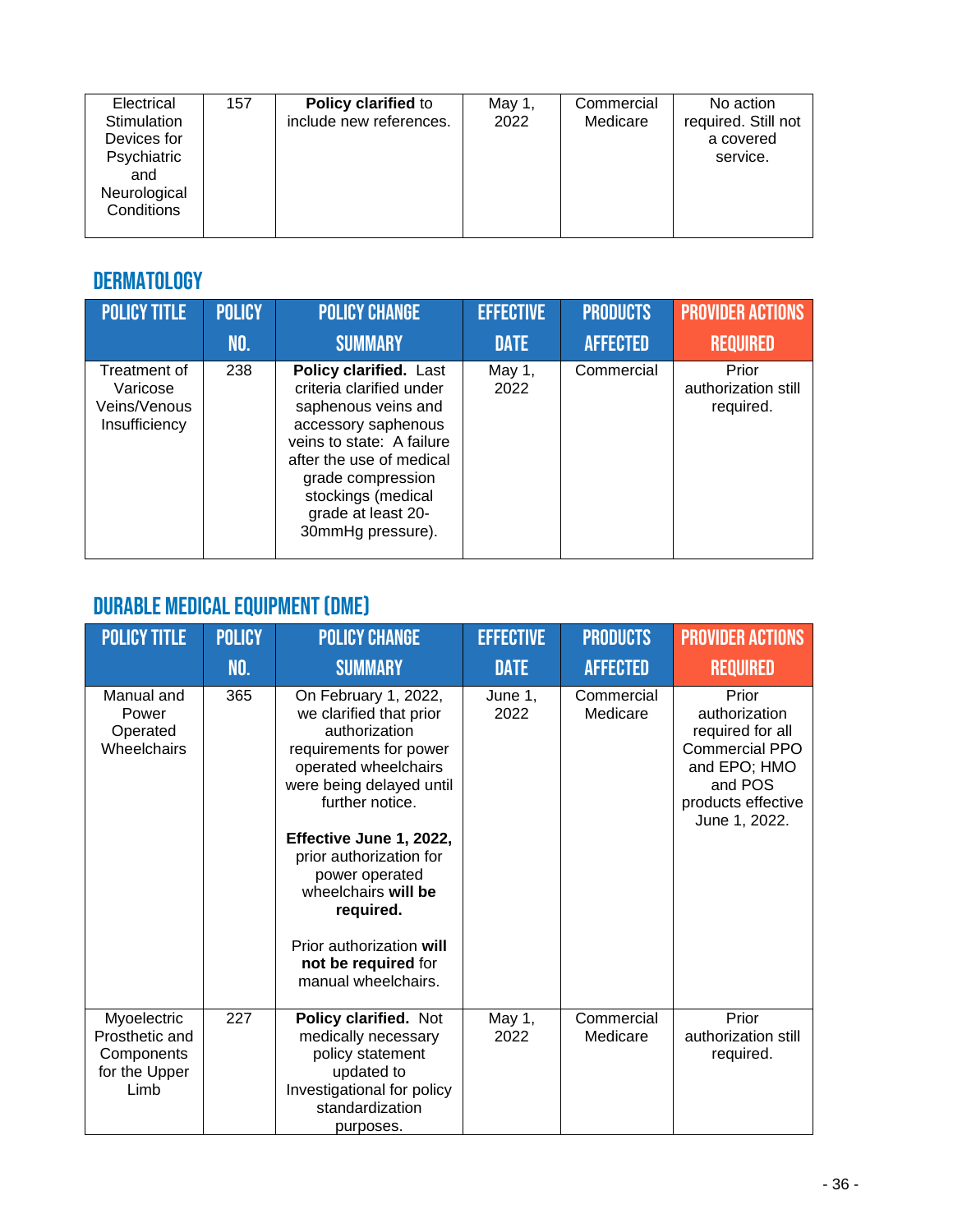| Electrical Stimulation Devices for Psychiatric and Neurological Conditions | 157 | **Policy clarified** to include new references. | May 1, 2022 | Commercial Medicare | No action required. Still not a covered service. |
|---|---|---|---|---|---|

## DERMATOLOGY

| POLICY TITLE | POLICY NO. | POLICY CHANGE SUMMARY | EFFECTIVE DATE | PRODUCTS AFFECTED | PROVIDER ACTIONS REQUIRED |
|---|---|---|---|---|---|
| Treatment of Varicose Veins/Venous Insufficiency | 238 | **Policy clarified.** Last criteria clarified under saphenous veins and accessory saphenous veins to state: A failure after the use of medical grade compression stockings (medical grade at least 20-30mmHg pressure). | May 1, 2022 | Commercial | Prior authorization still required. |

## DURABLE MEDICAL EQUIPMENT (DME)

| POLICY TITLE | POLICY NO. | POLICY CHANGE SUMMARY | EFFECTIVE DATE | PRODUCTS AFFECTED | PROVIDER ACTIONS REQUIRED |
|---|---|---|---|---|---|
| Manual and Power Operated Wheelchairs | 365 | On February 1, 2022, we clarified that prior authorization requirements for power operated wheelchairs were being delayed until further notice.<br><br>**Effective June 1, 2022,** prior authorization for power operated wheelchairs **will be required.**<br><br>Prior authorization **will not be required** for manual wheelchairs. | June 1, 2022 | Commercial Medicare | Prior authorization required for all Commercial PPO and EPO; HMO and POS products effective June 1, 2022. |
| Myoelectric Prosthetic and Components for the Upper Limb | 227 | **Policy clarified.** Not medically necessary policy statement updated to Investigational for policy standardization purposes. | May 1, 2022 | Commercial Medicare | Prior authorization still required. |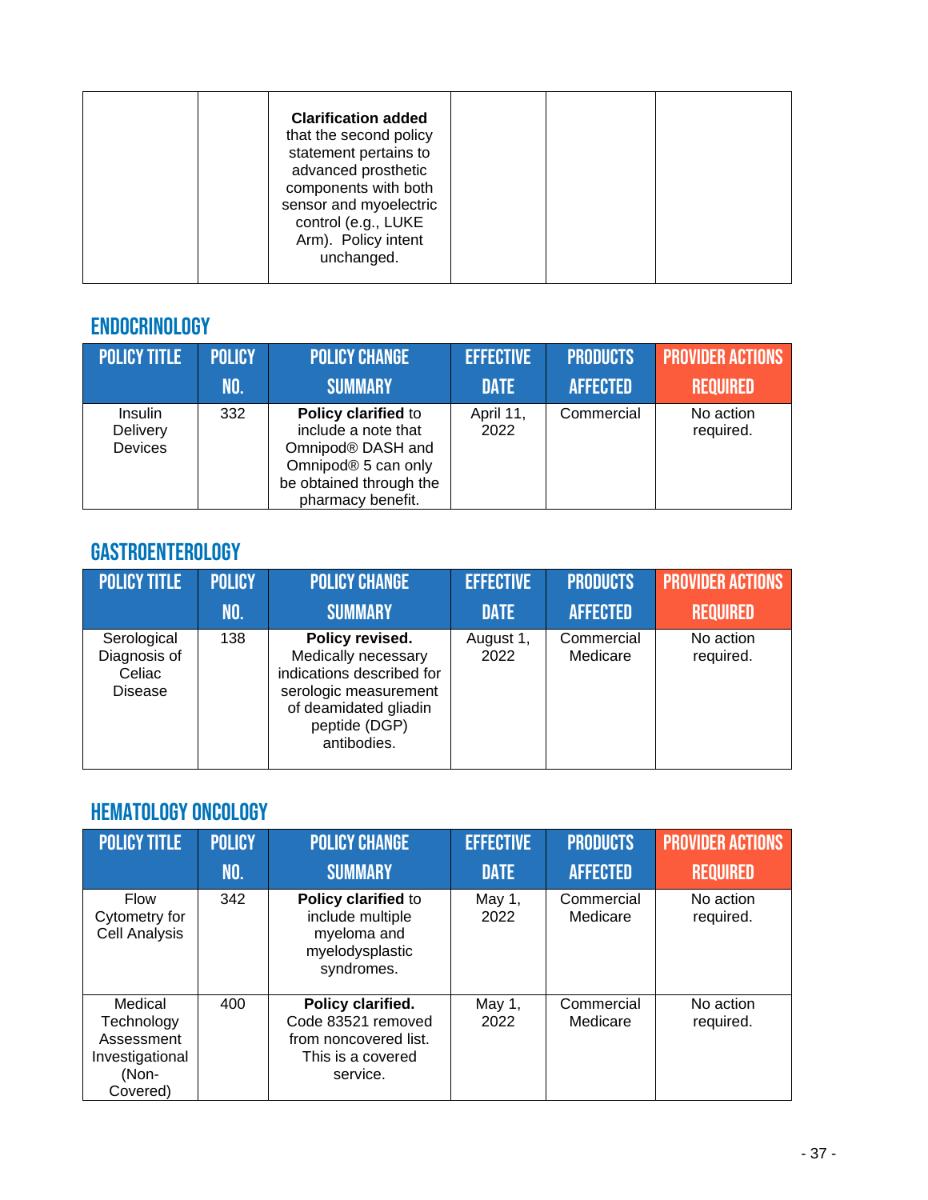| | | **Clarification added** that the second policy statement pertains to advanced prosthetic components with both sensor and myoelectric control (e.g., LUKE Arm). Policy intent unchanged. | | | |
|---|---|---|---|---|---|

## ENDOCRINOLOGY

| POLICY TITLE | POLICY NO. | POLICY CHANGE SUMMARY | EFFECTIVE DATE | PRODUCTS AFFECTED | PROVIDER ACTIONS REQUIRED |
|---|---|---|---|---|---|
| Insulin Delivery Devices | 332 | **Policy clarified** to include a note that Omnipod® DASH and Omnipod® 5 can only be obtained through the pharmacy benefit. | April 11, 2022 | Commercial | No action required. |

## GASTROENTEROLOGY

| POLICY TITLE | POLICY NO. | POLICY CHANGE SUMMARY | EFFECTIVE DATE | PRODUCTS AFFECTED | PROVIDER ACTIONS REQUIRED |
|---|---|---|---|---|---|
| Serological Diagnosis of Celiac Disease | 138 | **Policy revised.** Medically necessary indications described for serologic measurement of deamidated gliadin peptide (DGP) antibodies. | August 1, 2022 | Commercial Medicare | No action required. |

## HEMATOLOGY ONCOLOGY

| POLICY TITLE | POLICY NO. | POLICY CHANGE SUMMARY | EFFECTIVE DATE | PRODUCTS AFFECTED | PROVIDER ACTIONS REQUIRED |
|---|---|---|---|---|---|
| Flow Cytometry for Cell Analysis | 342 | **Policy clarified** to include multiple myeloma and myelodysplastic syndromes. | May 1, 2022 | Commercial Medicare | No action required. |
| Medical Technology Assessment Investigational (Non-Covered) | 400 | **Policy clarified.** Code 83521 removed from noncovered list. This is a covered service. | May 1, 2022 | Commercial Medicare | No action required. |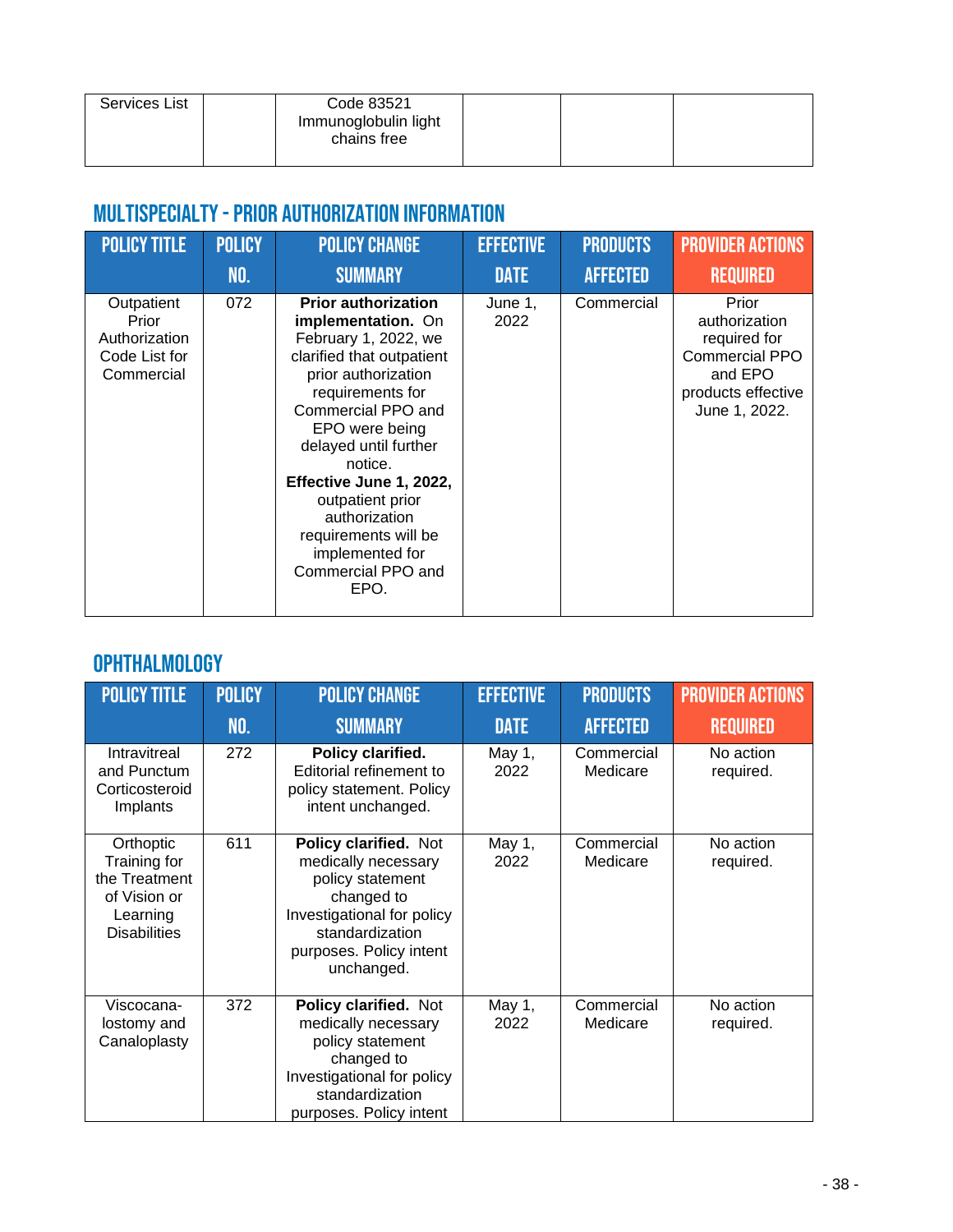| Services List | | Code 83521 Immunoglobulin light chains free | | | |
|---|---|---|---|---|---|

## MULTISPECIALTY - PRIOR AUTHORIZATION INFORMATION

| POLICY TITLE | POLICY NO. | POLICY CHANGE SUMMARY | EFFECTIVE DATE | PRODUCTS AFFECTED | PROVIDER ACTIONS REQUIRED |
|---|---|---|---|---|---|
| Outpatient Prior Authorization Code List for Commercial | 072 | **Prior authorization implementation.** On February 1, 2022, we clarified that outpatient prior authorization requirements for Commercial PPO and EPO were being delayed until further notice. **Effective June 1, 2022,** outpatient prior authorization requirements will be implemented for Commercial PPO and EPO. | June 1, 2022 | Commercial | Prior authorization required for Commercial PPO and EPO products effective June 1, 2022. |

## OPHTHALMOLOGY

| POLICY TITLE | POLICY NO. | POLICY CHANGE SUMMARY | EFFECTIVE DATE | PRODUCTS AFFECTED | PROVIDER ACTIONS REQUIRED |
|---|---|---|---|---|---|
| Intravitreal and Punctum Corticosteroid Implants | 272 | **Policy clarified.** Editorial refinement to policy statement. Policy intent unchanged. | May 1, 2022 | Commercial Medicare | No action required. |
| Orthoptic Training for the Treatment of Vision or Learning Disabilities | 611 | **Policy clarified.** Not medically necessary policy statement changed to Investigational for policy standardization purposes. Policy intent unchanged. | May 1, 2022 | Commercial Medicare | No action required. |
| Viscocana-lostomy and Canaloplasty | 372 | **Policy clarified.** Not medically necessary policy statement changed to Investigational for policy standardization purposes. Policy intent | May 1, 2022 | Commercial Medicare | No action required. |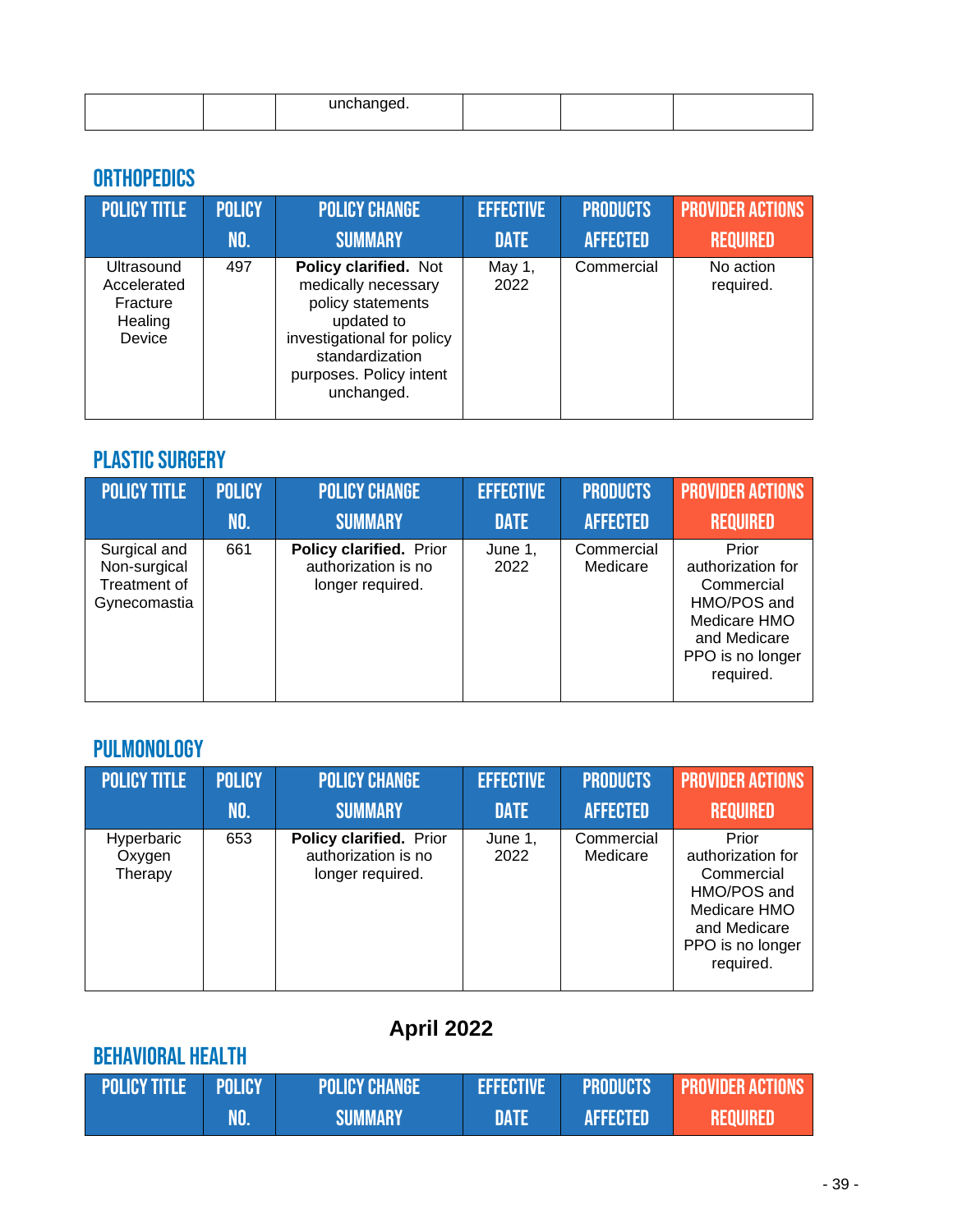| | | unchanged. | | | |
|---|---|---|---|---|---|

## ORTHOPEDICS

| POLICY TITLE | POLICY NO. | POLICY CHANGE SUMMARY | EFFECTIVE DATE | PRODUCTS AFFECTED | PROVIDER ACTIONS REQUIRED |
|---|---|---|---|---|---|
| Ultrasound Accelerated Fracture Healing Device | 497 | **Policy clarified.** Not medically necessary policy statements updated to investigational for policy standardization purposes. Policy intent unchanged. | May 1, 2022 | Commercial | No action required. |

## PLASTIC SURGERY

| POLICY TITLE | POLICY NO. | POLICY CHANGE SUMMARY | EFFECTIVE DATE | PRODUCTS AFFECTED | PROVIDER ACTIONS REQUIRED |
|---|---|---|---|---|---|
| Surgical and Non-surgical Treatment of Gynecomastia | 661 | **Policy clarified.** Prior authorization is no longer required. | June 1, 2022 | Commercial Medicare | Prior authorization for Commercial HMO/POS and Medicare HMO and Medicare PPO is no longer required. |

## PULMONOLOGY

| POLICY TITLE | POLICY NO. | POLICY CHANGE SUMMARY | EFFECTIVE DATE | PRODUCTS AFFECTED | PROVIDER ACTIONS REQUIRED |
|---|---|---|---|---|---|
| Hyperbaric Oxygen Therapy | 653 | **Policy clarified.** Prior authorization is no longer required. | June 1, 2022 | Commercial Medicare | Prior authorization for Commercial HMO/POS and Medicare HMO and Medicare PPO is no longer required. |

# April 2022

## BEHAVIORAL HEALTH

| POLICY TITLE | POLICY NO. | POLICY CHANGE SUMMARY | EFFECTIVE DATE | PRODUCTS AFFECTED | PROVIDER ACTIONS REQUIRED |
|---|---|---|---|---|---|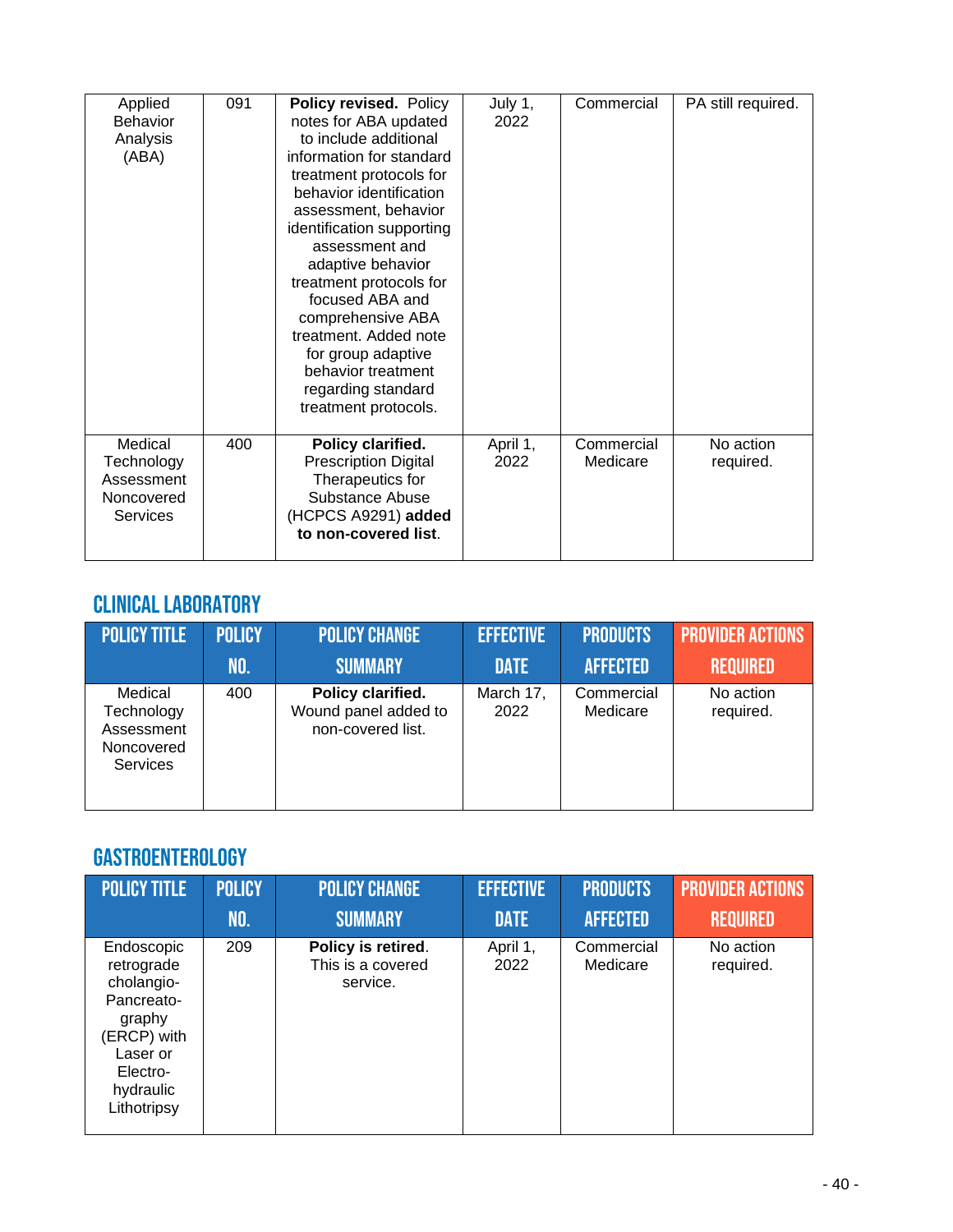| POLICY TITLE | POLICY NO. | POLICY CHANGE SUMMARY | EFFECTIVE DATE | PRODUCTS AFFECTED | PROVIDER ACTIONS REQUIRED |
|---|---|---|---|---|---|
| Applied Behavior Analysis (ABA) | 091 | **Policy revised.** Policy notes for ABA updated to include additional information for standard treatment protocols for behavior identification assessment, behavior identification supporting assessment and adaptive behavior treatment protocols for focused ABA and comprehensive ABA treatment. Added note for group adaptive behavior treatment regarding standard treatment protocols. | July 1, 2022 | Commercial | PA still required. |
| Medical Technology Assessment Noncovered Services | 400 | **Policy clarified.** Prescription Digital Therapeutics for Substance Abuse (HCPCS A9291) **added to non-covered list**. | April 1, 2022 | Commercial Medicare | No action required. |

## CLINICAL LABORATORY

| POLICY TITLE | POLICY NO. | POLICY CHANGE SUMMARY | EFFECTIVE DATE | PRODUCTS AFFECTED | PROVIDER ACTIONS REQUIRED |
|---|---|---|---|---|---|
| Medical Technology Assessment Noncovered Services | 400 | **Policy clarified.** Wound panel added to non-covered list. | March 17, 2022 | Commercial Medicare | No action required. |

## GASTROENTEROLOGY

| POLICY TITLE | POLICY NO. | POLICY CHANGE SUMMARY | EFFECTIVE DATE | PRODUCTS AFFECTED | PROVIDER ACTIONS REQUIRED |
|---|---|---|---|---|---|
| Endoscopic retrograde cholangio-Pancreato-graphy (ERCP) with Laser or Electro-hydraulic Lithotripsy | 209 | **Policy is retired**. This is a covered service. | April 1, 2022 | Commercial Medicare | No action required. |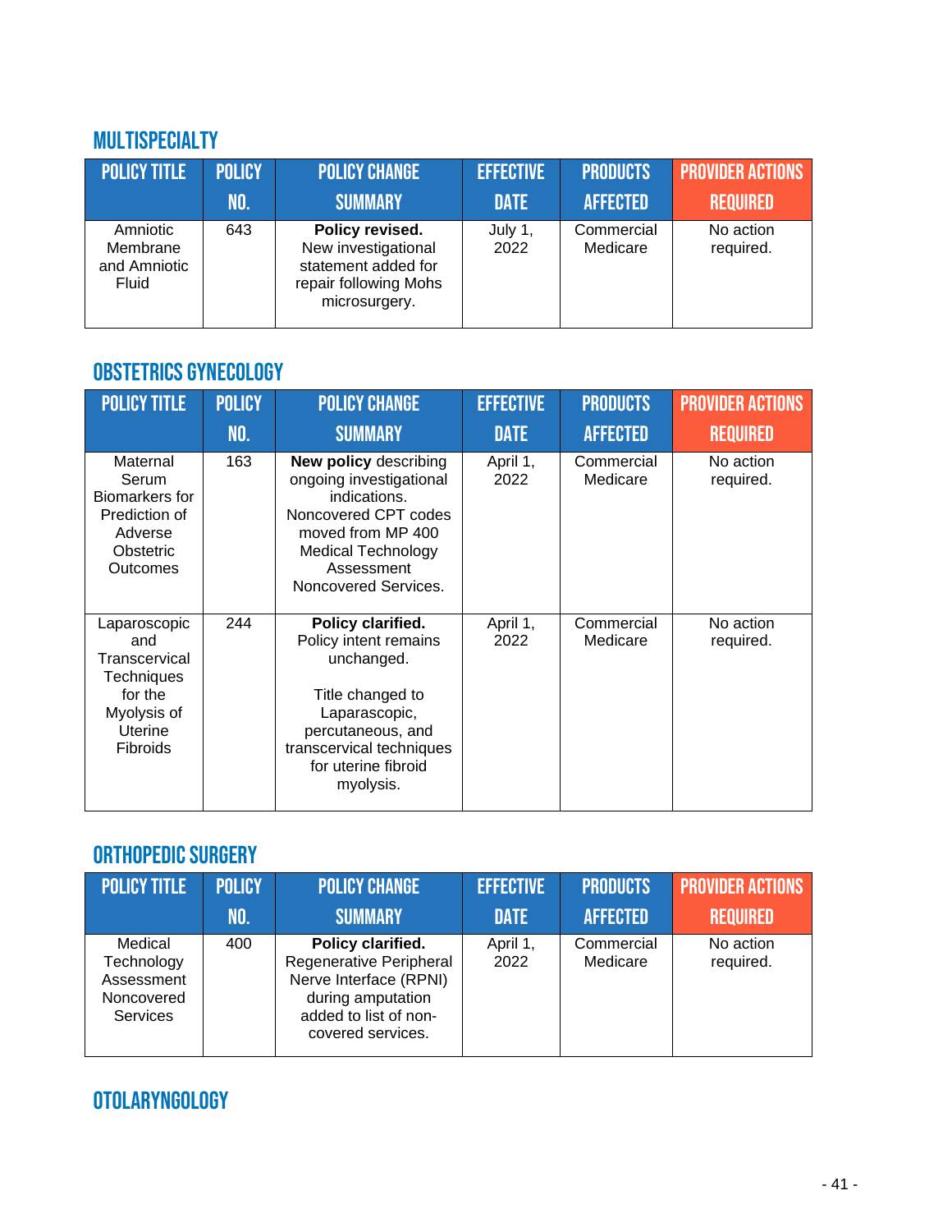## MULTISPECIALTY

| POLICY TITLE | POLICY NO. | POLICY CHANGE SUMMARY | EFFECTIVE DATE | PRODUCTS AFFECTED | PROVIDER ACTIONS REQUIRED |
|---|---|---|---|---|---|
| Amniotic Membrane and Amniotic Fluid | 643 | **Policy revised.** New investigational statement added for repair following Mohs microsurgery. | July 1, 2022 | Commercial Medicare | No action required. |

## OBSTETRICS GYNECOLOGY

| POLICY TITLE | POLICY NO. | POLICY CHANGE SUMMARY | EFFECTIVE DATE | PRODUCTS AFFECTED | PROVIDER ACTIONS REQUIRED |
|---|---|---|---|---|---|
| Maternal Serum Biomarkers for Prediction of Adverse Obstetric Outcomes | 163 | **New policy** describing ongoing investigational indications. Noncovered CPT codes moved from MP 400 Medical Technology Assessment Noncovered Services. | April 1, 2022 | Commercial Medicare | No action required. |
| Laparoscopic and Transcervical Techniques for the Myolysis of Uterine Fibroids | 244 | **Policy clarified.** Policy intent remains unchanged.<br><br>Title changed to Laparascopic, percutaneous, and transcervical techniques for uterine fibroid myolysis. | April 1, 2022 | Commercial Medicare | No action required. |

## ORTHOPEDIC SURGERY

| POLICY TITLE | POLICY NO. | POLICY CHANGE SUMMARY | EFFECTIVE DATE | PRODUCTS AFFECTED | PROVIDER ACTIONS REQUIRED |
|---|---|---|---|---|---|
| Medical Technology Assessment Noncovered Services | 400 | **Policy clarified.** Regenerative Peripheral Nerve Interface (RPNI) during amputation added to list of non-covered services. | April 1, 2022 | Commercial Medicare | No action required. |

## OTOLARYNGOLOGY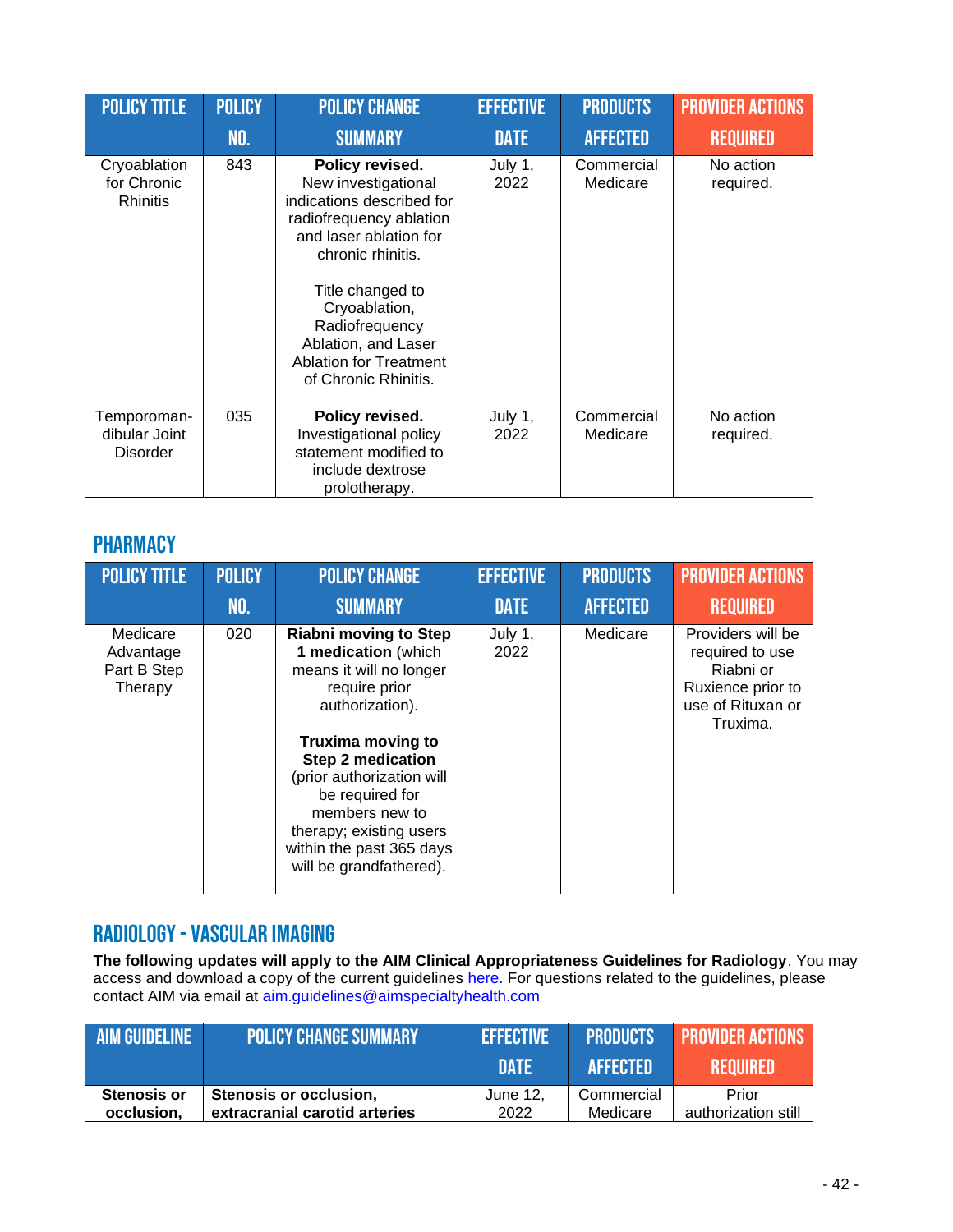| POLICY TITLE | POLICY NO. | POLICY CHANGE SUMMARY | EFFECTIVE DATE | PRODUCTS AFFECTED | PROVIDER ACTIONS REQUIRED |
|---|---|---|---|---|---|
| Cryoablation for Chronic Rhinitis | 843 | **Policy revised.** New investigational indications described for radiofrequency ablation and laser ablation for chronic rhinitis.<br><br>Title changed to Cryoablation, Radiofrequency Ablation, and Laser Ablation for Treatment of Chronic Rhinitis. | July 1, 2022 | Commercial Medicare | No action required. |
| Temporoman-dibular Joint Disorder | 035 | **Policy revised.** Investigational policy statement modified to include dextrose prolotherapy. | July 1, 2022 | Commercial Medicare | No action required. |

## PHARMACY

| POLICY TITLE | POLICY NO. | POLICY CHANGE SUMMARY | EFFECTIVE DATE | PRODUCTS AFFECTED | PROVIDER ACTIONS REQUIRED |
|---|---|---|---|---|---|
| Medicare Advantage Part B Step Therapy | 020 | **Riabni moving to Step 1 medication** (which means it will no longer require prior authorization).<br><br>**Truxima moving to Step 2 medication** (prior authorization will be required for members new to therapy; existing users within the past 365 days will be grandfathered). | July 1, 2022 | Medicare | Providers will be required to use Riabni or Ruxience prior to use of Rituxan or Truxima. |

## RADIOLOGY - VASCULAR IMAGING

**The following updates will apply to the AIM Clinical Appropriateness Guidelines for Radiology**. You may access and download a copy of the current guidelines here. For questions related to the guidelines, please contact AIM via email at aim.guidelines@aimspecialtyhealth.com

| AIM GUIDELINE | POLICY CHANGE SUMMARY | EFFECTIVE DATE | PRODUCTS AFFECTED | PROVIDER ACTIONS REQUIRED |
|---|---|---|---|---|
| **Stenosis or occlusion,** | **Stenosis or occlusion, extracranial carotid arteries** | June 12, 2022 | Commercial Medicare | Prior authorization still |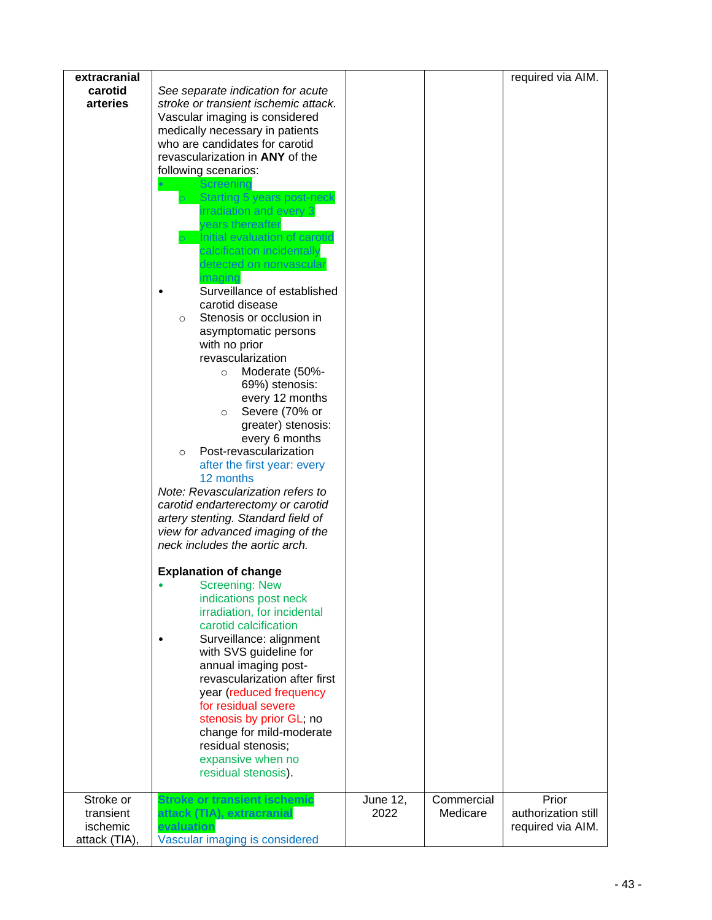| extracranial carotid arteries | *See separate indication for acute stroke or transient ischemic attack.*<br>Vascular imaging is considered medically necessary in patients who are candidates for carotid revascularization in **ANY** of the following scenarios:<br>• Screening<br>  ○ Starting 5 years post-neck irradiation and every 3 years thereafter<br>  ○ Initial evaluation of carotid calcification incidentally detected on nonvascular imaging<br>• Surveillance of established carotid disease<br>  ○ Stenosis or occlusion in asymptomatic persons with no prior revascularization<br>    ○ Moderate (50%-69%) stenosis: every 12 months<br>    ○ Severe (70% or greater) stenosis: every 6 months<br>  ○ Post-revascularization after the first year: every 12 months<br>*Note: Revascularization refers to carotid endarterectomy or carotid artery stenting. Standard field of view for advanced imaging of the neck includes the aortic arch.*<br><br>**Explanation of change**<br>• Screening: New indications post neck irradiation, for incidental carotid calcification<br>• Surveillance: alignment with SVS guideline for annual imaging post-revascularization after first year (reduced frequency for residual severe stenosis by prior GL; no change for mild-moderate residual stenosis; expansive when no residual stenosis). | | | required via AIM. |
|---|---|---|---|---|
| Stroke or transient ischemic attack (TIA), | **Stroke or transient ischemic attack (TIA), extracranial evaluation**<br>Vascular imaging is considered | June 12, 2022 | Commercial<br>Medicare | Prior authorization still required via AIM. |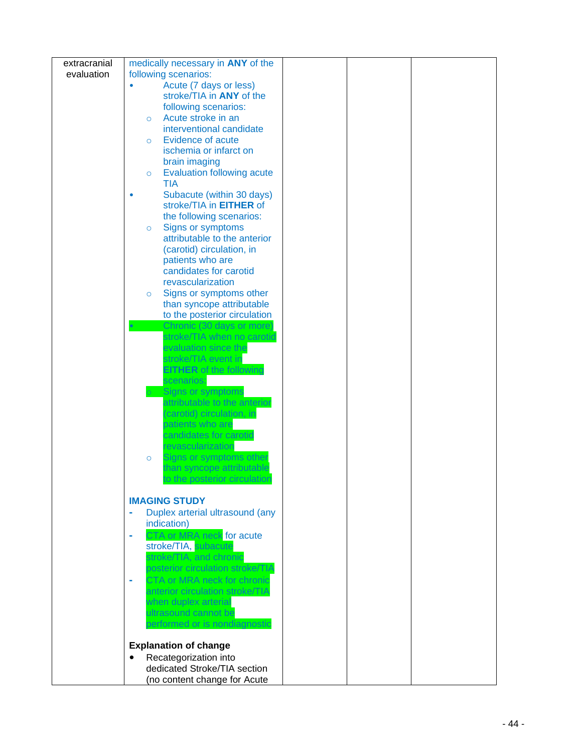| extracranial evaluation | medically necessary in **ANY** of the following scenarios:<br>• Acute (7 days or less) stroke/TIA in **ANY** of the following scenarios:<br>  ○ Acute stroke in an interventional candidate<br>  ○ Evidence of acute ischemia or infarct on brain imaging<br>  ○ Evaluation following acute TIA<br>• Subacute (within 30 days) stroke/TIA in **EITHER** of the following scenarios:<br>  ○ Signs or symptoms attributable to the anterior (carotid) circulation, in patients who are candidates for carotid revascularization<br>  ○ Signs or symptoms other than syncope attributable to the posterior circulation<br>• Chronic (30 days or more) stroke/TIA when no carotid evaluation since the stroke/TIA event in **EITHER** of the following scenarios:<br>  ○ Signs or symptoms attributable to the anterior (carotid) circulation, in patients who are candidates for carotid revascularization<br>  ○ Signs or symptoms other than syncope attributable to the posterior circulation<br><br>**IMAGING STUDY**<br>- Duplex arterial ultrasound (any indication)<br>- CTA or MRA neck for acute stroke/TIA, subacute stroke/TIA, and chronic posterior circulation stroke/TIA<br>- CTA or MRA neck for chronic anterior circulation stroke/TIA when duplex arterial ultrasound cannot be performed or is nondiagnostic<br><br>**Explanation of change**<br>• Recategorization into dedicated Stroke/TIA section (no content change for Acute | | | |
|---|---|---|---|---|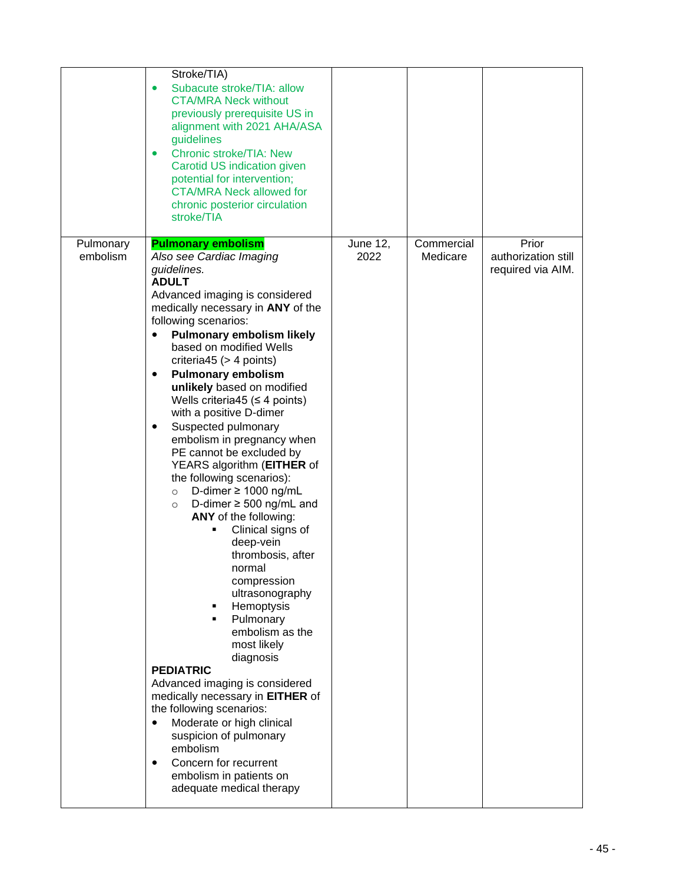| | | | | |
|---|---|---|---|---|
| | Stroke/TIA)<br>• Subacute stroke/TIA: allow CTA/MRA Neck without previously prerequisite US in alignment with 2021 AHA/ASA guidelines<br>• Chronic stroke/TIA: New Carotid US indication given potential for intervention; CTA/MRA Neck allowed for chronic posterior circulation stroke/TIA | | | |
| Pulmonary embolism | **Pulmonary embolism**<br>*Also see Cardiac Imaging guidelines.*<br>**ADULT**<br>Advanced imaging is considered medically necessary in **ANY** of the following scenarios:<br>• **Pulmonary embolism likely** based on modified Wells criteria45 (> 4 points)<br>• **Pulmonary embolism unlikely** based on modified Wells criteria45 (≤ 4 points) with a positive D-dimer<br>• Suspected pulmonary embolism in pregnancy when PE cannot be excluded by YEARS algorithm (**EITHER** of the following scenarios):<br>&nbsp;&nbsp;&nbsp;&nbsp;○ D-dimer ≥ 1000 ng/mL<br>&nbsp;&nbsp;&nbsp;&nbsp;○ D-dimer ≥ 500 ng/mL and **ANY** of the following:<br>&nbsp;&nbsp;&nbsp;&nbsp;&nbsp;&nbsp;&nbsp;&nbsp;▪ Clinical signs of deep-vein thrombosis, after normal compression ultrasonography<br>&nbsp;&nbsp;&nbsp;&nbsp;&nbsp;&nbsp;&nbsp;&nbsp;▪ Hemoptysis<br>&nbsp;&nbsp;&nbsp;&nbsp;&nbsp;&nbsp;&nbsp;&nbsp;▪ Pulmonary embolism as the most likely diagnosis<br>**PEDIATRIC**<br>Advanced imaging is considered medically necessary in **EITHER** of the following scenarios:<br>• Moderate or high clinical suspicion of pulmonary embolism<br>• Concern for recurrent embolism in patients on adequate medical therapy | June 12, 2022 | Commercial Medicare | Prior authorization still required via AIM. |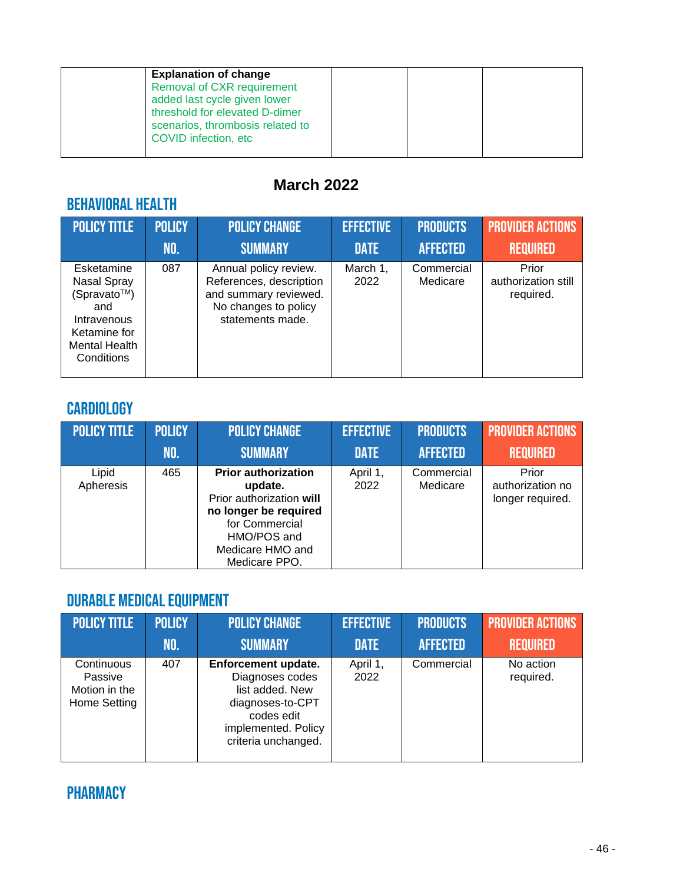| | Explanation of change<br>Removal of CXR requirement added last cycle given lower threshold for elevated D-dimer scenarios, thrombosis related to COVID infection, etc | | | |
|---|---|---|---|---|

## March 2022

### BEHAVIORAL HEALTH

| POLICY TITLE | POLICY NO. | POLICY CHANGE SUMMARY | EFFECTIVE DATE | PRODUCTS AFFECTED | PROVIDER ACTIONS REQUIRED |
|---|---|---|---|---|---|
| Esketamine Nasal Spray (Spravato™) and Intravenous Ketamine for Mental Health Conditions | 087 | Annual policy review. References, description and summary reviewed. No changes to policy statements made. | March 1, 2022 | Commercial Medicare | Prior authorization still required. |

### CARDIOLOGY

| POLICY TITLE | POLICY NO. | POLICY CHANGE SUMMARY | EFFECTIVE DATE | PRODUCTS AFFECTED | PROVIDER ACTIONS REQUIRED |
|---|---|---|---|---|---|
| Lipid Apheresis | 465 | **Prior authorization update.** Prior authorization **will no longer be required** for Commercial HMO/POS and Medicare HMO and Medicare PPO. | April 1, 2022 | Commercial Medicare | Prior authorization no longer required. |

### DURABLE MEDICAL EQUIPMENT

| POLICY TITLE | POLICY NO. | POLICY CHANGE SUMMARY | EFFECTIVE DATE | PRODUCTS AFFECTED | PROVIDER ACTIONS REQUIRED |
|---|---|---|---|---|---|
| Continuous Passive Motion in the Home Setting | 407 | **Enforcement update.** Diagnoses codes list added. New diagnoses-to-CPT codes edit implemented. Policy criteria unchanged. | April 1, 2022 | Commercial | No action required. |

### PHARMACY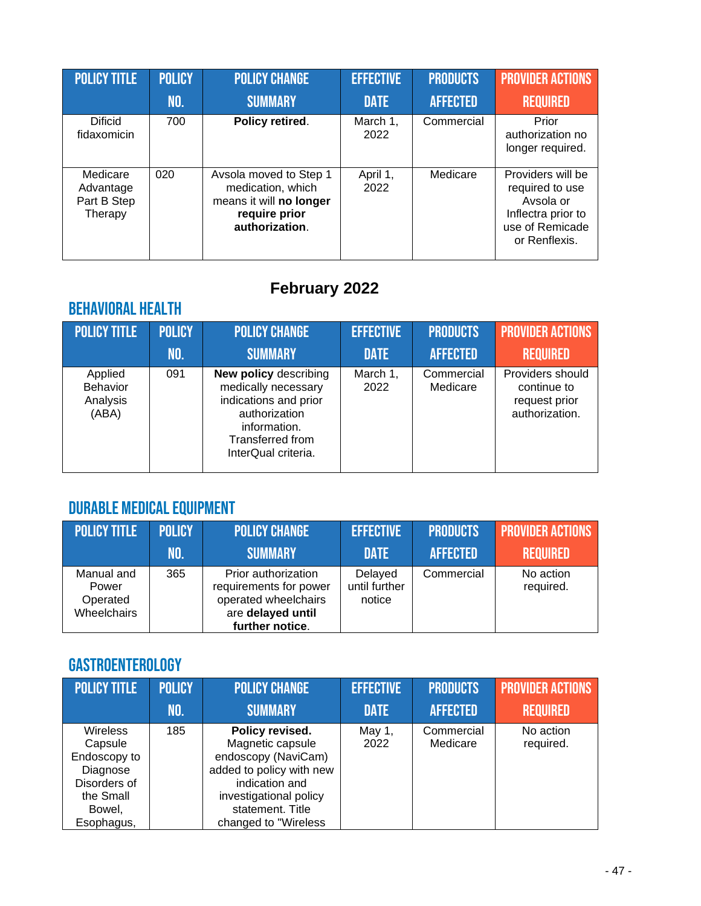| POLICY TITLE | POLICY NO. | POLICY CHANGE SUMMARY | EFFECTIVE DATE | PRODUCTS AFFECTED | PROVIDER ACTIONS REQUIRED |
|---|---|---|---|---|---|
| Dificid fidaxomicin | 700 | **Policy retired**. | March 1, 2022 | Commercial | Prior authorization no longer required. |
| Medicare Advantage Part B Step Therapy | 020 | Avsola moved to Step 1 medication, which means it will **no longer require prior authorization**. | April 1, 2022 | Medicare | Providers will be required to use Avsola or Inflectra prior to use of Remicade or Renflexis. |

## February 2022

### BEHAVIORAL HEALTH

| POLICY TITLE | POLICY NO. | POLICY CHANGE SUMMARY | EFFECTIVE DATE | PRODUCTS AFFECTED | PROVIDER ACTIONS REQUIRED |
|---|---|---|---|---|---|
| Applied Behavior Analysis (ABA) | 091 | **New policy** describing medically necessary indications and prior authorization information. Transferred from InterQual criteria. | March 1, 2022 | Commercial Medicare | Providers should continue to request prior authorization. |

### DURABLE MEDICAL EQUIPMENT

| POLICY TITLE | POLICY NO. | POLICY CHANGE SUMMARY | EFFECTIVE DATE | PRODUCTS AFFECTED | PROVIDER ACTIONS REQUIRED |
|---|---|---|---|---|---|
| Manual and Power Operated Wheelchairs | 365 | Prior authorization requirements for power operated wheelchairs are **delayed until further notice**. | Delayed until further notice | Commercial | No action required. |

### GASTROENTEROLOGY

| POLICY TITLE | POLICY NO. | POLICY CHANGE SUMMARY | EFFECTIVE DATE | PRODUCTS AFFECTED | PROVIDER ACTIONS REQUIRED |
|---|---|---|---|---|---|
| Wireless Capsule Endoscopy to Diagnose Disorders of the Small Bowel, Esophagus, | 185 | **Policy revised.** Magnetic capsule endoscopy (NaviCam) added to policy with new indication and investigational policy statement. Title changed to "Wireless | May 1, 2022 | Commercial Medicare | No action required. |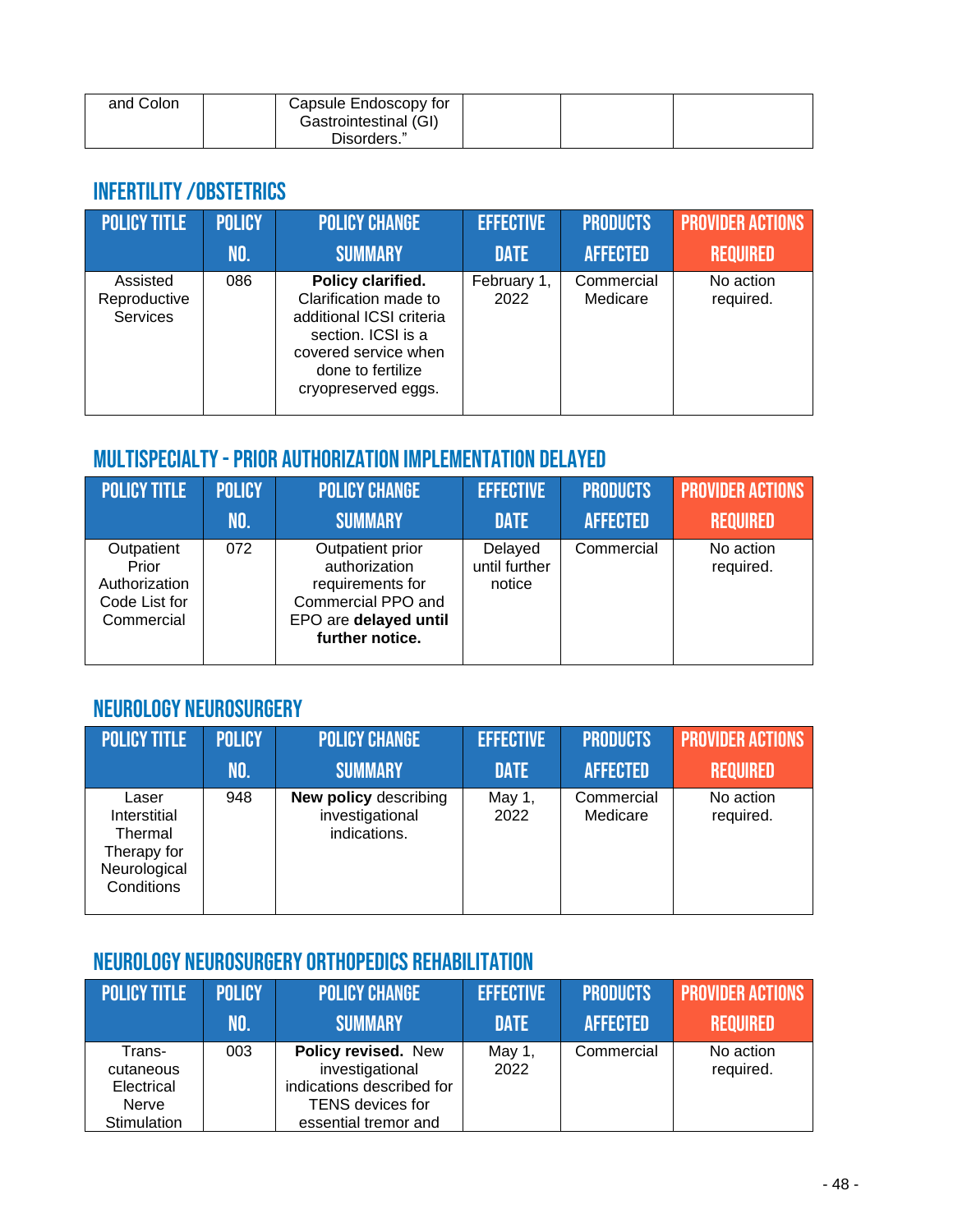| and Colon | | Capsule Endoscopy for Gastrointestinal (GI) Disorders." | | | |
|---|---|---|---|---|---|

## INFERTILITY /OBSTETRICS

| POLICY TITLE | POLICY NO. | POLICY CHANGE SUMMARY | EFFECTIVE DATE | PRODUCTS AFFECTED | PROVIDER ACTIONS REQUIRED |
|---|---|---|---|---|---|
| Assisted Reproductive Services | 086 | **Policy clarified.** Clarification made to additional ICSI criteria section. ICSI is a covered service when done to fertilize cryopreserved eggs. | February 1, 2022 | Commercial Medicare | No action required. |

## MULTISPECIALTY - PRIOR AUTHORIZATION IMPLEMENTATION DELAYED

| POLICY TITLE | POLICY NO. | POLICY CHANGE SUMMARY | EFFECTIVE DATE | PRODUCTS AFFECTED | PROVIDER ACTIONS REQUIRED |
|---|---|---|---|---|---|
| Outpatient Prior Authorization Code List for Commercial | 072 | Outpatient prior authorization requirements for Commercial PPO and EPO are **delayed until further notice.** | Delayed until further notice | Commercial | No action required. |

## NEUROLOGY NEUROSURGERY

| POLICY TITLE | POLICY NO. | POLICY CHANGE SUMMARY | EFFECTIVE DATE | PRODUCTS AFFECTED | PROVIDER ACTIONS REQUIRED |
|---|---|---|---|---|---|
| Laser Interstitial Thermal Therapy for Neurological Conditions | 948 | **New policy** describing investigational indications. | May 1, 2022 | Commercial Medicare | No action required. |

## NEUROLOGY NEUROSURGERY ORTHOPEDICS REHABILITATION

| POLICY TITLE | POLICY NO. | POLICY CHANGE SUMMARY | EFFECTIVE DATE | PRODUCTS AFFECTED | PROVIDER ACTIONS REQUIRED |
|---|---|---|---|---|---|
| Trans-cutaneous Electrical Nerve Stimulation | 003 | **Policy revised.** New investigational indications described for TENS devices for essential tremor and | May 1, 2022 | Commercial | No action required. |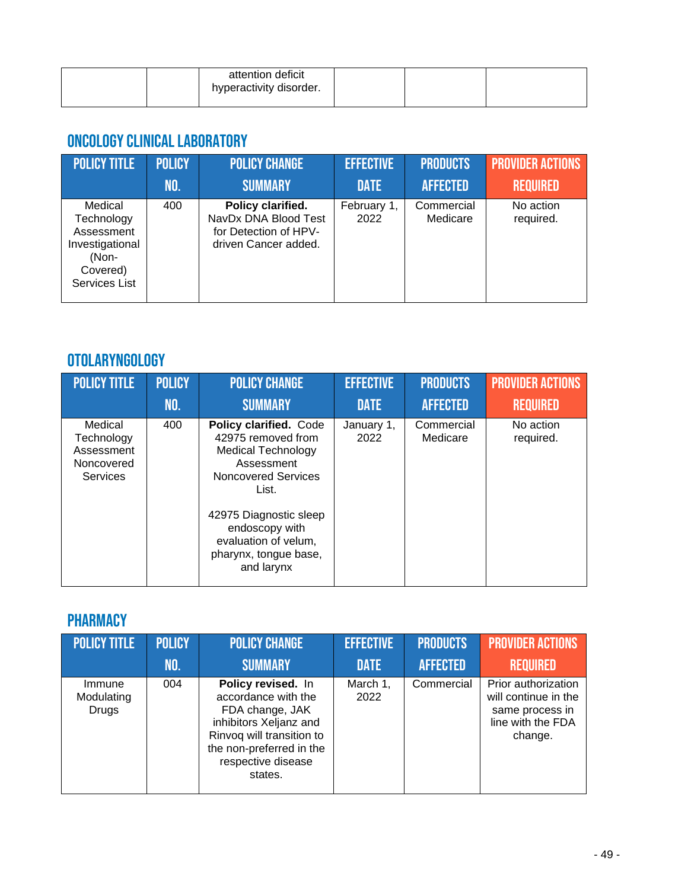| | | attention deficit hyperactivity disorder. | | | |
|---|---|---|---|---|---|

## ONCOLOGY CLINICAL LABORATORY

| POLICY TITLE | POLICY NO. | POLICY CHANGE SUMMARY | EFFECTIVE DATE | PRODUCTS AFFECTED | PROVIDER ACTIONS REQUIRED |
|---|---|---|---|---|---|
| Medical Technology Assessment Investigational (Non-Covered) Services List | 400 | **Policy clarified.** NavDx DNA Blood Test for Detection of HPV-driven Cancer added. | February 1, 2022 | Commercial Medicare | No action required. |

## OTOLARYNGOLOGY

| POLICY TITLE | POLICY NO. | POLICY CHANGE SUMMARY | EFFECTIVE DATE | PRODUCTS AFFECTED | PROVIDER ACTIONS REQUIRED |
|---|---|---|---|---|---|
| Medical Technology Assessment Noncovered Services | 400 | **Policy clarified.** Code 42975 removed from Medical Technology Assessment Noncovered Services List.<br><br>42975 Diagnostic sleep endoscopy with evaluation of velum, pharynx, tongue base, and larynx | January 1, 2022 | Commercial Medicare | No action required. |

## PHARMACY

| POLICY TITLE | POLICY NO. | POLICY CHANGE SUMMARY | EFFECTIVE DATE | PRODUCTS AFFECTED | PROVIDER ACTIONS REQUIRED |
|---|---|---|---|---|---|
| Immune Modulating Drugs | 004 | **Policy revised.** In accordance with the FDA change, JAK inhibitors Xeljanz and Rinvoq will transition to the non-preferred in the respective disease states. | March 1, 2022 | Commercial | Prior authorization will continue in the same process in line with the FDA change. |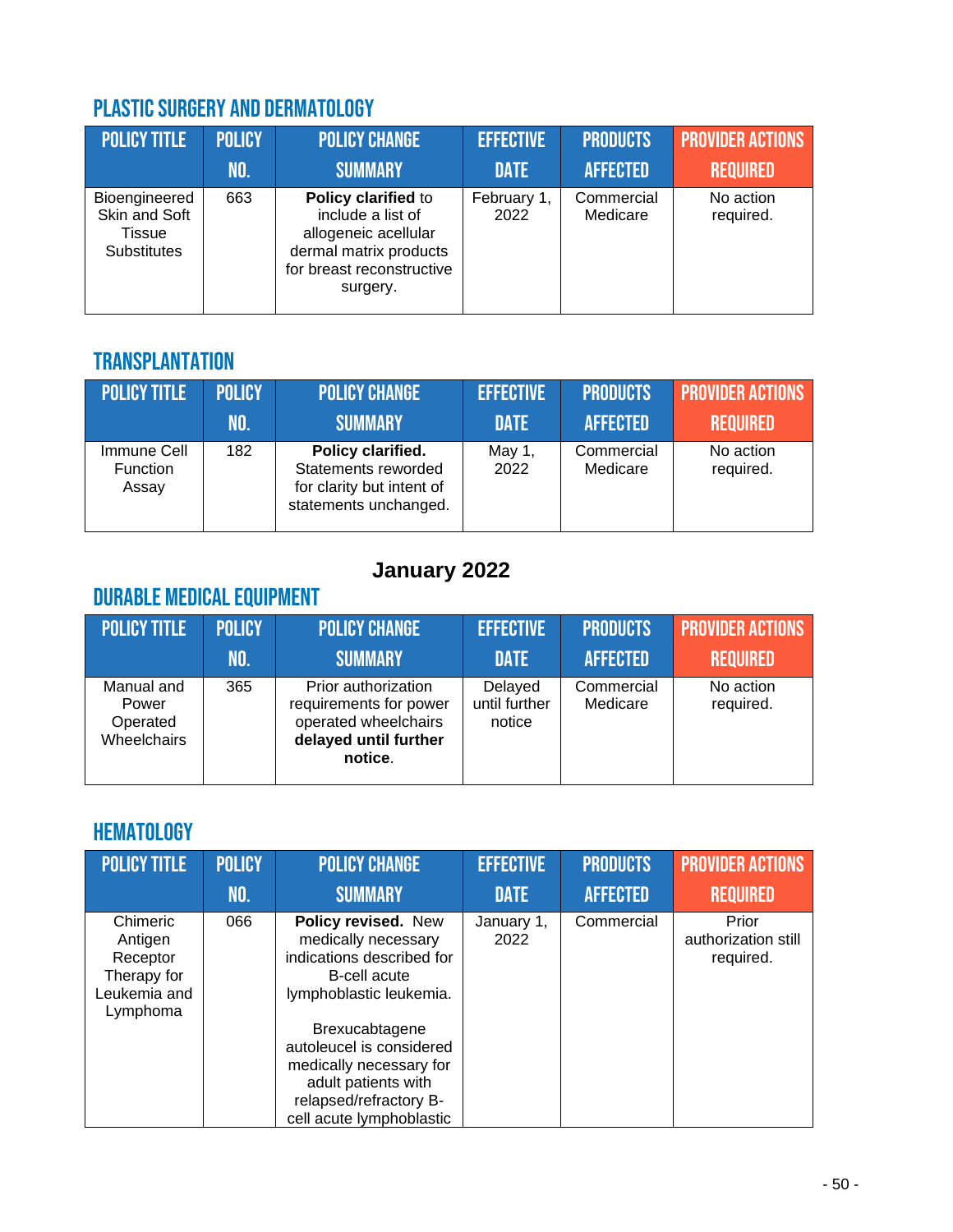## PLASTIC SURGERY AND DERMATOLOGY

| POLICY TITLE | POLICY NO. | POLICY CHANGE SUMMARY | EFFECTIVE DATE | PRODUCTS AFFECTED | PROVIDER ACTIONS REQUIRED |
|---|---|---|---|---|---|
| Bioengineered Skin and Soft Tissue Substitutes | 663 | **Policy clarified** to include a list of allogeneic acellular dermal matrix products for breast reconstructive surgery. | February 1, 2022 | Commercial Medicare | No action required. |

## TRANSPLANTATION

| POLICY TITLE | POLICY NO. | POLICY CHANGE SUMMARY | EFFECTIVE DATE | PRODUCTS AFFECTED | PROVIDER ACTIONS REQUIRED |
|---|---|---|---|---|---|
| Immune Cell Function Assay | 182 | **Policy clarified.** Statements reworded for clarity but intent of statements unchanged. | May 1, 2022 | Commercial Medicare | No action required. |

# January 2022

## DURABLE MEDICAL EQUIPMENT

| POLICY TITLE | POLICY NO. | POLICY CHANGE SUMMARY | EFFECTIVE DATE | PRODUCTS AFFECTED | PROVIDER ACTIONS REQUIRED |
|---|---|---|---|---|---|
| Manual and Power Operated Wheelchairs | 365 | Prior authorization requirements for power operated wheelchairs **delayed until further notice**. | Delayed until further notice | Commercial Medicare | No action required. |

## HEMATOLOGY

| POLICY TITLE | POLICY NO. | POLICY CHANGE SUMMARY | EFFECTIVE DATE | PRODUCTS AFFECTED | PROVIDER ACTIONS REQUIRED |
|---|---|---|---|---|---|
| Chimeric Antigen Receptor Therapy for Leukemia and Lymphoma | 066 | **Policy revised.** New medically necessary indications described for B-cell acute lymphoblastic leukemia.<br><br>Brexucabtagene autoleucel is considered medically necessary for adult patients with relapsed/refractory B-cell acute lymphoblastic | January 1, 2022 | Commercial | Prior authorization still required. |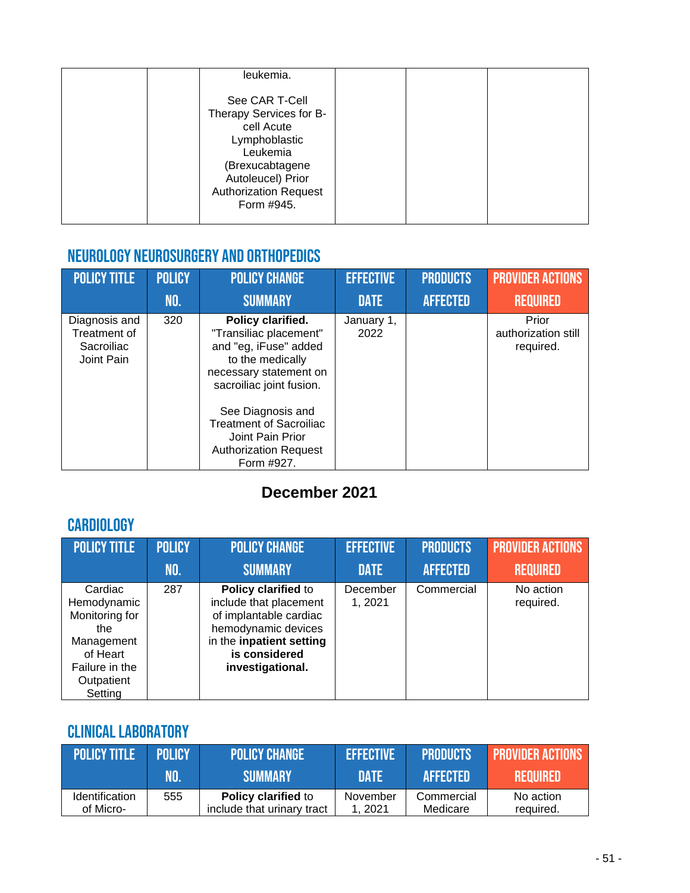| | | leukemia.<br><br>See CAR T-Cell Therapy Services for B-cell Acute Lymphoblastic Leukemia (Brexucabtagene Autoleucel) Prior Authorization Request Form #945. | | | |
|---|---|---|---|---|---|

## NEUROLOGY NEUROSURGERY AND ORTHOPEDICS

| POLICY TITLE | POLICY NO. | POLICY CHANGE SUMMARY | EFFECTIVE DATE | PRODUCTS AFFECTED | PROVIDER ACTIONS REQUIRED |
|---|---|---|---|---|---|
| Diagnosis and Treatment of Sacroiliac Joint Pain | 320 | **Policy clarified.** "Transiliac placement" and "eg, iFuse" added to the medically necessary statement on sacroiliac joint fusion.<br><br>See Diagnosis and Treatment of Sacroiliac Joint Pain Prior Authorization Request Form #927. | January 1, 2022 | | Prior authorization still required. |

# December 2021

## CARDIOLOGY

| POLICY TITLE | POLICY NO. | POLICY CHANGE SUMMARY | EFFECTIVE DATE | PRODUCTS AFFECTED | PROVIDER ACTIONS REQUIRED |
|---|---|---|---|---|---|
| Cardiac Hemodynamic Monitoring for the Management of Heart Failure in the Outpatient Setting | 287 | **Policy clarified** to include that placement of implantable cardiac hemodynamic devices in the **inpatient setting is considered investigational.** | December 1, 2021 | Commercial | No action required. |

## CLINICAL LABORATORY

| POLICY TITLE | POLICY NO. | POLICY CHANGE SUMMARY | EFFECTIVE DATE | PRODUCTS AFFECTED | PROVIDER ACTIONS REQUIRED |
|---|---|---|---|---|---|
| Identification of Micro- | 555 | **Policy clarified** to include that urinary tract | November 1, 2021 | Commercial Medicare | No action required. |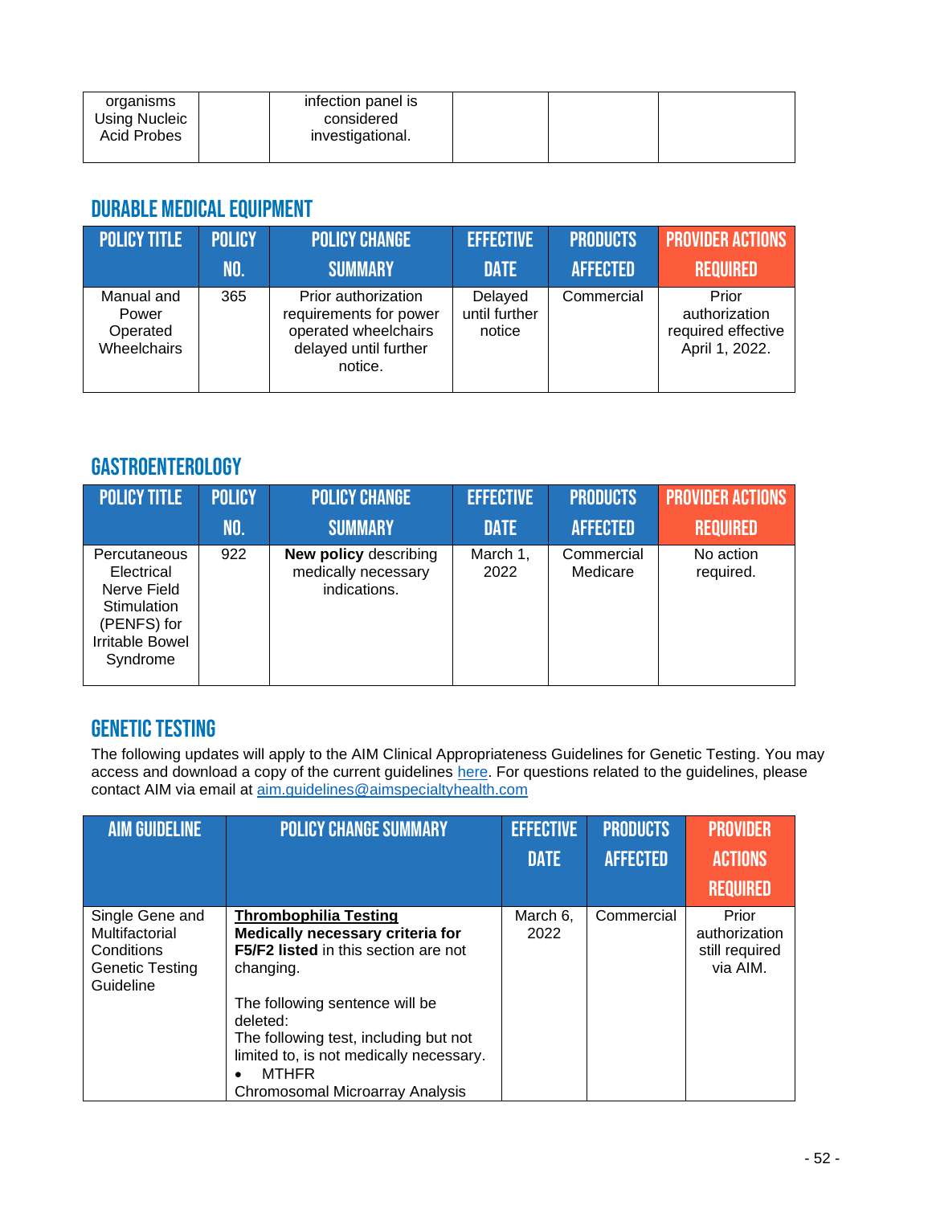| | | | | | |
|---|---|---|---|---|---|
| organisms Using Nucleic Acid Probes | | infection panel is considered investigational. | | | |

## DURABLE MEDICAL EQUIPMENT

| POLICY TITLE | POLICY NO. | POLICY CHANGE SUMMARY | EFFECTIVE DATE | PRODUCTS AFFECTED | PROVIDER ACTIONS REQUIRED |
|---|---|---|---|---|---|
| Manual and Power Operated Wheelchairs | 365 | Prior authorization requirements for power operated wheelchairs delayed until further notice. | Delayed until further notice | Commercial | Prior authorization required effective April 1, 2022. |

## GASTROENTEROLOGY

| POLICY TITLE | POLICY NO. | POLICY CHANGE SUMMARY | EFFECTIVE DATE | PRODUCTS AFFECTED | PROVIDER ACTIONS REQUIRED |
|---|---|---|---|---|---|
| Percutaneous Electrical Nerve Field Stimulation (PENFS) for Irritable Bowel Syndrome | 922 | **New policy** describing medically necessary indications. | March 1, 2022 | Commercial Medicare | No action required. |

## GENETIC TESTING

The following updates will apply to the AIM Clinical Appropriateness Guidelines for Genetic Testing. You may access and download a copy of the current guidelines here. For questions related to the guidelines, please contact AIM via email at aim.guidelines@aimspecialtyhealth.com

| AIM GUIDELINE | POLICY CHANGE SUMMARY | EFFECTIVE DATE | PRODUCTS AFFECTED | PROVIDER ACTIONS REQUIRED |
|---|---|---|---|---|
| Single Gene and Multifactorial Conditions Genetic Testing Guideline | **Thrombophilia Testing**<br>**Medically necessary criteria for F5/F2 listed** in this section are not changing.<br><br>The following sentence will be deleted:<br>The following test, including but not limited to, is not medically necessary.<br>• MTHFR<br>Chromosomal Microarray Analysis | March 6, 2022 | Commercial | Prior authorization still required via AIM. |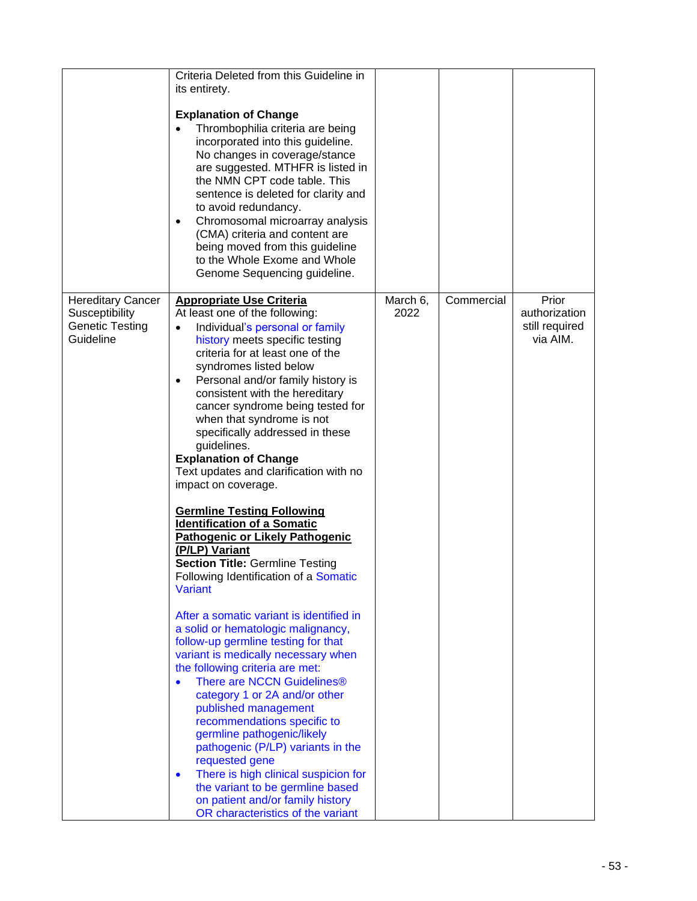| | | | | |
|---|---|---|---|---|
| | Criteria Deleted from this Guideline in its entirety.<br><br>**Explanation of Change**<br>• Thrombophilia criteria are being incorporated into this guideline. No changes in coverage/stance are suggested. MTHFR is listed in the NMN CPT code table. This sentence is deleted for clarity and to avoid redundancy.<br>• Chromosomal microarray analysis (CMA) criteria and content are being moved from this guideline to the Whole Exome and Whole Genome Sequencing guideline. | | | |
| Hereditary Cancer Susceptibility Genetic Testing Guideline | **Appropriate Use Criteria**<br>At least one of the following:<br>• Individual's personal or family history meets specific testing criteria for at least one of the syndromes listed below<br>• Personal and/or family history is consistent with the hereditary cancer syndrome being tested for when that syndrome is not specifically addressed in these guidelines.<br>**Explanation of Change**<br>Text updates and clarification with no impact on coverage.<br><br>**Germline Testing Following Identification of a Somatic Pathogenic or Likely Pathogenic (P/LP) Variant**<br>**Section Title:** Germline Testing Following Identification of a Somatic Variant<br><br>After a somatic variant is identified in a solid or hematologic malignancy, follow-up germline testing for that variant is medically necessary when the following criteria are met:<br>• There are NCCN Guidelines® category 1 or 2A and/or other published management recommendations specific to germline pathogenic/likely pathogenic (P/LP) variants in the requested gene<br>• There is high clinical suspicion for the variant to be germline based on patient and/or family history OR characteristics of the variant | March 6, 2022 | Commercial | Prior authorization still required via AIM. |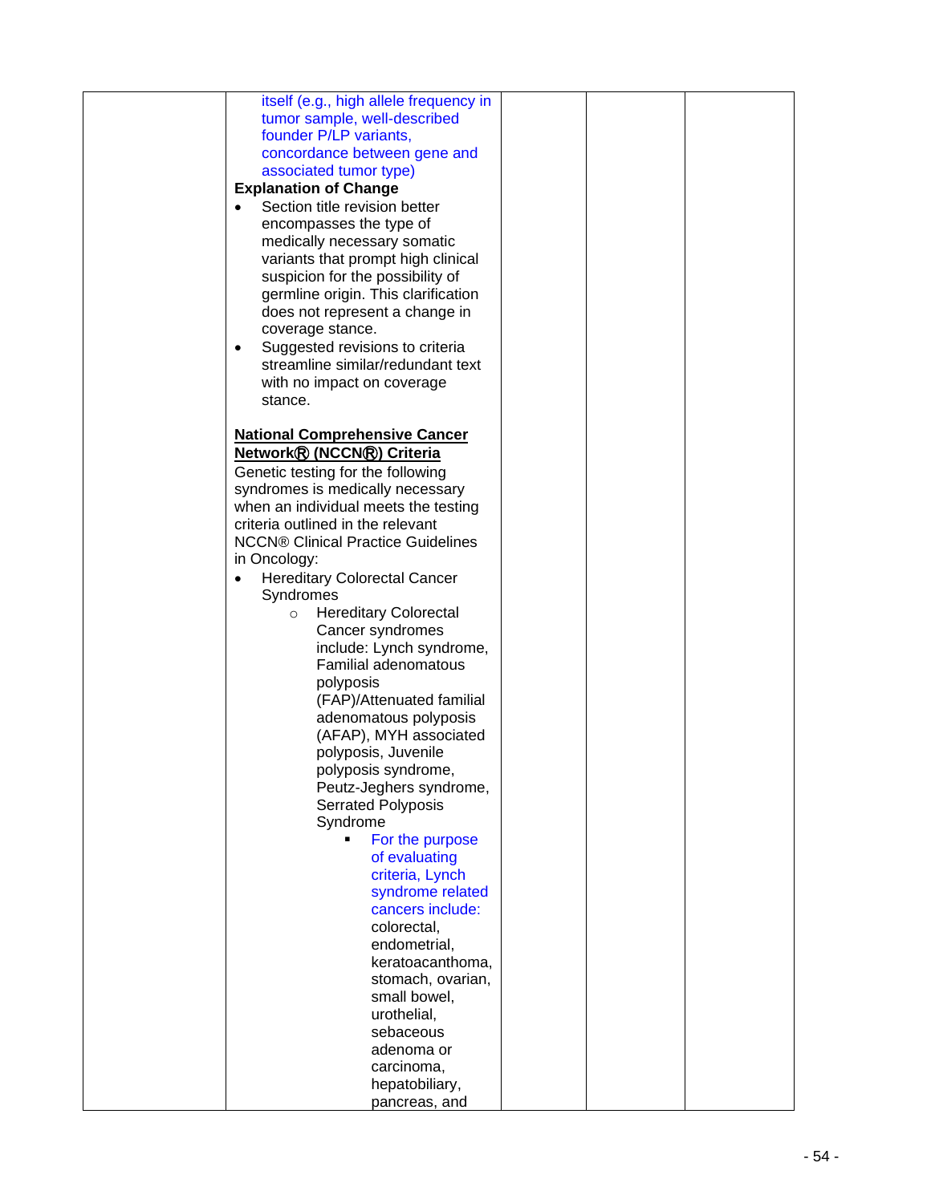|  |  |  |  |  |
|---|---|---|---|---|
|  | itself (e.g., high allele frequency in tumor sample, well-described founder P/LP variants, concordance between gene and associated tumor type)<br><br>**Explanation of Change**<br>• Section title revision better encompasses the type of medically necessary somatic variants that prompt high clinical suspicion for the possibility of germline origin. This clarification does not represent a change in coverage stance.<br>• Suggested revisions to criteria streamline similar/redundant text with no impact on coverage stance.<br><br>**National Comprehensive Cancer Network® (NCCN®) Criteria**<br>Genetic testing for the following syndromes is medically necessary when an individual meets the testing criteria outlined in the relevant NCCN® Clinical Practice Guidelines in Oncology:<br>• Hereditary Colorectal Cancer Syndromes<br>  ○ Hereditary Colorectal Cancer syndromes include: Lynch syndrome, Familial adenomatous polyposis (FAP)/Attenuated familial adenomatous polyposis (AFAP), MYH associated polyposis, Juvenile polyposis syndrome, Peutz-Jeghers syndrome, Serrated Polyposis Syndrome<br>    ▪ For the purpose of evaluating criteria, Lynch syndrome related cancers include: colorectal, endometrial, keratoacanthoma, stomach, ovarian, small bowel, urothelial, sebaceous adenoma or carcinoma, hepatobiliary, pancreas, and |  |  |  |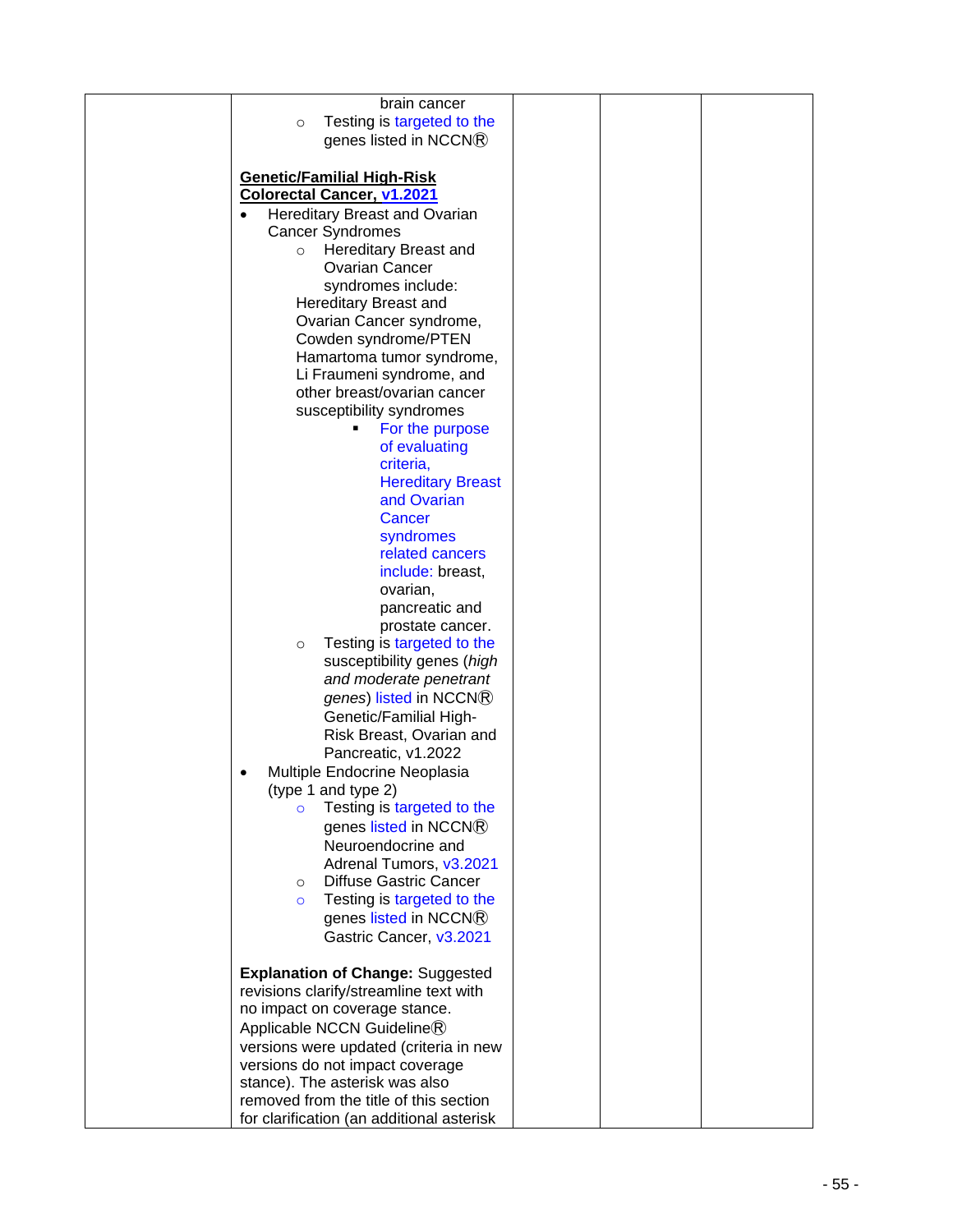| | | | | |
|---|---|---|---|---|
| | brain cancer<br>◦ Testing is targeted to the genes listed in NCCN®<br><br>**<u>Genetic/Familial High-Risk Colorectal Cancer, v1.2021</u>**<br>• Hereditary Breast and Ovarian Cancer Syndromes<br>◦ Hereditary Breast and Ovarian Cancer syndromes include: Hereditary Breast and Ovarian Cancer syndrome, Cowden syndrome/PTEN Hamartoma tumor syndrome, Li Fraumeni syndrome, and other breast/ovarian cancer susceptibility syndromes<br>▪ For the purpose of evaluating criteria, Hereditary Breast and Ovarian Cancer syndromes related cancers include: breast, ovarian, pancreatic and prostate cancer.<br>◦ Testing is targeted to the susceptibility genes (*high and moderate penetrant genes*) listed in NCCN® Genetic/Familial High-Risk Breast, Ovarian and Pancreatic, v1.2022<br>• Multiple Endocrine Neoplasia (type 1 and type 2)<br>◦ Testing is targeted to the genes listed in NCCN® Neuroendocrine and Adrenal Tumors, v3.2021<br>◦ Diffuse Gastric Cancer<br>◦ Testing is targeted to the genes listed in NCCN® Gastric Cancer, v3.2021<br><br>**Explanation of Change:** Suggested revisions clarify/streamline text with no impact on coverage stance. Applicable NCCN Guideline® versions were updated (criteria in new versions do not impact coverage stance). The asterisk was also removed from the title of this section for clarification (an additional asterisk | | | |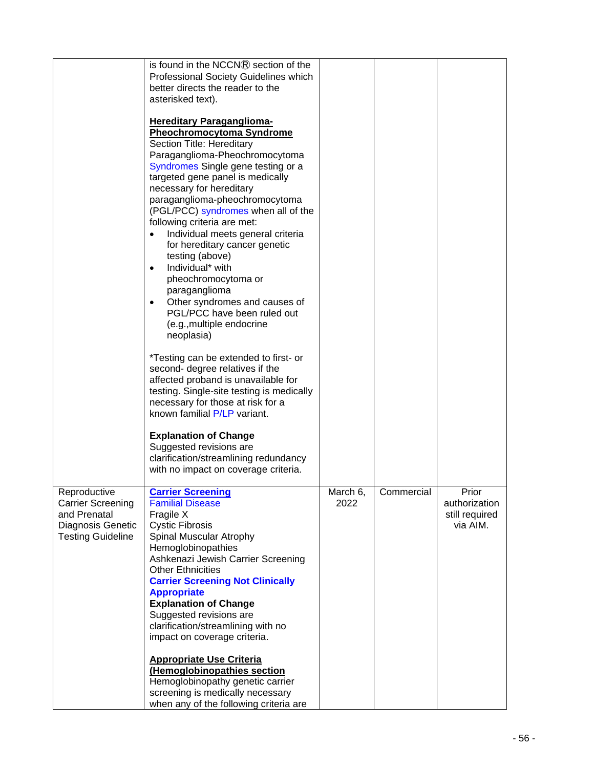| | | | | |
|---|---|---|---|---|
| | is found in the NCCN® section of the Professional Society Guidelines which better directs the reader to the asterisked text).<br><br>**Hereditary Paraganglioma-Pheochromocytoma Syndrome**<br>Section Title: Hereditary Paraganglioma-Pheochromocytoma Syndromes Single gene testing or a targeted gene panel is medically necessary for hereditary paraganglioma-pheochromocytoma (PGL/PCC) syndromes when all of the following criteria are met:<br>• Individual meets general criteria for hereditary cancer genetic testing (above)<br>• Individual* with pheochromocytoma or paraganglioma<br>• Other syndromes and causes of PGL/PCC have been ruled out (e.g.,multiple endocrine neoplasia)<br><br>*Testing can be extended to first- or second- degree relatives if the affected proband is unavailable for testing. Single-site testing is medically necessary for those at risk for a known familial P/LP variant.<br><br>**Explanation of Change**<br>Suggested revisions are clarification/streamlining redundancy with no impact on coverage criteria. | | | |
| Reproductive Carrier Screening and Prenatal Diagnosis Genetic Testing Guideline | **Carrier Screening**<br>Familial Disease<br>Fragile X<br>Cystic Fibrosis<br>Spinal Muscular Atrophy<br>Hemoglobinopathies<br>Ashkenazi Jewish Carrier Screening<br>Other Ethnicities<br>**Carrier Screening Not Clinically Appropriate**<br>**Explanation of Change**<br>Suggested revisions are clarification/streamlining with no impact on coverage criteria.<br><br>**Appropriate Use Criteria (Hemoglobinopathies section**<br>Hemoglobinopathy genetic carrier screening is medically necessary when any of the following criteria are | March 6, 2022 | Commercial | Prior authorization still required via AIM. |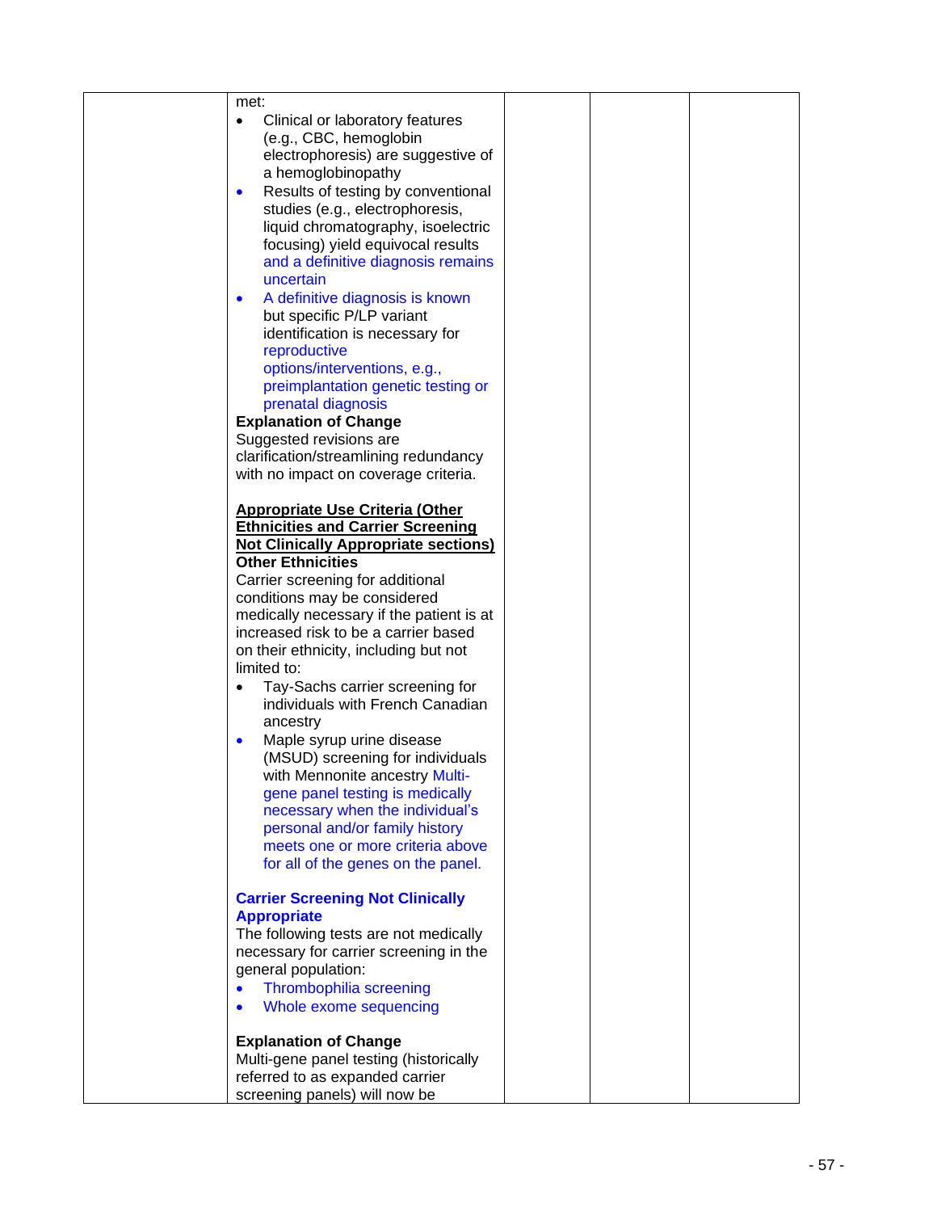| | | | | |
|---|---|---|---|---|
| | met:<br>• Clinical or laboratory features (e.g., CBC, hemoglobin electrophoresis) are suggestive of a hemoglobinopathy<br>• Results of testing by conventional studies (e.g., electrophoresis, liquid chromatography, isoelectric focusing) yield equivocal results and a definitive diagnosis remains uncertain<br>• A definitive diagnosis is known but specific P/LP variant identification is necessary for reproductive options/interventions, e.g., preimplantation genetic testing or prenatal diagnosis<br>**Explanation of Change**<br>Suggested revisions are clarification/streamlining redundancy with no impact on coverage criteria.<br><br>**<u>Appropriate Use Criteria (Other Ethnicities and Carrier Screening Not Clinically Appropriate sections)</u>**<br>**Other Ethnicities**<br>Carrier screening for additional conditions may be considered medically necessary if the patient is at increased risk to be a carrier based on their ethnicity, including but not limited to:<br>• Tay-Sachs carrier screening for individuals with French Canadian ancestry<br>• Maple syrup urine disease (MSUD) screening for individuals with Mennonite ancestry Multi-gene panel testing is medically necessary when the individual's personal and/or family history meets one or more criteria above for all of the genes on the panel.<br><br>**Carrier Screening Not Clinically Appropriate**<br>The following tests are not medically necessary for carrier screening in the general population:<br>• Thrombophilia screening<br>• Whole exome sequencing<br><br>**Explanation of Change**<br>Multi-gene panel testing (historically referred to as expanded carrier screening panels) will now be | | | |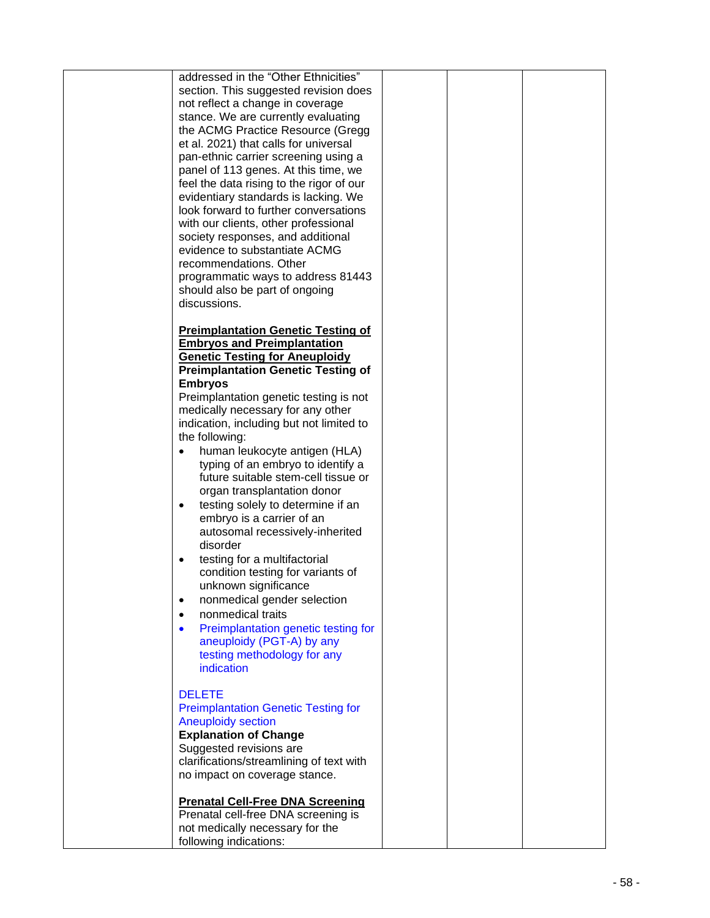| | | | | |
|---|---|---|---|---|
| | addressed in the "Other Ethnicities" section. This suggested revision does not reflect a change in coverage stance. We are currently evaluating the ACMG Practice Resource (Gregg et al. 2021) that calls for universal pan-ethnic carrier screening using a panel of 113 genes. At this time, we feel the data rising to the rigor of our evidentiary standards is lacking. We look forward to further conversations with our clients, other professional society responses, and additional evidence to substantiate ACMG recommendations. Other programmatic ways to address 81443 should also be part of ongoing discussions.<br><br>**Preimplantation Genetic Testing of Embryos and Preimplantation Genetic Testing for Aneuploidy**<br>**Preimplantation Genetic Testing of Embryos**<br>Preimplantation genetic testing is not medically necessary for any other indication, including but not limited to the following:<br>• human leukocyte antigen (HLA) typing of an embryo to identify a future suitable stem-cell tissue or organ transplantation donor<br>• testing solely to determine if an embryo is a carrier of an autosomal recessively-inherited disorder<br>• testing for a multifactorial condition testing for variants of unknown significance<br>• nonmedical gender selection<br>• nonmedical traits<br>• Preimplantation genetic testing for aneuploidy (PGT-A) by any testing methodology for any indication<br><br>DELETE<br>Preimplantation Genetic Testing for Aneuploidy section<br>**Explanation of Change**<br>Suggested revisions are clarifications/streamlining of text with no impact on coverage stance.<br><br>**Prenatal Cell-Free DNA Screening**<br>Prenatal cell-free DNA screening is not medically necessary for the following indications: | | | |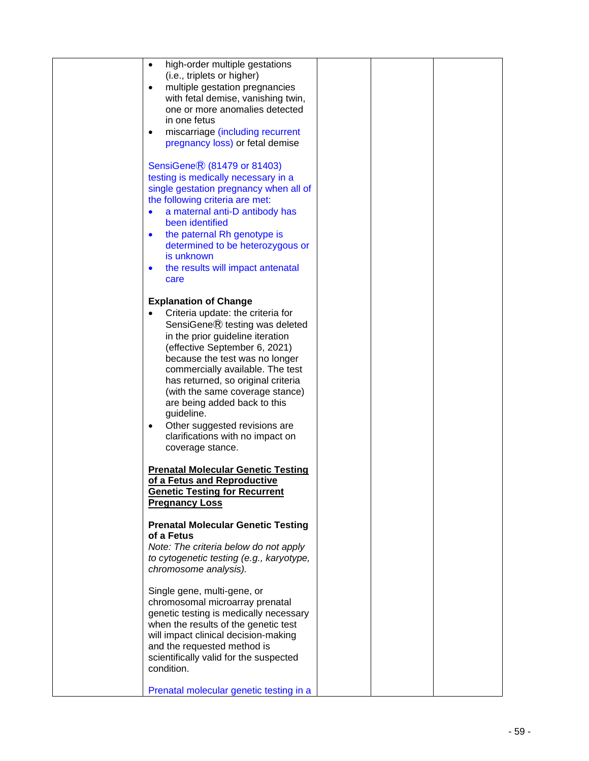| | | | | |
|---|---|---|---|---|
| | • high-order multiple gestations (i.e., triplets or higher)<br>• multiple gestation pregnancies with fetal demise, vanishing twin, one or more anomalies detected in one fetus<br>• miscarriage (including recurrent pregnancy loss) or fetal demise<br><br>SensiGene® (81479 or 81403) testing is medically necessary in a single gestation pregnancy when all of the following criteria are met:<br>• a maternal anti-D antibody has been identified<br>• the paternal Rh genotype is determined to be heterozygous or is unknown<br>• the results will impact antenatal care<br><br>**Explanation of Change**<br>• Criteria update: the criteria for SensiGene® testing was deleted in the prior guideline iteration (effective September 6, 2021) because the test was no longer commercially available. The test has returned, so original criteria (with the same coverage stance) are being added back to this guideline.<br>• Other suggested revisions are clarifications with no impact on coverage stance.<br><br>**Prenatal Molecular Genetic Testing of a Fetus and Reproductive Genetic Testing for Recurrent Pregnancy Loss**<br><br>**Prenatal Molecular Genetic Testing of a Fetus**<br>*Note: The criteria below do not apply to cytogenetic testing (e.g., karyotype, chromosome analysis).*<br><br>Single gene, multi-gene, or chromosomal microarray prenatal genetic testing is medically necessary when the results of the genetic test will impact clinical decision-making and the requested method is scientifically valid for the suspected condition.<br><br>Prenatal molecular genetic testing in a | | | |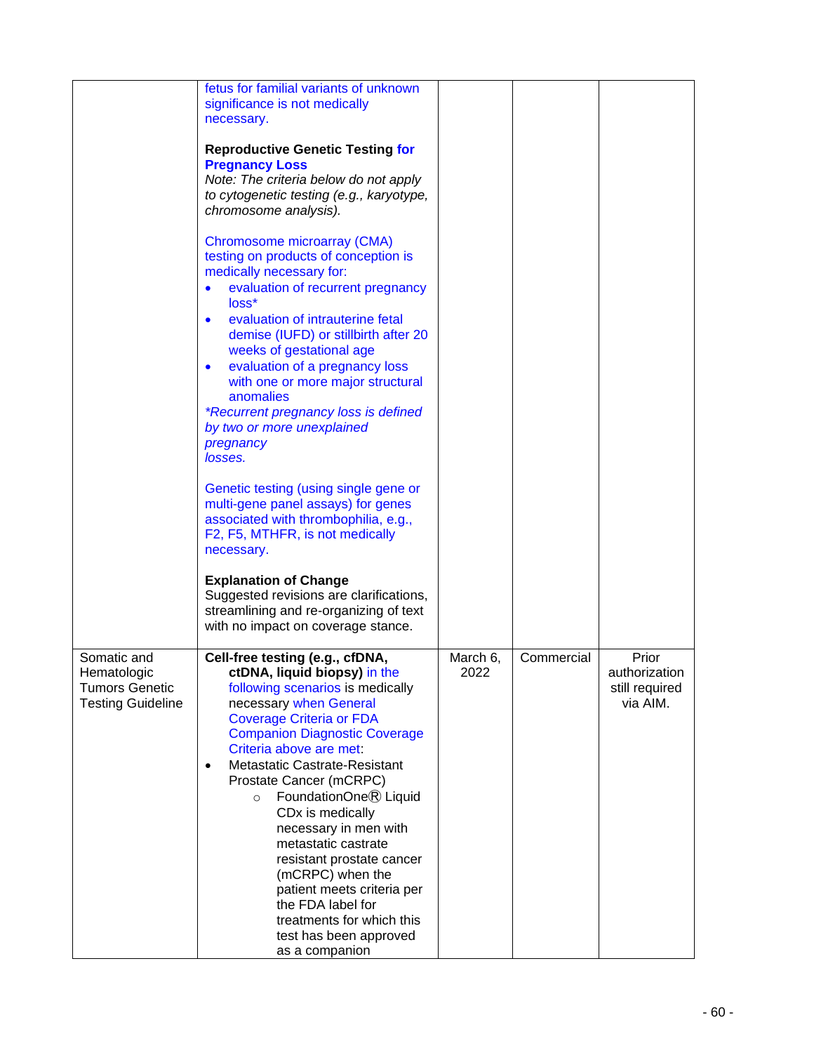| | | | | |
|---|---|---|---|---|
| | fetus for familial variants of unknown significance is not medically necessary.<br><br>**Reproductive Genetic Testing for Pregnancy Loss**<br>*Note: The criteria below do not apply to cytogenetic testing (e.g., karyotype, chromosome analysis).*<br><br>Chromosome microarray (CMA) testing on products of conception is medically necessary for:<br>• evaluation of recurrent pregnancy loss*<br>• evaluation of intrauterine fetal demise (IUFD) or stillbirth after 20 weeks of gestational age<br>• evaluation of a pregnancy loss with one or more major structural anomalies<br>*\*Recurrent pregnancy loss is defined by two or more unexplained pregnancy losses.*<br><br>Genetic testing (using single gene or multi-gene panel assays) for genes associated with thrombophilia, e.g., F2, F5, MTHFR, is not medically necessary.<br><br>**Explanation of Change**<br>Suggested revisions are clarifications, streamlining and re-organizing of text with no impact on coverage stance. | | | |
| Somatic and Hematologic Tumors Genetic Testing Guideline | **Cell-free testing (e.g., cfDNA, ctDNA, liquid biopsy)** in the following scenarios is medically necessary when General Coverage Criteria or FDA Companion Diagnostic Coverage Criteria above are met:<br>• Metastatic Castrate-Resistant Prostate Cancer (mCRPC)<br>  ○ FoundationOne® Liquid CDx is medically necessary in men with metastatic castrate resistant prostate cancer (mCRPC) when the patient meets criteria per the FDA label for treatments for which this test has been approved as a companion | March 6, 2022 | Commercial | Prior authorization still required via AIM. |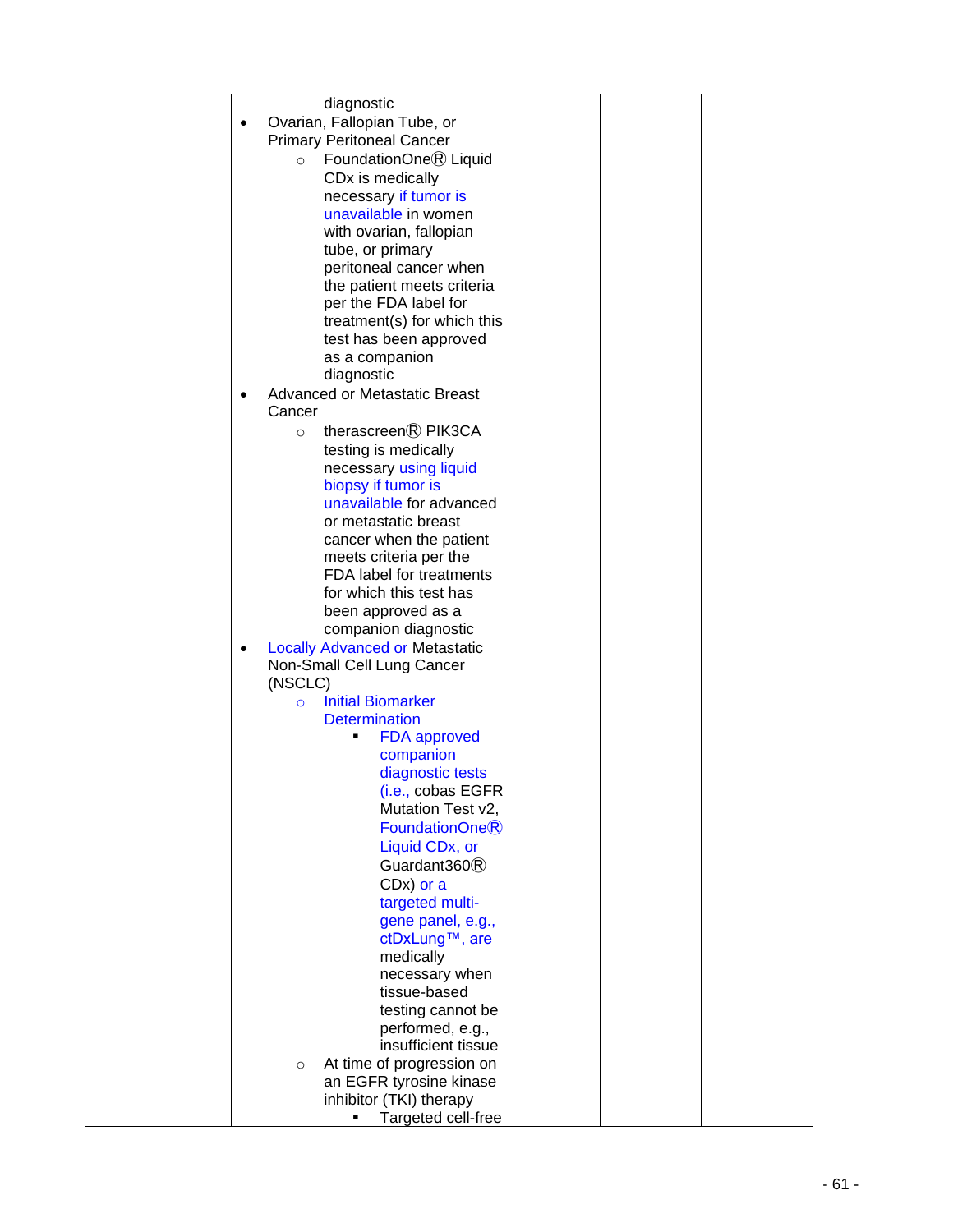| | | | | |
|---|---|---|---|---|
| | diagnostic<br>• Ovarian, Fallopian Tube, or Primary Peritoneal Cancer<br>  ○ FoundationOne® Liquid CDx is medically necessary if tumor is unavailable in women with ovarian, fallopian tube, or primary peritoneal cancer when the patient meets criteria per the FDA label for treatment(s) for which this test has been approved as a companion diagnostic<br>• Advanced or Metastatic Breast Cancer<br>  ○ therascreen® PIK3CA testing is medically necessary using liquid biopsy if tumor is unavailable for advanced or metastatic breast cancer when the patient meets criteria per the FDA label for treatments for which this test has been approved as a companion diagnostic<br>• Locally Advanced or Metastatic Non-Small Cell Lung Cancer (NSCLC)<br>  ○ Initial Biomarker Determination<br>    ▪ FDA approved companion diagnostic tests (i.e., cobas EGFR Mutation Test v2, FoundationOne® Liquid CDx, or Guardant360® CDx) or a targeted multi-gene panel, e.g., ctDxLung™, are medically necessary when tissue-based testing cannot be performed, e.g., insufficient tissue<br>  ○ At time of progression on an EGFR tyrosine kinase inhibitor (TKI) therapy<br>    ▪ Targeted cell-free | | | |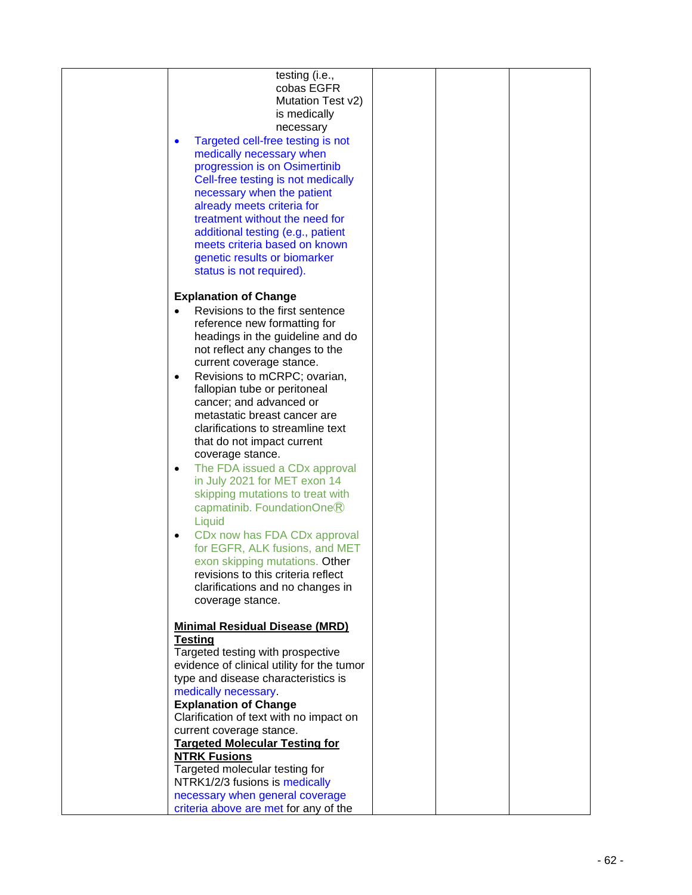|  | testing (i.e., cobas EGFR Mutation Test v2) is medically necessary<br>• Targeted cell-free testing is not medically necessary when progression is on Osimertinib Cell-free testing is not medically necessary when the patient already meets criteria for treatment without the need for additional testing (e.g., patient meets criteria based on known genetic results or biomarker status is not required).<br><br>**Explanation of Change**<br>• Revisions to the first sentence reference new formatting for headings in the guideline and do not reflect any changes to the current coverage stance.<br>• Revisions to mCRPC; ovarian, fallopian tube or peritoneal cancer; and advanced or metastatic breast cancer are clarifications to streamline text that do not impact current coverage stance.<br>• The FDA issued a CDx approval in July 2021 for MET exon 14 skipping mutations to treat with capmatinib. FoundationOne® Liquid<br>• CDx now has FDA CDx approval for EGFR, ALK fusions, and MET exon skipping mutations. Other revisions to this criteria reflect clarifications and no changes in coverage stance.<br><br>**<u>Minimal Residual Disease (MRD) Testing</u>**<br>Targeted testing with prospective evidence of clinical utility for the tumor type and disease characteristics is medically necessary.<br>**Explanation of Change**<br>Clarification of text with no impact on current coverage stance.<br>**<u>Targeted Molecular Testing for NTRK Fusions</u>**<br>Targeted molecular testing for NTRK1/2/3 fusions is medically necessary when general coverage criteria above are met for any of the |  |  |  |
|---|---|---|---|---|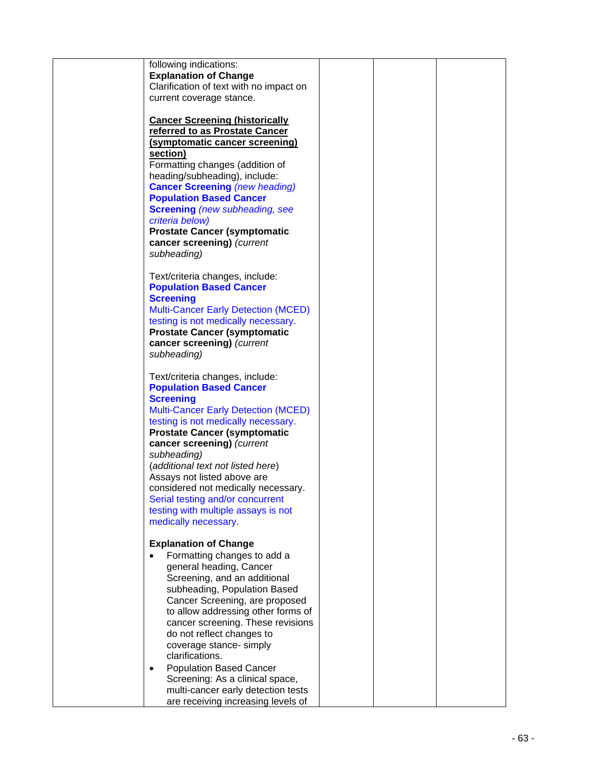| | | | | |
|---|---|---|---|---|
| | following indications:<br>**Explanation of Change**<br>Clarification of text with no impact on current coverage stance.<br><br>**<u>Cancer Screening (historically referred to as Prostate Cancer (symptomatic cancer screening) section)</u>**<br>Formatting changes (addition of heading/subheading), include:<br>**Cancer Screening** *(new heading)*<br>**Population Based Cancer Screening** *(new subheading, see criteria below)*<br>**Prostate Cancer (symptomatic cancer screening)** *(current subheading)*<br><br>Text/criteria changes, include:<br>**Population Based Cancer Screening**<br>Multi-Cancer Early Detection (MCED) testing is not medically necessary.<br>**Prostate Cancer (symptomatic cancer screening)** *(current subheading)*<br><br>Text/criteria changes, include:<br>**Population Based Cancer Screening**<br>Multi-Cancer Early Detection (MCED) testing is not medically necessary.<br>**Prostate Cancer (symptomatic cancer screening)** *(current subheading)*<br>(*additional text not listed here*)<br>Assays not listed above are considered not medically necessary.<br>Serial testing and/or concurrent testing with multiple assays is not medically necessary.<br><br>**Explanation of Change**<br>• Formatting changes to add a general heading, Cancer Screening, and an additional subheading, Population Based Cancer Screening, are proposed to allow addressing other forms of cancer screening. These revisions do not reflect changes to coverage stance- simply clarifications.<br>• Population Based Cancer Screening: As a clinical space, multi-cancer early detection tests are receiving increasing levels of | | | |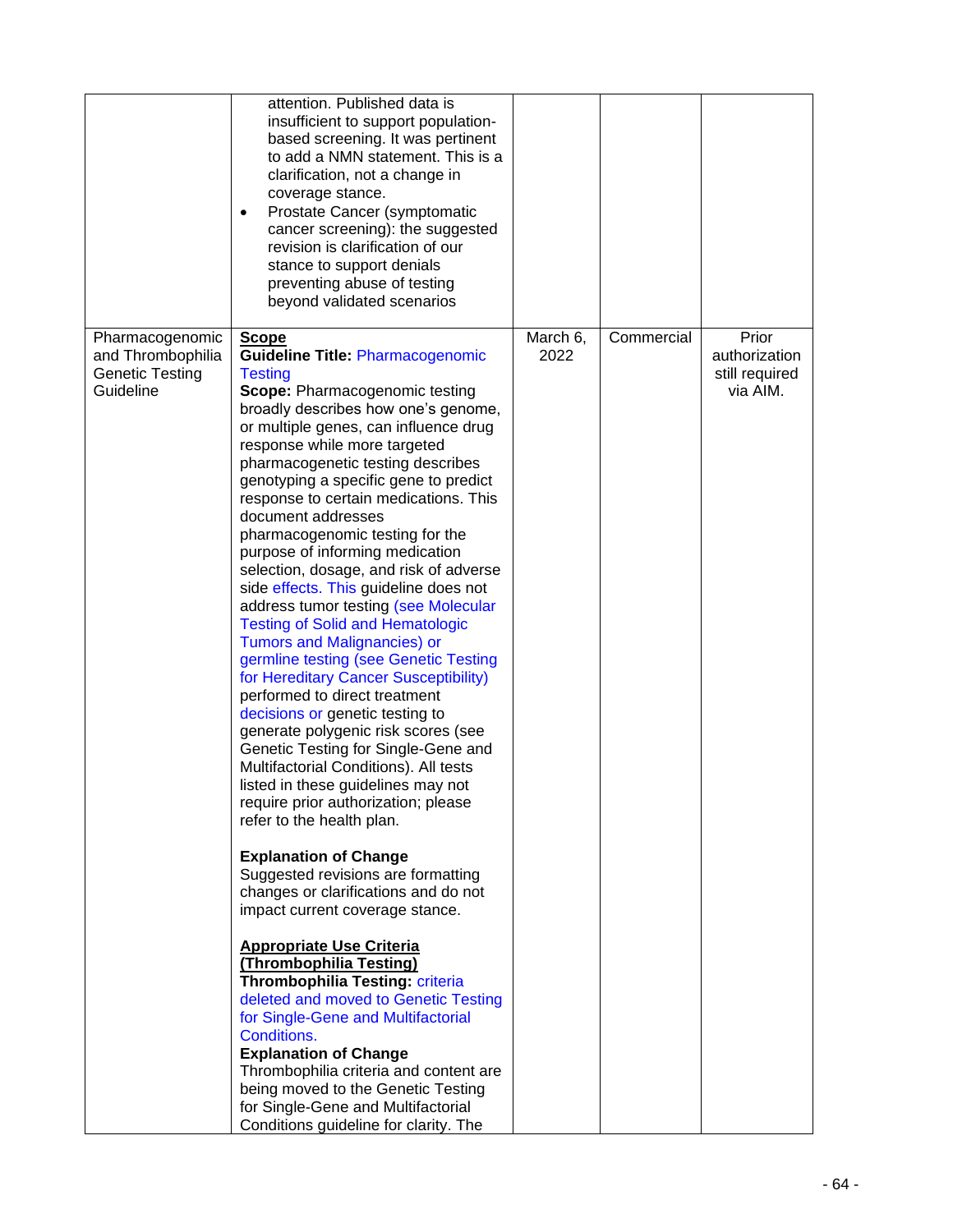| | | | | |
|---|---|---|---|---|
| | attention. Published data is insufficient to support population-based screening. It was pertinent to add a NMN statement. This is a clarification, not a change in coverage stance.<br>• Prostate Cancer (symptomatic cancer screening): the suggested revision is clarification of our stance to support denials preventing abuse of testing beyond validated scenarios | | | |
| Pharmacogenomic and Thrombophilia Genetic Testing Guideline | **Scope**<br>**Guideline Title:** Pharmacogenomic Testing<br>**Scope:** Pharmacogenomic testing broadly describes how one's genome, or multiple genes, can influence drug response while more targeted pharmacogenetic testing describes genotyping a specific gene to predict response to certain medications. This document addresses pharmacogenomic testing for the purpose of informing medication selection, dosage, and risk of adverse side effects. This guideline does not address tumor testing (see Molecular Testing of Solid and Hematologic Tumors and Malignancies) or germline testing (see Genetic Testing for Hereditary Cancer Susceptibility) performed to direct treatment decisions or genetic testing to generate polygenic risk scores (see Genetic Testing for Single-Gene and Multifactorial Conditions). All tests listed in these guidelines may not require prior authorization; please refer to the health plan.<br><br>**Explanation of Change**<br>Suggested revisions are formatting changes or clarifications and do not impact current coverage stance.<br><br>**Appropriate Use Criteria (Thrombophilia Testing)**<br>**Thrombophilia Testing:** criteria deleted and moved to Genetic Testing for Single-Gene and Multifactorial Conditions.<br>**Explanation of Change**<br>Thrombophilia criteria and content are being moved to the Genetic Testing for Single-Gene and Multifactorial Conditions guideline for clarity. The | March 6, 2022 | Commercial | Prior authorization still required via AIM. |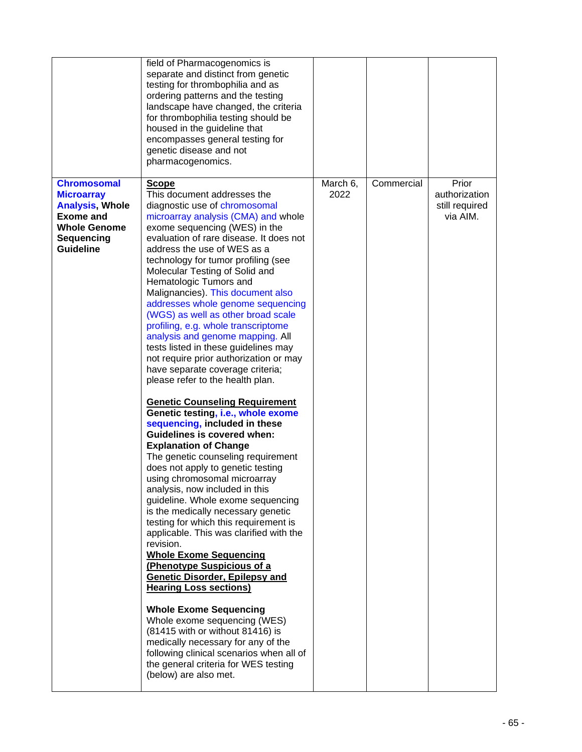| | | | | |
|---|---|---|---|---|
| | field of Pharmacogenomics is separate and distinct from genetic testing for thrombophilia and as ordering patterns and the testing landscape have changed, the criteria for thrombophilia testing should be housed in the guideline that encompasses general testing for genetic disease and not pharmacogenomics. | | | |
| **Chromosomal Microarray Analysis, Whole Exome and Whole Genome Sequencing Guideline** | **Scope**<br>This document addresses the diagnostic use of chromosomal microarray analysis (CMA) and whole exome sequencing (WES) in the evaluation of rare disease. It does not address the use of WES as a technology for tumor profiling (see Molecular Testing of Solid and Hematologic Tumors and Malignancies). This document also addresses whole genome sequencing (WGS) as well as other broad scale profiling, e.g. whole transcriptome analysis and genome mapping. All tests listed in these guidelines may not require prior authorization or may have separate coverage criteria; please refer to the health plan.<br><br>**Genetic Counseling Requirement**<br>**Genetic testing, i.e., whole exome sequencing, included in these Guidelines is covered when:**<br>**Explanation of Change**<br>The genetic counseling requirement does not apply to genetic testing using chromosomal microarray analysis, now included in this guideline. Whole exome sequencing is the medically necessary genetic testing for which this requirement is applicable. This was clarified with the revision.<br>**Whole Exome Sequencing (Phenotype Suspicious of a Genetic Disorder, Epilepsy and Hearing Loss sections)**<br><br>**Whole Exome Sequencing**<br>Whole exome sequencing (WES) (81415 with or without 81416) is medically necessary for any of the following clinical scenarios when all of the general criteria for WES testing (below) are also met. | March 6, 2022 | Commercial | Prior authorization still required via AIM. |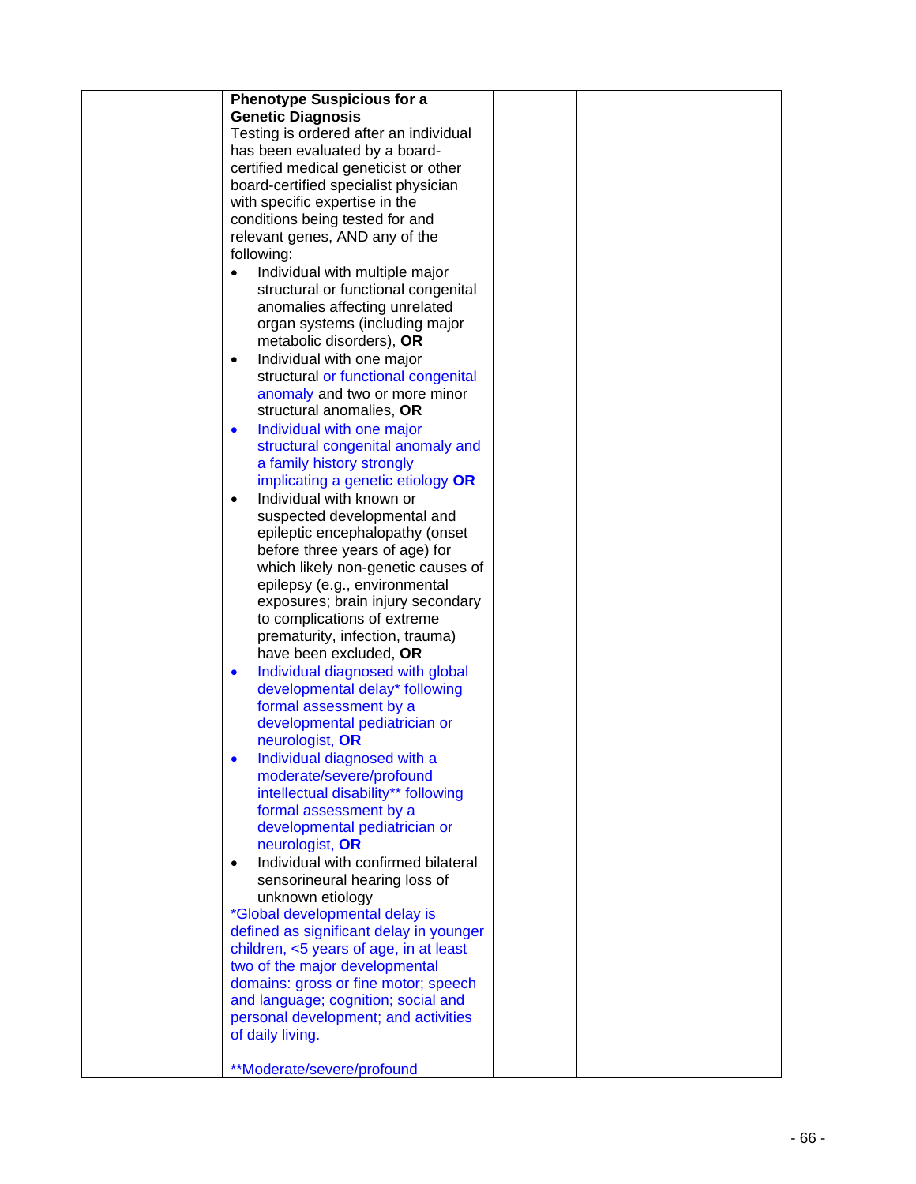| | **Phenotype Suspicious for a Genetic Diagnosis**<br>Testing is ordered after an individual has been evaluated by a board-certified medical geneticist or other board-certified specialist physician with specific expertise in the conditions being tested for and relevant genes, AND any of the following:<br>• Individual with multiple major structural or functional congenital anomalies affecting unrelated organ systems (including major metabolic disorders), **OR**<br>• Individual with one major structural or functional congenital anomaly and two or more minor structural anomalies, **OR**<br>• Individual with one major structural congenital anomaly and a family history strongly implicating a genetic etiology **OR**<br>• Individual with known or suspected developmental and epileptic encephalopathy (onset before three years of age) for which likely non-genetic causes of epilepsy (e.g., environmental exposures; brain injury secondary to complications of extreme prematurity, infection, trauma) have been excluded, **OR**<br>• Individual diagnosed with global developmental delay* following formal assessment by a developmental pediatrician or neurologist, **OR**<br>• Individual diagnosed with a moderate/severe/profound intellectual disability** following formal assessment by a developmental pediatrician or neurologist, **OR**<br>• Individual with confirmed bilateral sensorineural hearing loss of unknown etiology<br>*Global developmental delay is defined as significant delay in younger children, <5 years of age, in at least two of the major developmental domains: gross or fine motor; speech and language; cognition; social and personal development; and activities of daily living.<br><br>**Moderate/severe/profound | | | |
|---|---|---|---|---|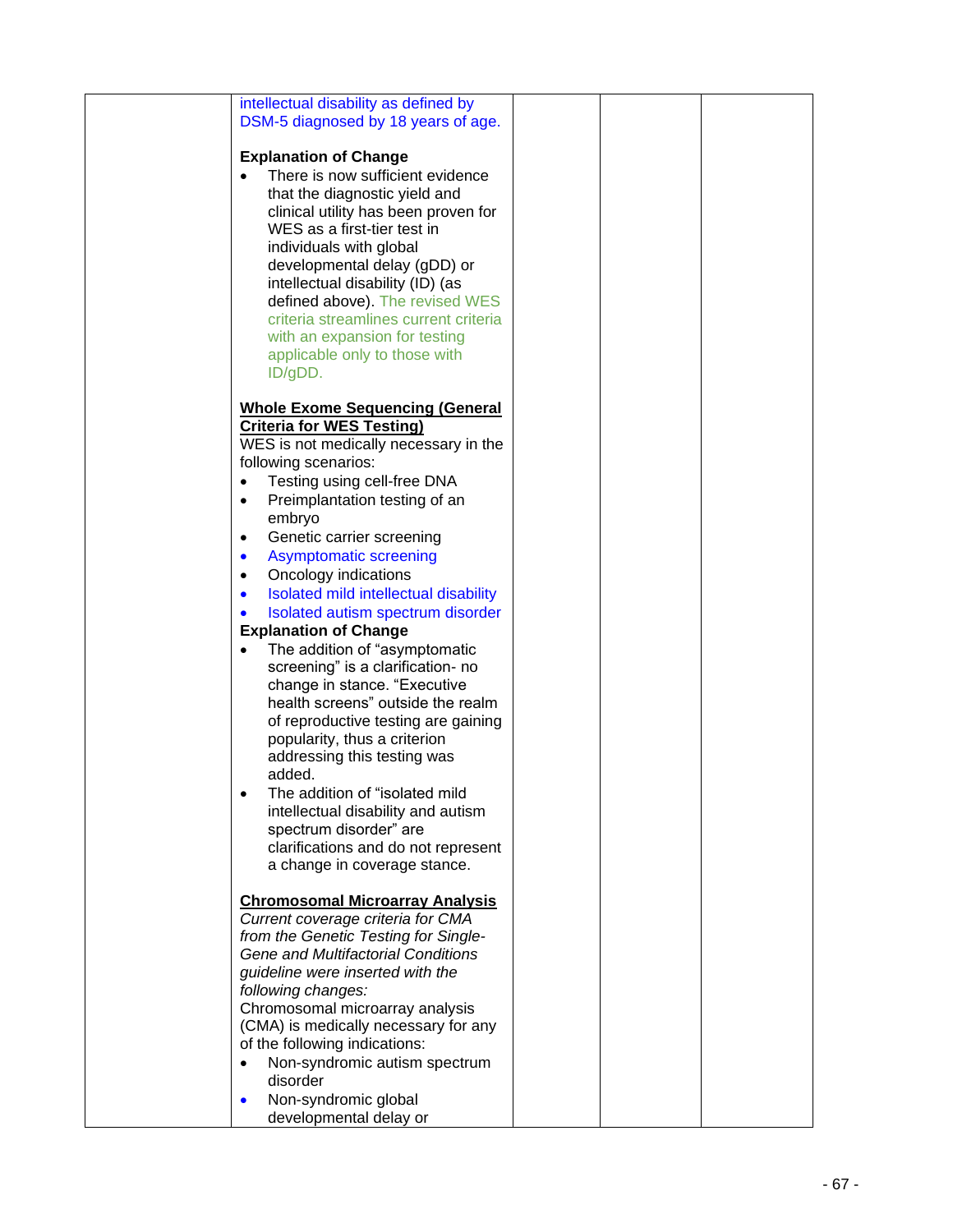| | | | | |
|---|---|---|---|---|
| | intellectual disability as defined by DSM-5 diagnosed by 18 years of age.<br><br>**Explanation of Change**<br>• There is now sufficient evidence that the diagnostic yield and clinical utility has been proven for WES as a first-tier test in individuals with global developmental delay (gDD) or intellectual disability (ID) (as defined above). The revised WES criteria streamlines current criteria with an expansion for testing applicable only to those with ID/gDD.<br><br>**<u>Whole Exome Sequencing (General Criteria for WES Testing)</u>**<br>WES is not medically necessary in the following scenarios:<br>• Testing using cell-free DNA<br>• Preimplantation testing of an embryo<br>• Genetic carrier screening<br>• Asymptomatic screening<br>• Oncology indications<br>• Isolated mild intellectual disability<br>• Isolated autism spectrum disorder<br>**Explanation of Change**<br>• The addition of "asymptomatic screening" is a clarification- no change in stance. "Executive health screens" outside the realm of reproductive testing are gaining popularity, thus a criterion addressing this testing was added.<br>• The addition of "isolated mild intellectual disability and autism spectrum disorder" are clarifications and do not represent a change in coverage stance.<br><br>**<u>Chromosomal Microarray Analysis</u>**<br>*Current coverage criteria for CMA from the Genetic Testing for Single-Gene and Multifactorial Conditions guideline were inserted with the following changes:*<br>Chromosomal microarray analysis (CMA) is medically necessary for any of the following indications:<br>• Non-syndromic autism spectrum disorder<br>• Non-syndromic global developmental delay or | | | |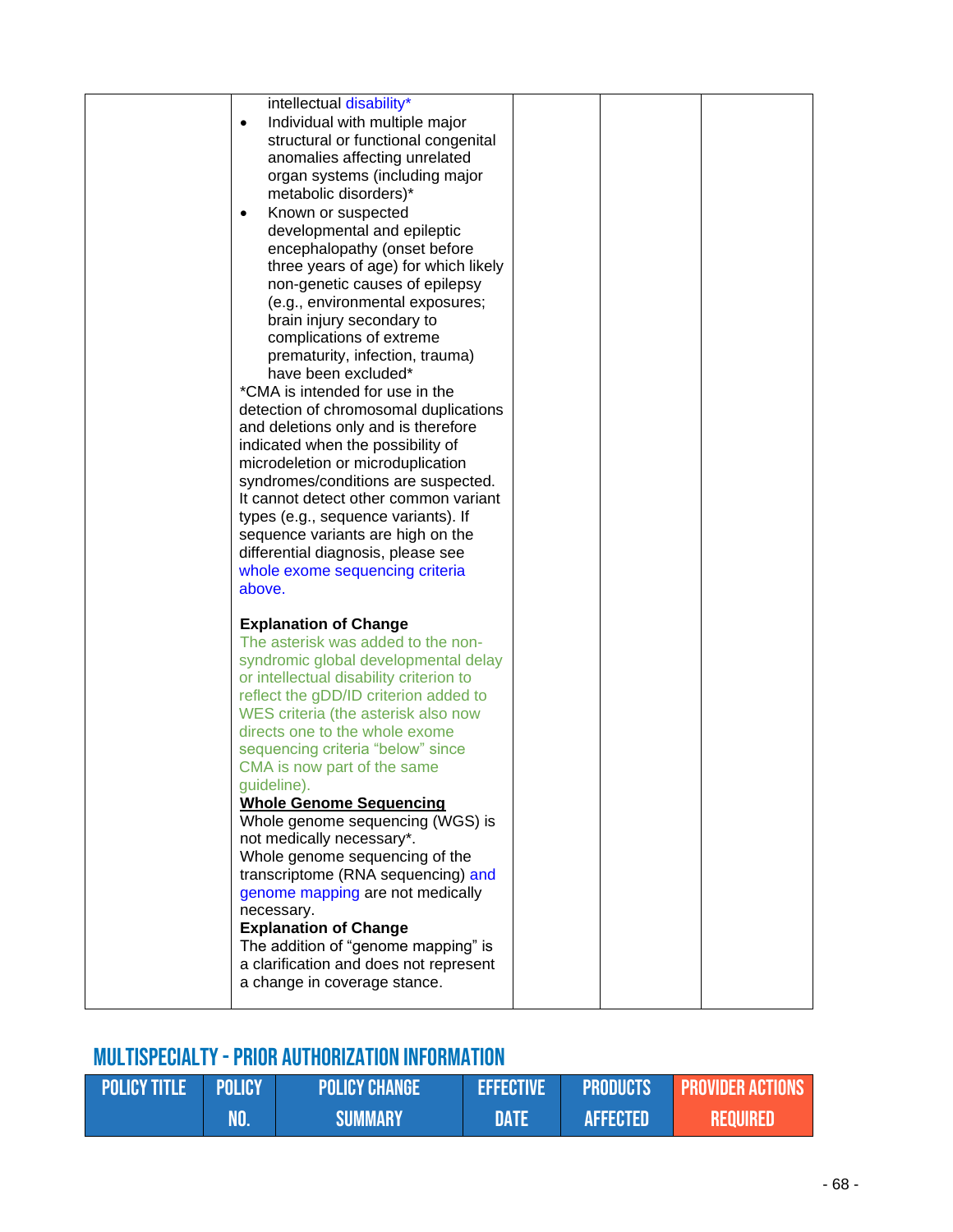| | | | | |
|---|---|---|---|---|
| | intellectual disability*<br>• Individual with multiple major structural or functional congenital anomalies affecting unrelated organ systems (including major metabolic disorders)*<br>• Known or suspected developmental and epileptic encephalopathy (onset before three years of age) for which likely non-genetic causes of epilepsy (e.g., environmental exposures; brain injury secondary to complications of extreme prematurity, infection, trauma) have been excluded*<br>*CMA is intended for use in the detection of chromosomal duplications and deletions only and is therefore indicated when the possibility of microdeletion or microduplication syndromes/conditions are suspected. It cannot detect other common variant types (e.g., sequence variants). If sequence variants are high on the differential diagnosis, please see whole exome sequencing criteria above.<br><br>**Explanation of Change**<br>The asterisk was added to the non-syndromic global developmental delay or intellectual disability criterion to reflect the gDD/ID criterion added to WES criteria (the asterisk also now directs one to the whole exome sequencing criteria "below" since CMA is now part of the same guideline).<br>**<u>Whole Genome Sequencing</u>**<br>Whole genome sequencing (WGS) is not medically necessary*.<br>Whole genome sequencing of the transcriptome (RNA sequencing) and genome mapping are not medically necessary.<br>**Explanation of Change**<br>The addition of "genome mapping" is a clarification and does not represent a change in coverage stance. | | | |

## MULTISPECIALTY - PRIOR AUTHORIZATION INFORMATION

| POLICY TITLE | POLICY NO. | POLICY CHANGE SUMMARY | EFFECTIVE DATE | PRODUCTS AFFECTED | PROVIDER ACTIONS REQUIRED |
|---|---|---|---|---|---|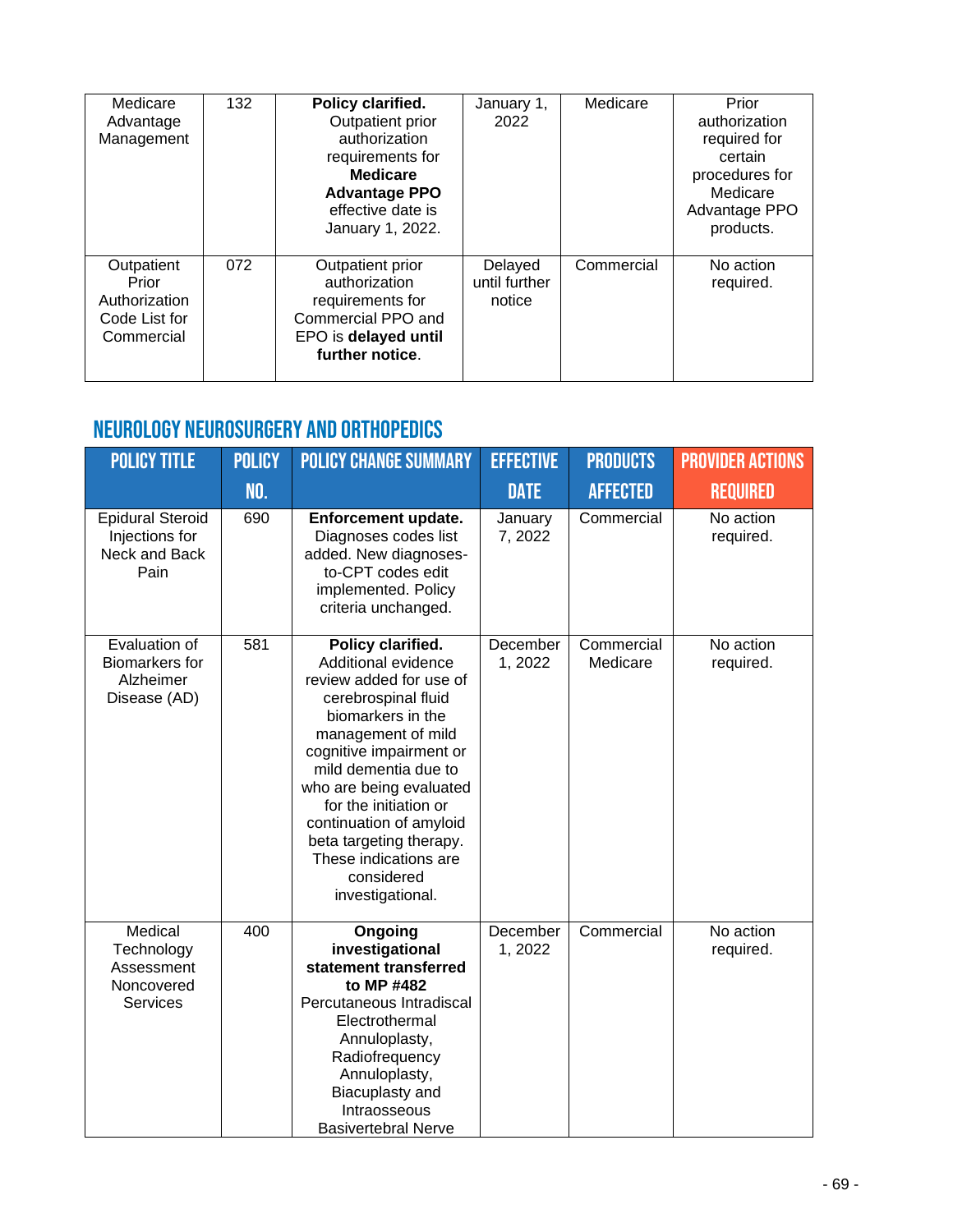| | | | | | |
|---|---|---|---|---|---|
| Medicare Advantage Management | 132 | **Policy clarified.** Outpatient prior authorization requirements for **Medicare Advantage PPO** effective date is January 1, 2022. | January 1, 2022 | Medicare | Prior authorization required for certain procedures for Medicare Advantage PPO products. |
| Outpatient Prior Authorization Code List for Commercial | 072 | Outpatient prior authorization requirements for Commercial PPO and EPO is **delayed until further notice**. | Delayed until further notice | Commercial | No action required. |

## NEUROLOGY NEUROSURGERY AND ORTHOPEDICS

| POLICY TITLE | POLICY NO. | POLICY CHANGE SUMMARY | EFFECTIVE DATE | PRODUCTS AFFECTED | PROVIDER ACTIONS REQUIRED |
|---|---|---|---|---|---|
| Epidural Steroid Injections for Neck and Back Pain | 690 | **Enforcement update.** Diagnoses codes list added. New diagnoses-to-CPT codes edit implemented. Policy criteria unchanged. | January 7, 2022 | Commercial | No action required. |
| Evaluation of Biomarkers for Alzheimer Disease (AD) | 581 | **Policy clarified.** Additional evidence review added for use of cerebrospinal fluid biomarkers in the management of mild cognitive impairment or mild dementia due to who are being evaluated for the initiation or continuation of amyloid beta targeting therapy. These indications are considered investigational. | December 1, 2022 | Commercial Medicare | No action required. |
| Medical Technology Assessment Noncovered Services | 400 | **Ongoing investigational statement transferred to MP #482** Percutaneous Intradiscal Electrothermal Annuloplasty, Radiofrequency Annuloplasty, Biacuplasty and Intraosseous Basivertebral Nerve | December 1, 2022 | Commercial | No action required. |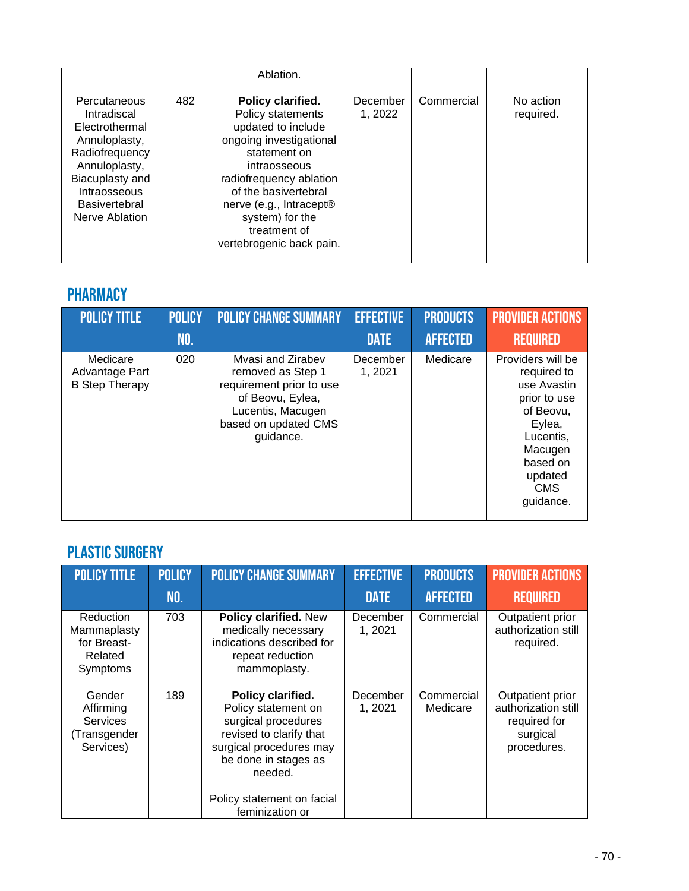| | | | | | |
|---|---|---|---|---|---|
| | | Ablation. | | | |
| Percutaneous Intradiscal Electrothermal Annuloplasty, Radiofrequency Annuloplasty, Biacuplasty and Intraosseous Basivertebral Nerve Ablation | 482 | **Policy clarified.** Policy statements updated to include ongoing investigational statement on intraosseous radiofrequency ablation of the basivertebral nerve (e.g., Intracept® system) for the treatment of vertebrogenic back pain. | December 1, 2022 | Commercial | No action required. |

## PHARMACY

| POLICY TITLE | POLICY NO. | POLICY CHANGE SUMMARY | EFFECTIVE DATE | PRODUCTS AFFECTED | PROVIDER ACTIONS REQUIRED |
|---|---|---|---|---|---|
| Medicare Advantage Part B Step Therapy | 020 | Mvasi and Zirabev removed as Step 1 requirement prior to use of Beovu, Eylea, Lucentis, Macugen based on updated CMS guidance. | December 1, 2021 | Medicare | Providers will be required to use Avastin prior to use of Beovu, Eylea, Lucentis, Macugen based on updated CMS guidance. |

## PLASTIC SURGERY

| POLICY TITLE | POLICY NO. | POLICY CHANGE SUMMARY | EFFECTIVE DATE | PRODUCTS AFFECTED | PROVIDER ACTIONS REQUIRED |
|---|---|---|---|---|---|
| Reduction Mammaplasty for Breast-Related Symptoms | 703 | **Policy clarified.** New medically necessary indications described for repeat reduction mammoplasty. | December 1, 2021 | Commercial | Outpatient prior authorization still required. |
| Gender Affirming Services (Transgender Services) | 189 | **Policy clarified.** Policy statement on surgical procedures revised to clarify that surgical procedures may be done in stages as needed.<br><br>Policy statement on facial feminization or | December 1, 2021 | Commercial Medicare | Outpatient prior authorization still required for surgical procedures. |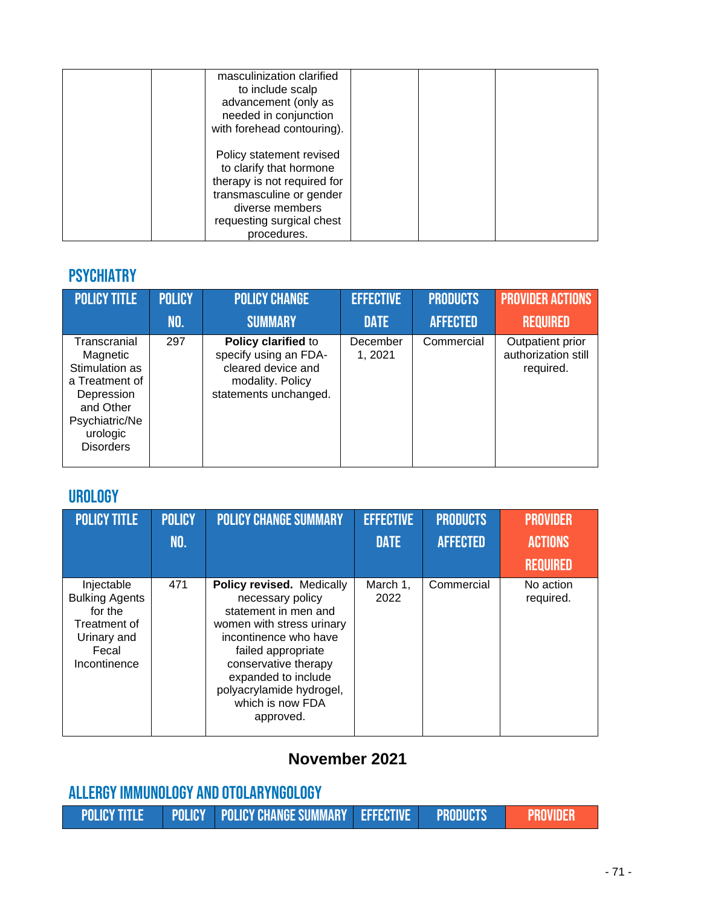| | | masculinization clarified to include scalp advancement (only as needed in conjunction with forehead contouring).<br><br>Policy statement revised to clarify that hormone therapy is not required for transmasculine or gender diverse members requesting surgical chest procedures. | | | |
|---|---|---|---|---|---|

## PSYCHIATRY

| POLICY TITLE | POLICY NO. | POLICY CHANGE SUMMARY | EFFECTIVE DATE | PRODUCTS AFFECTED | PROVIDER ACTIONS REQUIRED |
|---|---|---|---|---|---|
| Transcranial Magnetic Stimulation as a Treatment of Depression and Other Psychiatric/Neurologic Disorders | 297 | **Policy clarified** to specify using an FDA-cleared device and modality. Policy statements unchanged. | December 1, 2021 | Commercial | Outpatient prior authorization still required. |

## UROLOGY

| POLICY TITLE | POLICY NO. | POLICY CHANGE SUMMARY | EFFECTIVE DATE | PRODUCTS AFFECTED | PROVIDER ACTIONS REQUIRED |
|---|---|---|---|---|---|
| Injectable Bulking Agents for the Treatment of Urinary and Fecal Incontinence | 471 | **Policy revised.** Medically necessary policy statement in men and women with stress urinary incontinence who have failed appropriate conservative therapy expanded to include polyacrylamide hydrogel, which is now FDA approved. | March 1, 2022 | Commercial | No action required. |

# November 2021

## ALLERGY IMMUNOLOGY AND OTOLARYNGOLOGY

| POLICY TITLE | POLICY | POLICY CHANGE SUMMARY | EFFECTIVE | PRODUCTS | PROVIDER |
|---|---|---|---|---|---|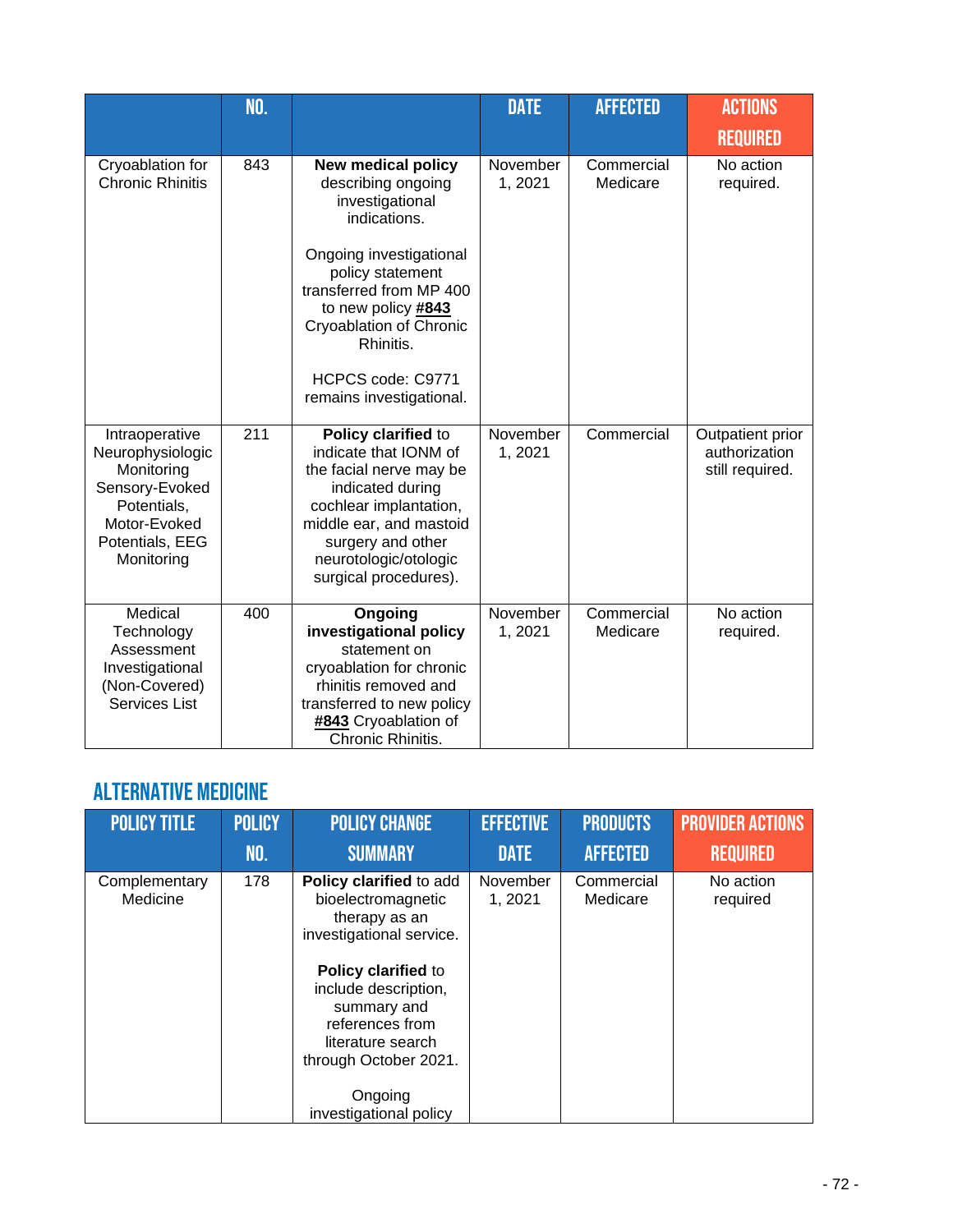| | NO. | | DATE | AFFECTED | ACTIONS REQUIRED |
|---|---|---|---|---|---|
| Cryoablation for Chronic Rhinitis | 843 | **New medical policy** describing ongoing investigational indications.<br><br>Ongoing investigational policy statement transferred from MP 400 to new policy **#843** Cryoablation of Chronic Rhinitis.<br><br>HCPCS code: C9771 remains investigational. | November 1, 2021 | Commercial Medicare | No action required. |
| Intraoperative Neurophysiologic Monitoring Sensory-Evoked Potentials, Motor-Evoked Potentials, EEG Monitoring | 211 | **Policy clarified** to indicate that IONM of the facial nerve may be indicated during cochlear implantation, middle ear, and mastoid surgery and other neurotologic/otologic surgical procedures). | November 1, 2021 | Commercial | Outpatient prior authorization still required. |
| Medical Technology Assessment Investigational (Non-Covered) Services List | 400 | **Ongoing investigational policy** statement on cryoablation for chronic rhinitis removed and transferred to new policy **#843** Cryoablation of Chronic Rhinitis. | November 1, 2021 | Commercial Medicare | No action required. |

## ALTERNATIVE MEDICINE

| POLICY TITLE | POLICY NO. | POLICY CHANGE SUMMARY | EFFECTIVE DATE | PRODUCTS AFFECTED | PROVIDER ACTIONS REQUIRED |
|---|---|---|---|---|---|
| Complementary Medicine | 178 | **Policy clarified** to add bioelectromagnetic therapy as an investigational service.<br><br>**Policy clarified** to include description, summary and references from literature search through October 2021.<br><br>Ongoing investigational policy | November 1, 2021 | Commercial Medicare | No action required |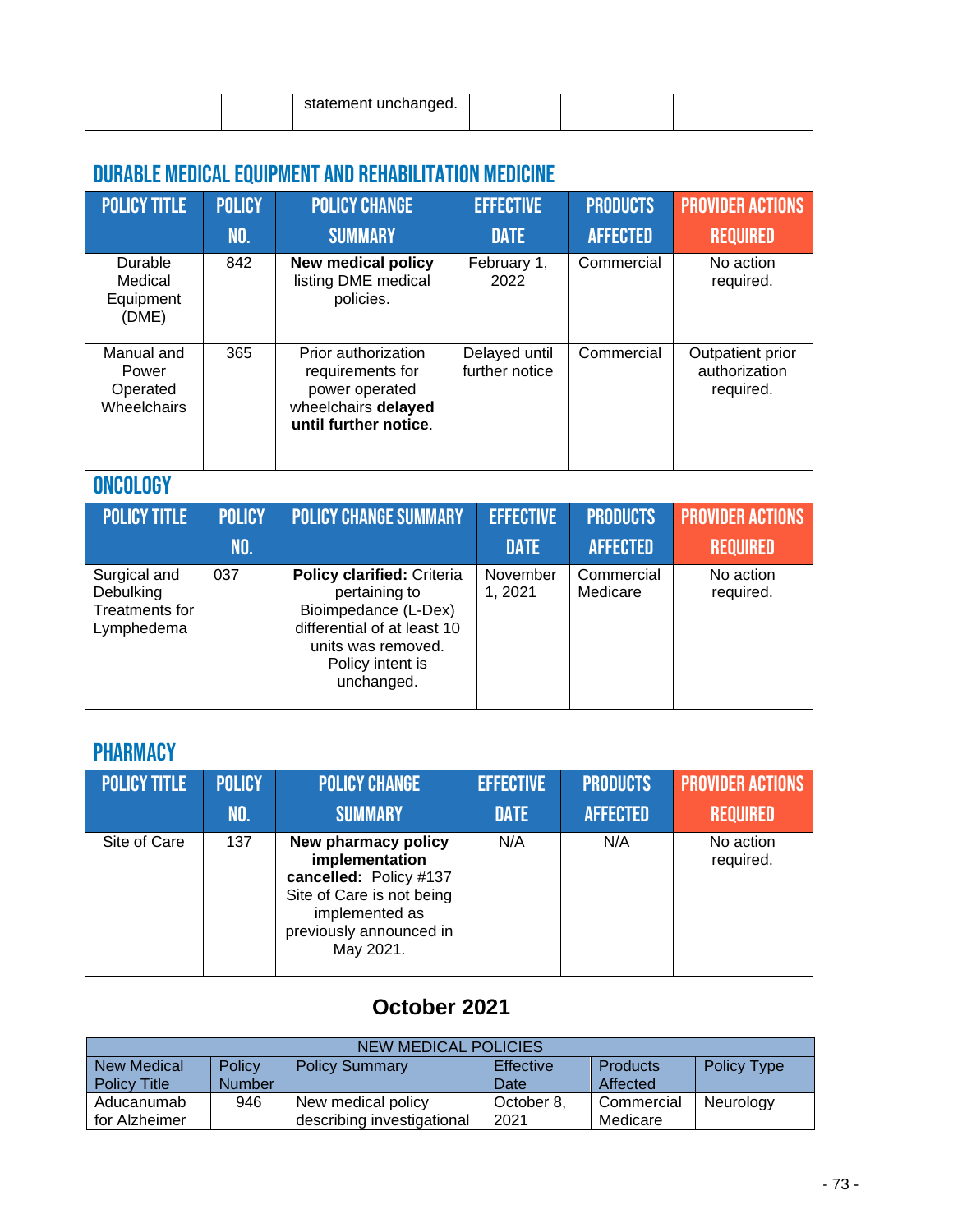| | | statement unchanged. | | | |
|---|---|---|---|---|---|

## DURABLE MEDICAL EQUIPMENT AND REHABILITATION MEDICINE

| POLICY TITLE | POLICY NO. | POLICY CHANGE SUMMARY | EFFECTIVE DATE | PRODUCTS AFFECTED | PROVIDER ACTIONS REQUIRED |
|---|---|---|---|---|---|
| Durable Medical Equipment (DME) | 842 | **New medical policy** listing DME medical policies. | February 1, 2022 | Commercial | No action required. |
| Manual and Power Operated Wheelchairs | 365 | Prior authorization requirements for power operated wheelchairs **delayed until further notice**. | Delayed until further notice | Commercial | Outpatient prior authorization required. |

## ONCOLOGY

| POLICY TITLE | POLICY NO. | POLICY CHANGE SUMMARY | EFFECTIVE DATE | PRODUCTS AFFECTED | PROVIDER ACTIONS REQUIRED |
|---|---|---|---|---|---|
| Surgical and Debulking Treatments for Lymphedema | 037 | **Policy clarified:** Criteria pertaining to Bioimpedance (L-Dex) differential of at least 10 units was removed. Policy intent is unchanged. | November 1, 2021 | Commercial Medicare | No action required. |

## PHARMACY

| POLICY TITLE | POLICY NO. | POLICY CHANGE SUMMARY | EFFECTIVE DATE | PRODUCTS AFFECTED | PROVIDER ACTIONS REQUIRED |
|---|---|---|---|---|---|
| Site of Care | 137 | **New pharmacy policy implementation cancelled:** Policy #137 Site of Care is not being implemented as previously announced in May 2021. | N/A | N/A | No action required. |

# October 2021

| NEW MEDICAL POLICIES | | | | | |
|---|---|---|---|---|---|
| New Medical Policy Title | Policy Number | Policy Summary | Effective Date | Products Affected | Policy Type |
| Aducanumab for Alzheimer | 946 | New medical policy describing investigational | October 8, 2021 | Commercial Medicare | Neurology |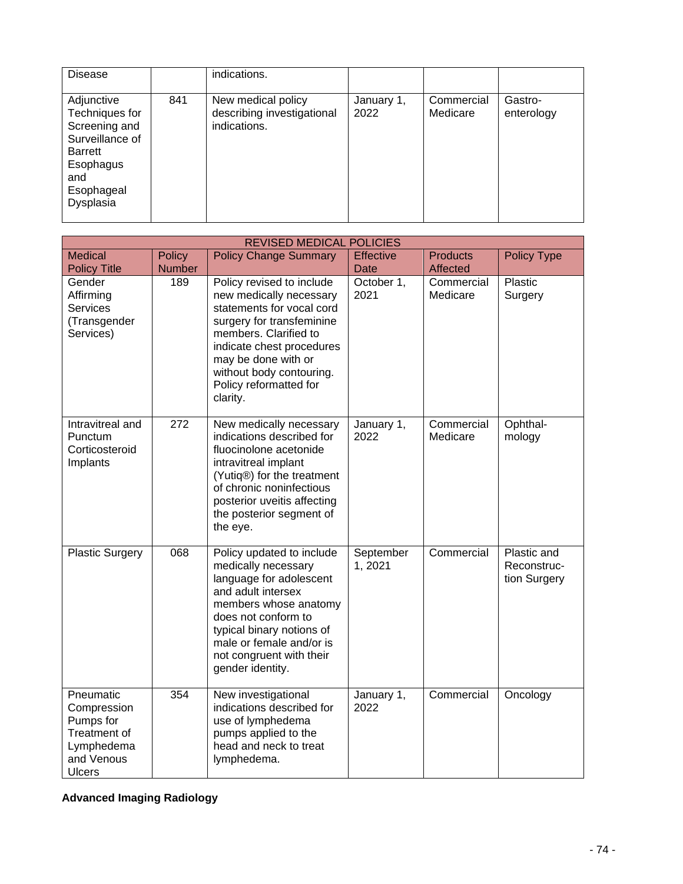| | | | | | |
|---|---|---|---|---|---|
| Disease | | indications. | | | |
| Adjunctive Techniques for Screening and Surveillance of Barrett Esophagus and Esophageal Dysplasia | 841 | New medical policy describing investigational indications. | January 1, 2022 | Commercial Medicare | Gastro-enterology |

| REVISED MEDICAL POLICIES | | | | | |
|---|---|---|---|---|---|
| Medical Policy Title | Policy Number | Policy Change Summary | Effective Date | Products Affected | Policy Type |
| Gender Affirming Services (Transgender Services) | 189 | Policy revised to include new medically necessary statements for vocal cord surgery for transfeminine members. Clarified to indicate chest procedures may be done with or without body contouring. Policy reformatted for clarity. | October 1, 2021 | Commercial Medicare | Plastic Surgery |
| Intravitreal and Punctum Corticosteroid Implants | 272 | New medically necessary indications described for fluocinolone acetonide intravitreal implant (Yutiq®) for the treatment of chronic noninfectious posterior uveitis affecting the posterior segment of the eye. | January 1, 2022 | Commercial Medicare | Ophthal-mology |
| Plastic Surgery | 068 | Policy updated to include medically necessary language for adolescent and adult intersex members whose anatomy does not conform to typical binary notions of male or female and/or is not congruent with their gender identity. | September 1, 2021 | Commercial | Plastic and Reconstruc-tion Surgery |
| Pneumatic Compression Pumps for Treatment of Lymphedema and Venous Ulcers | 354 | New investigational indications described for use of lymphedema pumps applied to the head and neck to treat lymphedema. | January 1, 2022 | Commercial | Oncology |

**Advanced Imaging Radiology**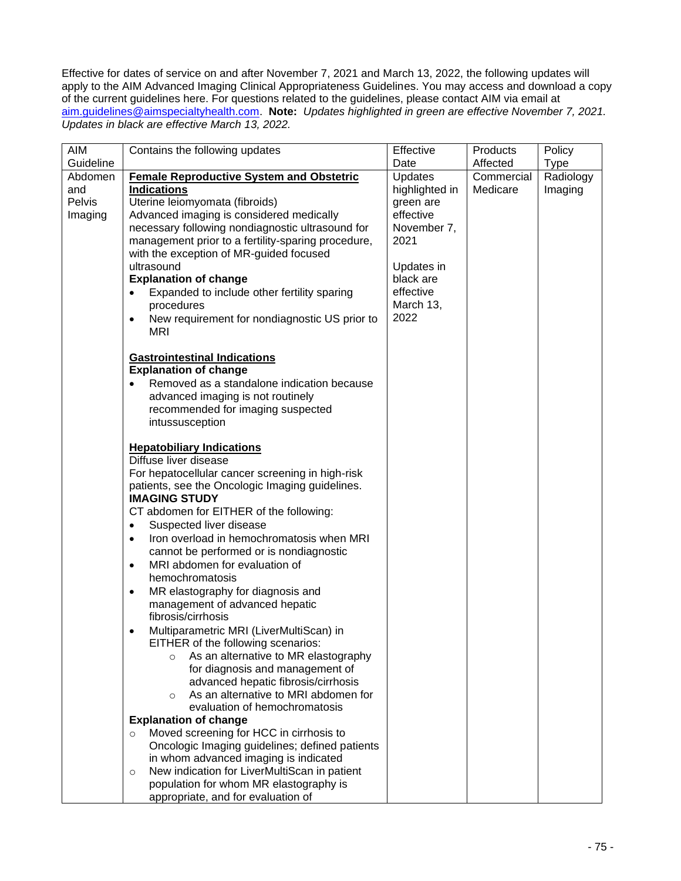Effective for dates of service on and after November 7, 2021 and March 13, 2022, the following updates will apply to the AIM Advanced Imaging Clinical Appropriateness Guidelines. You may access and download a copy of the current guidelines here. For questions related to the guidelines, please contact AIM via email at aim.guidelines@aimspecialtyhealth.com. **Note:** *Updates highlighted in green are effective November 7, 2021. Updates in black are effective March 13, 2022.*

| AIM Guideline | Contains the following updates | Effective Date | Products Affected | Policy Type |
|---|---|---|---|---|
| Abdomen and Pelvis Imaging | **Female Reproductive System and Obstetric Indications**<br>Uterine leiomyomata (fibroids)<br>Advanced imaging is considered medically necessary following nondiagnostic ultrasound for management prior to a fertility-sparing procedure, with the exception of MR-guided focused ultrasound<br>**Explanation of change**<br>• Expanded to include other fertility sparing procedures<br>• New requirement for nondiagnostic US prior to MRI<br><br>**Gastrointestinal Indications**<br>**Explanation of change**<br>• Removed as a standalone indication because advanced imaging is not routinely recommended for imaging suspected intussusception<br><br>**Hepatobiliary Indications**<br>Diffuse liver disease<br>For hepatocellular cancer screening in high-risk patients, see the Oncologic Imaging guidelines.<br>**IMAGING STUDY**<br>CT abdomen for EITHER of the following:<br>• Suspected liver disease<br>• Iron overload in hemochromatosis when MRI cannot be performed or is nondiagnostic<br>• MRI abdomen for evaluation of hemochromatosis<br>• MR elastography for diagnosis and management of advanced hepatic fibrosis/cirrhosis<br>• Multiparametric MRI (LiverMultiScan) in EITHER of the following scenarios:<br>&nbsp;&nbsp;&nbsp;&nbsp;○ As an alternative to MR elastography for diagnosis and management of advanced hepatic fibrosis/cirrhosis<br>&nbsp;&nbsp;&nbsp;&nbsp;○ As an alternative to MRI abdomen for evaluation of hemochromatosis<br>**Explanation of change**<br>○ Moved screening for HCC in cirrhosis to Oncologic Imaging guidelines; defined patients in whom advanced imaging is indicated<br>○ New indication for LiverMultiScan in patient population for whom MR elastography is appropriate, and for evaluation of | Updates highlighted in green are effective November 7, 2021<br><br>Updates in black are effective March 13, 2022 | Commercial Medicare | Radiology Imaging |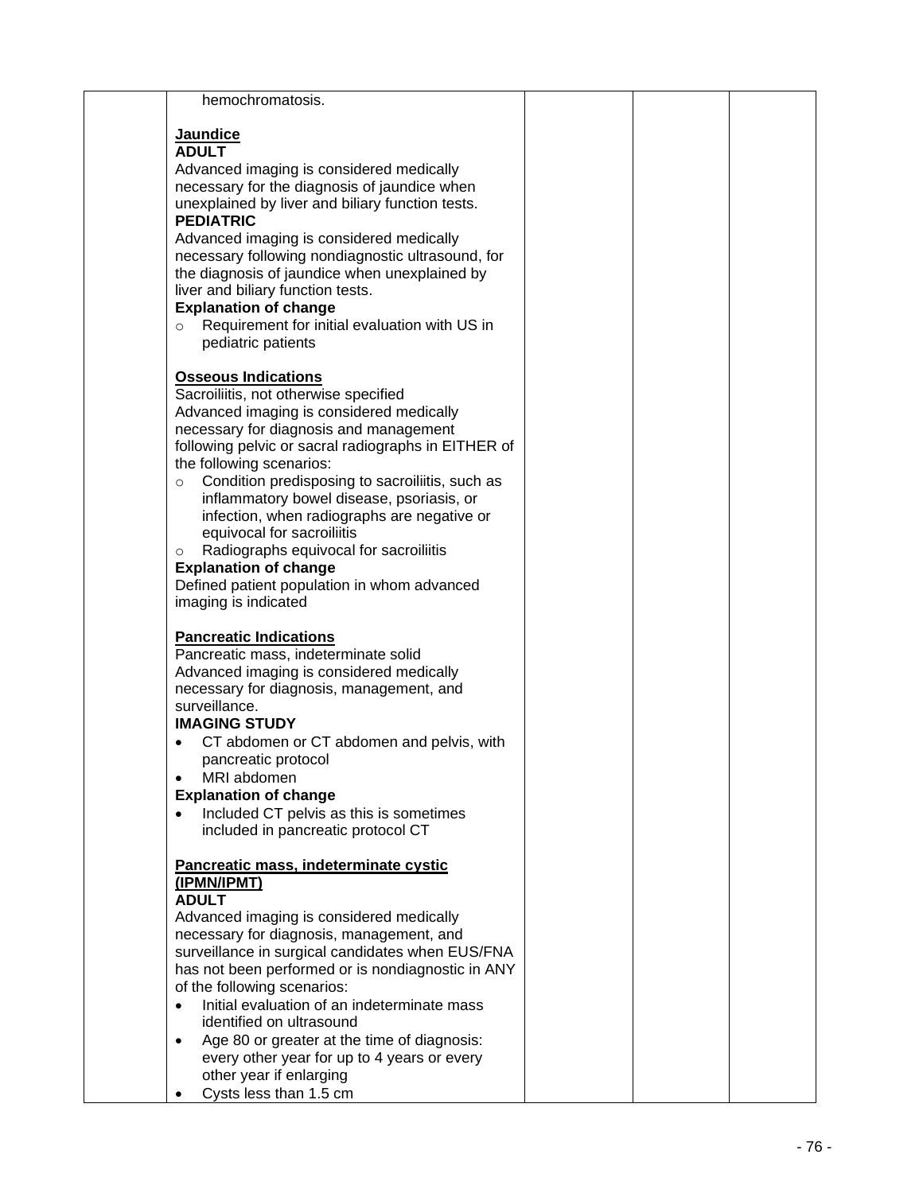| | | | | |
|---|---|---|---|---|
| | hemochromatosis.<br><br>**<u>Jaundice</u>**<br>**ADULT**<br>Advanced imaging is considered medically necessary for the diagnosis of jaundice when unexplained by liver and biliary function tests.<br>**PEDIATRIC**<br>Advanced imaging is considered medically necessary following nondiagnostic ultrasound, for the diagnosis of jaundice when unexplained by liver and biliary function tests.<br>**Explanation of change**<br>○ Requirement for initial evaluation with US in pediatric patients<br><br>**<u>Osseous Indications</u>**<br>Sacroiliitis, not otherwise specified<br>Advanced imaging is considered medically necessary for diagnosis and management following pelvic or sacral radiographs in EITHER of the following scenarios:<br>○ Condition predisposing to sacroiliitis, such as inflammatory bowel disease, psoriasis, or infection, when radiographs are negative or equivocal for sacroiliitis<br>○ Radiographs equivocal for sacroiliitis<br>**Explanation of change**<br>Defined patient population in whom advanced imaging is indicated<br><br>**<u>Pancreatic Indications</u>**<br>Pancreatic mass, indeterminate solid<br>Advanced imaging is considered medically necessary for diagnosis, management, and surveillance.<br>**IMAGING STUDY**<br>• CT abdomen or CT abdomen and pelvis, with pancreatic protocol<br>• MRI abdomen<br>**Explanation of change**<br>• Included CT pelvis as this is sometimes included in pancreatic protocol CT<br><br>**<u>Pancreatic mass, indeterminate cystic (IPMN/IPMT)</u>**<br>**ADULT**<br>Advanced imaging is considered medically necessary for diagnosis, management, and surveillance in surgical candidates when EUS/FNA has not been performed or is nondiagnostic in ANY of the following scenarios:<br>• Initial evaluation of an indeterminate mass identified on ultrasound<br>• Age 80 or greater at the time of diagnosis: every other year for up to 4 years or every other year if enlarging<br>• Cysts less than 1.5 cm | | | |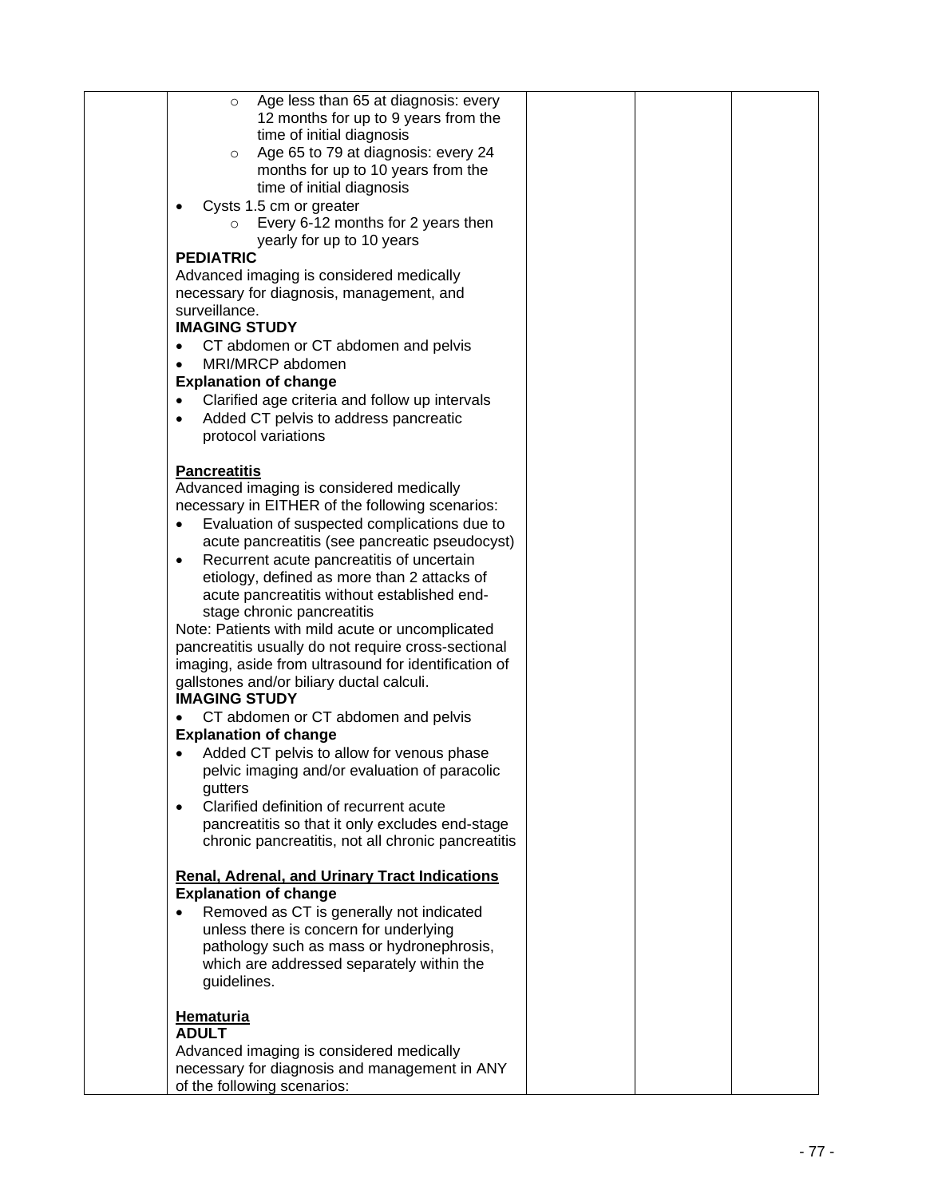| | | | | |
|---|---|---|---|---|
| | ○ Age less than 65 at diagnosis: every 12 months for up to 9 years from the time of initial diagnosis<br>○ Age 65 to 79 at diagnosis: every 24 months for up to 10 years from the time of initial diagnosis<br>• Cysts 1.5 cm or greater<br>○ Every 6-12 months for 2 years then yearly for up to 10 years<br>**PEDIATRIC**<br>Advanced imaging is considered medically necessary for diagnosis, management, and surveillance.<br>**IMAGING STUDY**<br>• CT abdomen or CT abdomen and pelvis<br>• MRI/MRCP abdomen<br>**Explanation of change**<br>• Clarified age criteria and follow up intervals<br>• Added CT pelvis to address pancreatic protocol variations<br><br>**<u>Pancreatitis</u>**<br>Advanced imaging is considered medically necessary in EITHER of the following scenarios:<br>• Evaluation of suspected complications due to acute pancreatitis (see pancreatic pseudocyst)<br>• Recurrent acute pancreatitis of uncertain etiology, defined as more than 2 attacks of acute pancreatitis without established end-stage chronic pancreatitis<br>Note: Patients with mild acute or uncomplicated pancreatitis usually do not require cross-sectional imaging, aside from ultrasound for identification of gallstones and/or biliary ductal calculi.<br>**IMAGING STUDY**<br>• CT abdomen or CT abdomen and pelvis<br>**Explanation of change**<br>• Added CT pelvis to allow for venous phase pelvic imaging and/or evaluation of paracolic gutters<br>• Clarified definition of recurrent acute pancreatitis so that it only excludes end-stage chronic pancreatitis, not all chronic pancreatitis<br><br>**<u>Renal, Adrenal, and Urinary Tract Indications</u>**<br>**Explanation of change**<br>• Removed as CT is generally not indicated unless there is concern for underlying pathology such as mass or hydronephrosis, which are addressed separately within the guidelines.<br><br>**<u>Hematuria</u>**<br>**ADULT**<br>Advanced imaging is considered medically necessary for diagnosis and management in ANY of the following scenarios: | | | |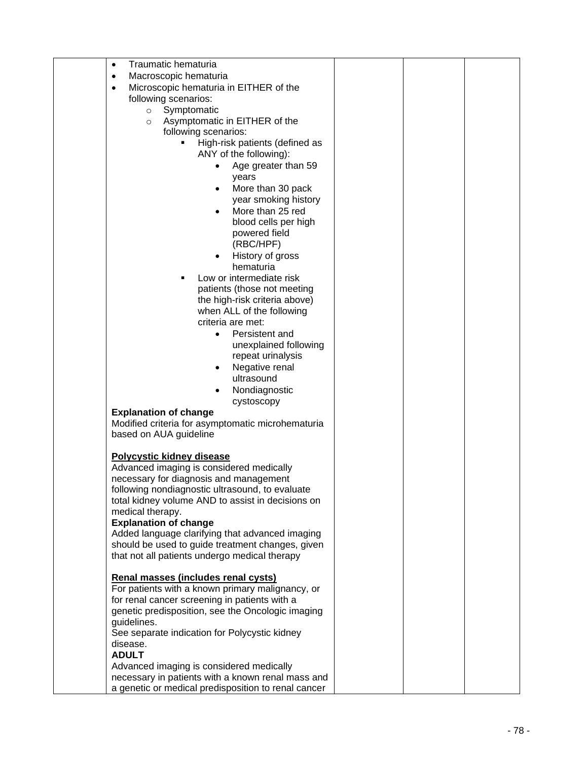| | | | | |
|---|---|---|---|---|
| | <ul><li>Traumatic hematuria</li><li>Macroscopic hematuria</li><li>Microscopic hematuria in EITHER of the following scenarios:<ul><li>Symptomatic</li><li>Asymptomatic in EITHER of the following scenarios:<ul><li>High-risk patients (defined as ANY of the following):<ul><li>Age greater than 59 years</li><li>More than 30 pack year smoking history</li><li>More than 25 red blood cells per high powered field (RBC/HPF)</li><li>History of gross hematuria</li></ul></li><li>Low or intermediate risk patients (those not meeting the high-risk criteria above) when ALL of the following criteria are met:<ul><li>Persistent and unexplained following repeat urinalysis</li><li>Negative renal ultrasound</li><li>Nondiagnostic cystoscopy</li></ul></li></ul></li></ul></li></ul>**Explanation of change**<br>Modified criteria for asymptomatic microhematuria based on AUA guideline<br><br>**<u>Polycystic kidney disease</u>**<br>Advanced imaging is considered medically necessary for diagnosis and management following nondiagnostic ultrasound, to evaluate total kidney volume AND to assist in decisions on medical therapy.<br>**Explanation of change**<br>Added language clarifying that advanced imaging should be used to guide treatment changes, given that not all patients undergo medical therapy<br><br>**<u>Renal masses (includes renal cysts)</u>**<br>For patients with a known primary malignancy, or for renal cancer screening in patients with a genetic predisposition, see the Oncologic imaging guidelines.<br>See separate indication for Polycystic kidney disease.<br>**ADULT**<br>Advanced imaging is considered medically necessary in patients with a known renal mass and a genetic or medical predisposition to renal cancer | | | |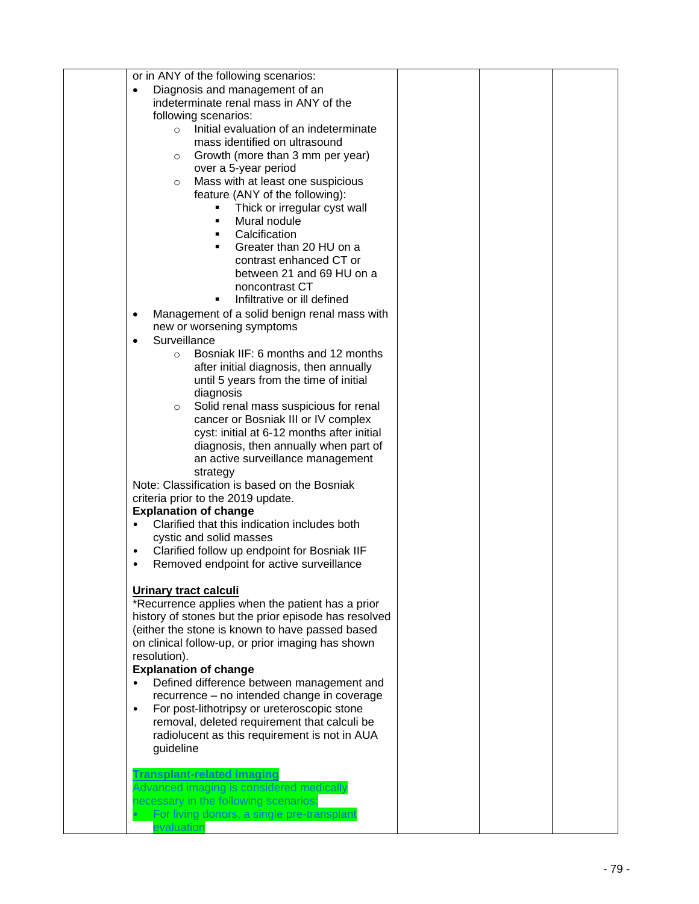| | | | | |
|---|---|---|---|---|
| | or in ANY of the following scenarios:<br>• Diagnosis and management of an indeterminate renal mass in ANY of the following scenarios:<br>  ○ Initial evaluation of an indeterminate mass identified on ultrasound<br>  ○ Growth (more than 3 mm per year) over a 5-year period<br>  ○ Mass with at least one suspicious feature (ANY of the following):<br>    ▪ Thick or irregular cyst wall<br>    ▪ Mural nodule<br>    ▪ Calcification<br>    ▪ Greater than 20 HU on a contrast enhanced CT or between 21 and 69 HU on a noncontrast CT<br>    ▪ Infiltrative or ill defined<br>• Management of a solid benign renal mass with new or worsening symptoms<br>• Surveillance<br>  ○ Bosniak IIF: 6 months and 12 months after initial diagnosis, then annually until 5 years from the time of initial diagnosis<br>  ○ Solid renal mass suspicious for renal cancer or Bosniak III or IV complex cyst: initial at 6-12 months after initial diagnosis, then annually when part of an active surveillance management strategy<br>Note: Classification is based on the Bosniak criteria prior to the 2019 update.<br>**Explanation of change**<br>• Clarified that this indication includes both cystic and solid masses<br>• Clarified follow up endpoint for Bosniak IIF<br>• Removed endpoint for active surveillance<br><br>**Urinary tract calculi**<br>*Recurrence applies when the patient has a prior history of stones but the prior episode has resolved (either the stone is known to have passed based on clinical follow-up, or prior imaging has shown resolution).<br>**Explanation of change**<br>• Defined difference between management and recurrence – no intended change in coverage<br>• For post-lithotripsy or ureteroscopic stone removal, deleted requirement that calculi be radiolucent as this requirement is not in AUA guideline<br><br>**Transplant-related imaging**<br>Advanced imaging is considered medically necessary in the following scenarios:<br>• For living donors, a single pre-transplant evaluation | | | |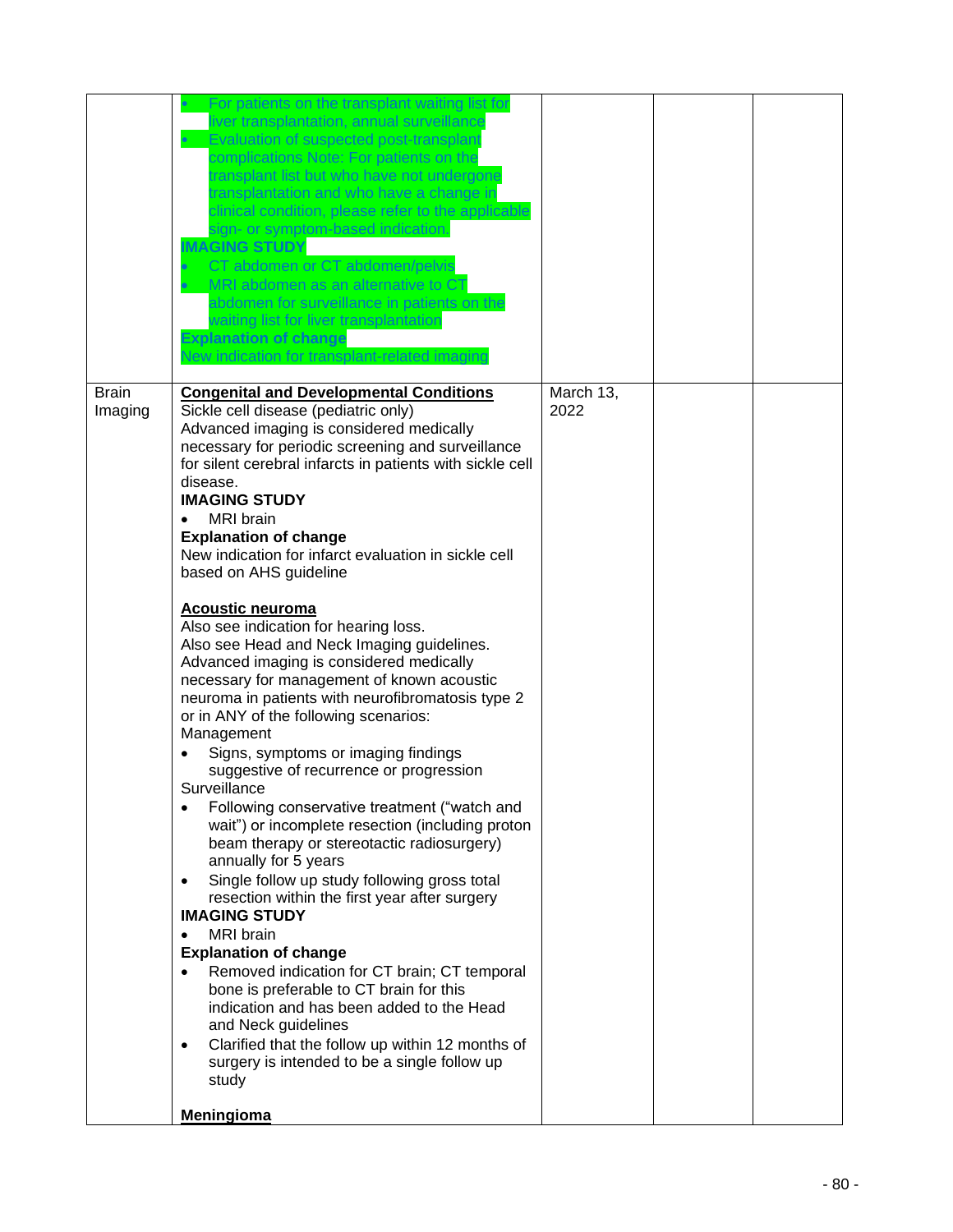| | | | | |
|---|---|---|---|---|
| | • For patients on the transplant waiting list for liver transplantation, annual surveillance<br>• Evaluation of suspected post-transplant complications Note: For patients on the transplant list but who have not undergone transplantation and who have a change in clinical condition, please refer to the applicable sign- or symptom-based indication.<br>**IMAGING STUDY**<br>• CT abdomen or CT abdomen/pelvis<br>• MRI abdomen as an alternative to CT abdomen for surveillance in patients on the waiting list for liver transplantation<br>**Explanation of change**<br>New indication for transplant-related imaging | | | |
| Brain Imaging | **<u>Congenital and Developmental Conditions</u>**<br>Sickle cell disease (pediatric only)<br>Advanced imaging is considered medically necessary for periodic screening and surveillance for silent cerebral infarcts in patients with sickle cell disease.<br>**IMAGING STUDY**<br>• MRI brain<br>**Explanation of change**<br>New indication for infarct evaluation in sickle cell based on AHS guideline<br><br>**<u>Acoustic neuroma</u>**<br>Also see indication for hearing loss.<br>Also see Head and Neck Imaging guidelines.<br>Advanced imaging is considered medically necessary for management of known acoustic neuroma in patients with neurofibromatosis type 2 or in ANY of the following scenarios:<br>Management<br>• Signs, symptoms or imaging findings suggestive of recurrence or progression<br>Surveillance<br>• Following conservative treatment ("watch and wait") or incomplete resection (including proton beam therapy or stereotactic radiosurgery) annually for 5 years<br>• Single follow up study following gross total resection within the first year after surgery<br>**IMAGING STUDY**<br>• MRI brain<br>**Explanation of change**<br>• Removed indication for CT brain; CT temporal bone is preferable to CT brain for this indication and has been added to the Head and Neck guidelines<br>• Clarified that the follow up within 12 months of surgery is intended to be a single follow up study<br><br>**<u>Meningioma</u>** | March 13, 2022 | | |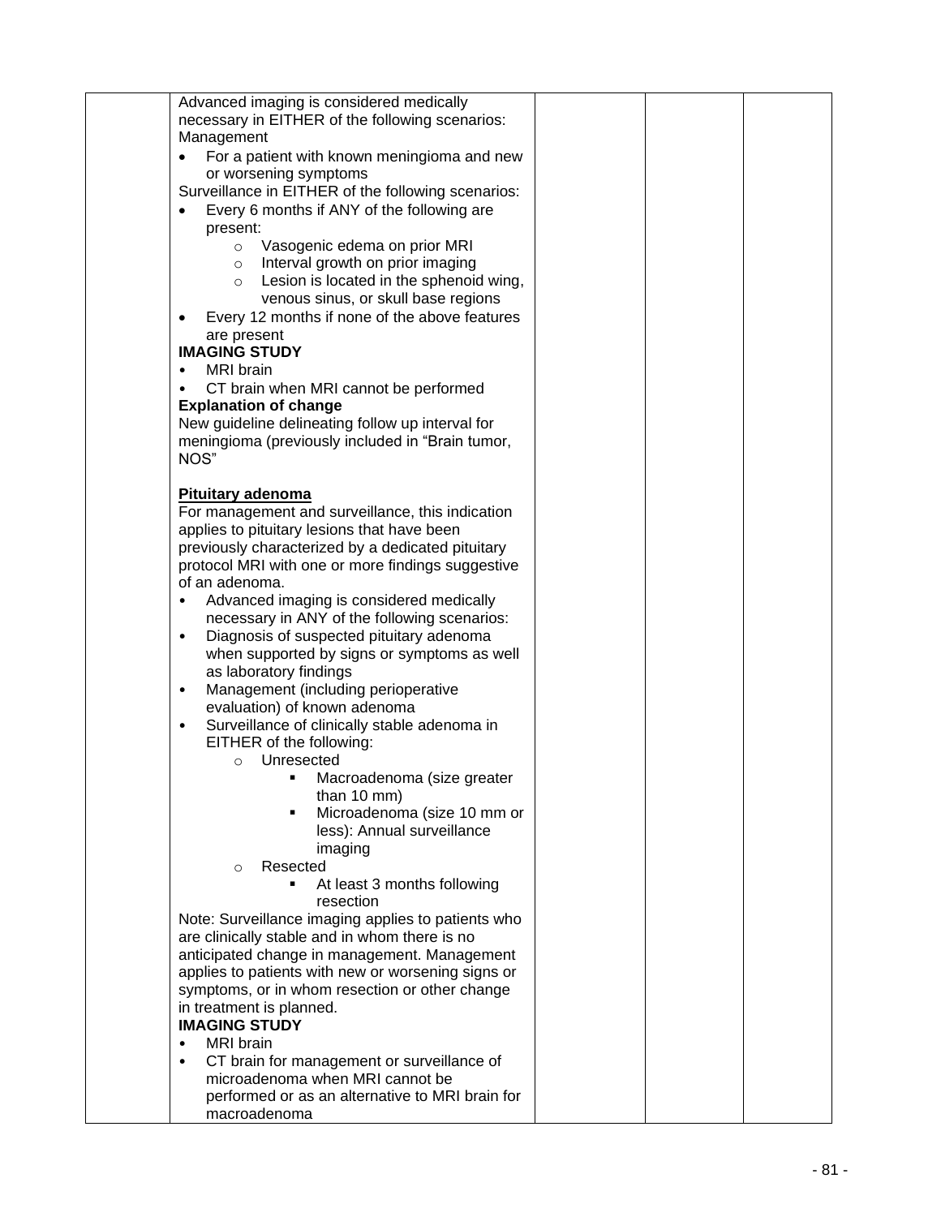| | | | | |
|---|---|---|---|---|
| | Advanced imaging is considered medically necessary in EITHER of the following scenarios:<br>Management<br>• For a patient with known meningioma and new or worsening symptoms<br>Surveillance in EITHER of the following scenarios:<br>• Every 6 months if ANY of the following are present:<br>  ○ Vasogenic edema on prior MRI<br>  ○ Interval growth on prior imaging<br>  ○ Lesion is located in the sphenoid wing, venous sinus, or skull base regions<br>• Every 12 months if none of the above features are present<br>**IMAGING STUDY**<br>• MRI brain<br>• CT brain when MRI cannot be performed<br>**Explanation of change**<br>New guideline delineating follow up interval for meningioma (previously included in "Brain tumor, NOS"<br><br>**<u>Pituitary adenoma</u>**<br>For management and surveillance, this indication applies to pituitary lesions that have been previously characterized by a dedicated pituitary protocol MRI with one or more findings suggestive of an adenoma.<br>• Advanced imaging is considered medically necessary in ANY of the following scenarios:<br>• Diagnosis of suspected pituitary adenoma when supported by signs or symptoms as well as laboratory findings<br>• Management (including perioperative evaluation) of known adenoma<br>• Surveillance of clinically stable adenoma in EITHER of the following:<br>  ○ Unresected<br>    ▪ Macroadenoma (size greater than 10 mm)<br>    ▪ Microadenoma (size 10 mm or less): Annual surveillance imaging<br>  ○ Resected<br>    ▪ At least 3 months following resection<br>Note: Surveillance imaging applies to patients who are clinically stable and in whom there is no anticipated change in management. Management applies to patients with new or worsening signs or symptoms, or in whom resection or other change in treatment is planned.<br>**IMAGING STUDY**<br>• MRI brain<br>• CT brain for management or surveillance of microadenoma when MRI cannot be performed or as an alternative to MRI brain for macroadenoma | | | |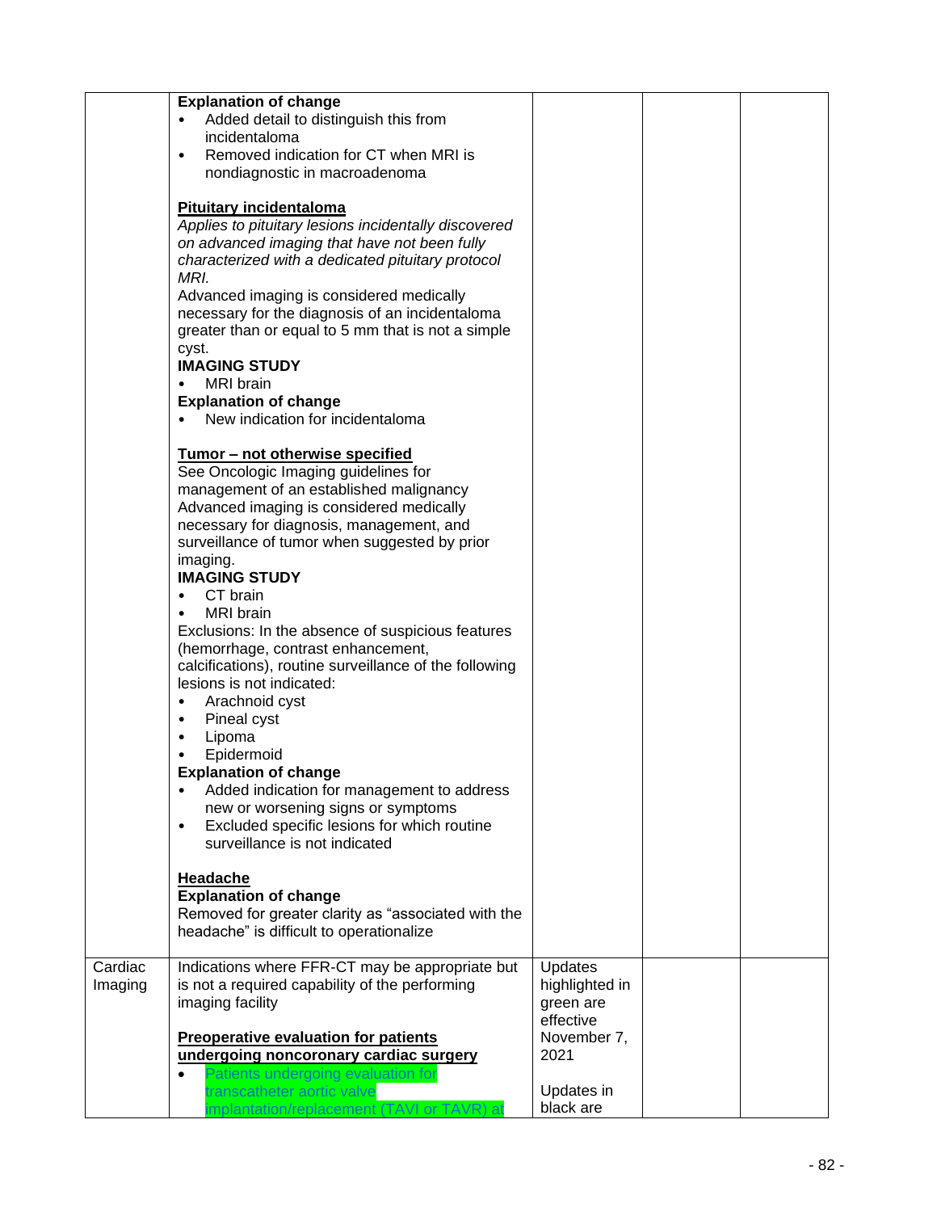| | | | | |
|---|---|---|---|---|
| | **Explanation of change**<br>• Added detail to distinguish this from incidentaloma<br>• Removed indication for CT when MRI is nondiagnostic in macroadenoma<br><br>**<u>Pituitary incidentaloma</u>**<br>*Applies to pituitary lesions incidentally discovered on advanced imaging that have not been fully characterized with a dedicated pituitary protocol MRI.*<br>Advanced imaging is considered medically necessary for the diagnosis of an incidentaloma greater than or equal to 5 mm that is not a simple cyst.<br>**IMAGING STUDY**<br>• MRI brain<br>**Explanation of change**<br>• New indication for incidentaloma<br><br>**<u>Tumor – not otherwise specified</u>**<br>See Oncologic Imaging guidelines for management of an established malignancy<br>Advanced imaging is considered medically necessary for diagnosis, management, and surveillance of tumor when suggested by prior imaging.<br>**IMAGING STUDY**<br>• CT brain<br>• MRI brain<br>Exclusions: In the absence of suspicious features (hemorrhage, contrast enhancement, calcifications), routine surveillance of the following lesions is not indicated:<br>• Arachnoid cyst<br>• Pineal cyst<br>• Lipoma<br>• Epidermoid<br>**Explanation of change**<br>• Added indication for management to address new or worsening signs or symptoms<br>• Excluded specific lesions for which routine surveillance is not indicated<br><br>**<u>Headache</u>**<br>**Explanation of change**<br>Removed for greater clarity as "associated with the headache" is difficult to operationalize | | | |
| Cardiac Imaging | Indications where FFR-CT may be appropriate but is not a required capability of the performing imaging facility<br><br>**<u>Preoperative evaluation for patients undergoing noncoronary cardiac surgery</u>**<br>• Patients undergoing evaluation for transcatheter aortic valve implantation/replacement (TAVI or TAVR) at | Updates highlighted in green are effective November 7, 2021<br><br>Updates in black are | | |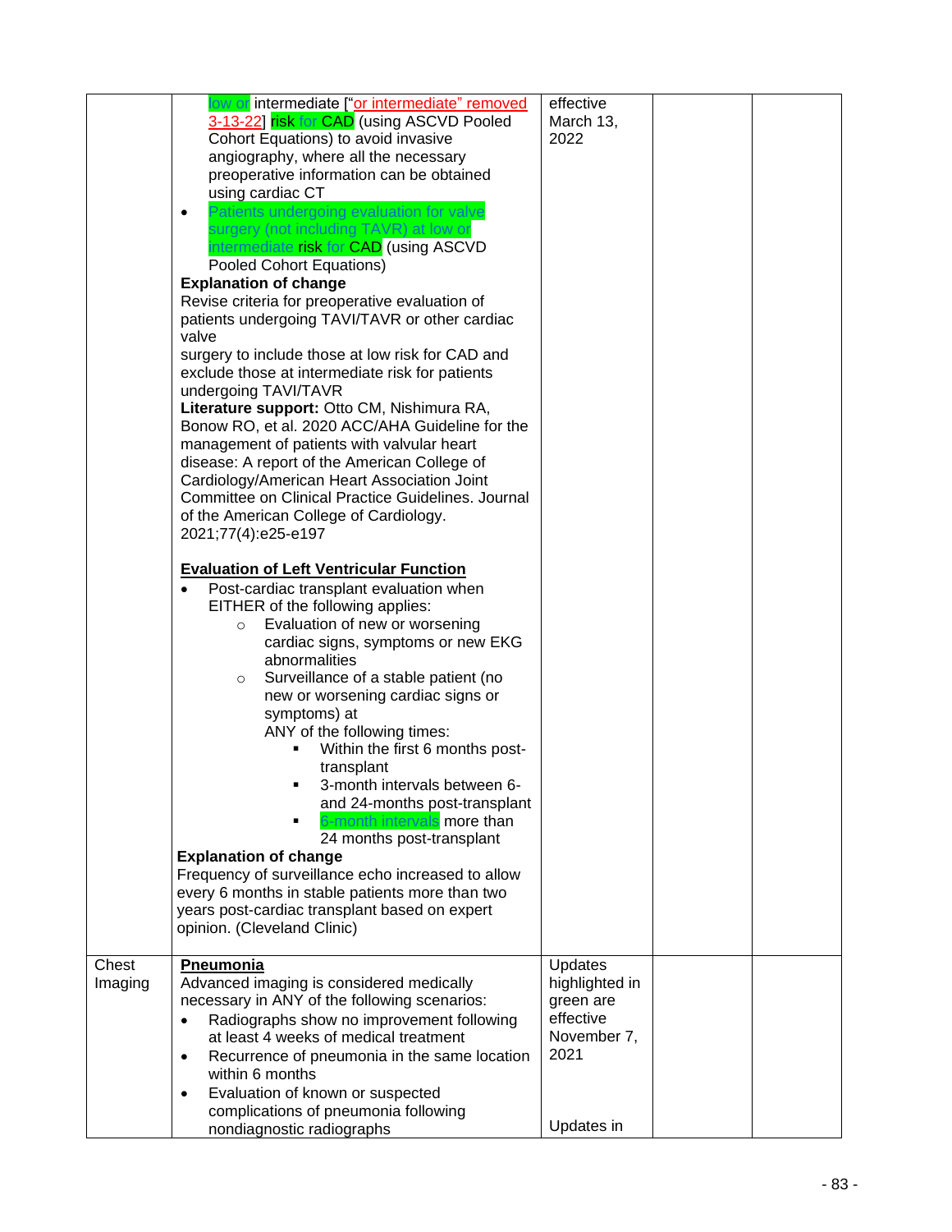| | | | | |
|---|---|---|---|---|
| | low or intermediate ["or intermediate" removed 3-13-22] risk for CAD (using ASCVD Pooled Cohort Equations) to avoid invasive angiography, where all the necessary preoperative information can be obtained using cardiac CT<br>• Patients undergoing evaluation for valve surgery (not including TAVR) at low or intermediate risk for CAD (using ASCVD Pooled Cohort Equations)<br>**Explanation of change**<br>Revise criteria for preoperative evaluation of patients undergoing TAVI/TAVR or other cardiac valve surgery to include those at low risk for CAD and exclude those at intermediate risk for patients undergoing TAVI/TAVR<br>**Literature support:** Otto CM, Nishimura RA, Bonow RO, et al. 2020 ACC/AHA Guideline for the management of patients with valvular heart disease: A report of the American College of Cardiology/American Heart Association Joint Committee on Clinical Practice Guidelines. Journal of the American College of Cardiology. 2021;77(4):e25-e197<br><br>**<u>Evaluation of Left Ventricular Function</u>**<br>• Post-cardiac transplant evaluation when EITHER of the following applies:<br>&nbsp;&nbsp;&nbsp;&nbsp;○ Evaluation of new or worsening cardiac signs, symptoms or new EKG abnormalities<br>&nbsp;&nbsp;&nbsp;&nbsp;○ Surveillance of a stable patient (no new or worsening cardiac signs or symptoms) at ANY of the following times:<br>&nbsp;&nbsp;&nbsp;&nbsp;&nbsp;&nbsp;&nbsp;&nbsp;▪ Within the first 6 months post-transplant<br>&nbsp;&nbsp;&nbsp;&nbsp;&nbsp;&nbsp;&nbsp;&nbsp;▪ 3-month intervals between 6- and 24-months post-transplant<br>&nbsp;&nbsp;&nbsp;&nbsp;&nbsp;&nbsp;&nbsp;&nbsp;▪ 6-month intervals more than 24 months post-transplant<br>**Explanation of change**<br>Frequency of surveillance echo increased to allow every 6 months in stable patients more than two years post-cardiac transplant based on expert opinion. (Cleveland Clinic) | effective March 13, 2022 | | |
| Chest Imaging | **<u>Pneumonia</u>**<br>Advanced imaging is considered medically necessary in ANY of the following scenarios:<br>• Radiographs show no improvement following at least 4 weeks of medical treatment<br>• Recurrence of pneumonia in the same location within 6 months<br>• Evaluation of known or suspected complications of pneumonia following nondiagnostic radiographs | Updates highlighted in green are effective November 7, 2021<br><br>Updates in | | |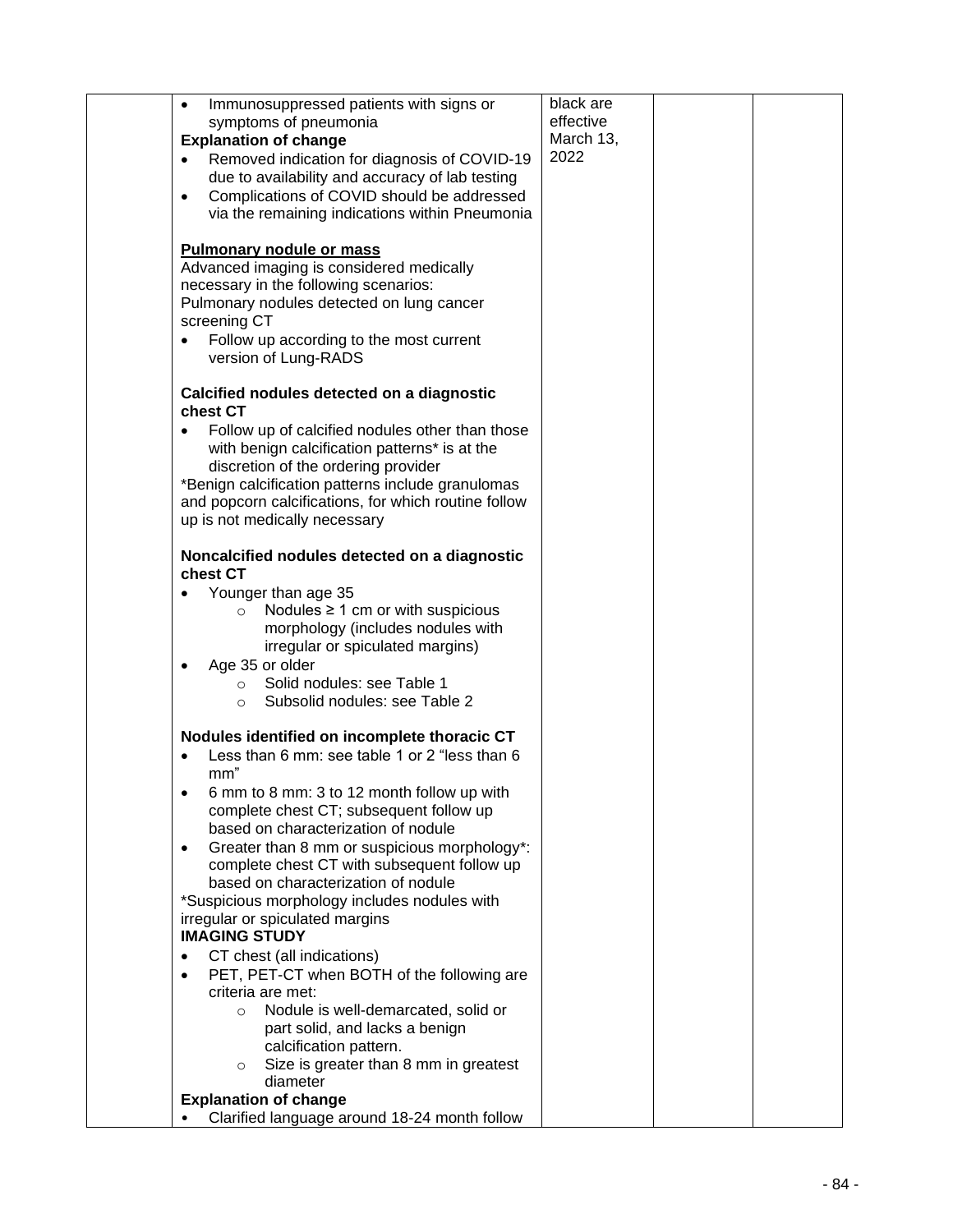| | | | | |
|---|---|---|---|---|
| | • Immunosuppressed patients with signs or symptoms of pneumonia<br>**Explanation of change**<br>• Removed indication for diagnosis of COVID-19 due to availability and accuracy of lab testing<br>• Complications of COVID should be addressed via the remaining indications within Pneumonia<br><br>**<u>Pulmonary nodule or mass</u>**<br>Advanced imaging is considered medically necessary in the following scenarios:<br>Pulmonary nodules detected on lung cancer screening CT<br>• Follow up according to the most current version of Lung-RADS<br><br>**Calcified nodules detected on a diagnostic chest CT**<br>• Follow up of calcified nodules other than those with benign calcification patterns* is at the discretion of the ordering provider<br>*Benign calcification patterns include granulomas and popcorn calcifications, for which routine follow up is not medically necessary<br><br>**Noncalcified nodules detected on a diagnostic chest CT**<br>• Younger than age 35<br>&nbsp;&nbsp;&nbsp;&nbsp;○ Nodules ≥ 1 cm or with suspicious morphology (includes nodules with irregular or spiculated margins)<br>• Age 35 or older<br>&nbsp;&nbsp;&nbsp;&nbsp;○ Solid nodules: see Table 1<br>&nbsp;&nbsp;&nbsp;&nbsp;○ Subsolid nodules: see Table 2<br><br>**Nodules identified on incomplete thoracic CT**<br>• Less than 6 mm: see table 1 or 2 "less than 6 mm"<br>• 6 mm to 8 mm: 3 to 12 month follow up with complete chest CT; subsequent follow up based on characterization of nodule<br>• Greater than 8 mm or suspicious morphology*: complete chest CT with subsequent follow up based on characterization of nodule<br>*Suspicious morphology includes nodules with irregular or spiculated margins<br>**IMAGING STUDY**<br>• CT chest (all indications)<br>• PET, PET-CT when BOTH of the following are criteria are met:<br>&nbsp;&nbsp;&nbsp;&nbsp;○ Nodule is well-demarcated, solid or part solid, and lacks a benign calcification pattern.<br>&nbsp;&nbsp;&nbsp;&nbsp;○ Size is greater than 8 mm in greatest diameter<br>**Explanation of change**<br>• Clarified language around 18-24 month follow | black are effective March 13, 2022 | | |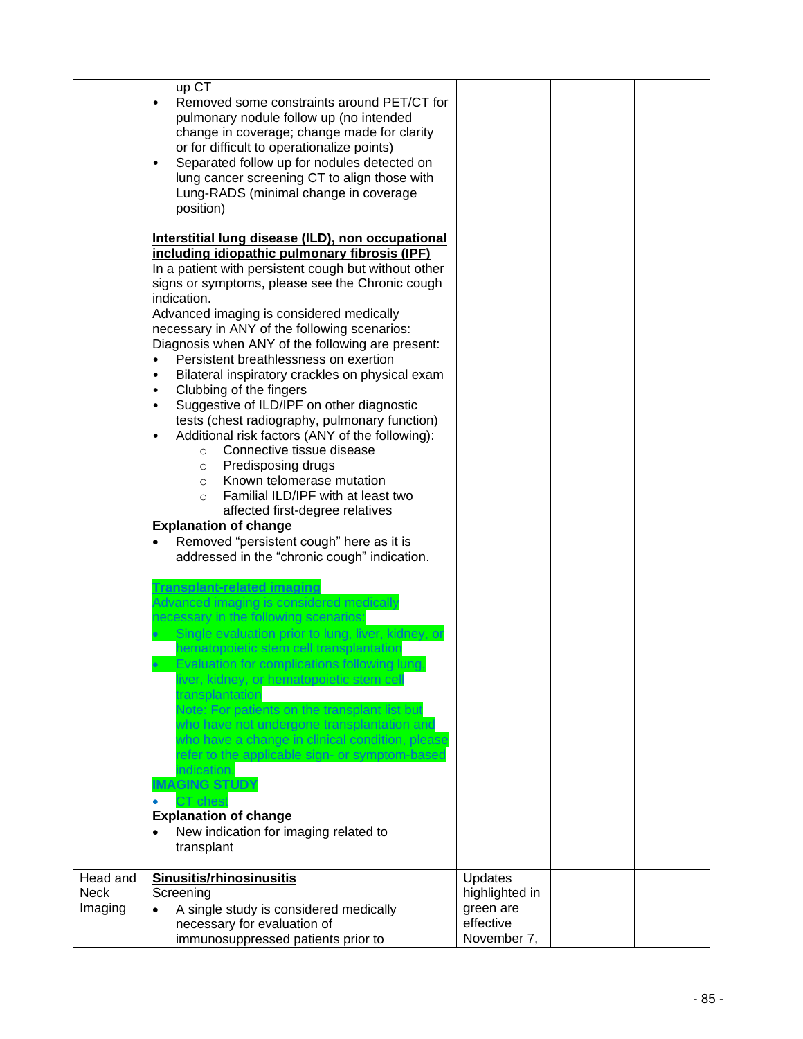| | | | | |
|---|---|---|---|---|
| | up CT<br>• Removed some constraints around PET/CT for pulmonary nodule follow up (no intended change in coverage; change made for clarity or for difficult to operationalize points)<br>• Separated follow up for nodules detected on lung cancer screening CT to align those with Lung-RADS (minimal change in coverage position)<br><br>**Interstitial lung disease (ILD), non occupational including idiopathic pulmonary fibrosis (IPF)**<br>In a patient with persistent cough but without other signs or symptoms, please see the Chronic cough indication.<br>Advanced imaging is considered medically necessary in ANY of the following scenarios:<br>Diagnosis when ANY of the following are present:<br>• Persistent breathlessness on exertion<br>• Bilateral inspiratory crackles on physical exam<br>• Clubbing of the fingers<br>• Suggestive of ILD/IPF on other diagnostic tests (chest radiography, pulmonary function)<br>• Additional risk factors (ANY of the following):<br>  ○ Connective tissue disease<br>  ○ Predisposing drugs<br>  ○ Known telomerase mutation<br>  ○ Familial ILD/IPF with at least two affected first-degree relatives<br>**Explanation of change**<br>• Removed "persistent cough" here as it is addressed in the "chronic cough" indication.<br><br>**Transplant-related imaging**<br>Advanced imaging is considered medically necessary in the following scenarios:<br>• Single evaluation prior to lung, liver, kidney, or hematopoietic stem cell transplantation<br>• Evaluation for complications following lung, liver, kidney, or hematopoietic stem cell transplantation<br>Note: For patients on the transplant list but who have not undergone transplantation and who have a change in clinical condition, please refer to the applicable sign- or symptom-based indication.<br>**IMAGING STUDY**<br>• CT chest<br>**Explanation of change**<br>• New indication for imaging related to transplant | | | |
| Head and Neck Imaging | **Sinusitis/rhinosinusitis**<br>Screening<br>• A single study is considered medically necessary for evaluation of immunosuppressed patients prior to | Updates highlighted in green are effective November 7, | | |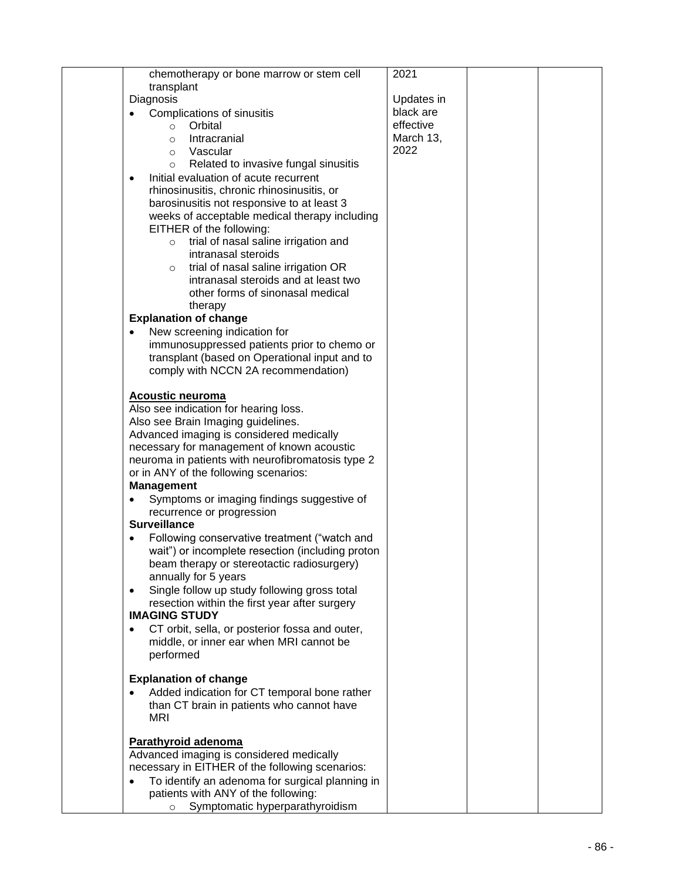| | | | | |
|---|---|---|---|---|
| | chemotherapy or bone marrow or stem cell transplant<br>Diagnosis<br>• Complications of sinusitis<br>  ○ Orbital<br>  ○ Intracranial<br>  ○ Vascular<br>  ○ Related to invasive fungal sinusitis<br>• Initial evaluation of acute recurrent rhinosinusitis, chronic rhinosinusitis, or barosinusitis not responsive to at least 3 weeks of acceptable medical therapy including EITHER of the following:<br>  ○ trial of nasal saline irrigation and intranasal steroids<br>  ○ trial of nasal saline irrigation OR intranasal steroids and at least two other forms of sinonasal medical therapy<br>**Explanation of change**<br>• New screening indication for immunosuppressed patients prior to chemo or transplant (based on Operational input and to comply with NCCN 2A recommendation)<br><br>**Acoustic neuroma**<br>Also see indication for hearing loss.<br>Also see Brain Imaging guidelines.<br>Advanced imaging is considered medically necessary for management of known acoustic neuroma in patients with neurofibromatosis type 2 or in ANY of the following scenarios:<br>**Management**<br>• Symptoms or imaging findings suggestive of recurrence or progression<br>**Surveillance**<br>• Following conservative treatment ("watch and wait") or incomplete resection (including proton beam therapy or stereotactic radiosurgery) annually for 5 years<br>• Single follow up study following gross total resection within the first year after surgery<br>**IMAGING STUDY**<br>• CT orbit, sella, or posterior fossa and outer, middle, or inner ear when MRI cannot be performed<br><br>**Explanation of change**<br>• Added indication for CT temporal bone rather than CT brain in patients who cannot have MRI<br><br>**Parathyroid adenoma**<br>Advanced imaging is considered medically necessary in EITHER of the following scenarios:<br>• To identify an adenoma for surgical planning in patients with ANY of the following:<br>  ○ Symptomatic hyperparathyroidism | 2021<br><br>Updates in black are effective March 13, 2022 | | |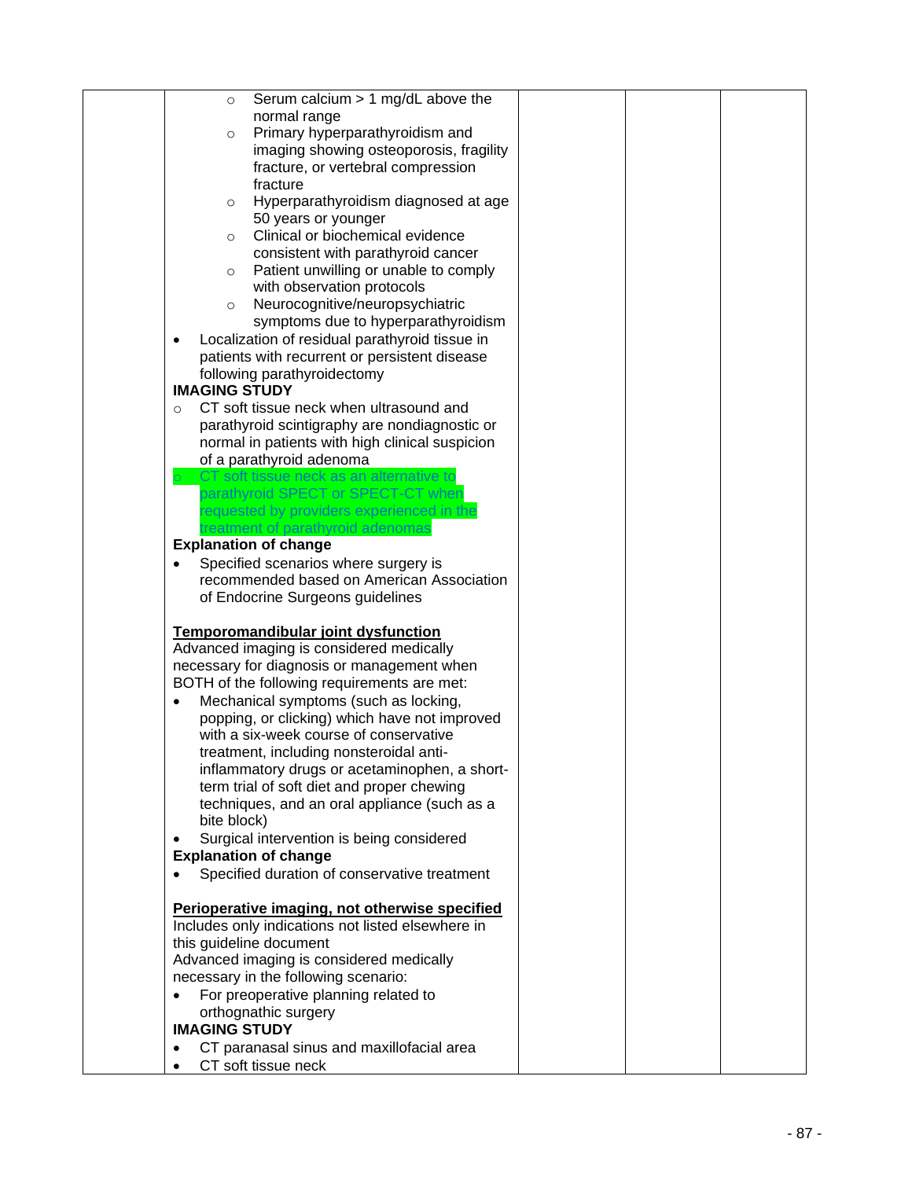| | Content | | | |
|---|---|---|---|---|
| | ◦ Serum calcium > 1 mg/dL above the normal range<br>◦ Primary hyperparathyroidism and imaging showing osteoporosis, fragility fracture, or vertebral compression fracture<br>◦ Hyperparathyroidism diagnosed at age 50 years or younger<br>◦ Clinical or biochemical evidence consistent with parathyroid cancer<br>◦ Patient unwilling or unable to comply with observation protocols<br>◦ Neurocognitive/neuropsychiatric symptoms due to hyperparathyroidism<br>• Localization of residual parathyroid tissue in patients with recurrent or persistent disease following parathyroidectomy<br>**IMAGING STUDY**<br>◦ CT soft tissue neck when ultrasound and parathyroid scintigraphy are nondiagnostic or normal in patients with high clinical suspicion of a parathyroid adenoma<br>◦ CT soft tissue neck as an alternative to parathyroid SPECT or SPECT-CT when requested by providers experienced in the treatment of parathyroid adenomas<br>**Explanation of change**<br>• Specified scenarios where surgery is recommended based on American Association of Endocrine Surgeons guidelines<br><br>**Temporomandibular joint dysfunction**<br>Advanced imaging is considered medically necessary for diagnosis or management when BOTH of the following requirements are met:<br>• Mechanical symptoms (such as locking, popping, or clicking) which have not improved with a six-week course of conservative treatment, including nonsteroidal anti-inflammatory drugs or acetaminophen, a short-term trial of soft diet and proper chewing techniques, and an oral appliance (such as a bite block)<br>• Surgical intervention is being considered<br>**Explanation of change**<br>• Specified duration of conservative treatment<br><br>**Perioperative imaging, not otherwise specified**<br>Includes only indications not listed elsewhere in this guideline document<br>Advanced imaging is considered medically necessary in the following scenario:<br>• For preoperative planning related to orthognathic surgery<br>**IMAGING STUDY**<br>• CT paranasal sinus and maxillofacial area<br>• CT soft tissue neck | | | |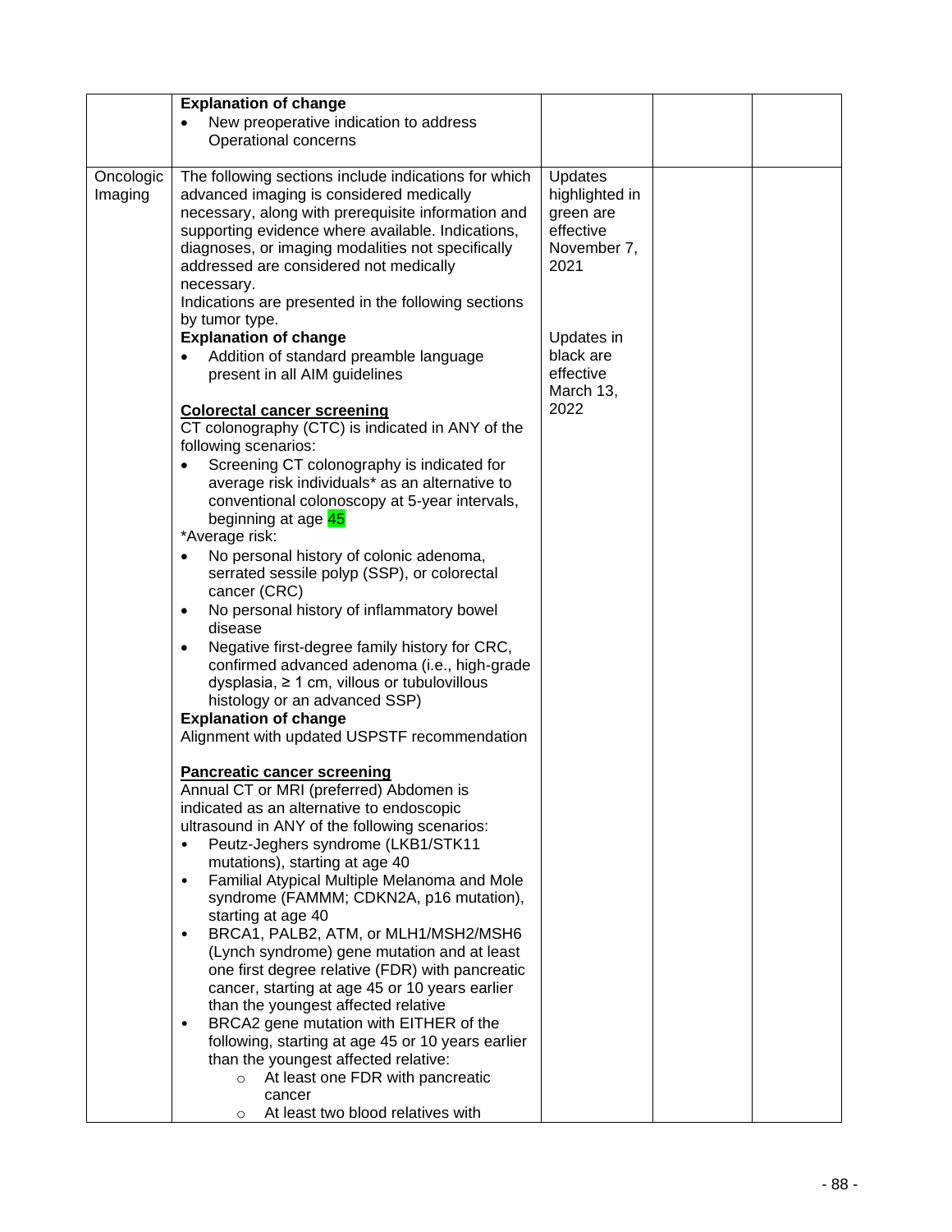| | | | | |
|---|---|---|---|---|
| | **Explanation of change**<br>• New preoperative indication to address Operational concerns | | | |
| Oncologic Imaging | The following sections include indications for which advanced imaging is considered medically necessary, along with prerequisite information and supporting evidence where available. Indications, diagnoses, or imaging modalities not specifically addressed are considered not medically necessary.<br>Indications are presented in the following sections by tumor type.<br>**Explanation of change**<br>• Addition of standard preamble language present in all AIM guidelines<br><br>**<u>Colorectal cancer screening</u>**<br>CT colonography (CTC) is indicated in ANY of the following scenarios:<br>• Screening CT colonography is indicated for average risk individuals* as an alternative to conventional colonoscopy at 5-year intervals, beginning at age 45<br>*Average risk:<br>• No personal history of colonic adenoma, serrated sessile polyp (SSP), or colorectal cancer (CRC)<br>• No personal history of inflammatory bowel disease<br>• Negative first-degree family history for CRC, confirmed advanced adenoma (i.e., high-grade dysplasia, ≥ 1 cm, villous or tubulovillous histology or an advanced SSP)<br>**Explanation of change**<br>Alignment with updated USPSTF recommendation<br><br>**<u>Pancreatic cancer screening</u>**<br>Annual CT or MRI (preferred) Abdomen is indicated as an alternative to endoscopic ultrasound in ANY of the following scenarios:<br>• Peutz-Jeghers syndrome (LKB1/STK11 mutations), starting at age 40<br>• Familial Atypical Multiple Melanoma and Mole syndrome (FAMMM; CDKN2A, p16 mutation), starting at age 40<br>• BRCA1, PALB2, ATM, or MLH1/MSH2/MSH6 (Lynch syndrome) gene mutation and at least one first degree relative (FDR) with pancreatic cancer, starting at age 45 or 10 years earlier than the youngest affected relative<br>• BRCA2 gene mutation with EITHER of the following, starting at age 45 or 10 years earlier than the youngest affected relative:<br>  ○ At least one FDR with pancreatic cancer<br>  ○ At least two blood relatives with | Updates highlighted in green are effective November 7, 2021<br><br>Updates in black are effective March 13, 2022 | | |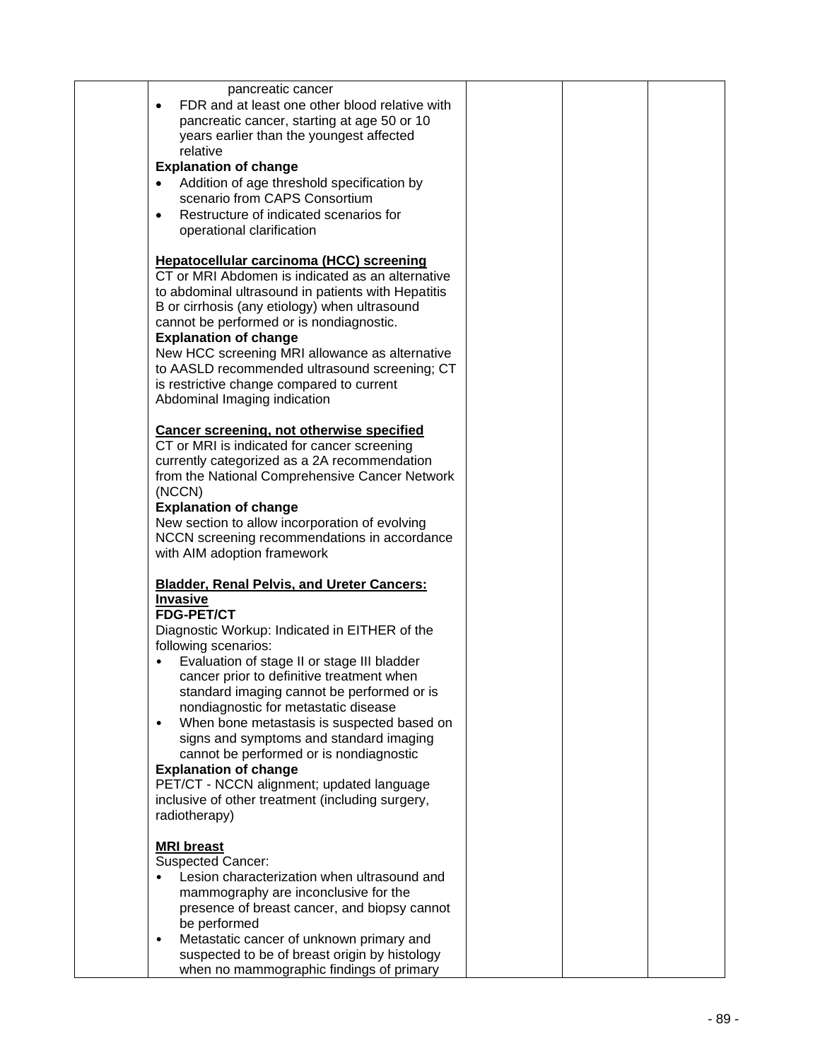| | pancreatic cancer<br>• FDR and at least one other blood relative with pancreatic cancer, starting at age 50 or 10 years earlier than the youngest affected relative<br>**Explanation of change**<br>• Addition of age threshold specification by scenario from CAPS Consortium<br>• Restructure of indicated scenarios for operational clarification<br><br>**<u>Hepatocellular carcinoma (HCC) screening</u>**<br>CT or MRI Abdomen is indicated as an alternative to abdominal ultrasound in patients with Hepatitis B or cirrhosis (any etiology) when ultrasound cannot be performed or is nondiagnostic.<br>**Explanation of change**<br>New HCC screening MRI allowance as alternative to AASLD recommended ultrasound screening; CT is restrictive change compared to current Abdominal Imaging indication<br><br>**<u>Cancer screening, not otherwise specified</u>**<br>CT or MRI is indicated for cancer screening currently categorized as a 2A recommendation from the National Comprehensive Cancer Network (NCCN)<br>**Explanation of change**<br>New section to allow incorporation of evolving NCCN screening recommendations in accordance with AIM adoption framework<br><br>**<u>Bladder, Renal Pelvis, and Ureter Cancers: Invasive</u>**<br>**FDG-PET/CT**<br>Diagnostic Workup: Indicated in EITHER of the following scenarios:<br>• Evaluation of stage II or stage III bladder cancer prior to definitive treatment when standard imaging cannot be performed or is nondiagnostic for metastatic disease<br>• When bone metastasis is suspected based on signs and symptoms and standard imaging cannot be performed or is nondiagnostic<br>**Explanation of change**<br>PET/CT - NCCN alignment; updated language inclusive of other treatment (including surgery, radiotherapy)<br><br>**<u>MRI breast</u>**<br>Suspected Cancer:<br>• Lesion characterization when ultrasound and mammography are inconclusive for the presence of breast cancer, and biopsy cannot be performed<br>• Metastatic cancer of unknown primary and suspected to be of breast origin by histology when no mammographic findings of primary | | | |
|---|---|---|---|---|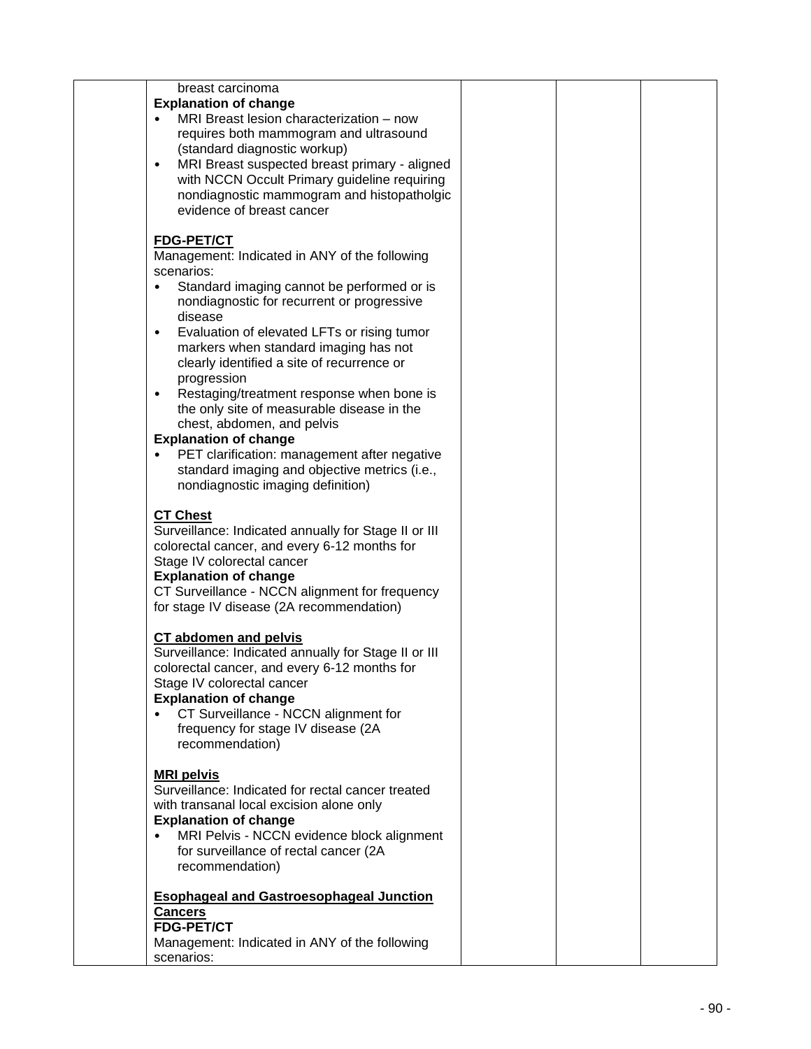| | | | | |
|---|---|---|---|---|
| | breast carcinoma<br>**Explanation of change**<br>• MRI Breast lesion characterization – now requires both mammogram and ultrasound (standard diagnostic workup)<br>• MRI Breast suspected breast primary - aligned with NCCN Occult Primary guideline requiring nondiagnostic mammogram and histopatholgic evidence of breast cancer<br><br>**<u>FDG-PET/CT</u>**<br>Management: Indicated in ANY of the following scenarios:<br>• Standard imaging cannot be performed or is nondiagnostic for recurrent or progressive disease<br>• Evaluation of elevated LFTs or rising tumor markers when standard imaging has not clearly identified a site of recurrence or progression<br>• Restaging/treatment response when bone is the only site of measurable disease in the chest, abdomen, and pelvis<br>**Explanation of change**<br>• PET clarification: management after negative standard imaging and objective metrics (i.e., nondiagnostic imaging definition)<br><br>**<u>CT Chest</u>**<br>Surveillance: Indicated annually for Stage II or III colorectal cancer, and every 6-12 months for Stage IV colorectal cancer<br>**Explanation of change**<br>CT Surveillance - NCCN alignment for frequency for stage IV disease (2A recommendation)<br><br>**<u>CT abdomen and pelvis</u>**<br>Surveillance: Indicated annually for Stage II or III colorectal cancer, and every 6-12 months for Stage IV colorectal cancer<br>**Explanation of change**<br>• CT Surveillance - NCCN alignment for frequency for stage IV disease (2A recommendation)<br><br>**<u>MRI pelvis</u>**<br>Surveillance: Indicated for rectal cancer treated with transanal local excision alone only<br>**Explanation of change**<br>• MRI Pelvis - NCCN evidence block alignment for surveillance of rectal cancer (2A recommendation)<br><br>**<u>Esophageal and Gastroesophageal Junction Cancers</u>**<br>**FDG-PET/CT**<br>Management: Indicated in ANY of the following scenarios: | | | |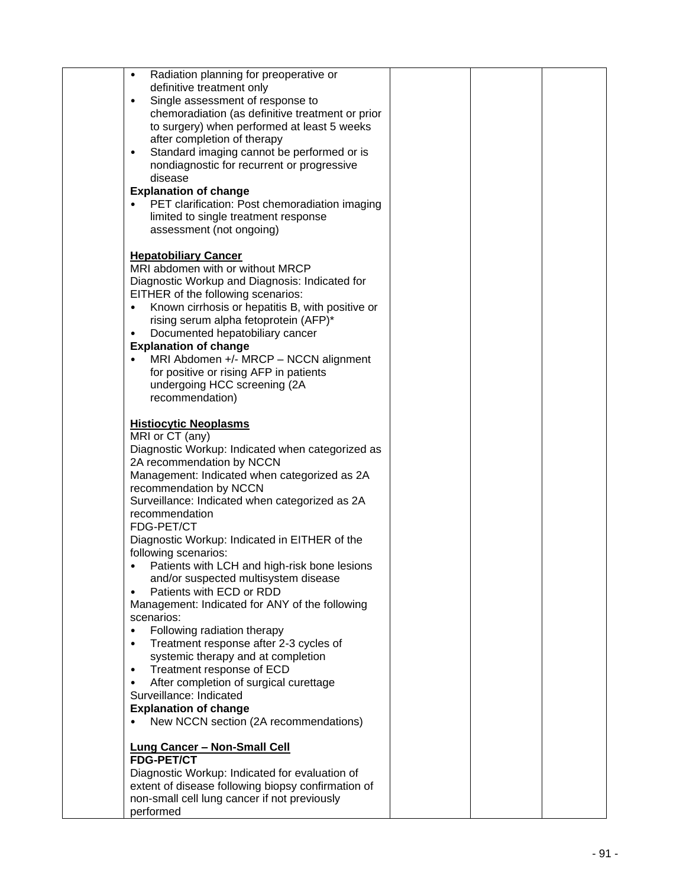| | | | | |
|---|---|---|---|---|
| | • Radiation planning for preoperative or definitive treatment only<br>• Single assessment of response to chemoradiation (as definitive treatment or prior to surgery) when performed at least 5 weeks after completion of therapy<br>• Standard imaging cannot be performed or is nondiagnostic for recurrent or progressive disease<br>**Explanation of change**<br>• PET clarification: Post chemoradiation imaging limited to single treatment response assessment (not ongoing)<br><br>**<u>Hepatobiliary Cancer</u>**<br>MRI abdomen with or without MRCP<br>Diagnostic Workup and Diagnosis: Indicated for EITHER of the following scenarios:<br>• Known cirrhosis or hepatitis B, with positive or rising serum alpha fetoprotein (AFP)*<br>• Documented hepatobiliary cancer<br>**Explanation of change**<br>• MRI Abdomen +/- MRCP – NCCN alignment for positive or rising AFP in patients undergoing HCC screening (2A recommendation)<br><br>**<u>Histiocytic Neoplasms</u>**<br>MRI or CT (any)<br>Diagnostic Workup: Indicated when categorized as 2A recommendation by NCCN<br>Management: Indicated when categorized as 2A recommendation by NCCN<br>Surveillance: Indicated when categorized as 2A recommendation<br>FDG-PET/CT<br>Diagnostic Workup: Indicated in EITHER of the following scenarios:<br>• Patients with LCH and high-risk bone lesions and/or suspected multisystem disease<br>• Patients with ECD or RDD<br>Management: Indicated for ANY of the following scenarios:<br>• Following radiation therapy<br>• Treatment response after 2-3 cycles of systemic therapy and at completion<br>• Treatment response of ECD<br>• After completion of surgical curettage<br>Surveillance: Indicated<br>**Explanation of change**<br>• New NCCN section (2A recommendations)<br><br>**<u>Lung Cancer – Non-Small Cell</u>**<br>**FDG-PET/CT**<br>Diagnostic Workup: Indicated for evaluation of extent of disease following biopsy confirmation of non-small cell lung cancer if not previously performed | | | |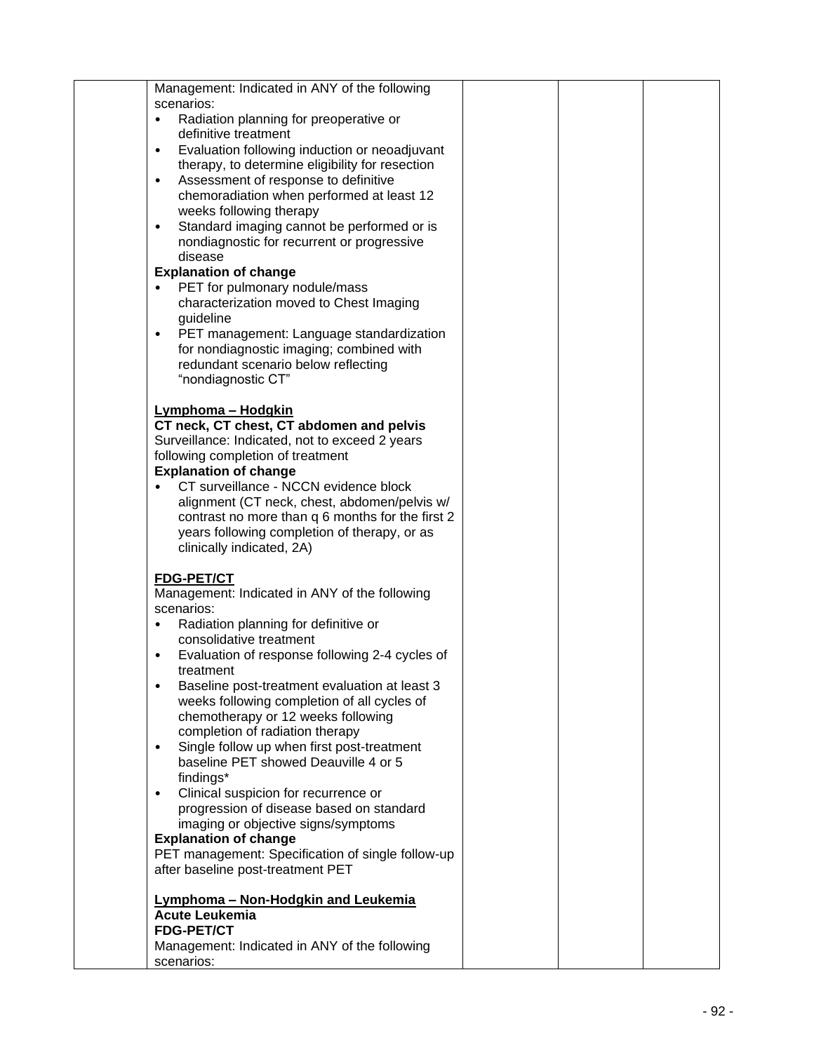| | | | | |
|---|---|---|---|---|
| | Management: Indicated in ANY of the following scenarios:<br>• Radiation planning for preoperative or definitive treatment<br>• Evaluation following induction or neoadjuvant therapy, to determine eligibility for resection<br>• Assessment of response to definitive chemoradiation when performed at least 12 weeks following therapy<br>• Standard imaging cannot be performed or is nondiagnostic for recurrent or progressive disease<br>**Explanation of change**<br>• PET for pulmonary nodule/mass characterization moved to Chest Imaging guideline<br>• PET management: Language standardization for nondiagnostic imaging; combined with redundant scenario below reflecting "nondiagnostic CT"<br><br>**<u>Lymphoma – Hodgkin</u>**<br>**CT neck, CT chest, CT abdomen and pelvis**<br>Surveillance: Indicated, not to exceed 2 years following completion of treatment<br>**Explanation of change**<br>• CT surveillance - NCCN evidence block alignment (CT neck, chest, abdomen/pelvis w/ contrast no more than q 6 months for the first 2 years following completion of therapy, or as clinically indicated, 2A)<br><br>**<u>FDG-PET/CT</u>**<br>Management: Indicated in ANY of the following scenarios:<br>• Radiation planning for definitive or consolidative treatment<br>• Evaluation of response following 2-4 cycles of treatment<br>• Baseline post-treatment evaluation at least 3 weeks following completion of all cycles of chemotherapy or 12 weeks following completion of radiation therapy<br>• Single follow up when first post-treatment baseline PET showed Deauville 4 or 5 findings*<br>• Clinical suspicion for recurrence or progression of disease based on standard imaging or objective signs/symptoms<br>**Explanation of change**<br>PET management: Specification of single follow-up after baseline post-treatment PET<br><br>**<u>Lymphoma – Non-Hodgkin and Leukemia</u>**<br>**Acute Leukemia**<br>**FDG-PET/CT**<br>Management: Indicated in ANY of the following scenarios: | | | |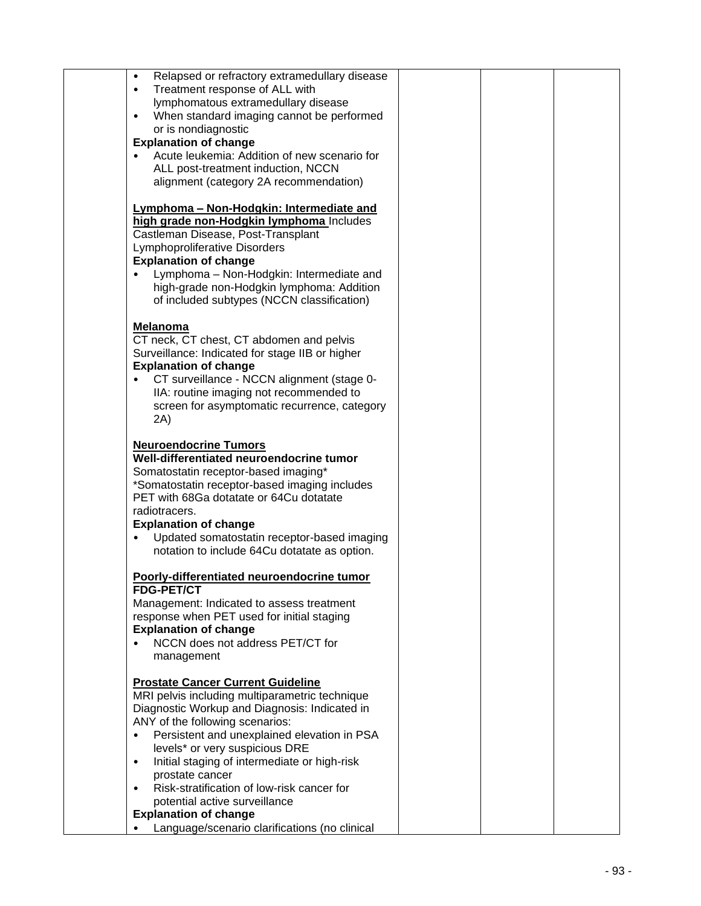| | | | | |
|---|---|---|---|---|
| | • Relapsed or refractory extramedullary disease<br>• Treatment response of ALL with lymphomatous extramedullary disease<br>• When standard imaging cannot be performed or is nondiagnostic<br>**Explanation of change**<br>• Acute leukemia: Addition of new scenario for ALL post-treatment induction, NCCN alignment (category 2A recommendation)<br><br>**<u>Lymphoma – Non-Hodgkin: Intermediate and high grade non-Hodgkin lymphoma</u>** Includes Castleman Disease, Post-Transplant Lymphoproliferative Disorders<br>**Explanation of change**<br>• Lymphoma – Non-Hodgkin: Intermediate and high-grade non-Hodgkin lymphoma: Addition of included subtypes (NCCN classification)<br><br>**<u>Melanoma</u>**<br>CT neck, CT chest, CT abdomen and pelvis<br>Surveillance: Indicated for stage IIB or higher<br>**Explanation of change**<br>• CT surveillance - NCCN alignment (stage 0-IIA: routine imaging not recommended to screen for asymptomatic recurrence, category 2A)<br><br>**<u>Neuroendocrine Tumors</u>**<br>**Well-differentiated neuroendocrine tumor**<br>Somatostatin receptor-based imaging*<br>*Somatostatin receptor-based imaging includes PET with 68Ga dotatate or 64Cu dotatate radiotracers.<br>**Explanation of change**<br>• Updated somatostatin receptor-based imaging notation to include 64Cu dotatate as option.<br><br>**<u>Poorly-differentiated neuroendocrine tumor</u>**<br>**FDG-PET/CT**<br>Management: Indicated to assess treatment response when PET used for initial staging<br>**Explanation of change**<br>• NCCN does not address PET/CT for management<br><br>**<u>Prostate Cancer Current Guideline</u>**<br>MRI pelvis including multiparametric technique<br>Diagnostic Workup and Diagnosis: Indicated in ANY of the following scenarios:<br>• Persistent and unexplained elevation in PSA levels* or very suspicious DRE<br>• Initial staging of intermediate or high-risk prostate cancer<br>• Risk-stratification of low-risk cancer for potential active surveillance<br>**Explanation of change**<br>• Language/scenario clarifications (no clinical | | | |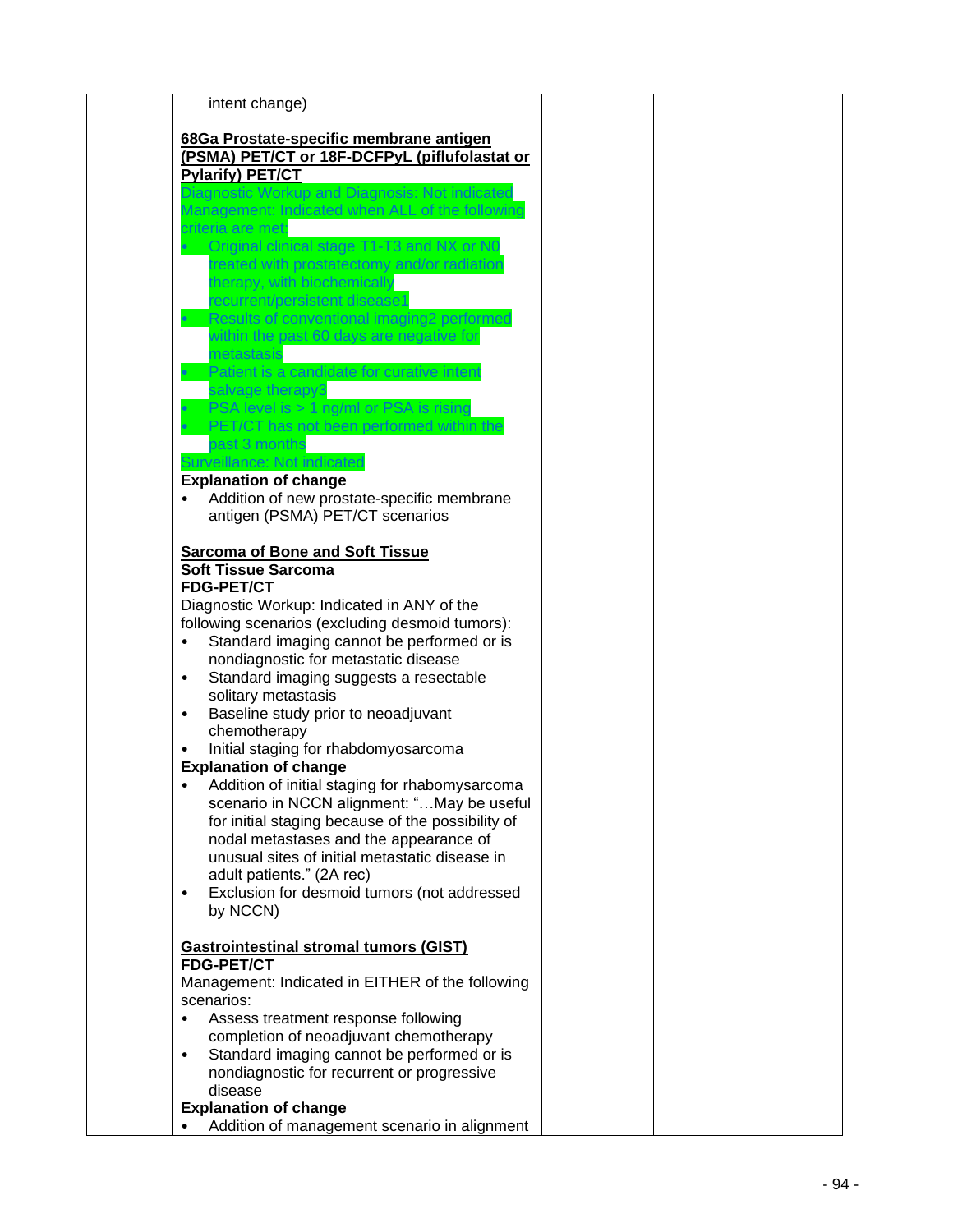| | intent change)<br><br>**68Ga Prostate-specific membrane antigen (PSMA) PET/CT or 18F-DCFPyL (piflufolastat or Pylarify) PET/CT**<br>Diagnostic Workup and Diagnosis: Not indicated<br>Management: Indicated when ALL of the following criteria are met:<br>• Original clinical stage T1-T3 and NX or N0 treated with prostatectomy and/or radiation therapy, with biochemically recurrent/persistent disease1<br>• Results of conventional imaging2 performed within the past 60 days are negative for metastasis<br>• Patient is a candidate for curative intent salvage therapy3<br>• PSA level is > 1 ng/ml or PSA is rising<br>• PET/CT has not been performed within the past 3 months<br>Surveillance: Not indicated<br>**Explanation of change**<br>• Addition of new prostate-specific membrane antigen (PSMA) PET/CT scenarios<br><br>**Sarcoma of Bone and Soft Tissue**<br>**Soft Tissue Sarcoma**<br>**FDG-PET/CT**<br>Diagnostic Workup: Indicated in ANY of the following scenarios (excluding desmoid tumors):<br>• Standard imaging cannot be performed or is nondiagnostic for metastatic disease<br>• Standard imaging suggests a resectable solitary metastasis<br>• Baseline study prior to neoadjuvant chemotherapy<br>• Initial staging for rhabdomyosarcoma<br>**Explanation of change**<br>• Addition of initial staging for rhabomysarcoma scenario in NCCN alignment: "…May be useful for initial staging because of the possibility of nodal metastases and the appearance of unusual sites of initial metastatic disease in adult patients." (2A rec)<br>• Exclusion for desmoid tumors (not addressed by NCCN)<br><br>**Gastrointestinal stromal tumors (GIST)**<br>**FDG-PET/CT**<br>Management: Indicated in EITHER of the following scenarios:<br>• Assess treatment response following completion of neoadjuvant chemotherapy<br>• Standard imaging cannot be performed or is nondiagnostic for recurrent or progressive disease<br>**Explanation of change**<br>• Addition of management scenario in alignment | | | |
|---|---|---|---|---|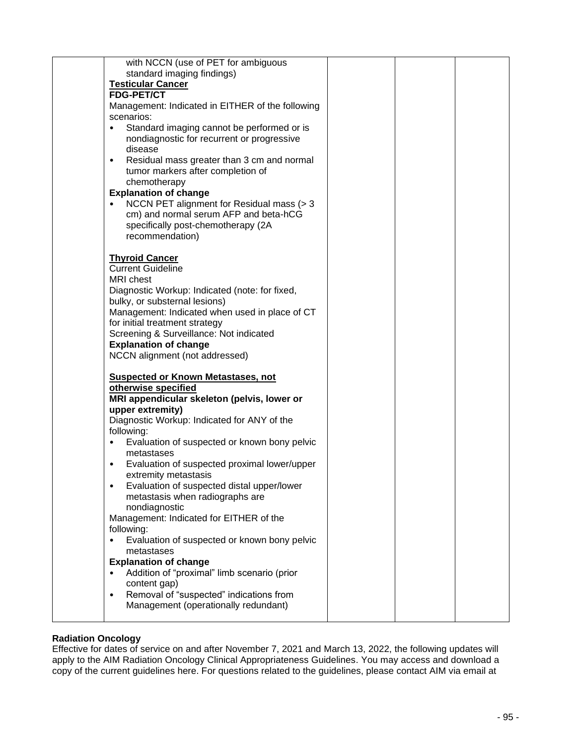| | | | | |
|---|---|---|---|---|
| | with NCCN (use of PET for ambiguous standard imaging findings)<br>**<u>Testicular Cancer</u>**<br>**FDG-PET/CT**<br>Management: Indicated in EITHER of the following scenarios:<br>• Standard imaging cannot be performed or is nondiagnostic for recurrent or progressive disease<br>• Residual mass greater than 3 cm and normal tumor markers after completion of chemotherapy<br>**Explanation of change**<br>• NCCN PET alignment for Residual mass (> 3 cm) and normal serum AFP and beta-hCG specifically post-chemotherapy (2A recommendation)<br><br>**<u>Thyroid Cancer</u>**<br>Current Guideline<br>MRI chest<br>Diagnostic Workup: Indicated (note: for fixed, bulky, or substernal lesions)<br>Management: Indicated when used in place of CT for initial treatment strategy<br>Screening & Surveillance: Not indicated<br>**Explanation of change**<br>NCCN alignment (not addressed)<br><br>**<u>Suspected or Known Metastases, not otherwise specified</u>**<br>**MRI appendicular skeleton (pelvis, lower or upper extremity)**<br>Diagnostic Workup: Indicated for ANY of the following:<br>• Evaluation of suspected or known bony pelvic metastases<br>• Evaluation of suspected proximal lower/upper extremity metastasis<br>• Evaluation of suspected distal upper/lower metastasis when radiographs are nondiagnostic<br>Management: Indicated for EITHER of the following:<br>• Evaluation of suspected or known bony pelvic metastases<br>**Explanation of change**<br>• Addition of "proximal" limb scenario (prior content gap)<br>• Removal of "suspected" indications from Management (operationally redundant) | | | |

**Radiation Oncology**

Effective for dates of service on and after November 7, 2021 and March 13, 2022, the following updates will apply to the AIM Radiation Oncology Clinical Appropriateness Guidelines. You may access and download a copy of the current guidelines here. For questions related to the guidelines, please contact AIM via email at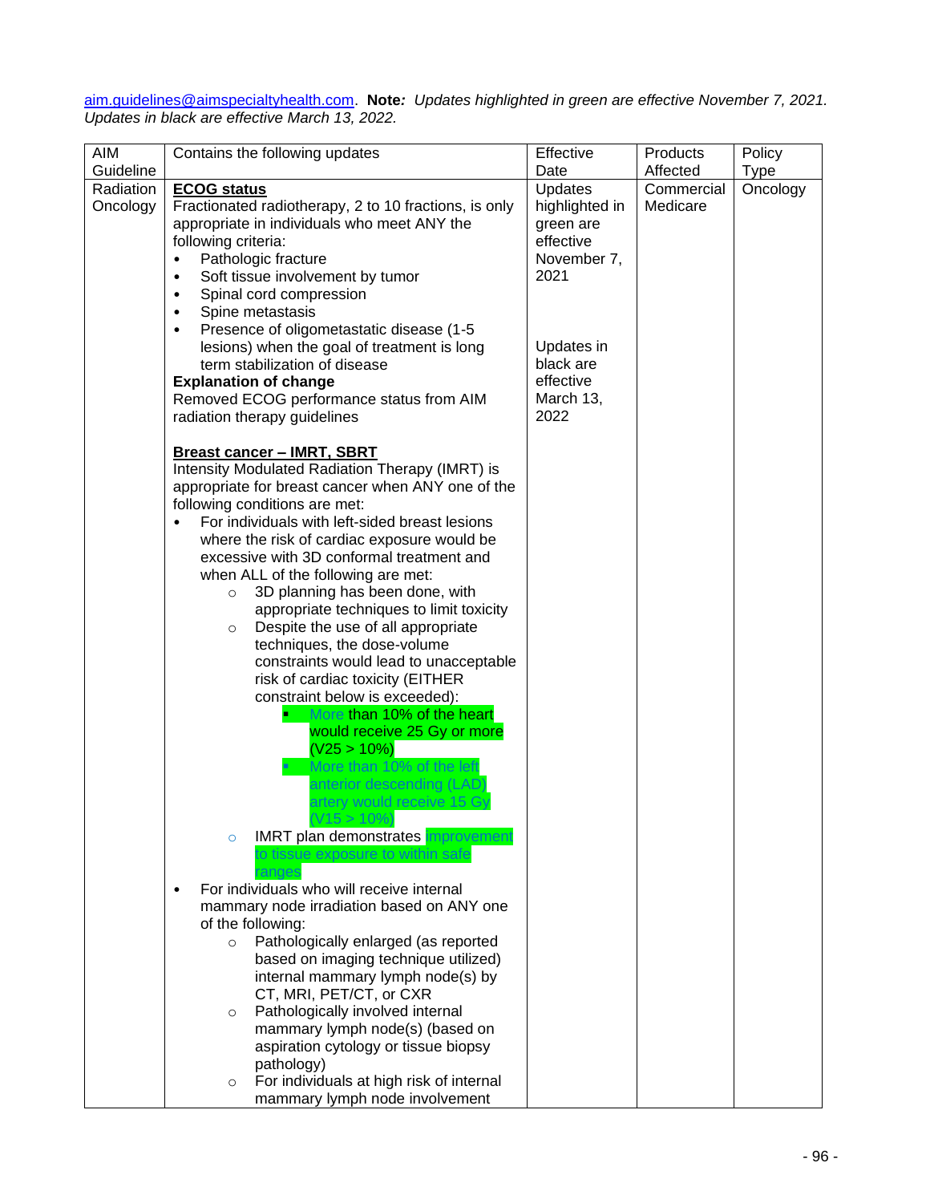aim.guidelines@aimspecialtyhealth.com. **Note:** *Updates highlighted in green are effective November 7, 2021. Updates in black are effective March 13, 2022.*

| AIM Guideline | Contains the following updates | Effective Date | Products Affected | Policy Type |
|---|---|---|---|---|
| Radiation Oncology | **ECOG status**<br>Fractionated radiotherapy, 2 to 10 fractions, is only appropriate in individuals who meet ANY the following criteria:<br>• Pathologic fracture<br>• Soft tissue involvement by tumor<br>• Spinal cord compression<br>• Spine metastasis<br>• Presence of oligometastatic disease (1-5 lesions) when the goal of treatment is long term stabilization of disease<br>**Explanation of change**<br>Removed ECOG performance status from AIM radiation therapy guidelines<br><br>**Breast cancer – IMRT, SBRT**<br>Intensity Modulated Radiation Therapy (IMRT) is appropriate for breast cancer when ANY one of the following conditions are met:<br>• For individuals with left-sided breast lesions where the risk of cardiac exposure would be excessive with 3D conformal treatment and when ALL of the following are met:<br>  ○ 3D planning has been done, with appropriate techniques to limit toxicity<br>  ○ Despite the use of all appropriate techniques, the dose-volume constraints would lead to unacceptable risk of cardiac toxicity (EITHER constraint below is exceeded):<br>    ▪ More than 10% of the heart would receive 25 Gy or more (V25 > 10%)<br>    ▪ More than 10% of the left anterior descending (LAD) artery would receive 15 Gy (V15 > 10%)<br>  ○ IMRT plan demonstrates improvement to tissue exposure to within safe ranges<br>• For individuals who will receive internal mammary node irradiation based on ANY one of the following:<br>  ○ Pathologically enlarged (as reported based on imaging technique utilized) internal mammary lymph node(s) by CT, MRI, PET/CT, or CXR<br>  ○ Pathologically involved internal mammary lymph node(s) (based on aspiration cytology or tissue biopsy pathology)<br>  ○ For individuals at high risk of internal mammary lymph node involvement | Updates highlighted in green are effective November 7, 2021<br><br>Updates in black are effective March 13, 2022 | Commercial<br>Medicare | Oncology |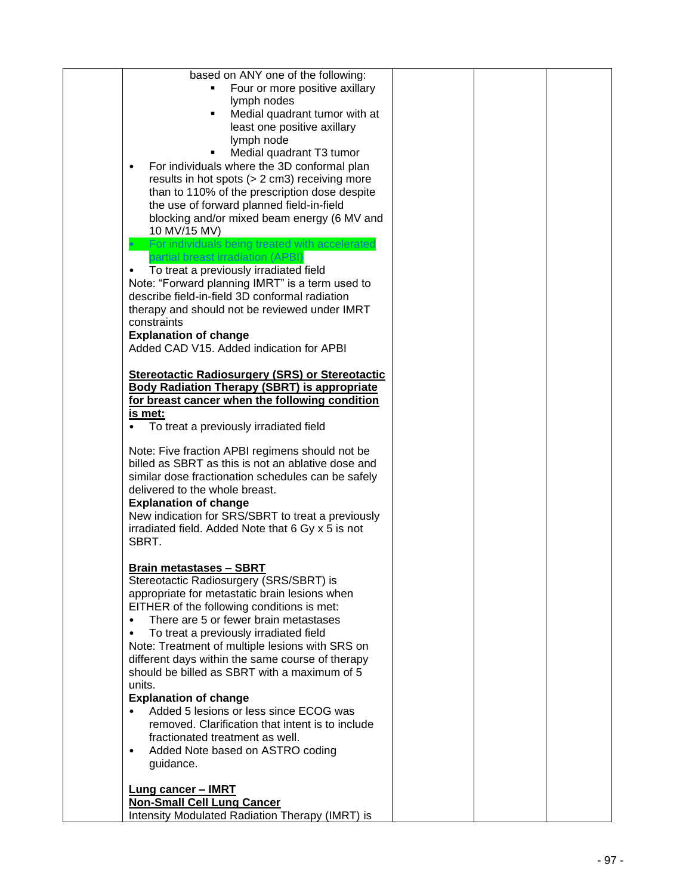| | | | | |
|---|---|---|---|---|
| | based on ANY one of the following:<br>▪ Four or more positive axillary lymph nodes<br>▪ Medial quadrant tumor with at least one positive axillary lymph node<br>▪ Medial quadrant T3 tumor<br>• For individuals where the 3D conformal plan results in hot spots (> 2 cm3) receiving more than to 110% of the prescription dose despite the use of forward planned field-in-field blocking and/or mixed beam energy (6 MV and 10 MV/15 MV)<br>• For individuals being treated with accelerated partial breast irradiation (APBI)<br>• To treat a previously irradiated field<br>Note: "Forward planning IMRT" is a term used to describe field-in-field 3D conformal radiation therapy and should not be reviewed under IMRT constraints<br>**Explanation of change**<br>Added CAD V15. Added indication for APBI<br><br>**Stereotactic Radiosurgery (SRS) or Stereotactic Body Radiation Therapy (SBRT) is appropriate for breast cancer when the following condition is met:**<br>• To treat a previously irradiated field<br><br>Note: Five fraction APBI regimens should not be billed as SBRT as this is not an ablative dose and similar dose fractionation schedules can be safely delivered to the whole breast.<br>**Explanation of change**<br>New indication for SRS/SBRT to treat a previously irradiated field. Added Note that 6 Gy x 5 is not SBRT.<br><br>**Brain metastases – SBRT**<br>Stereotactic Radiosurgery (SRS/SBRT) is appropriate for metastatic brain lesions when EITHER of the following conditions is met:<br>• There are 5 or fewer brain metastases<br>• To treat a previously irradiated field<br>Note: Treatment of multiple lesions with SRS on different days within the same course of therapy should be billed as SBRT with a maximum of 5 units.<br>**Explanation of change**<br>• Added 5 lesions or less since ECOG was removed. Clarification that intent is to include fractionated treatment as well.<br>• Added Note based on ASTRO coding guidance.<br><br>**Lung cancer – IMRT**<br>**Non-Small Cell Lung Cancer**<br>Intensity Modulated Radiation Therapy (IMRT) is | | | |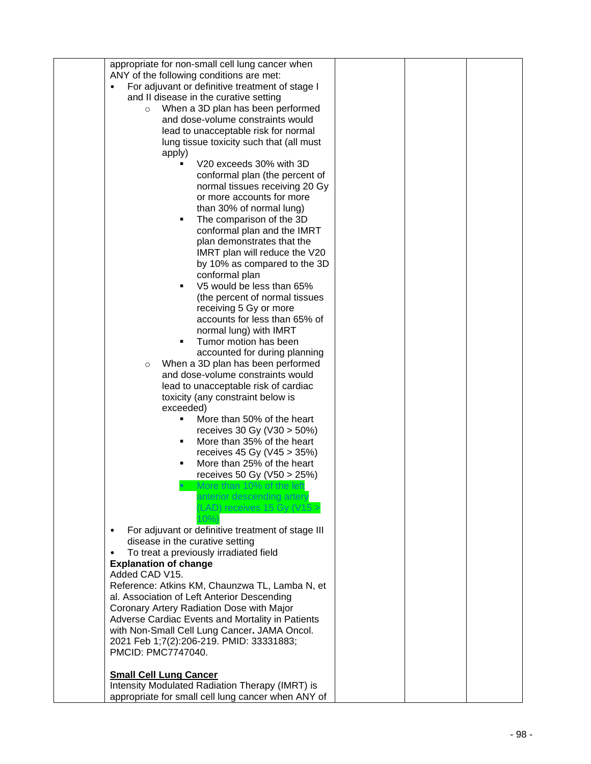| | | | | |
|---|---|---|---|---|
| | appropriate for non-small cell lung cancer when ANY of the following conditions are met:<br>• For adjuvant or definitive treatment of stage I and II disease in the curative setting<br>  ○ When a 3D plan has been performed and dose-volume constraints would lead to unacceptable risk for normal lung tissue toxicity such that (all must apply)<br>    ▪ V20 exceeds 30% with 3D conformal plan (the percent of normal tissues receiving 20 Gy or more accounts for more than 30% of normal lung)<br>    ▪ The comparison of the 3D conformal plan and the IMRT plan demonstrates that the IMRT plan will reduce the V20 by 10% as compared to the 3D conformal plan<br>    ▪ V5 would be less than 65% (the percent of normal tissues receiving 5 Gy or more accounts for less than 65% of normal lung) with IMRT<br>    ▪ Tumor motion has been accounted for during planning<br>  ○ When a 3D plan has been performed and dose-volume constraints would lead to unacceptable risk of cardiac toxicity (any constraint below is exceeded)<br>    ▪ More than 50% of the heart receives 30 Gy (V30 > 50%)<br>    ▪ More than 35% of the heart receives 45 Gy (V45 > 35%)<br>    ▪ More than 25% of the heart receives 50 Gy (V50 > 25%)<br>    ▪ More than 10% of the left anterior descending artery (LAD) receives 15 Gy (V15 > 10%)<br>• For adjuvant or definitive treatment of stage III disease in the curative setting<br>• To treat a previously irradiated field<br>**Explanation of change**<br>Added CAD V15.<br>Reference: Atkins KM, Chaunzwa TL, Lamba N, et al. Association of Left Anterior Descending Coronary Artery Radiation Dose with Major Adverse Cardiac Events and Mortality in Patients with Non-Small Cell Lung Cancer**.** JAMA Oncol. 2021 Feb 1;7(2):206-219. PMID: 33331883; PMCID: PMC7747040.<br><br>**<u>Small Cell Lung Cancer</u>**<br>Intensity Modulated Radiation Therapy (IMRT) is appropriate for small cell lung cancer when ANY of | | | |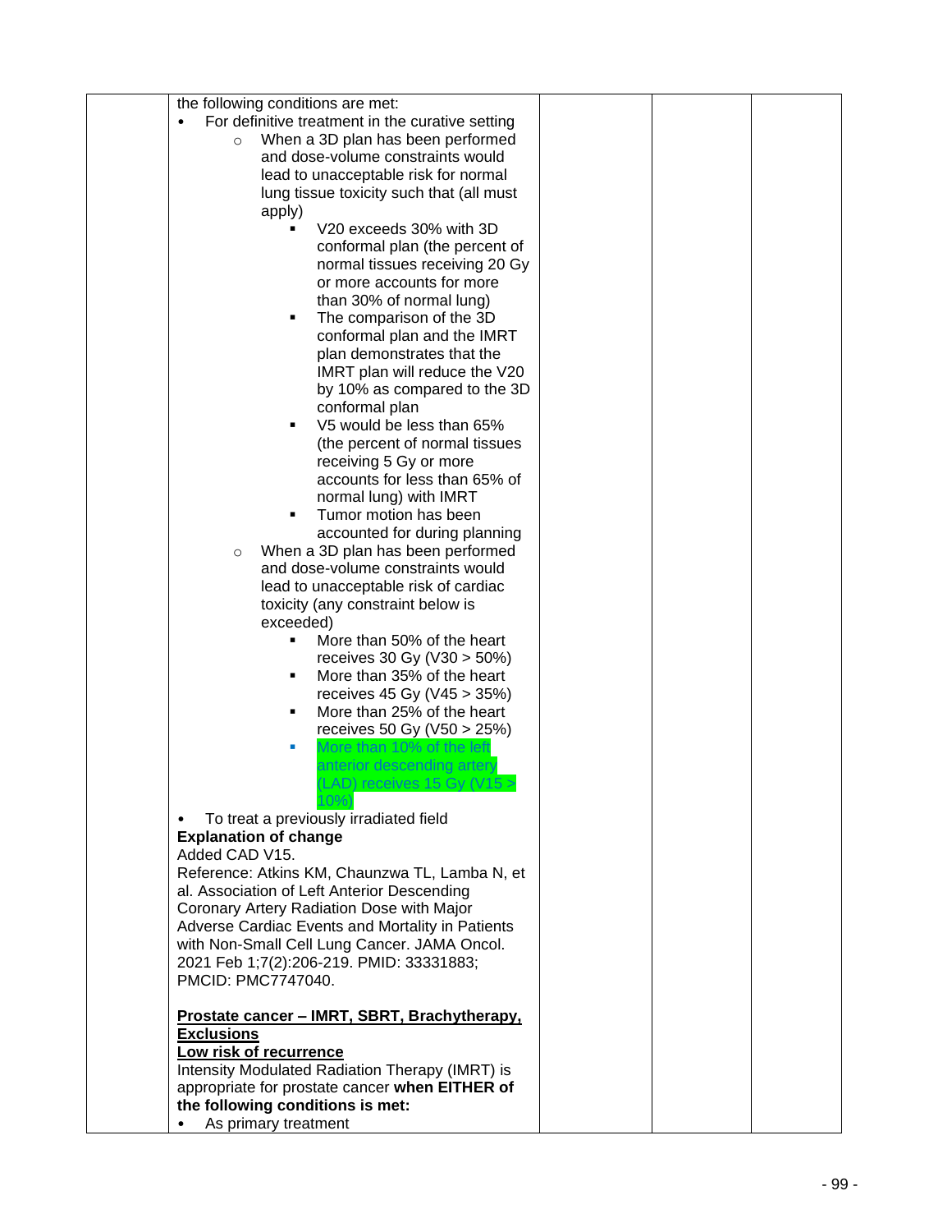| | | | | |
|---|---|---|---|---|
| | the following conditions are met:<br>• For definitive treatment in the curative setting<br>  ○ When a 3D plan has been performed and dose-volume constraints would lead to unacceptable risk for normal lung tissue toxicity such that (all must apply)<br>    ▪ V20 exceeds 30% with 3D conformal plan (the percent of normal tissues receiving 20 Gy or more accounts for more than 30% of normal lung)<br>    ▪ The comparison of the 3D conformal plan and the IMRT plan demonstrates that the IMRT plan will reduce the V20 by 10% as compared to the 3D conformal plan<br>    ▪ V5 would be less than 65% (the percent of normal tissues receiving 5 Gy or more accounts for less than 65% of normal lung) with IMRT<br>    ▪ Tumor motion has been accounted for during planning<br>  ○ When a 3D plan has been performed and dose-volume constraints would lead to unacceptable risk of cardiac toxicity (any constraint below is exceeded)<br>    ▪ More than 50% of the heart receives 30 Gy (V30 > 50%)<br>    ▪ More than 35% of the heart receives 45 Gy (V45 > 35%)<br>    ▪ More than 25% of the heart receives 50 Gy (V50 > 25%)<br>    ▪ More than 10% of the left anterior descending artery (LAD) receives 15 Gy (V15 > 10%)<br>• To treat a previously irradiated field<br>**Explanation of change**<br>Added CAD V15.<br>Reference: Atkins KM, Chaunzwa TL, Lamba N, et al. Association of Left Anterior Descending Coronary Artery Radiation Dose with Major Adverse Cardiac Events and Mortality in Patients with Non-Small Cell Lung Cancer. JAMA Oncol. 2021 Feb 1;7(2):206-219. PMID: 33331883; PMCID: PMC7747040.<br><br>**<u>Prostate cancer – IMRT, SBRT, Brachytherapy, Exclusions</u>**<br>**<u>Low risk of recurrence</u>**<br>Intensity Modulated Radiation Therapy (IMRT) is appropriate for prostate cancer **when EITHER of the following conditions is met:**<br>• As primary treatment | | | |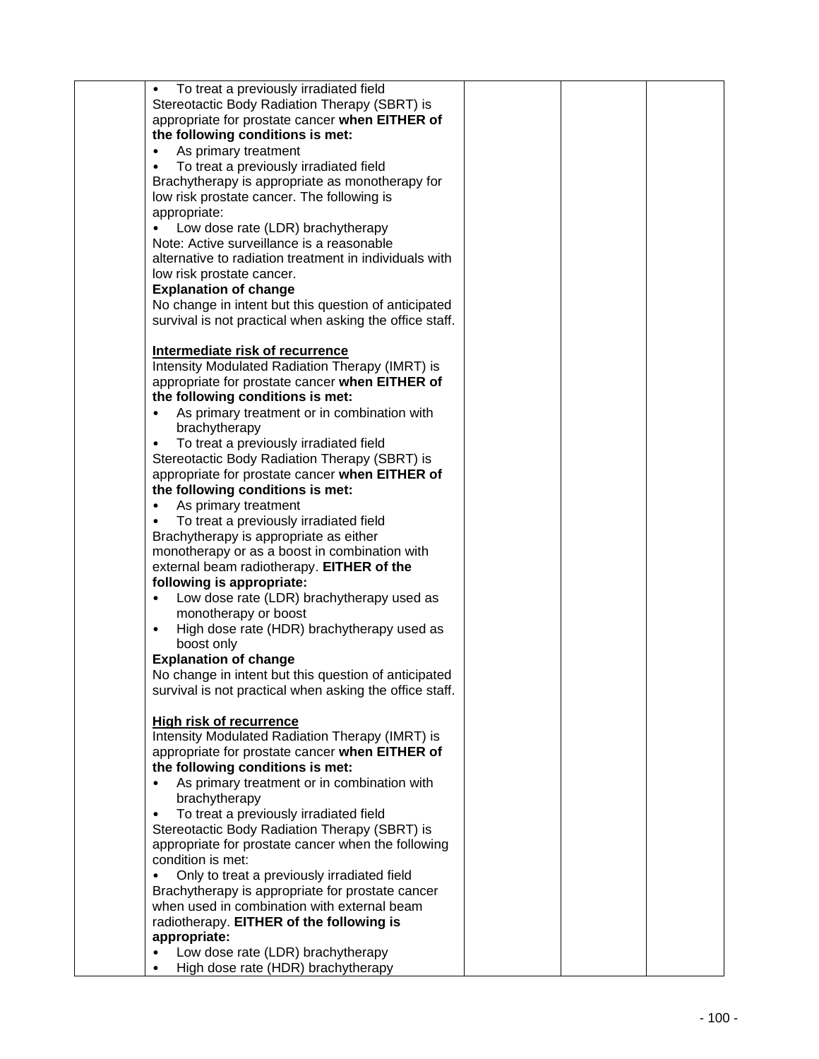| | | | | |
|---|---|---|---|---|
| | • To treat a previously irradiated field<br>Stereotactic Body Radiation Therapy (SBRT) is appropriate for prostate cancer **when EITHER of the following conditions is met:**<br>• As primary treatment<br>• To treat a previously irradiated field<br>Brachytherapy is appropriate as monotherapy for low risk prostate cancer. The following is appropriate:<br>• Low dose rate (LDR) brachytherapy<br>Note: Active surveillance is a reasonable alternative to radiation treatment in individuals with low risk prostate cancer.<br>**Explanation of change**<br>No change in intent but this question of anticipated survival is not practical when asking the office staff.<br><br>**<u>Intermediate risk of recurrence</u>**<br>Intensity Modulated Radiation Therapy (IMRT) is appropriate for prostate cancer **when EITHER of the following conditions is met:**<br>• As primary treatment or in combination with brachytherapy<br>• To treat a previously irradiated field<br>Stereotactic Body Radiation Therapy (SBRT) is appropriate for prostate cancer **when EITHER of the following conditions is met:**<br>• As primary treatment<br>• To treat a previously irradiated field<br>Brachytherapy is appropriate as either monotherapy or as a boost in combination with external beam radiotherapy. **EITHER of the following is appropriate:**<br>• Low dose rate (LDR) brachytherapy used as monotherapy or boost<br>• High dose rate (HDR) brachytherapy used as boost only<br>**Explanation of change**<br>No change in intent but this question of anticipated survival is not practical when asking the office staff.<br><br>**<u>High risk of recurrence</u>**<br>Intensity Modulated Radiation Therapy (IMRT) is appropriate for prostate cancer **when EITHER of the following conditions is met:**<br>• As primary treatment or in combination with brachytherapy<br>• To treat a previously irradiated field<br>Stereotactic Body Radiation Therapy (SBRT) is appropriate for prostate cancer when the following condition is met:<br>• Only to treat a previously irradiated field<br>Brachytherapy is appropriate for prostate cancer when used in combination with external beam radiotherapy. **EITHER of the following is appropriate:**<br>• Low dose rate (LDR) brachytherapy<br>• High dose rate (HDR) brachytherapy | | | |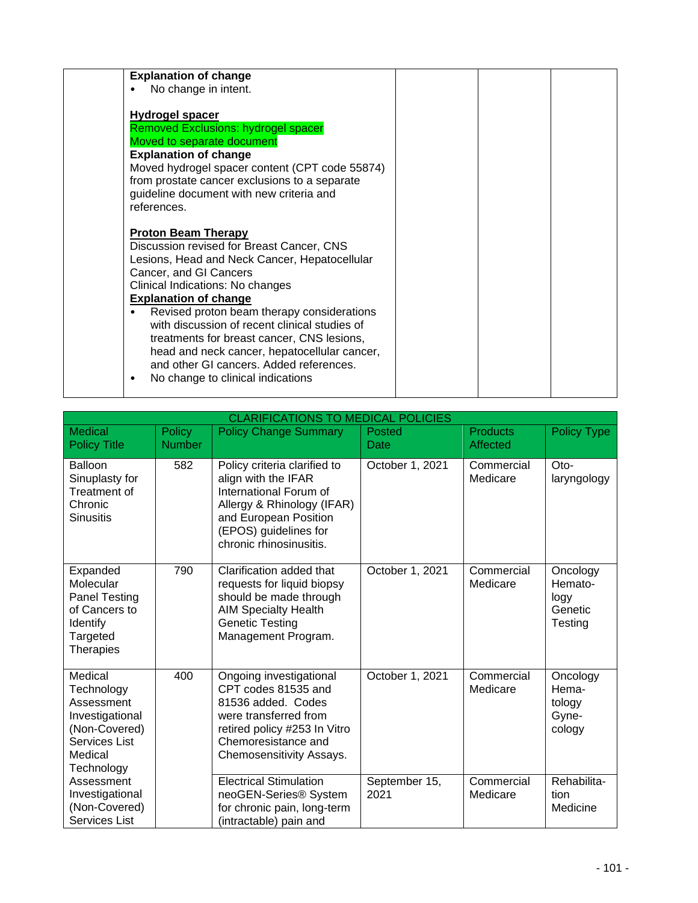| | **Explanation of change**<br>• No change in intent.<br><br>**Hydrogel spacer**<br>Removed Exclusions: hydrogel spacer<br>Moved to separate document<br>**Explanation of change**<br>Moved hydrogel spacer content (CPT code 55874) from prostate cancer exclusions to a separate guideline document with new criteria and references.<br><br>**Proton Beam Therapy**<br>Discussion revised for Breast Cancer, CNS Lesions, Head and Neck Cancer, Hepatocellular Cancer, and GI Cancers<br>Clinical Indications: No changes<br>**Explanation of change**<br>• Revised proton beam therapy considerations with discussion of recent clinical studies of treatments for breast cancer, CNS lesions, head and neck cancer, hepatocellular cancer, and other GI cancers. Added references.<br>• No change to clinical indications | | | |
|---|---|---|---|---|

| CLARIFICATIONS TO MEDICAL POLICIES | | | | | |
|---|---|---|---|---|---|
| Medical Policy Title | Policy Number | Policy Change Summary | Posted Date | Products Affected | Policy Type |
| Balloon Sinuplasty for Treatment of Chronic Sinusitis | 582 | Policy criteria clarified to align with the IFAR International Forum of Allergy & Rhinology (IFAR) and European Position (EPOS) guidelines for chronic rhinosinusitis. | October 1, 2021 | Commercial Medicare | Oto-laryngology |
| Expanded Molecular Panel Testing of Cancers to Identify Targeted Therapies | 790 | Clarification added that requests for liquid biopsy should be made through AIM Specialty Health Genetic Testing Management Program. | October 1, 2021 | Commercial Medicare | Oncology Hemato-logy Genetic Testing |
| Medical Technology Assessment Investigational (Non-Covered) Services List Medical Technology Assessment Investigational (Non-Covered) Services List | 400 | Ongoing investigational CPT codes 81535 and 81536 added. Codes were transferred from retired policy #253 In Vitro Chemoresistance and Chemosensitivity Assays. | October 1, 2021 | Commercial Medicare | Oncology Hema-tology Gyne-cology |
| | | Electrical Stimulation neoGEN-Series® System for chronic pain, long-term (intractable) pain and | September 15, 2021 | Commercial Medicare | Rehabilita-tion Medicine |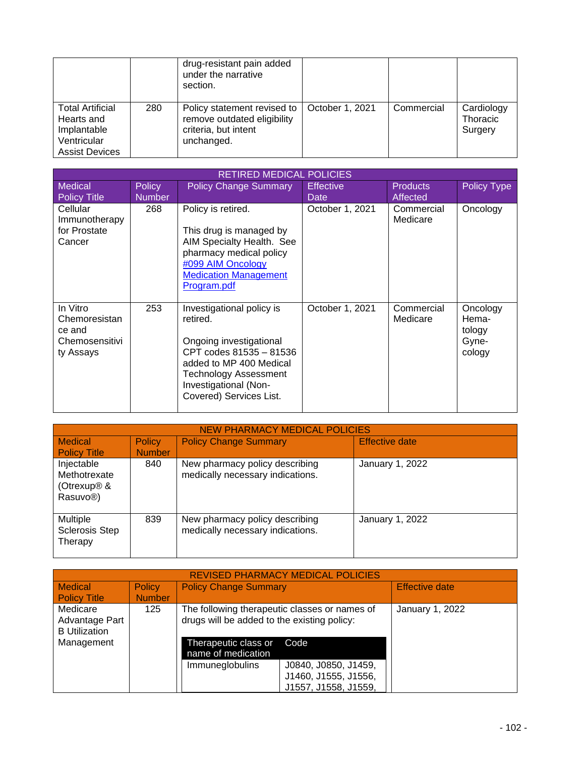| | | | | | |
|---|---|---|---|---|---|
| | | drug-resistant pain added under the narrative section. | | | |
| Total Artificial Hearts and Implantable Ventricular Assist Devices | 280 | Policy statement revised to remove outdated eligibility criteria, but intent unchanged. | October 1, 2021 | Commercial | Cardiology Thoracic Surgery |

| RETIRED MEDICAL POLICIES | | | | | |
|---|---|---|---|---|---|
| Medical Policy Title | Policy Number | Policy Change Summary | Effective Date | Products Affected | Policy Type |
| Cellular Immunotherapy for Prostate Cancer | 268 | Policy is retired.<br><br>This drug is managed by AIM Specialty Health. See pharmacy medical policy #099 AIM Oncology Medication Management Program.pdf | October 1, 2021 | Commercial Medicare | Oncology |
| In Vitro Chemoresistance and Chemosensitivity Assays | 253 | Investigational policy is retired.<br><br>Ongoing investigational CPT codes 81535 – 81536 added to MP 400 Medical Technology Assessment Investigational (Non-Covered) Services List. | October 1, 2021 | Commercial Medicare | Oncology Hematology Gynecology |

| NEW PHARMACY MEDICAL POLICIES | | | |
|---|---|---|---|
| Medical Policy Title | Policy Number | Policy Change Summary | Effective date |
| Injectable Methotrexate (Otrexup® & Rasuvo®) | 840 | New pharmacy policy describing medically necessary indications. | January 1, 2022 |
| Multiple Sclerosis Step Therapy | 839 | New pharmacy policy describing medically necessary indications. | January 1, 2022 |

| REVISED PHARMACY MEDICAL POLICIES | | | |
|---|---|---|---|
| Medical Policy Title | Policy Number | Policy Change Summary | Effective date |
| Medicare Advantage Part B Utilization Management | 125 | The following therapeutic classes or names of drugs will be added to the existing policy:<br><br>**Therapeutic class or name of medication** / **Code**<br>Immuneglobulins / J0840, J0850, J1459, J1460, J1555, J1556, J1557, J1558, J1559, | January 1, 2022 |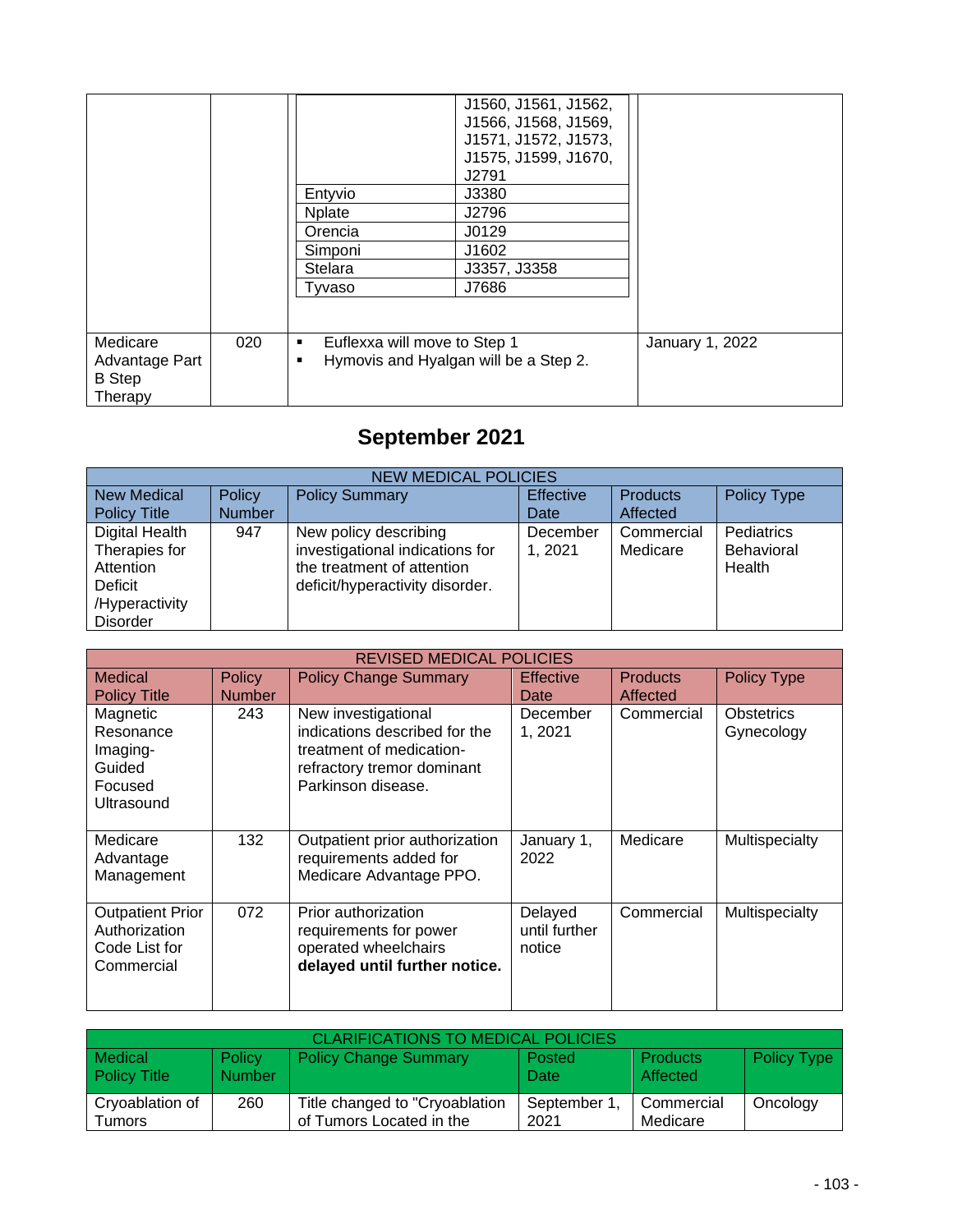| | | | |
|---|---|---|---|
| | | | J1560, J1561, J1562, J1566, J1568, J1569, J1571, J1572, J1573, J1575, J1599, J1670, J2791 |
| | | Entyvio | J3380 |
| | | Nplate | J2796 |
| | | Orencia | J0129 |
| | | Simponi | J1602 |
| | | Stelara | J3357, J3358 |
| | | Tyvaso | J7686 |
| Medicare Advantage Part B Step Therapy | 020 | ▪ Euflexxa will move to Step 1<br>▪ Hymovis and Hyalgan will be a Step 2. | January 1, 2022 |

## September 2021

| NEW MEDICAL POLICIES | | | | | |
|---|---|---|---|---|---|
| New Medical Policy Title | Policy Number | Policy Summary | Effective Date | Products Affected | Policy Type |
| Digital Health Therapies for Attention Deficit /Hyperactivity Disorder | 947 | New policy describing investigational indications for the treatment of attention deficit/hyperactivity disorder. | December 1, 2021 | Commercial Medicare | Pediatrics Behavioral Health |

| REVISED MEDICAL POLICIES | | | | | |
|---|---|---|---|---|---|
| Medical Policy Title | Policy Number | Policy Change Summary | Effective Date | Products Affected | Policy Type |
| Magnetic Resonance Imaging-Guided Focused Ultrasound | 243 | New investigational indications described for the treatment of medication-refractory tremor dominant Parkinson disease. | December 1, 2021 | Commercial | Obstetrics Gynecology |
| Medicare Advantage Management | 132 | Outpatient prior authorization requirements added for Medicare Advantage PPO. | January 1, 2022 | Medicare | Multispecialty |
| Outpatient Prior Authorization Code List for Commercial | 072 | Prior authorization requirements for power operated wheelchairs **delayed until further notice.** | Delayed until further notice | Commercial | Multispecialty |

| CLARIFICATIONS TO MEDICAL POLICIES | | | | | |
|---|---|---|---|---|---|
| Medical Policy Title | Policy Number | Policy Change Summary | Posted Date | Products Affected | Policy Type |
| Cryoablation of Tumors | 260 | Title changed to "Cryoablation of Tumors Located in the | September 1, 2021 | Commercial Medicare | Oncology |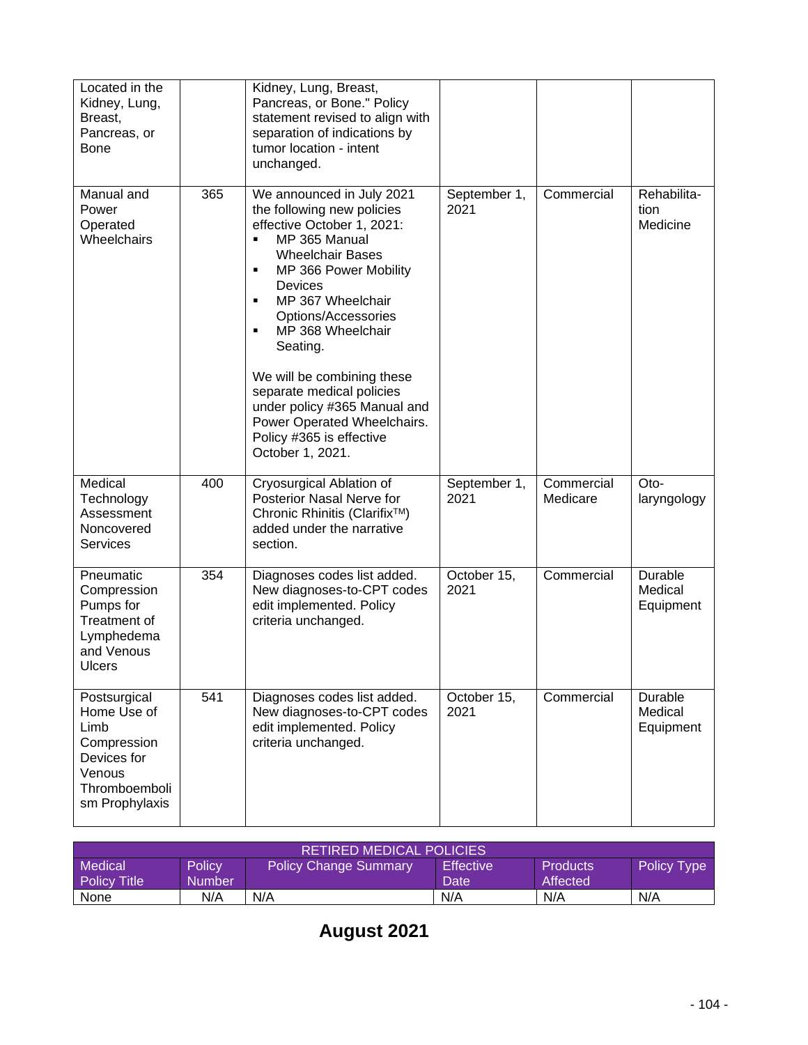| | | | | | |
|---|---|---|---|---|---|
| Located in the Kidney, Lung, Breast, Pancreas, or Bone | | Kidney, Lung, Breast, Pancreas, or Bone." Policy statement revised to align with separation of indications by tumor location - intent unchanged. | | | |
| Manual and Power Operated Wheelchairs | 365 | We announced in July 2021 the following new policies effective October 1, 2021:<br>▪ MP 365 Manual Wheelchair Bases<br>▪ MP 366 Power Mobility Devices<br>▪ MP 367 Wheelchair Options/Accessories<br>▪ MP 368 Wheelchair Seating.<br><br>We will be combining these separate medical policies under policy #365 Manual and Power Operated Wheelchairs. Policy #365 is effective October 1, 2021. | September 1, 2021 | Commercial | Rehabilitation Medicine |
| Medical Technology Assessment Noncovered Services | 400 | Cryosurgical Ablation of Posterior Nasal Nerve for Chronic Rhinitis (Clarifix™) added under the narrative section. | September 1, 2021 | Commercial Medicare | Oto-laryngology |
| Pneumatic Compression Pumps for Treatment of Lymphedema and Venous Ulcers | 354 | Diagnoses codes list added. New diagnoses-to-CPT codes edit implemented. Policy criteria unchanged. | October 15, 2021 | Commercial | Durable Medical Equipment |
| Postsurgical Home Use of Limb Compression Devices for Venous Thromboembolism Prophylaxis | 541 | Diagnoses codes list added. New diagnoses-to-CPT codes edit implemented. Policy criteria unchanged. | October 15, 2021 | Commercial | Durable Medical Equipment |

| RETIRED MEDICAL POLICIES | | | | | |
|---|---|---|---|---|---|
| Medical Policy Title | Policy Number | Policy Change Summary | Effective Date | Products Affected | Policy Type |
| None | N/A | N/A | N/A | N/A | N/A |

# August 2021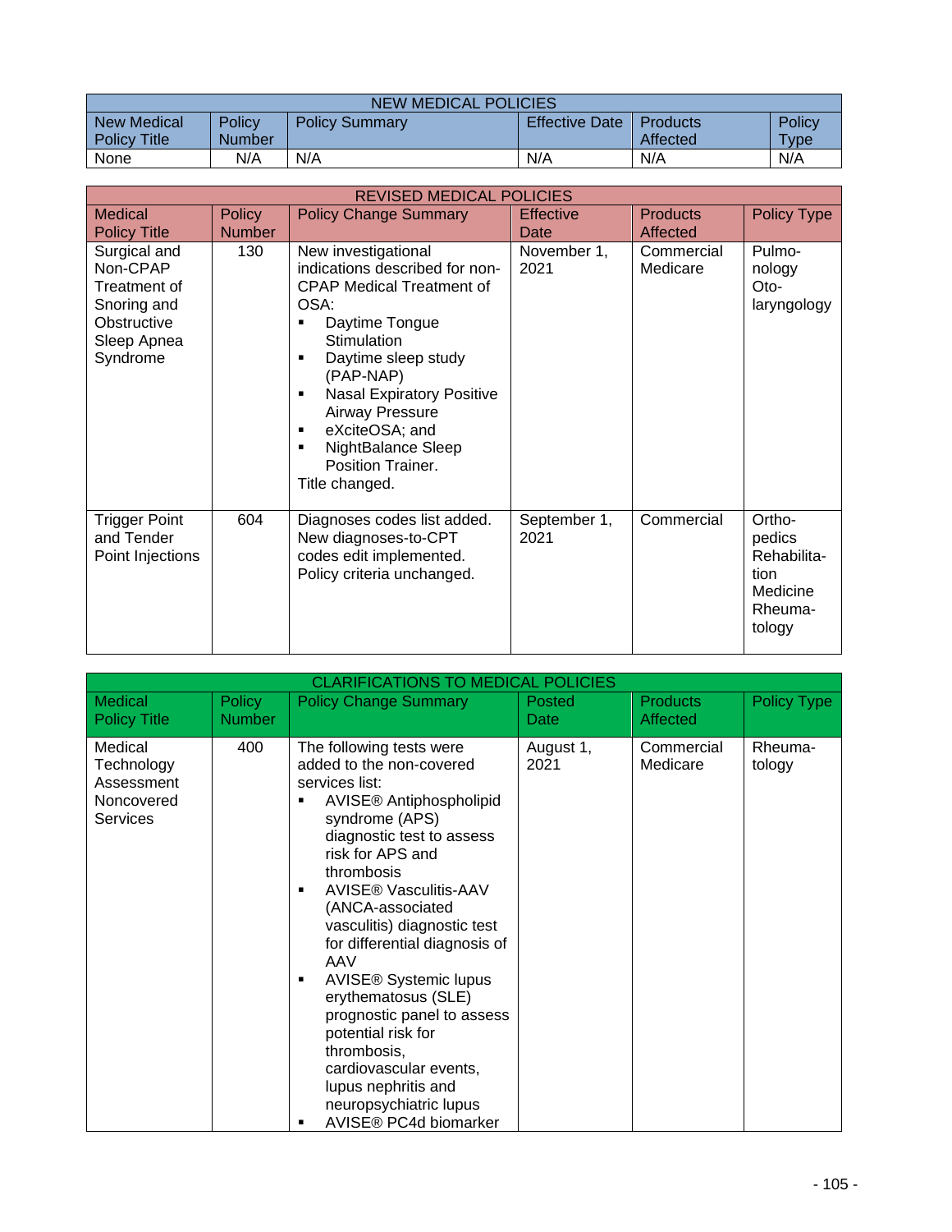| NEW MEDICAL POLICIES | | | | | |
|---|---|---|---|---|---|
| New Medical Policy Title | Policy Number | Policy Summary | Effective Date | Products Affected | Policy Type |
| None | N/A | N/A | N/A | N/A | N/A |

| REVISED MEDICAL POLICIES | | | | | |
|---|---|---|---|---|---|
| Medical Policy Title | Policy Number | Policy Change Summary | Effective Date | Products Affected | Policy Type |
| Surgical and Non-CPAP Treatment of Snoring and Obstructive Sleep Apnea Syndrome | 130 | New investigational indications described for non-CPAP Medical Treatment of OSA:<br>▪ Daytime Tongue Stimulation<br>▪ Daytime sleep study (PAP-NAP)<br>▪ Nasal Expiratory Positive Airway Pressure<br>▪ eXciteOSA; and<br>▪ NightBalance Sleep Position Trainer.<br>Title changed. | November 1, 2021 | Commercial Medicare | Pulmonology Otolaryngology |
| Trigger Point and Tender Point Injections | 604 | Diagnoses codes list added. New diagnoses-to-CPT codes edit implemented. Policy criteria unchanged. | September 1, 2021 | Commercial | Orthopedics Rehabilitation Medicine Rheumatology |

| CLARIFICATIONS TO MEDICAL POLICIES | | | | | |
|---|---|---|---|---|---|
| Medical Policy Title | Policy Number | Policy Change Summary | Posted Date | Products Affected | Policy Type |
| Medical Technology Assessment Noncovered Services | 400 | The following tests were added to the non-covered services list:<br>▪ AVISE® Antiphospholipid syndrome (APS) diagnostic test to assess risk for APS and thrombosis<br>▪ AVISE® Vasculitis-AAV (ANCA-associated vasculitis) diagnostic test for differential diagnosis of AAV<br>▪ AVISE® Systemic lupus erythematosus (SLE) prognostic panel to assess potential risk for thrombosis, cardiovascular events, lupus nephritis and neuropsychiatric lupus<br>▪ AVISE® PC4d biomarker | August 1, 2021 | Commercial Medicare | Rheumatology |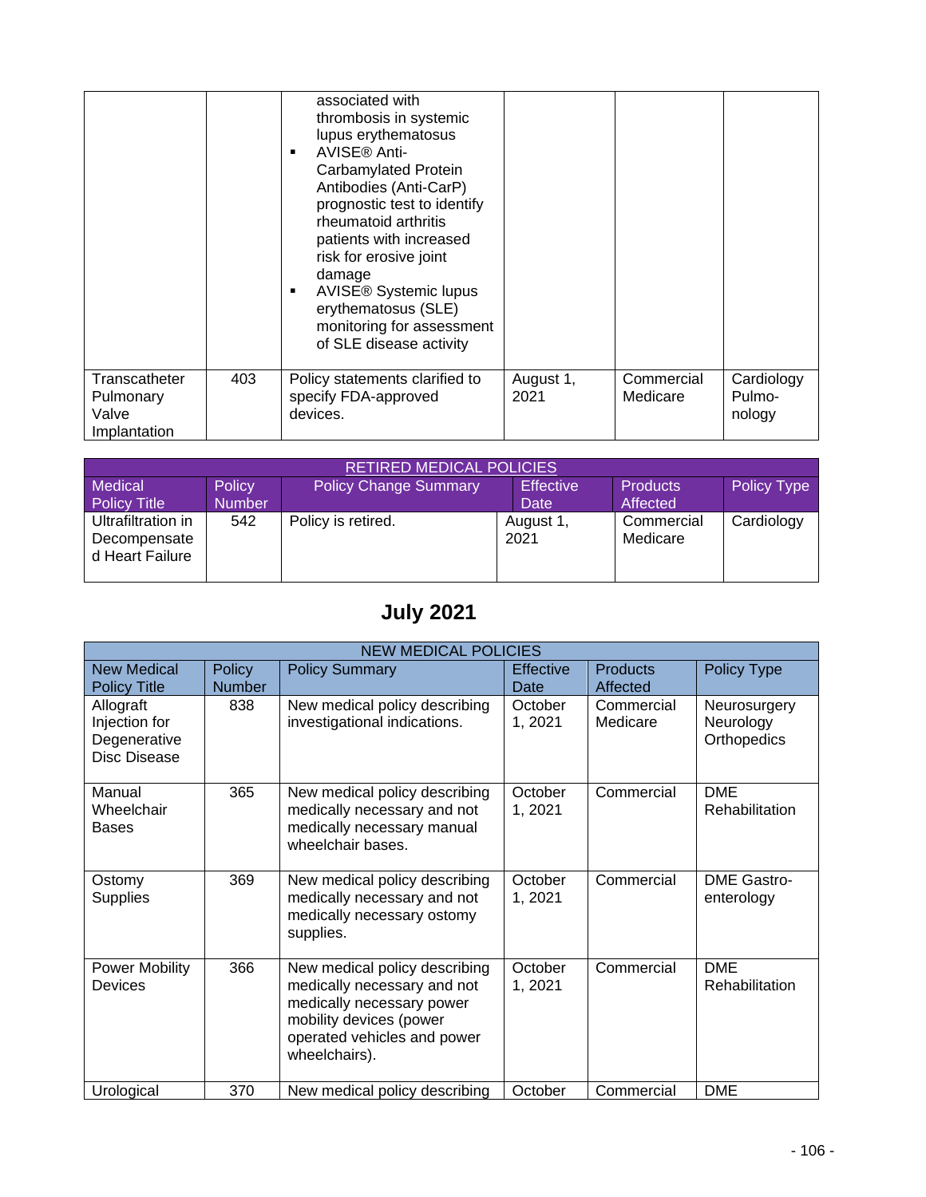| | | associated with thrombosis in systemic lupus erythematosus<br>▪ AVISE® Anti-Carbamylated Protein Antibodies (Anti-CarP) prognostic test to identify rheumatoid arthritis patients with increased risk for erosive joint damage<br>▪ AVISE® Systemic lupus erythematosus (SLE) monitoring for assessment of SLE disease activity | | | |
|---|---|---|---|---|---|
| Transcatheter Pulmonary Valve Implantation | 403 | Policy statements clarified to specify FDA-approved devices. | August 1, 2021 | Commercial Medicare | Cardiology Pulmo-nology |

| RETIRED MEDICAL POLICIES | | | | | |
|---|---|---|---|---|---|
| Medical Policy Title | Policy Number | Policy Change Summary | Effective Date | Products Affected | Policy Type |
| Ultrafiltration in Decompensated Heart Failure | 542 | Policy is retired. | August 1, 2021 | Commercial Medicare | Cardiology |

## July 2021

| NEW MEDICAL POLICIES | | | | | |
|---|---|---|---|---|---|
| New Medical Policy Title | Policy Number | Policy Summary | Effective Date | Products Affected | Policy Type |
| Allograft Injection for Degenerative Disc Disease | 838 | New medical policy describing investigational indications. | October 1, 2021 | Commercial Medicare | Neurosurgery Neurology Orthopedics |
| Manual Wheelchair Bases | 365 | New medical policy describing medically necessary and not medically necessary manual wheelchair bases. | October 1, 2021 | Commercial | DME Rehabilitation |
| Ostomy Supplies | 369 | New medical policy describing medically necessary and not medically necessary ostomy supplies. | October 1, 2021 | Commercial | DME Gastro-enterology |
| Power Mobility Devices | 366 | New medical policy describing medically necessary and not medically necessary power mobility devices (power operated vehicles and power wheelchairs). | October 1, 2021 | Commercial | DME Rehabilitation |
| Urological | 370 | New medical policy describing | October | Commercial | DME |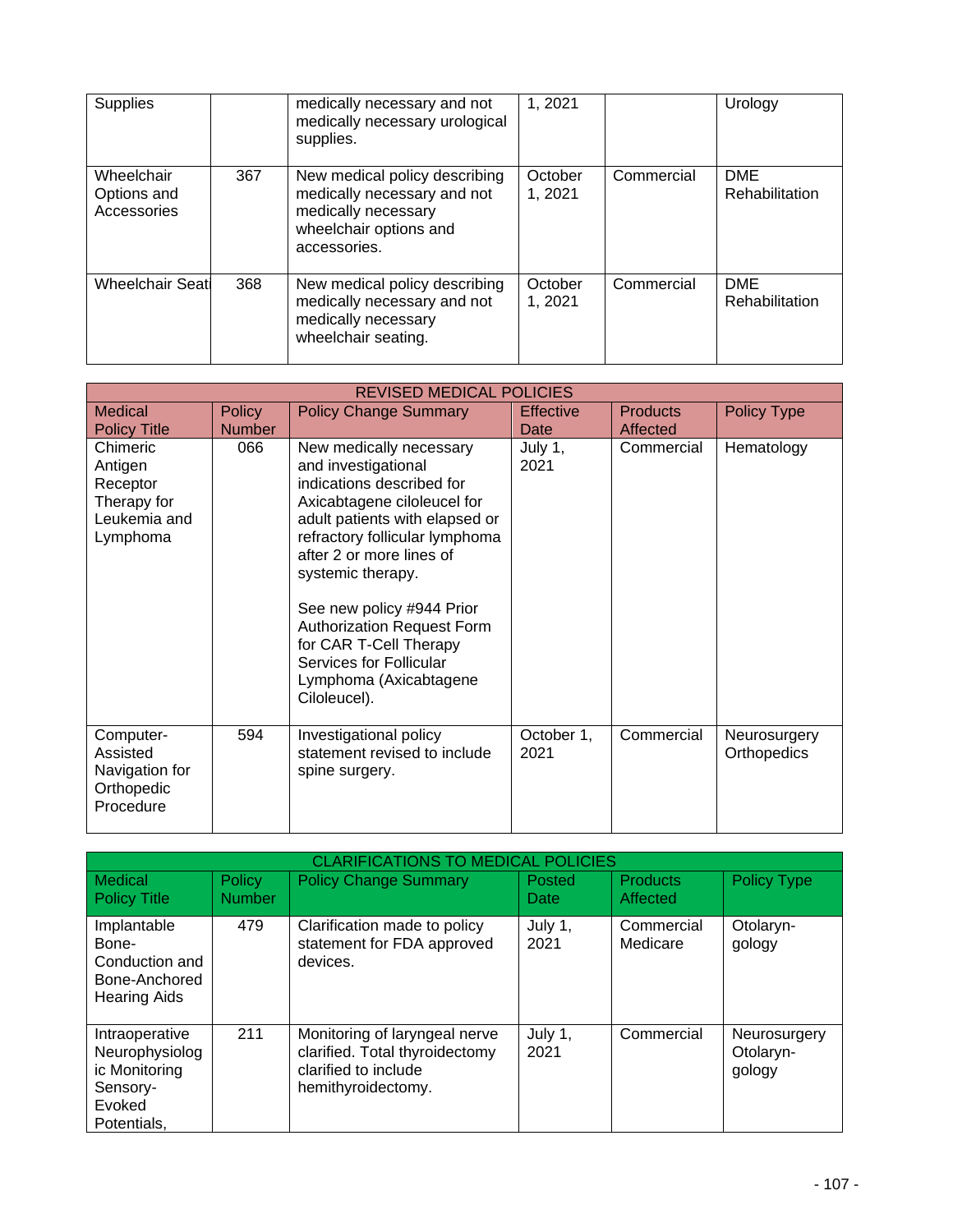| Supplies | | medically necessary and not medically necessary urological supplies. | 1, 2021 | | Urology |
|---|---|---|---|---|---|
| Wheelchair Options and Accessories | 367 | New medical policy describing medically necessary and not medically necessary wheelchair options and accessories. | October 1, 2021 | Commercial | DME Rehabilitation |
| Wheelchair Seati | 368 | New medical policy describing medically necessary and not medically necessary wheelchair seating. | October 1, 2021 | Commercial | DME Rehabilitation |

| REVISED MEDICAL POLICIES | | | | | |
|---|---|---|---|---|---|
| Medical Policy Title | Policy Number | Policy Change Summary | Effective Date | Products Affected | Policy Type |
| Chimeric Antigen Receptor Therapy for Leukemia and Lymphoma | 066 | New medically necessary and investigational indications described for Axicabtagene ciloleucel for adult patients with elapsed or refractory follicular lymphoma after 2 or more lines of systemic therapy.<br><br>See new policy #944 Prior Authorization Request Form for CAR T-Cell Therapy Services for Follicular Lymphoma (Axicabtagene Ciloleucel). | July 1, 2021 | Commercial | Hematology |
| Computer-Assisted Navigation for Orthopedic Procedure | 594 | Investigational policy statement revised to include spine surgery. | October 1, 2021 | Commercial | Neurosurgery Orthopedics |

| CLARIFICATIONS TO MEDICAL POLICIES | | | | | |
|---|---|---|---|---|---|
| Medical Policy Title | Policy Number | Policy Change Summary | Posted Date | Products Affected | Policy Type |
| Implantable Bone-Conduction and Bone-Anchored Hearing Aids | 479 | Clarification made to policy statement for FDA approved devices. | July 1, 2021 | Commercial Medicare | Otolaryn-gology |
| Intraoperative Neurophysiologic Monitoring Sensory-Evoked Potentials, | 211 | Monitoring of laryngeal nerve clarified. Total thyroidectomy clarified to include hemithyroidectomy. | July 1, 2021 | Commercial | Neurosurgery Otolaryn-gology |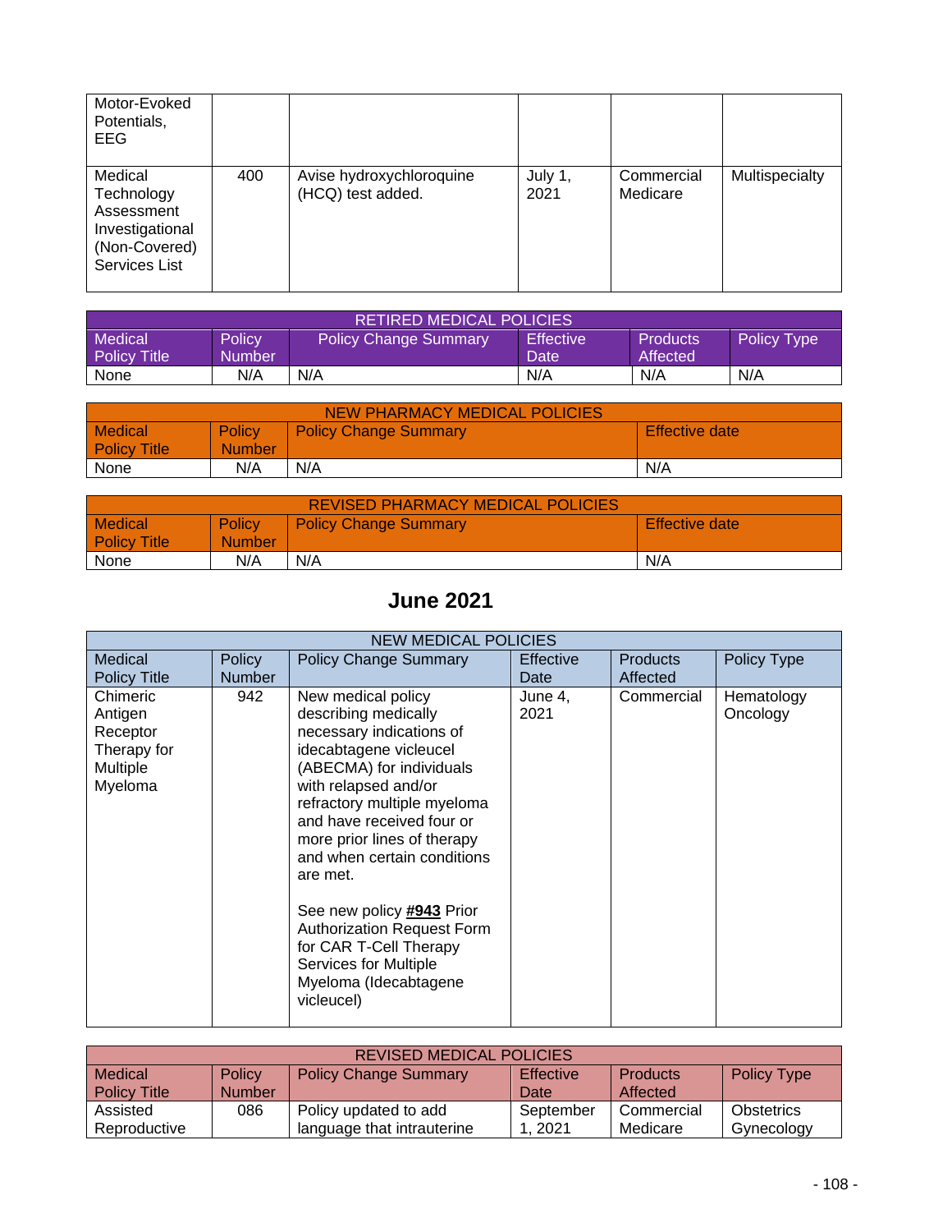| Medical Policy Title | Policy Number | Policy Change Summary | Effective Date | Products Affected | Policy Type |
|---|---|---|---|---|---|
| Motor-Evoked Potentials, EEG | | | | | |
| Medical Technology Assessment Investigational (Non-Covered) Services List | 400 | Avise hydroxychloroquine (HCQ) test added. | July 1, 2021 | Commercial Medicare | Multispecialty |

| RETIRED MEDICAL POLICIES | | | | | |
|---|---|---|---|---|---|
| Medical Policy Title | Policy Number | Policy Change Summary | Effective Date | Products Affected | Policy Type |
| None | N/A | N/A | N/A | N/A | N/A |

| NEW PHARMACY MEDICAL POLICIES | | | |
|---|---|---|---|
| Medical Policy Title | Policy Number | Policy Change Summary | Effective date |
| None | N/A | N/A | N/A |

| REVISED PHARMACY MEDICAL POLICIES | | | |
|---|---|---|---|
| Medical Policy Title | Policy Number | Policy Change Summary | Effective date |
| None | N/A | N/A | N/A |

## June 2021

| NEW MEDICAL POLICIES | | | | | |
|---|---|---|---|---|---|
| Medical Policy Title | Policy Number | Policy Change Summary | Effective Date | Products Affected | Policy Type |
| Chimeric Antigen Receptor Therapy for Multiple Myeloma | 942 | New medical policy describing medically necessary indications of idecabtagene vicleucel (ABECMA) for individuals with relapsed and/or refractory multiple myeloma and have received four or more prior lines of therapy and when certain conditions are met.<br><br>See new policy **#943** Prior Authorization Request Form for CAR T-Cell Therapy Services for Multiple Myeloma (Idecabtagene vicleucel) | June 4, 2021 | Commercial | Hematology Oncology |

| REVISED MEDICAL POLICIES | | | | | |
|---|---|---|---|---|---|
| Medical Policy Title | Policy Number | Policy Change Summary | Effective Date | Products Affected | Policy Type |
| Assisted Reproductive | 086 | Policy updated to add language that intrauterine | September 1, 2021 | Commercial Medicare | Obstetrics Gynecology |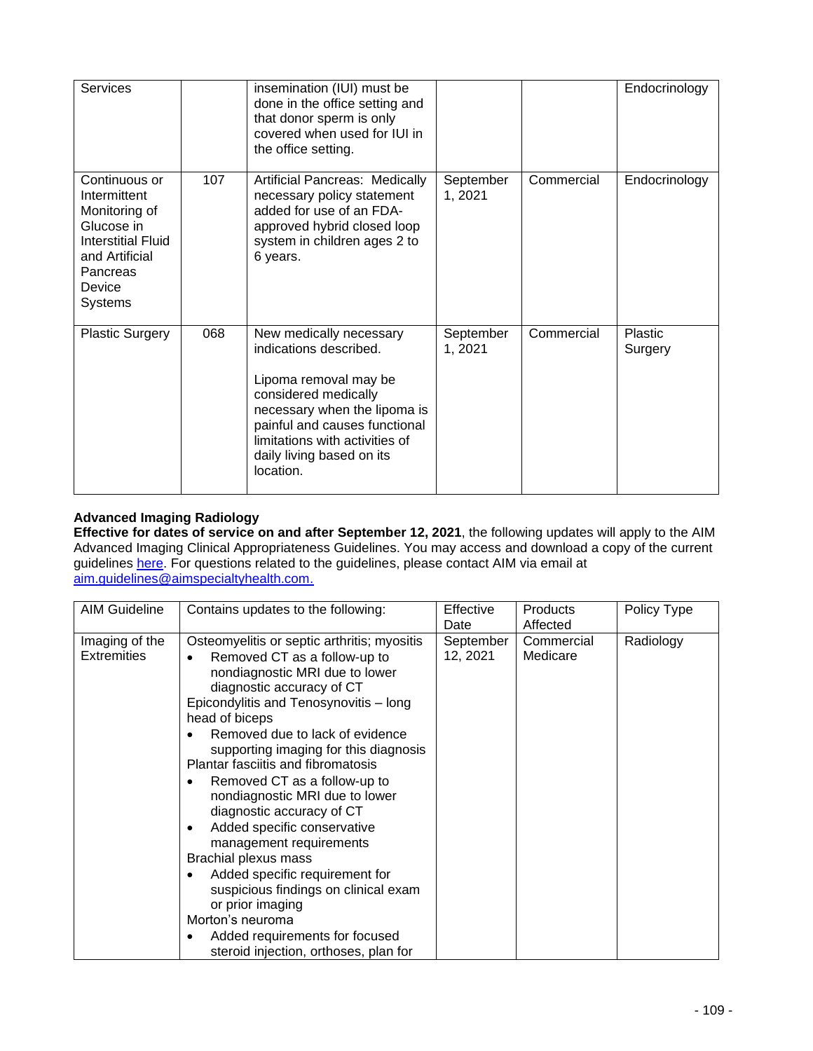| Services | | insemination (IUI) must be done in the office setting and that donor sperm is only covered when used for IUI in the office setting. | | | Endocrinology |
|---|---|---|---|---|---|
| Continuous or Intermittent Monitoring of Glucose in Interstitial Fluid and Artificial Pancreas Device Systems | 107 | Artificial Pancreas: Medically necessary policy statement added for use of an FDA-approved hybrid closed loop system in children ages 2 to 6 years. | September 1, 2021 | Commercial | Endocrinology |
| Plastic Surgery | 068 | New medically necessary indications described.<br><br>Lipoma removal may be considered medically necessary when the lipoma is painful and causes functional limitations with activities of daily living based on its location. | September 1, 2021 | Commercial | Plastic Surgery |

**Advanced Imaging Radiology**

**Effective for dates of service on and after September 12, 2021**, the following updates will apply to the AIM Advanced Imaging Clinical Appropriateness Guidelines. You may access and download a copy of the current guidelines here. For questions related to the guidelines, please contact AIM via email at aim.guidelines@aimspecialtyhealth.com.

| AIM Guideline | Contains updates to the following: | Effective Date | Products Affected | Policy Type |
|---|---|---|---|---|
| Imaging of the Extremities | Osteomyelitis or septic arthritis; myositis<br>• Removed CT as a follow-up to nondiagnostic MRI due to lower diagnostic accuracy of CT<br>Epicondylitis and Tenosynovitis – long head of biceps<br>• Removed due to lack of evidence supporting imaging for this diagnosis<br>Plantar fasciitis and fibromatosis<br>• Removed CT as a follow-up to nondiagnostic MRI due to lower diagnostic accuracy of CT<br>• Added specific conservative management requirements<br>Brachial plexus mass<br>• Added specific requirement for suspicious findings on clinical exam or prior imaging<br>Morton's neuroma<br>• Added requirements for focused steroid injection, orthoses, plan for | September 12, 2021 | Commercial<br>Medicare | Radiology |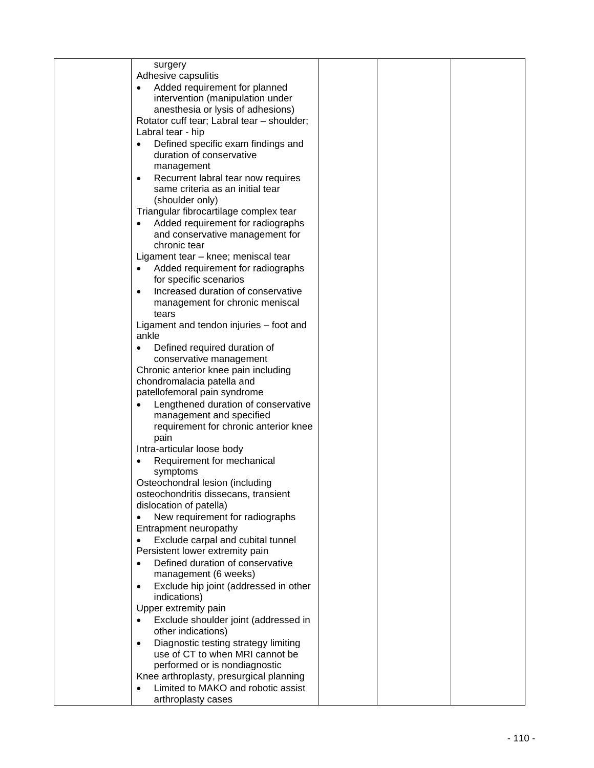| | surgery<br>Adhesive capsulitis<br>• Added requirement for planned intervention (manipulation under anesthesia or lysis of adhesions)<br>Rotator cuff tear; Labral tear – shoulder; Labral tear - hip<br>• Defined specific exam findings and duration of conservative management<br>• Recurrent labral tear now requires same criteria as an initial tear (shoulder only)<br>Triangular fibrocartilage complex tear<br>• Added requirement for radiographs and conservative management for chronic tear<br>Ligament tear – knee; meniscal tear<br>• Added requirement for radiographs for specific scenarios<br>• Increased duration of conservative management for chronic meniscal tears<br>Ligament and tendon injuries – foot and ankle<br>• Defined required duration of conservative management<br>Chronic anterior knee pain including chondromalacia patella and patellofemoral pain syndrome<br>• Lengthened duration of conservative management and specified requirement for chronic anterior knee pain<br>Intra-articular loose body<br>• Requirement for mechanical symptoms<br>Osteochondral lesion (including osteochondritis dissecans, transient dislocation of patella)<br>• New requirement for radiographs<br>Entrapment neuropathy<br>• Exclude carpal and cubital tunnel<br>Persistent lower extremity pain<br>• Defined duration of conservative management (6 weeks)<br>• Exclude hip joint (addressed in other indications)<br>Upper extremity pain<br>• Exclude shoulder joint (addressed in other indications)<br>• Diagnostic testing strategy limiting use of CT to when MRI cannot be performed or is nondiagnostic<br>Knee arthroplasty, presurgical planning<br>• Limited to MAKO and robotic assist arthroplasty cases | | | |
|---|---|---|---|---|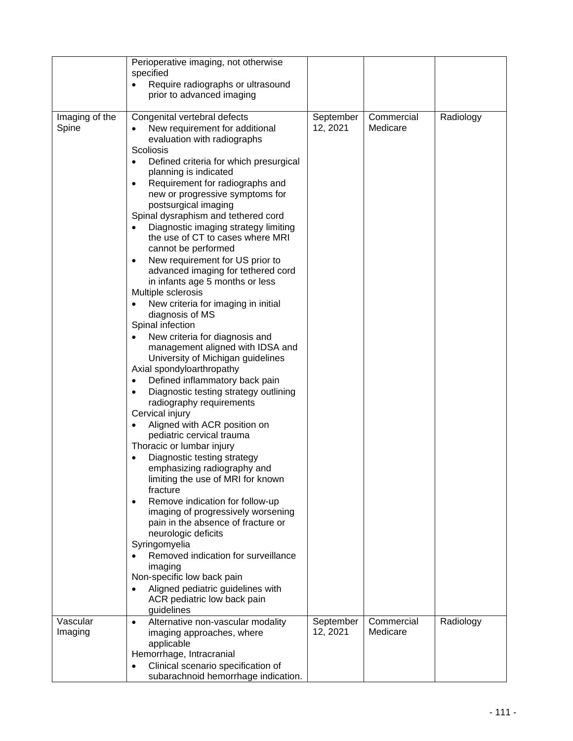| | | | | |
|---|---|---|---|---|
| | Perioperative imaging, not otherwise specified<br>• Require radiographs or ultrasound prior to advanced imaging | | | |
| Imaging of the Spine | Congenital vertebral defects<br>• New requirement for additional evaluation with radiographs<br>Scoliosis<br>• Defined criteria for which presurgical planning is indicated<br>• Requirement for radiographs and new or progressive symptoms for postsurgical imaging<br>Spinal dysraphism and tethered cord<br>• Diagnostic imaging strategy limiting the use of CT to cases where MRI cannot be performed<br>• New requirement for US prior to advanced imaging for tethered cord in infants age 5 months or less<br>Multiple sclerosis<br>• New criteria for imaging in initial diagnosis of MS<br>Spinal infection<br>• New criteria for diagnosis and management aligned with IDSA and University of Michigan guidelines<br>Axial spondyloarthropathy<br>• Defined inflammatory back pain<br>• Diagnostic testing strategy outlining radiography requirements<br>Cervical injury<br>• Aligned with ACR position on pediatric cervical trauma<br>Thoracic or lumbar injury<br>• Diagnostic testing strategy emphasizing radiography and limiting the use of MRI for known fracture<br>• Remove indication for follow-up imaging of progressively worsening pain in the absence of fracture or neurologic deficits<br>Syringomyelia<br>• Removed indication for surveillance imaging<br>Non-specific low back pain<br>• Aligned pediatric guidelines with ACR pediatric low back pain guidelines | September 12, 2021 | Commercial Medicare | Radiology |
| Vascular Imaging | • Alternative non-vascular modality imaging approaches, where applicable<br>Hemorrhage, Intracranial<br>• Clinical scenario specification of subarachnoid hemorrhage indication. | September 12, 2021 | Commercial Medicare | Radiology |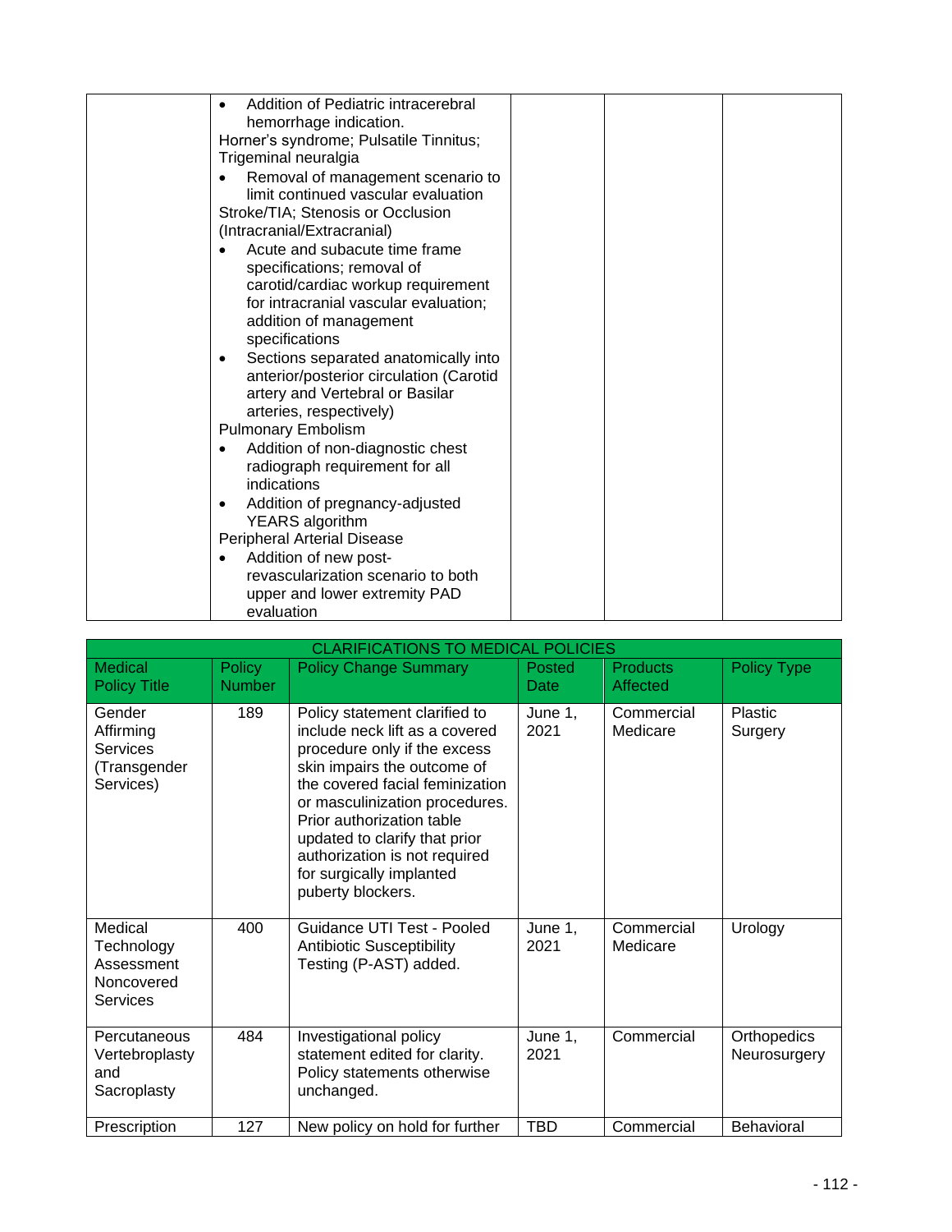| | | | | |
|---|---|---|---|---|
| | • Addition of Pediatric intracerebral hemorrhage indication.<br>Horner's syndrome; Pulsatile Tinnitus; Trigeminal neuralgia<br>• Removal of management scenario to limit continued vascular evaluation<br>Stroke/TIA; Stenosis or Occlusion (Intracranial/Extracranial)<br>• Acute and subacute time frame specifications; removal of carotid/cardiac workup requirement for intracranial vascular evaluation; addition of management specifications<br>• Sections separated anatomically into anterior/posterior circulation (Carotid artery and Vertebral or Basilar arteries, respectively)<br>Pulmonary Embolism<br>• Addition of non-diagnostic chest radiograph requirement for all indications<br>• Addition of pregnancy-adjusted YEARS algorithm<br>Peripheral Arterial Disease<br>• Addition of new post-revascularization scenario to both upper and lower extremity PAD evaluation | | | |

| CLARIFICATIONS TO MEDICAL POLICIES | | | | | |
|---|---|---|---|---|---|
| Medical Policy Title | Policy Number | Policy Change Summary | Posted Date | Products Affected | Policy Type |
| Gender Affirming Services (Transgender Services) | 189 | Policy statement clarified to include neck lift as a covered procedure only if the excess skin impairs the outcome of the covered facial feminization or masculinization procedures. Prior authorization table updated to clarify that prior authorization is not required for surgically implanted puberty blockers. | June 1, 2021 | Commercial<br>Medicare | Plastic Surgery |
| Medical Technology Assessment Noncovered Services | 400 | Guidance UTI Test - Pooled Antibiotic Susceptibility Testing (P-AST) added. | June 1, 2021 | Commercial<br>Medicare | Urology |
| Percutaneous Vertebroplasty and Sacroplasty | 484 | Investigational policy statement edited for clarity. Policy statements otherwise unchanged. | June 1, 2021 | Commercial | Orthopedics<br>Neurosurgery |
| Prescription | 127 | New policy on hold for further | TBD | Commercial | Behavioral |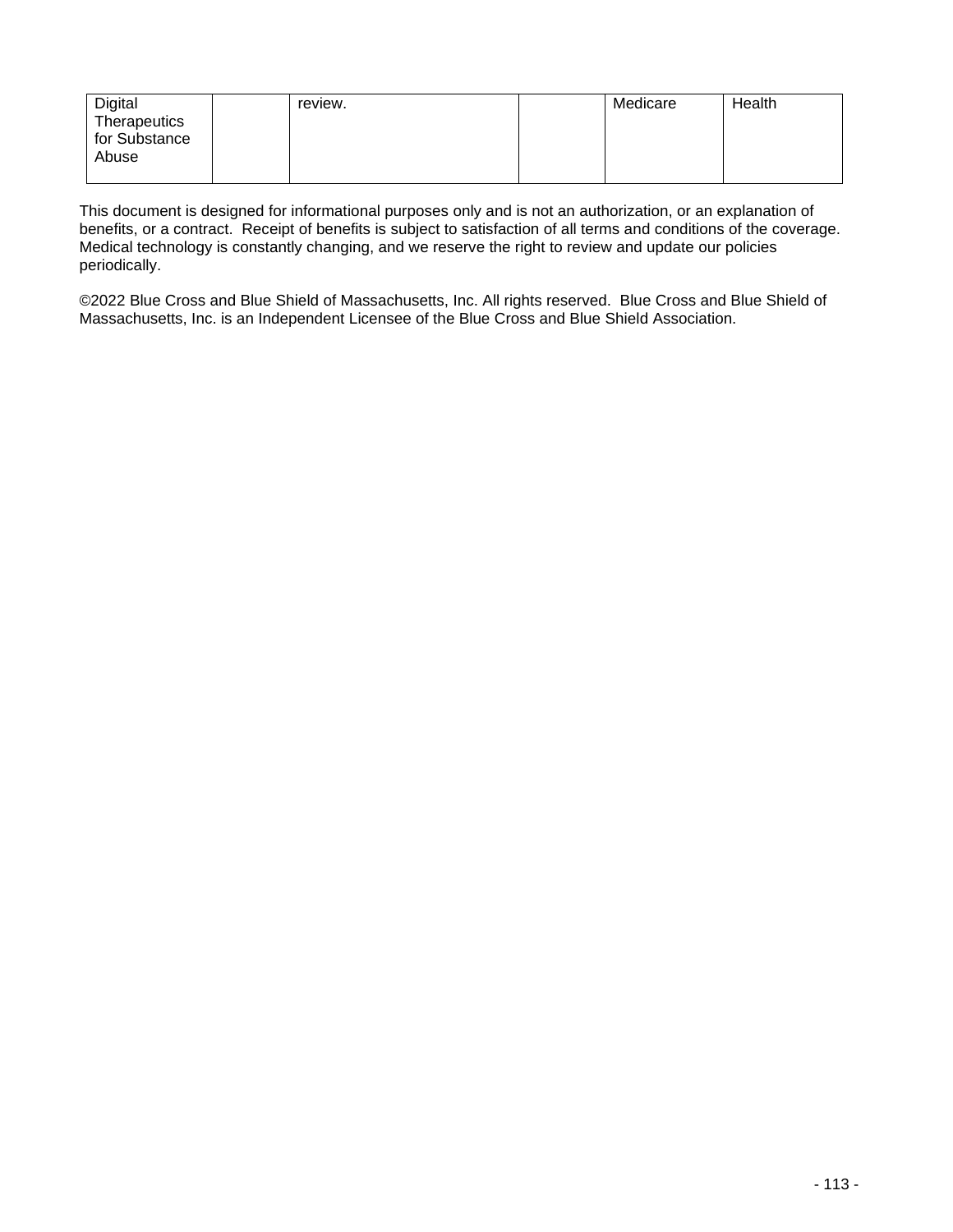| | | | | | |
|---|---|---|---|---|---|
| Digital Therapeutics for Substance Abuse | | review. | | Medicare | Health |

This document is designed for informational purposes only and is not an authorization, or an explanation of benefits, or a contract. Receipt of benefits is subject to satisfaction of all terms and conditions of the coverage. Medical technology is constantly changing, and we reserve the right to review and update our policies periodically.

©2022 Blue Cross and Blue Shield of Massachusetts, Inc. All rights reserved. Blue Cross and Blue Shield of Massachusetts, Inc. is an Independent Licensee of the Blue Cross and Blue Shield Association.